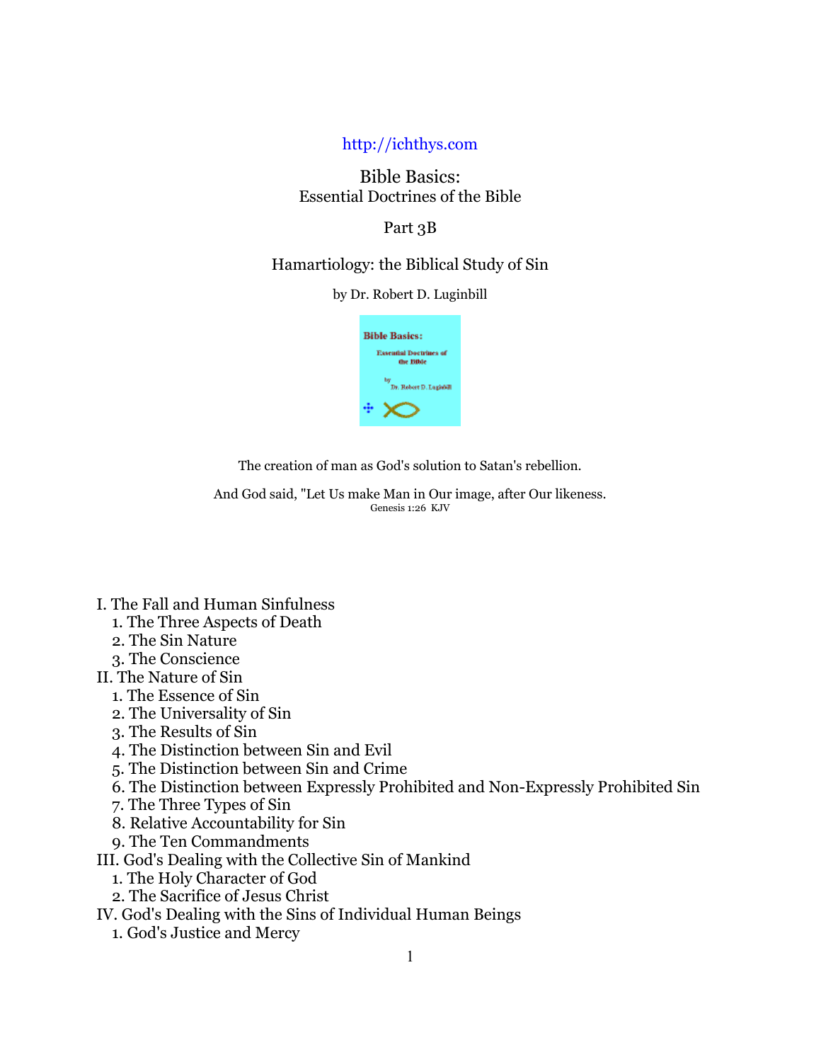http://ichthys.com

# Bible Basics:
## Essential Doctrines of the Bible

Part 3B

## Hamartiology: the Biblical Study of Sin

by Dr. Robert D. Luginbill

The creation of man as God's solution to Satan's rebellion.

And God said, "Let Us make Man in Our image, after Our likeness.
Genesis 1:26 KJV

- I. The Fall and Human Sinfulness
  1. The Three Aspects of Death
  2. The Sin Nature
  3. The Conscience
- II. The Nature of Sin
  1. The Essence of Sin
  2. The Universality of Sin
  3. The Results of Sin
  4. The Distinction between Sin and Evil
  5. The Distinction between Sin and Crime
  6. The Distinction between Expressly Prohibited and Non-Expressly Prohibited Sin
  7. The Three Types of Sin
  8. Relative Accountability for Sin
  9. The Ten Commandments
- III. God's Dealing with the Collective Sin of Mankind
  1. The Holy Character of God
  2. The Sacrifice of Jesus Christ
- IV. God's Dealing with the Sins of Individual Human Beings
  1. God's Justice and Mercy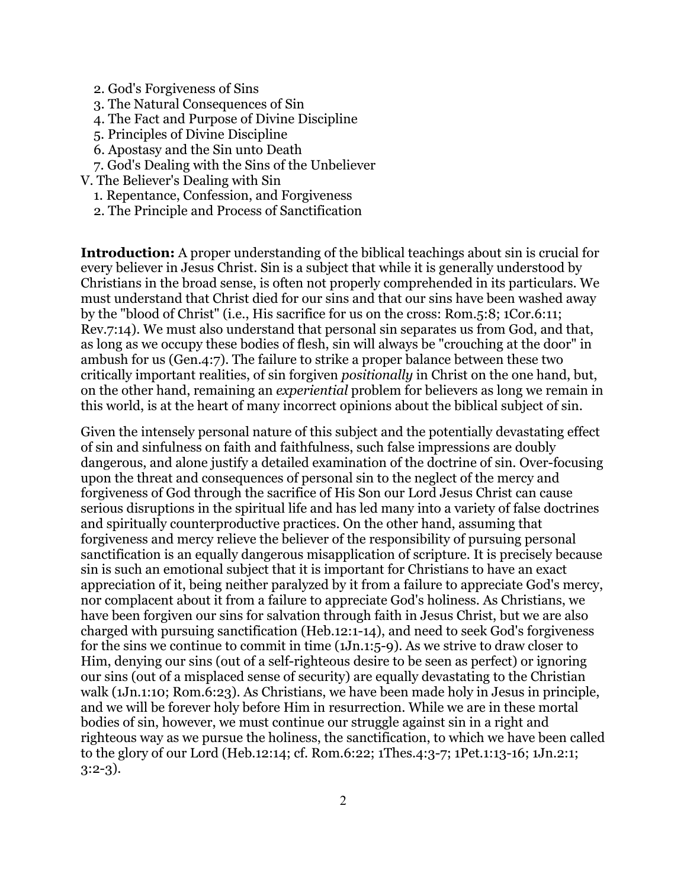2. God's Forgiveness of Sins
   3. The Natural Consequences of Sin
   4. The Fact and Purpose of Divine Discipline
   5. Principles of Divine Discipline
   6. Apostasy and the Sin unto Death
   7. God's Dealing with the Sins of the Unbeliever

V. The Believer's Dealing with Sin
   1. Repentance, Confession, and Forgiveness
   2. The Principle and Process of Sanctification

**Introduction:** A proper understanding of the biblical teachings about sin is crucial for every believer in Jesus Christ. Sin is a subject that while it is generally understood by Christians in the broad sense, is often not properly comprehended in its particulars. We must understand that Christ died for our sins and that our sins have been washed away by the "blood of Christ" (i.e., His sacrifice for us on the cross: Rom.5:8; 1Cor.6:11; Rev.7:14). We must also understand that personal sin separates us from God, and that, as long as we occupy these bodies of flesh, sin will always be "crouching at the door" in ambush for us (Gen.4:7). The failure to strike a proper balance between these two critically important realities, of sin forgiven *positionally* in Christ on the one hand, but, on the other hand, remaining an *experiential* problem for believers as long we remain in this world, is at the heart of many incorrect opinions about the biblical subject of sin.

Given the intensely personal nature of this subject and the potentially devastating effect of sin and sinfulness on faith and faithfulness, such false impressions are doubly dangerous, and alone justify a detailed examination of the doctrine of sin. Over-focusing upon the threat and consequences of personal sin to the neglect of the mercy and forgiveness of God through the sacrifice of His Son our Lord Jesus Christ can cause serious disruptions in the spiritual life and has led many into a variety of false doctrines and spiritually counterproductive practices. On the other hand, assuming that forgiveness and mercy relieve the believer of the responsibility of pursuing personal sanctification is an equally dangerous misapplication of scripture. It is precisely because sin is such an emotional subject that it is important for Christians to have an exact appreciation of it, being neither paralyzed by it from a failure to appreciate God's mercy, nor complacent about it from a failure to appreciate God's holiness. As Christians, we have been forgiven our sins for salvation through faith in Jesus Christ, but we are also charged with pursuing sanctification (Heb.12:1-14), and need to seek God's forgiveness for the sins we continue to commit in time (1Jn.1:5-9). As we strive to draw closer to Him, denying our sins (out of a self-righteous desire to be seen as perfect) or ignoring our sins (out of a misplaced sense of security) are equally devastating to the Christian walk (1Jn.1:10; Rom.6:23). As Christians, we have been made holy in Jesus in principle, and we will be forever holy before Him in resurrection. While we are in these mortal bodies of sin, however, we must continue our struggle against sin in a right and righteous way as we pursue the holiness, the sanctification, to which we have been called to the glory of our Lord (Heb.12:14; cf. Rom.6:22; 1Thes.4:3-7; 1Pet.1:13-16; 1Jn.2:1; 3:2-3).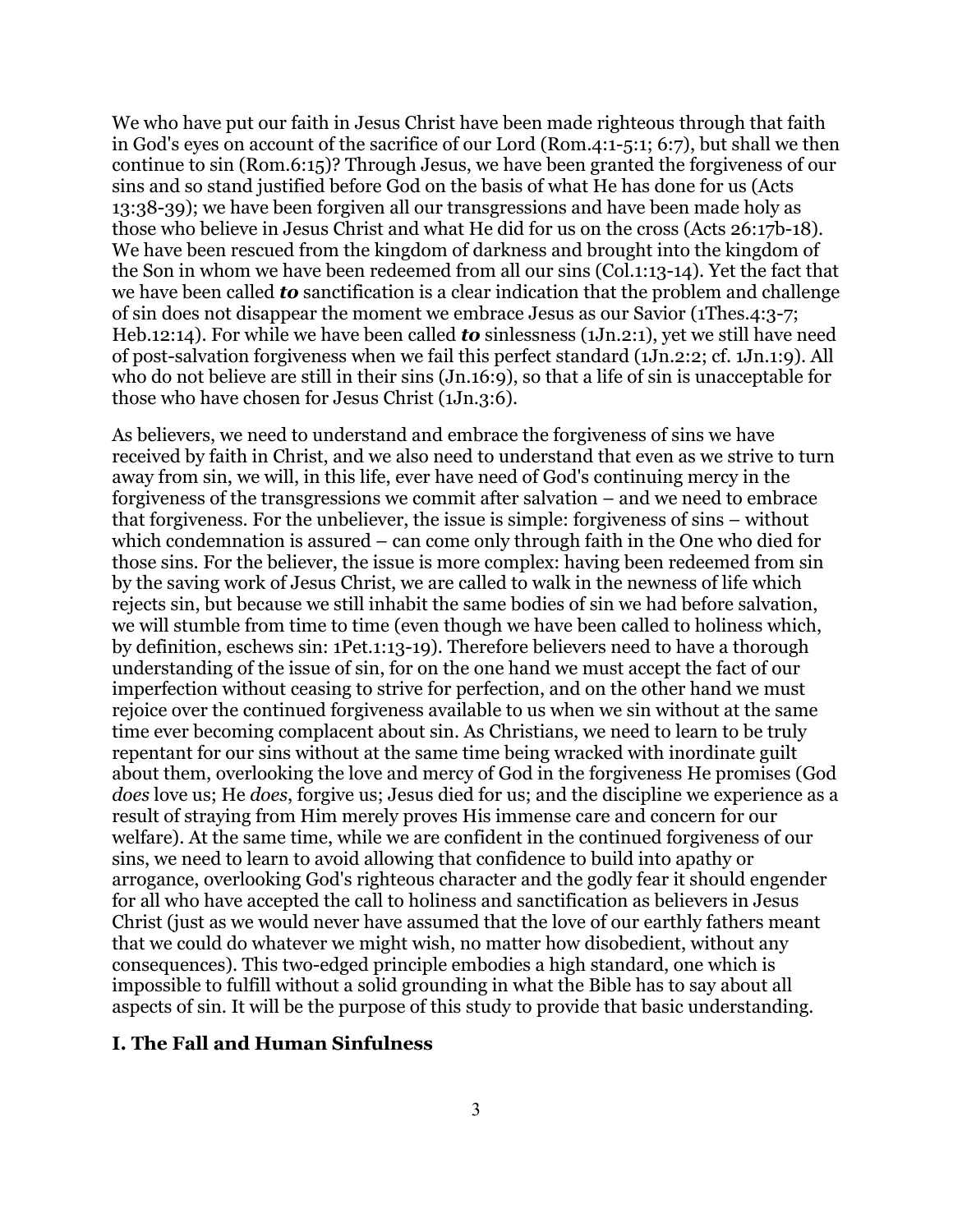We who have put our faith in Jesus Christ have been made righteous through that faith in God's eyes on account of the sacrifice of our Lord (Rom.4:1-5:1; 6:7), but shall we then continue to sin (Rom.6:15)? Through Jesus, we have been granted the forgiveness of our sins and so stand justified before God on the basis of what He has done for us (Acts 13:38-39); we have been forgiven all our transgressions and have been made holy as those who believe in Jesus Christ and what He did for us on the cross (Acts 26:17b-18). We have been rescued from the kingdom of darkness and brought into the kingdom of the Son in whom we have been redeemed from all our sins (Col.1:13-14). Yet the fact that we have been called ***to*** sanctification is a clear indication that the problem and challenge of sin does not disappear the moment we embrace Jesus as our Savior (1Thes.4:3-7; Heb.12:14). For while we have been called ***to*** sinlessness (1Jn.2:1), yet we still have need of post-salvation forgiveness when we fail this perfect standard (1Jn.2:2; cf. 1Jn.1:9). All who do not believe are still in their sins (Jn.16:9), so that a life of sin is unacceptable for those who have chosen for Jesus Christ (1Jn.3:6).

As believers, we need to understand and embrace the forgiveness of sins we have received by faith in Christ, and we also need to understand that even as we strive to turn away from sin, we will, in this life, ever have need of God's continuing mercy in the forgiveness of the transgressions we commit after salvation – and we need to embrace that forgiveness. For the unbeliever, the issue is simple: forgiveness of sins – without which condemnation is assured – can come only through faith in the One who died for those sins. For the believer, the issue is more complex: having been redeemed from sin by the saving work of Jesus Christ, we are called to walk in the newness of life which rejects sin, but because we still inhabit the same bodies of sin we had before salvation, we will stumble from time to time (even though we have been called to holiness which, by definition, eschews sin: 1Pet.1:13-19). Therefore believers need to have a thorough understanding of the issue of sin, for on the one hand we must accept the fact of our imperfection without ceasing to strive for perfection, and on the other hand we must rejoice over the continued forgiveness available to us when we sin without at the same time ever becoming complacent about sin. As Christians, we need to learn to be truly repentant for our sins without at the same time being wracked with inordinate guilt about them, overlooking the love and mercy of God in the forgiveness He promises (God *does* love us; He *does*, forgive us; Jesus died for us; and the discipline we experience as a result of straying from Him merely proves His immense care and concern for our welfare). At the same time, while we are confident in the continued forgiveness of our sins, we need to learn to avoid allowing that confidence to build into apathy or arrogance, overlooking God's righteous character and the godly fear it should engender for all who have accepted the call to holiness and sanctification as believers in Jesus Christ (just as we would never have assumed that the love of our earthly fathers meant that we could do whatever we might wish, no matter how disobedient, without any consequences). This two-edged principle embodies a high standard, one which is impossible to fulfill without a solid grounding in what the Bible has to say about all aspects of sin. It will be the purpose of this study to provide that basic understanding.

## I. The Fall and Human Sinfulness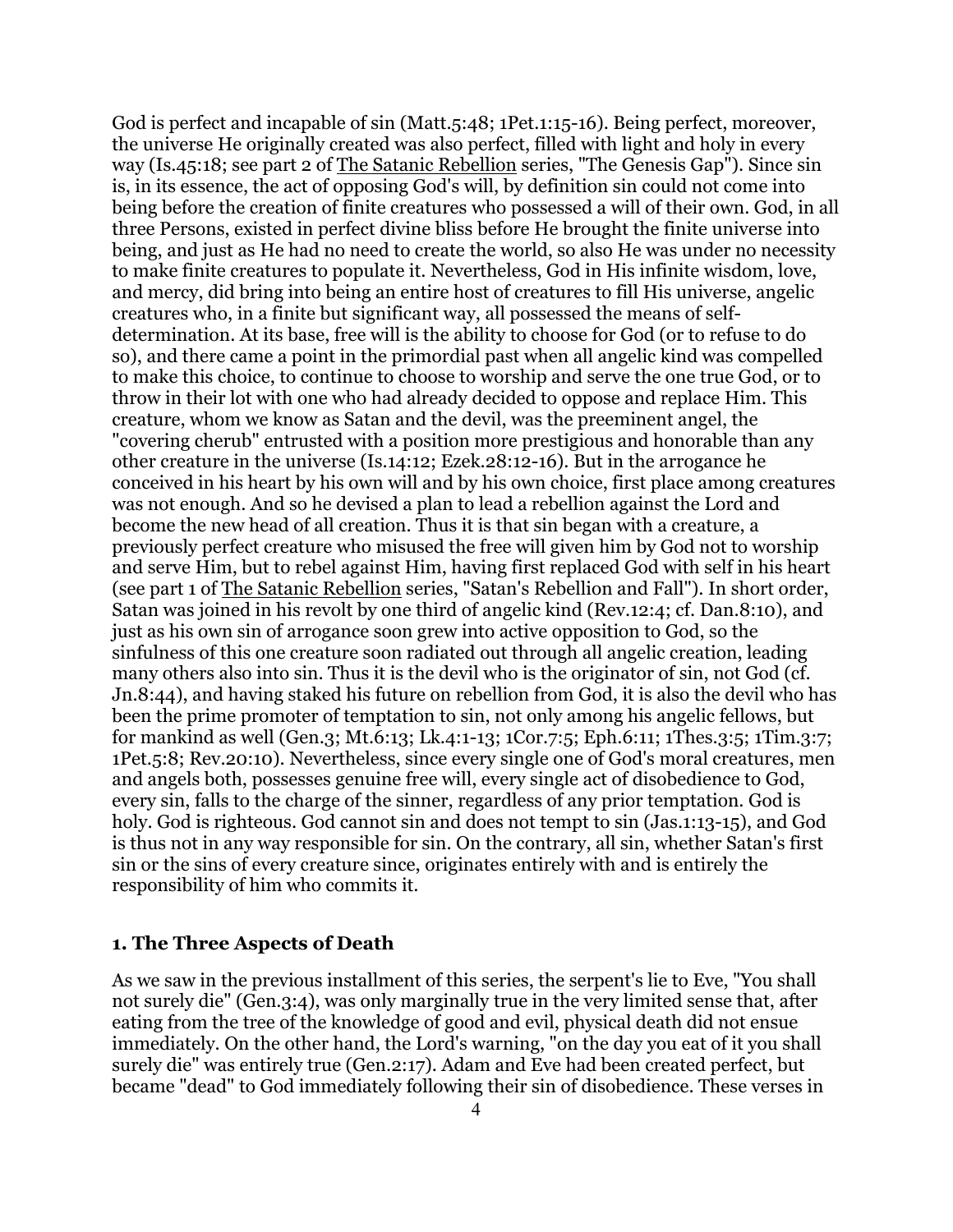God is perfect and incapable of sin (Matt.5:48; 1Pet.1:15-16). Being perfect, moreover, the universe He originally created was also perfect, filled with light and holy in every way (Is.45:18; see part 2 of The Satanic Rebellion series, "The Genesis Gap"). Since sin is, in its essence, the act of opposing God's will, by definition sin could not come into being before the creation of finite creatures who possessed a will of their own. God, in all three Persons, existed in perfect divine bliss before He brought the finite universe into being, and just as He had no need to create the world, so also He was under no necessity to make finite creatures to populate it. Nevertheless, God in His infinite wisdom, love, and mercy, did bring into being an entire host of creatures to fill His universe, angelic creatures who, in a finite but significant way, all possessed the means of self-determination. At its base, free will is the ability to choose for God (or to refuse to do so), and there came a point in the primordial past when all angelic kind was compelled to make this choice, to continue to choose to worship and serve the one true God, or to throw in their lot with one who had already decided to oppose and replace Him. This creature, whom we know as Satan and the devil, was the preeminent angel, the "covering cherub" entrusted with a position more prestigious and honorable than any other creature in the universe (Is.14:12; Ezek.28:12-16). But in the arrogance he conceived in his heart by his own will and by his own choice, first place among creatures was not enough. And so he devised a plan to lead a rebellion against the Lord and become the new head of all creation. Thus it is that sin began with a creature, a previously perfect creature who misused the free will given him by God not to worship and serve Him, but to rebel against Him, having first replaced God with self in his heart (see part 1 of The Satanic Rebellion series, "Satan's Rebellion and Fall"). In short order, Satan was joined in his revolt by one third of angelic kind (Rev.12:4; cf. Dan.8:10), and just as his own sin of arrogance soon grew into active opposition to God, so the sinfulness of this one creature soon radiated out through all angelic creation, leading many others also into sin. Thus it is the devil who is the originator of sin, not God (cf. Jn.8:44), and having staked his future on rebellion from God, it is also the devil who has been the prime promoter of temptation to sin, not only among his angelic fellows, but for mankind as well (Gen.3; Mt.6:13; Lk.4:1-13; 1Cor.7:5; Eph.6:11; 1Thes.3:5; 1Tim.3:7; 1Pet.5:8; Rev.20:10). Nevertheless, since every single one of God's moral creatures, men and angels both, possesses genuine free will, every single act of disobedience to God, every sin, falls to the charge of the sinner, regardless of any prior temptation. God is holy. God is righteous. God cannot sin and does not tempt to sin (Jas.1:13-15), and God is thus not in any way responsible for sin. On the contrary, all sin, whether Satan's first sin or the sins of every creature since, originates entirely with and is entirely the responsibility of him who commits it.

### 1. The Three Aspects of Death

As we saw in the previous installment of this series, the serpent's lie to Eve, "You shall not surely die" (Gen.3:4), was only marginally true in the very limited sense that, after eating from the tree of the knowledge of good and evil, physical death did not ensue immediately. On the other hand, the Lord's warning, "on the day you eat of it you shall surely die" was entirely true (Gen.2:17). Adam and Eve had been created perfect, but became "dead" to God immediately following their sin of disobedience. These verses in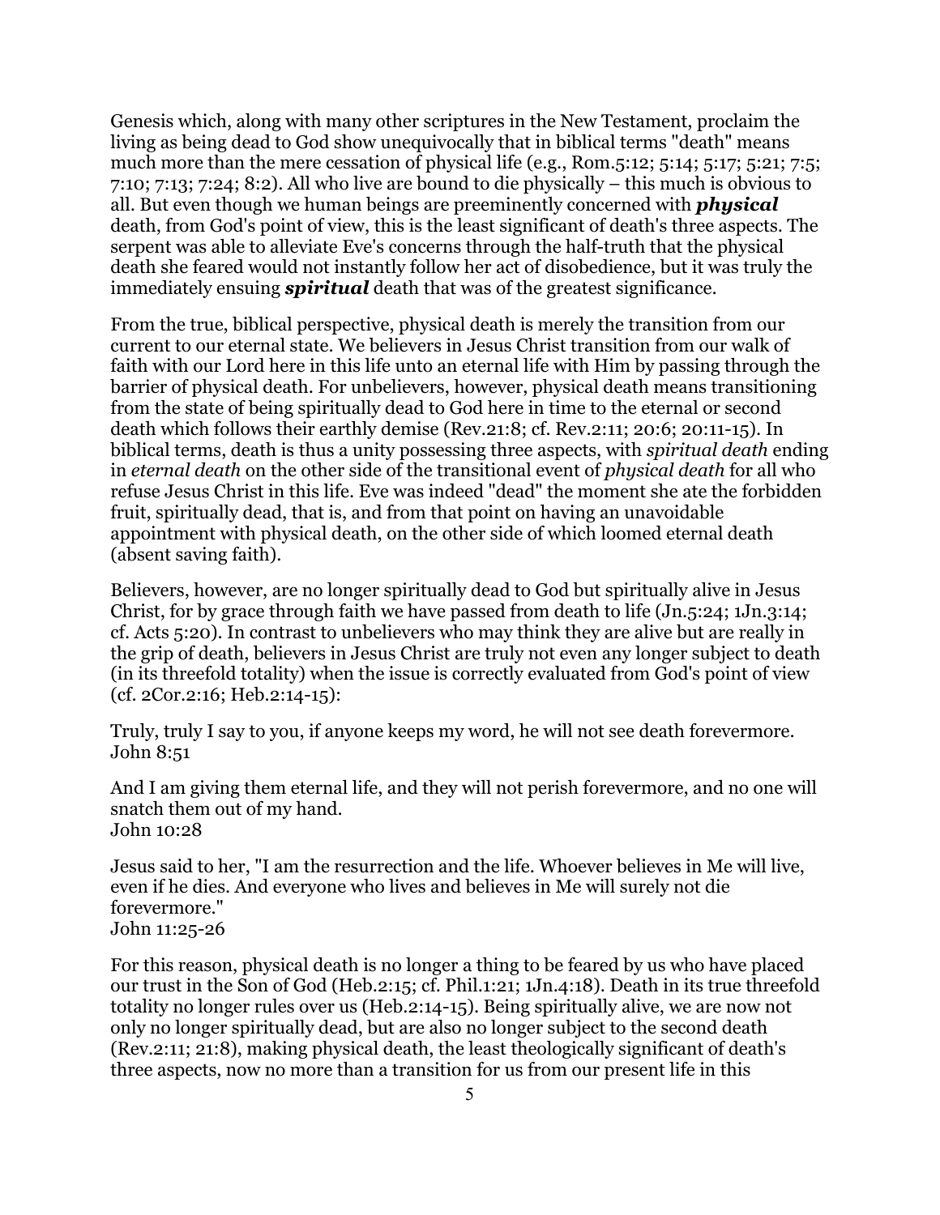Genesis which, along with many other scriptures in the New Testament, proclaim the living as being dead to God show unequivocally that in biblical terms "death" means much more than the mere cessation of physical life (e.g., Rom.5:12; 5:14; 5:17; 5:21; 7:5; 7:10; 7:13; 7:24; 8:2). All who live are bound to die physically – this much is obvious to all. But even though we human beings are preeminently concerned with ***physical*** death, from God's point of view, this is the least significant of death's three aspects. The serpent was able to alleviate Eve's concerns through the half-truth that the physical death she feared would not instantly follow her act of disobedience, but it was truly the immediately ensuing ***spiritual*** death that was of the greatest significance.

From the true, biblical perspective, physical death is merely the transition from our current to our eternal state. We believers in Jesus Christ transition from our walk of faith with our Lord here in this life unto an eternal life with Him by passing through the barrier of physical death. For unbelievers, however, physical death means transitioning from the state of being spiritually dead to God here in time to the eternal or second death which follows their earthly demise (Rev.21:8; cf. Rev.2:11; 20:6; 20:11-15). In biblical terms, death is thus a unity possessing three aspects, with *spiritual death* ending in *eternal death* on the other side of the transitional event of *physical death* for all who refuse Jesus Christ in this life. Eve was indeed "dead" the moment she ate the forbidden fruit, spiritually dead, that is, and from that point on having an unavoidable appointment with physical death, on the other side of which loomed eternal death (absent saving faith).

Believers, however, are no longer spiritually dead to God but spiritually alive in Jesus Christ, for by grace through faith we have passed from death to life (Jn.5:24; 1Jn.3:14; cf. Acts 5:20). In contrast to unbelievers who may think they are alive but are really in the grip of death, believers in Jesus Christ are truly not even any longer subject to death (in its threefold totality) when the issue is correctly evaluated from God's point of view (cf. 2Cor.2:16; Heb.2:14-15):

Truly, truly I say to you, if anyone keeps my word, he will not see death forevermore.
John 8:51

And I am giving them eternal life, and they will not perish forevermore, and no one will snatch them out of my hand.
John 10:28

Jesus said to her, "I am the resurrection and the life. Whoever believes in Me will live, even if he dies. And everyone who lives and believes in Me will surely not die forevermore."
John 11:25-26

For this reason, physical death is no longer a thing to be feared by us who have placed our trust in the Son of God (Heb.2:15; cf. Phil.1:21; 1Jn.4:18). Death in its true threefold totality no longer rules over us (Heb.2:14-15). Being spiritually alive, we are now not only no longer spiritually dead, but are also no longer subject to the second death (Rev.2:11; 21:8), making physical death, the least theologically significant of death's three aspects, now no more than a transition for us from our present life in this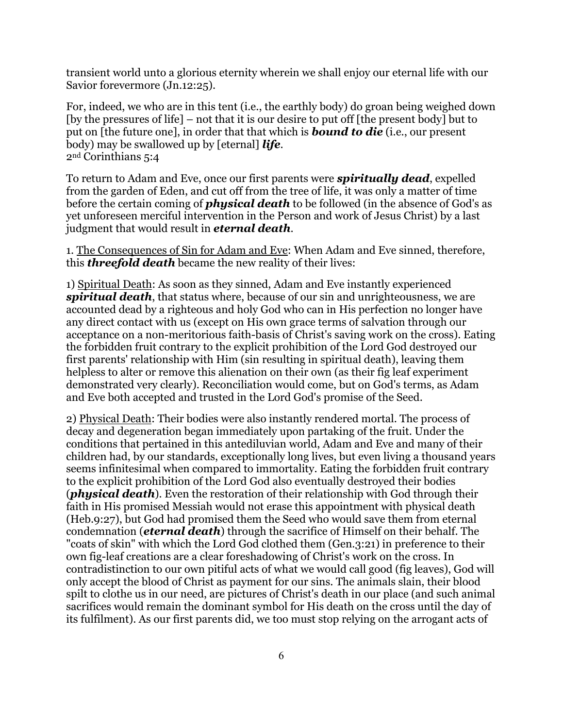transient world unto a glorious eternity wherein we shall enjoy our eternal life with our Savior forevermore (Jn.12:25).

For, indeed, we who are in this tent (i.e., the earthly body) do groan being weighed down [by the pressures of life] – not that it is our desire to put off [the present body] but to put on [the future one], in order that that which is ***bound to die*** (i.e., our present body) may be swallowed up by [eternal] ***life***.
2nd Corinthians 5:4

To return to Adam and Eve, once our first parents were ***spiritually dead***, expelled from the garden of Eden, and cut off from the tree of life, it was only a matter of time before the certain coming of ***physical death*** to be followed (in the absence of God's as yet unforeseen merciful intervention in the Person and work of Jesus Christ) by a last judgment that would result in ***eternal death***.

1. <u>The Consequences of Sin for Adam and Eve</u>: When Adam and Eve sinned, therefore, this ***threefold death*** became the new reality of their lives:

1) <u>Spiritual Death</u>: As soon as they sinned, Adam and Eve instantly experienced ***spiritual death***, that status where, because of our sin and unrighteousness, we are accounted dead by a righteous and holy God who can in His perfection no longer have any direct contact with us (except on His own grace terms of salvation through our acceptance on a non-meritorious faith-basis of Christ's saving work on the cross). Eating the forbidden fruit contrary to the explicit prohibition of the Lord God destroyed our first parents' relationship with Him (sin resulting in spiritual death), leaving them helpless to alter or remove this alienation on their own (as their fig leaf experiment demonstrated very clearly). Reconciliation would come, but on God's terms, as Adam and Eve both accepted and trusted in the Lord God's promise of the Seed.

2) <u>Physical Death</u>: Their bodies were also instantly rendered mortal. The process of decay and degeneration began immediately upon partaking of the fruit. Under the conditions that pertained in this antediluvian world, Adam and Eve and many of their children had, by our standards, exceptionally long lives, but even living a thousand years seems infinitesimal when compared to immortality. Eating the forbidden fruit contrary to the explicit prohibition of the Lord God also eventually destroyed their bodies (***physical death***). Even the restoration of their relationship with God through their faith in His promised Messiah would not erase this appointment with physical death (Heb.9:27), but God had promised them the Seed who would save them from eternal condemnation (***eternal death***) through the sacrifice of Himself on their behalf. The "coats of skin" with which the Lord God clothed them (Gen.3:21) in preference to their own fig-leaf creations are a clear foreshadowing of Christ's work on the cross. In contradistinction to our own pitiful acts of what we would call good (fig leaves), God will only accept the blood of Christ as payment for our sins. The animals slain, their blood spilt to clothe us in our need, are pictures of Christ's death in our place (and such animal sacrifices would remain the dominant symbol for His death on the cross until the day of its fulfilment). As our first parents did, we too must stop relying on the arrogant acts of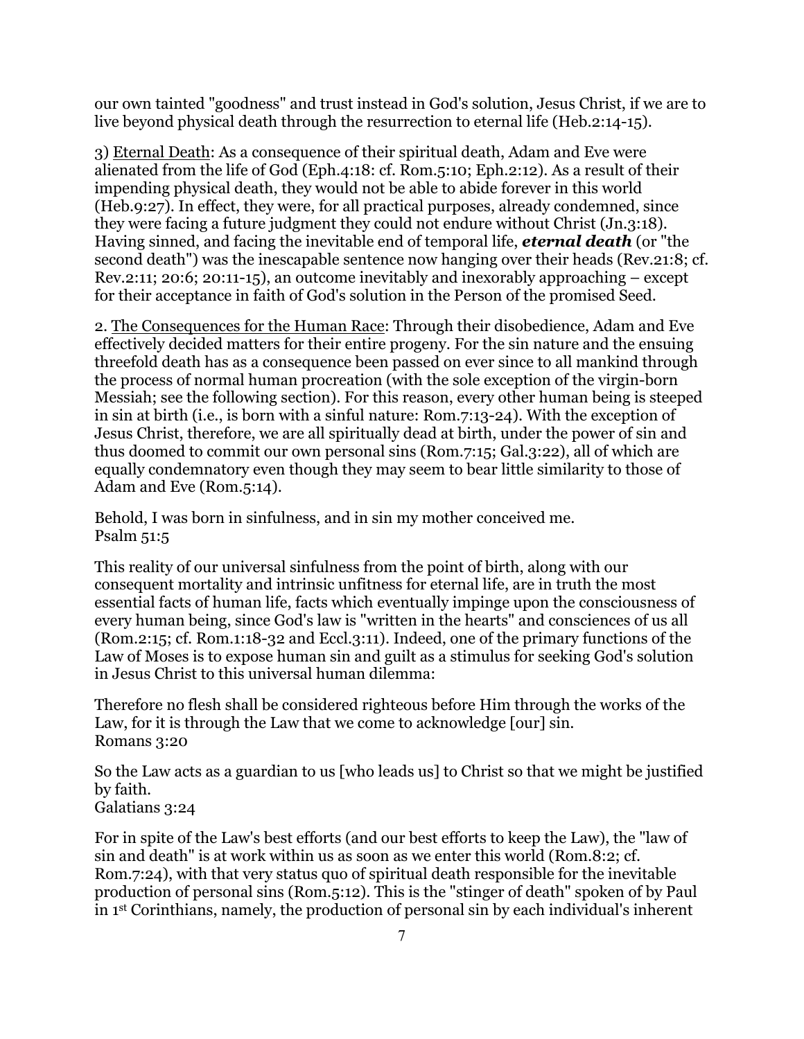our own tainted "goodness" and trust instead in God's solution, Jesus Christ, if we are to live beyond physical death through the resurrection to eternal life (Heb.2:14-15).

3) Eternal Death: As a consequence of their spiritual death, Adam and Eve were alienated from the life of God (Eph.4:18: cf. Rom.5:10; Eph.2:12). As a result of their impending physical death, they would not be able to abide forever in this world (Heb.9:27). In effect, they were, for all practical purposes, already condemned, since they were facing a future judgment they could not endure without Christ (Jn.3:18). Having sinned, and facing the inevitable end of temporal life, ***eternal death*** (or "the second death") was the inescapable sentence now hanging over their heads (Rev.21:8; cf. Rev.2:11; 20:6; 20:11-15), an outcome inevitably and inexorably approaching – except for their acceptance in faith of God's solution in the Person of the promised Seed.

2. The Consequences for the Human Race: Through their disobedience, Adam and Eve effectively decided matters for their entire progeny. For the sin nature and the ensuing threefold death has as a consequence been passed on ever since to all mankind through the process of normal human procreation (with the sole exception of the virgin-born Messiah; see the following section). For this reason, every other human being is steeped in sin at birth (i.e., is born with a sinful nature: Rom.7:13-24). With the exception of Jesus Christ, therefore, we are all spiritually dead at birth, under the power of sin and thus doomed to commit our own personal sins (Rom.7:15; Gal.3:22), all of which are equally condemnatory even though they may seem to bear little similarity to those of Adam and Eve (Rom.5:14).

Behold, I was born in sinfulness, and in sin my mother conceived me.
Psalm 51:5

This reality of our universal sinfulness from the point of birth, along with our consequent mortality and intrinsic unfitness for eternal life, are in truth the most essential facts of human life, facts which eventually impinge upon the consciousness of every human being, since God's law is "written in the hearts" and consciences of us all (Rom.2:15; cf. Rom.1:18-32 and Eccl.3:11). Indeed, one of the primary functions of the Law of Moses is to expose human sin and guilt as a stimulus for seeking God's solution in Jesus Christ to this universal human dilemma:

Therefore no flesh shall be considered righteous before Him through the works of the Law, for it is through the Law that we come to acknowledge [our] sin.
Romans 3:20

So the Law acts as a guardian to us [who leads us] to Christ so that we might be justified by faith.
Galatians 3:24

For in spite of the Law's best efforts (and our best efforts to keep the Law), the "law of sin and death" is at work within us as soon as we enter this world (Rom.8:2; cf. Rom.7:24), with that very status quo of spiritual death responsible for the inevitable production of personal sins (Rom.5:12). This is the "stinger of death" spoken of by Paul in 1st Corinthians, namely, the production of personal sin by each individual's inherent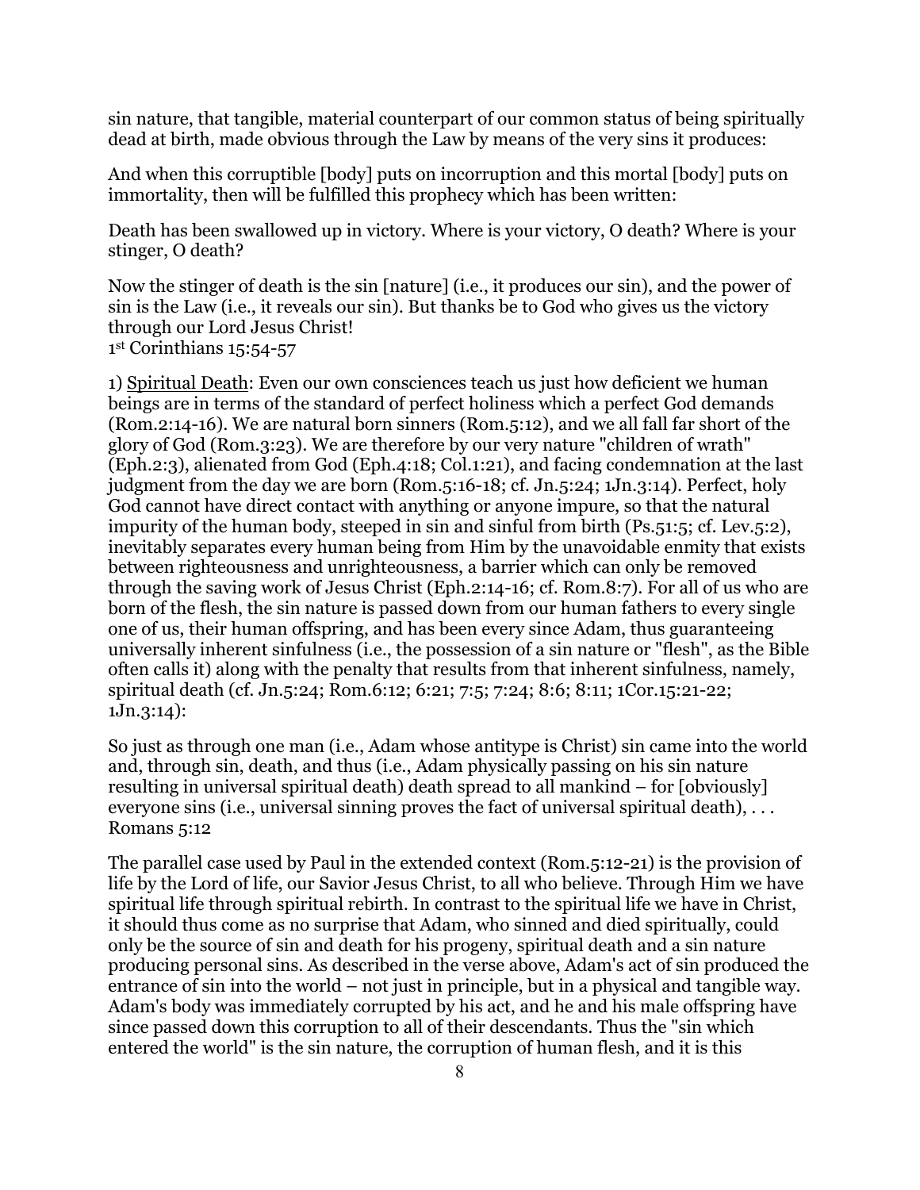sin nature, that tangible, material counterpart of our common status of being spiritually dead at birth, made obvious through the Law by means of the very sins it produces:

And when this corruptible [body] puts on incorruption and this mortal [body] puts on immortality, then will be fulfilled this prophecy which has been written:

Death has been swallowed up in victory. Where is your victory, O death? Where is your stinger, O death?

Now the stinger of death is the sin [nature] (i.e., it produces our sin), and the power of sin is the Law (i.e., it reveals our sin). But thanks be to God who gives us the victory through our Lord Jesus Christ!
1st Corinthians 15:54-57

1) <u>Spiritual Death</u>: Even our own consciences teach us just how deficient we human beings are in terms of the standard of perfect holiness which a perfect God demands (Rom.2:14-16). We are natural born sinners (Rom.5:12), and we all fall far short of the glory of God (Rom.3:23). We are therefore by our very nature "children of wrath" (Eph.2:3), alienated from God (Eph.4:18; Col.1:21), and facing condemnation at the last judgment from the day we are born (Rom.5:16-18; cf. Jn.5:24; 1Jn.3:14). Perfect, holy God cannot have direct contact with anything or anyone impure, so that the natural impurity of the human body, steeped in sin and sinful from birth (Ps.51:5; cf. Lev.5:2), inevitably separates every human being from Him by the unavoidable enmity that exists between righteousness and unrighteousness, a barrier which can only be removed through the saving work of Jesus Christ (Eph.2:14-16; cf. Rom.8:7). For all of us who are born of the flesh, the sin nature is passed down from our human fathers to every single one of us, their human offspring, and has been every since Adam, thus guaranteeing universally inherent sinfulness (i.e., the possession of a sin nature or "flesh", as the Bible often calls it) along with the penalty that results from that inherent sinfulness, namely, spiritual death (cf. Jn.5:24; Rom.6:12; 6:21; 7:5; 7:24; 8:6; 8:11; 1Cor.15:21-22; 1Jn.3:14):

So just as through one man (i.e., Adam whose antitype is Christ) sin came into the world and, through sin, death, and thus (i.e., Adam physically passing on his sin nature resulting in universal spiritual death) death spread to all mankind – for [obviously] everyone sins (i.e., universal sinning proves the fact of universal spiritual death), . . .
Romans 5:12

The parallel case used by Paul in the extended context (Rom.5:12-21) is the provision of life by the Lord of life, our Savior Jesus Christ, to all who believe. Through Him we have spiritual life through spiritual rebirth. In contrast to the spiritual life we have in Christ, it should thus come as no surprise that Adam, who sinned and died spiritually, could only be the source of sin and death for his progeny, spiritual death and a sin nature producing personal sins. As described in the verse above, Adam's act of sin produced the entrance of sin into the world – not just in principle, but in a physical and tangible way. Adam's body was immediately corrupted by his act, and he and his male offspring have since passed down this corruption to all of their descendants. Thus the "sin which entered the world" is the sin nature, the corruption of human flesh, and it is this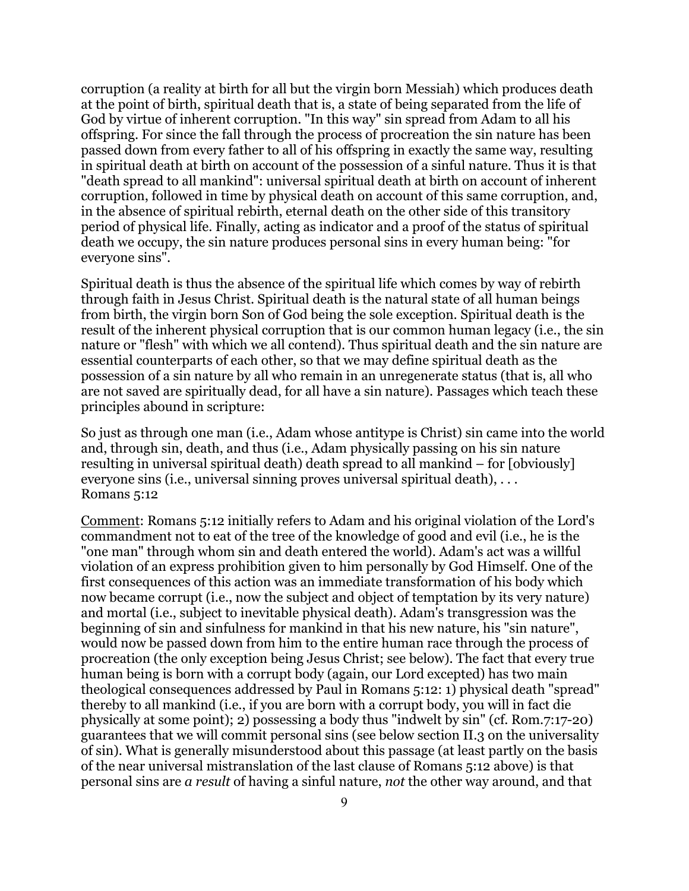corruption (a reality at birth for all but the virgin born Messiah) which produces death at the point of birth, spiritual death that is, a state of being separated from the life of God by virtue of inherent corruption. "In this way" sin spread from Adam to all his offspring. For since the fall through the process of procreation the sin nature has been passed down from every father to all of his offspring in exactly the same way, resulting in spiritual death at birth on account of the possession of a sinful nature. Thus it is that "death spread to all mankind": universal spiritual death at birth on account of inherent corruption, followed in time by physical death on account of this same corruption, and, in the absence of spiritual rebirth, eternal death on the other side of this transitory period of physical life. Finally, acting as indicator and a proof of the status of spiritual death we occupy, the sin nature produces personal sins in every human being: "for everyone sins".

Spiritual death is thus the absence of the spiritual life which comes by way of rebirth through faith in Jesus Christ. Spiritual death is the natural state of all human beings from birth, the virgin born Son of God being the sole exception. Spiritual death is the result of the inherent physical corruption that is our common human legacy (i.e., the sin nature or "flesh" with which we all contend). Thus spiritual death and the sin nature are essential counterparts of each other, so that we may define spiritual death as the possession of a sin nature by all who remain in an unregenerate status (that is, all who are not saved are spiritually dead, for all have a sin nature). Passages which teach these principles abound in scripture:

So just as through one man (i.e., Adam whose antitype is Christ) sin came into the world and, through sin, death, and thus (i.e., Adam physically passing on his sin nature resulting in universal spiritual death) death spread to all mankind – for [obviously] everyone sins (i.e., universal sinning proves universal spiritual death), . . .  
Romans 5:12

<u>Comment</u>: Romans 5:12 initially refers to Adam and his original violation of the Lord's commandment not to eat of the tree of the knowledge of good and evil (i.e., he is the "one man" through whom sin and death entered the world). Adam's act was a willful violation of an express prohibition given to him personally by God Himself. One of the first consequences of this action was an immediate transformation of his body which now became corrupt (i.e., now the subject and object of temptation by its very nature) and mortal (i.e., subject to inevitable physical death). Adam's transgression was the beginning of sin and sinfulness for mankind in that his new nature, his "sin nature", would now be passed down from him to the entire human race through the process of procreation (the only exception being Jesus Christ; see below). The fact that every true human being is born with a corrupt body (again, our Lord excepted) has two main theological consequences addressed by Paul in Romans 5:12: 1) physical death "spread" thereby to all mankind (i.e., if you are born with a corrupt body, you will in fact die physically at some point); 2) possessing a body thus "indwelt by sin" (cf. Rom.7:17-20) guarantees that we will commit personal sins (see below section II.3 on the universality of sin). What is generally misunderstood about this passage (at least partly on the basis of the near universal mistranslation of the last clause of Romans 5:12 above) is that personal sins are *a result* of having a sinful nature, *not* the other way around, and that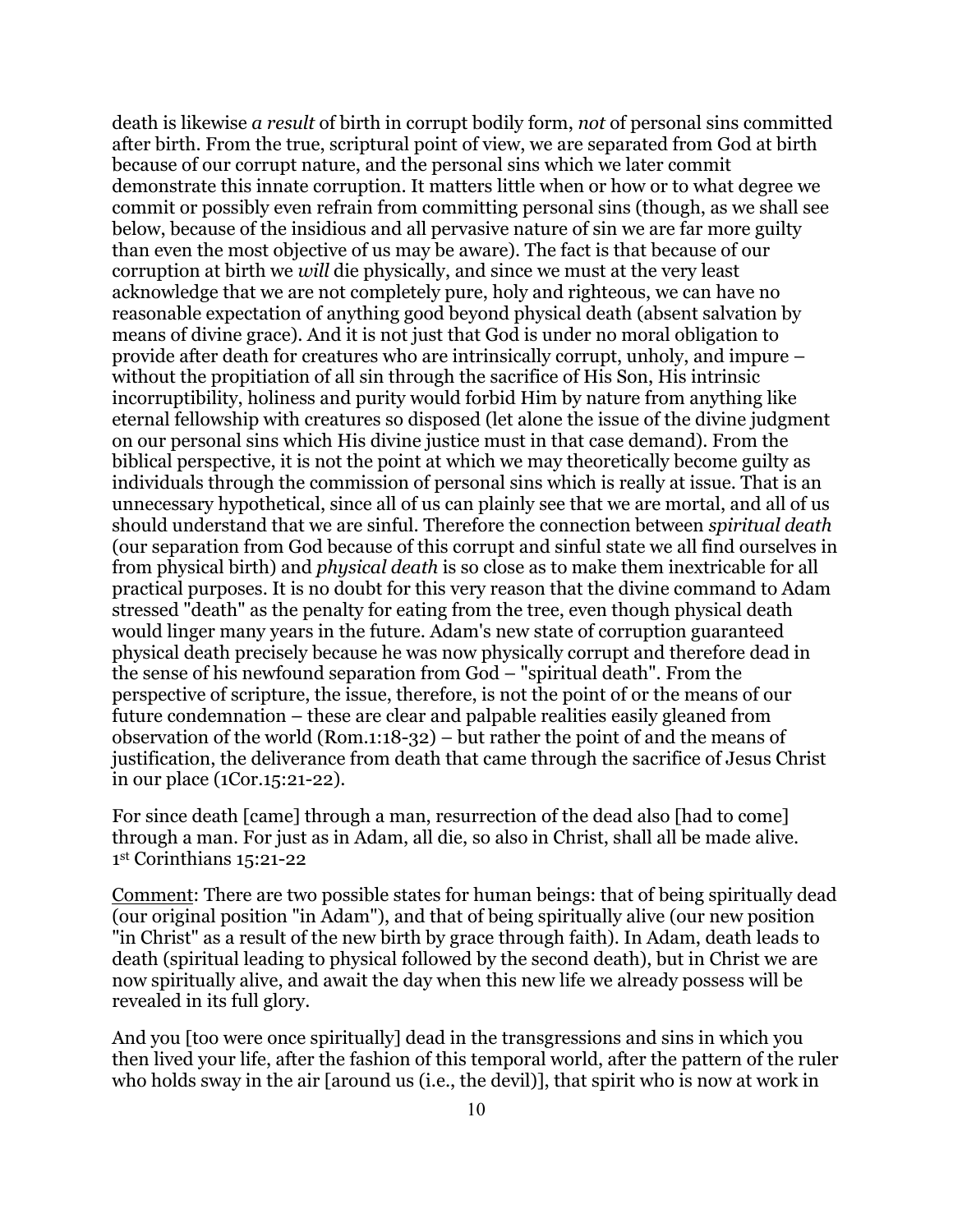death is likewise *a result* of birth in corrupt bodily form, *not* of personal sins committed after birth. From the true, scriptural point of view, we are separated from God at birth because of our corrupt nature, and the personal sins which we later commit demonstrate this innate corruption. It matters little when or how or to what degree we commit or possibly even refrain from committing personal sins (though, as we shall see below, because of the insidious and all pervasive nature of sin we are far more guilty than even the most objective of us may be aware). The fact is that because of our corruption at birth we *will* die physically, and since we must at the very least acknowledge that we are not completely pure, holy and righteous, we can have no reasonable expectation of anything good beyond physical death (absent salvation by means of divine grace). And it is not just that God is under no moral obligation to provide after death for creatures who are intrinsically corrupt, unholy, and impure – without the propitiation of all sin through the sacrifice of His Son, His intrinsic incorruptibility, holiness and purity would forbid Him by nature from anything like eternal fellowship with creatures so disposed (let alone the issue of the divine judgment on our personal sins which His divine justice must in that case demand). From the biblical perspective, it is not the point at which we may theoretically become guilty as individuals through the commission of personal sins which is really at issue. That is an unnecessary hypothetical, since all of us can plainly see that we are mortal, and all of us should understand that we are sinful. Therefore the connection between *spiritual death* (our separation from God because of this corrupt and sinful state we all find ourselves in from physical birth) and *physical death* is so close as to make them inextricable for all practical purposes. It is no doubt for this very reason that the divine command to Adam stressed "death" as the penalty for eating from the tree, even though physical death would linger many years in the future. Adam's new state of corruption guaranteed physical death precisely because he was now physically corrupt and therefore dead in the sense of his newfound separation from God – "spiritual death". From the perspective of scripture, the issue, therefore, is not the point of or the means of our future condemnation – these are clear and palpable realities easily gleaned from observation of the world (Rom.1:18-32) – but rather the point of and the means of justification, the deliverance from death that came through the sacrifice of Jesus Christ in our place (1Cor.15:21-22).

For since death [came] through a man, resurrection of the dead also [had to come] through a man. For just as in Adam, all die, so also in Christ, shall all be made alive.
1st Corinthians 15:21-22

<u>Comment</u>: There are two possible states for human beings: that of being spiritually dead (our original position "in Adam"), and that of being spiritually alive (our new position "in Christ" as a result of the new birth by grace through faith). In Adam, death leads to death (spiritual leading to physical followed by the second death), but in Christ we are now spiritually alive, and await the day when this new life we already possess will be revealed in its full glory.

And you [too were once spiritually] dead in the transgressions and sins in which you then lived your life, after the fashion of this temporal world, after the pattern of the ruler who holds sway in the air [around us (i.e., the devil)], that spirit who is now at work in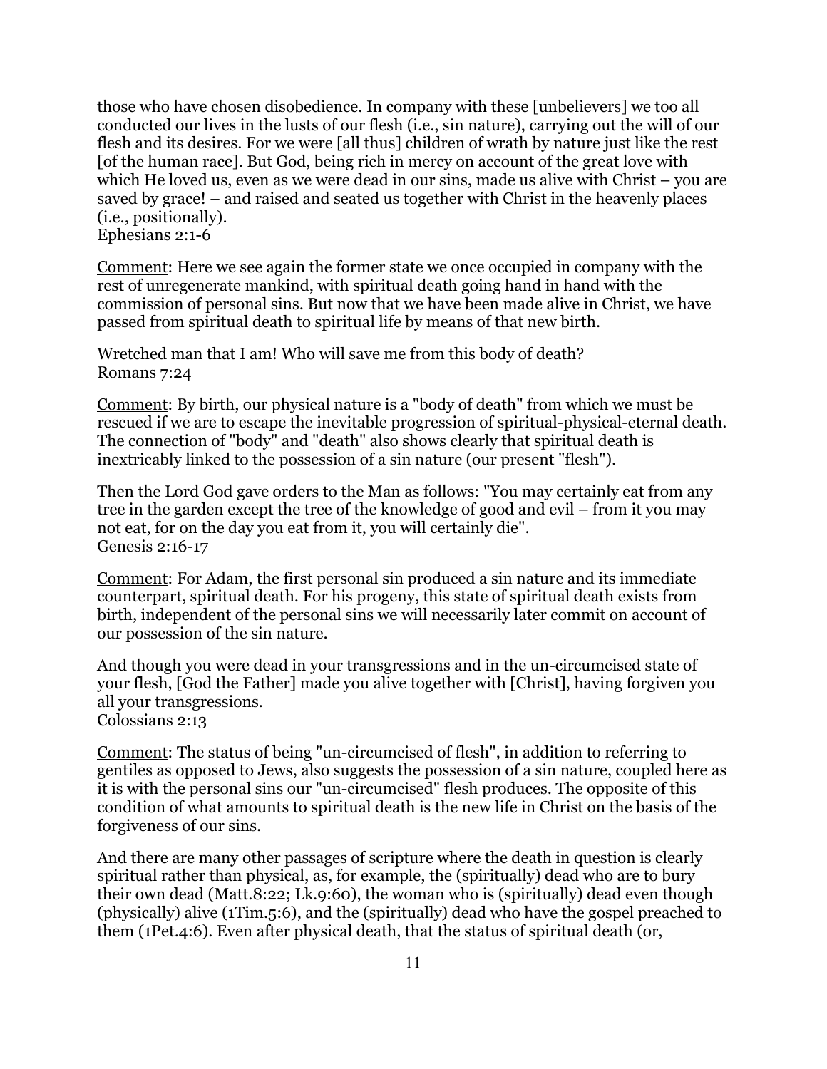those who have chosen disobedience. In company with these [unbelievers] we too all conducted our lives in the lusts of our flesh (i.e., sin nature), carrying out the will of our flesh and its desires. For we were [all thus] children of wrath by nature just like the rest [of the human race]. But God, being rich in mercy on account of the great love with which He loved us, even as we were dead in our sins, made us alive with Christ – you are saved by grace! – and raised and seated us together with Christ in the heavenly places (i.e., positionally).
Ephesians 2:1-6

<u>Comment</u>: Here we see again the former state we once occupied in company with the rest of unregenerate mankind, with spiritual death going hand in hand with the commission of personal sins. But now that we have been made alive in Christ, we have passed from spiritual death to spiritual life by means of that new birth.

Wretched man that I am! Who will save me from this body of death?
Romans 7:24

<u>Comment</u>: By birth, our physical nature is a "body of death" from which we must be rescued if we are to escape the inevitable progression of spiritual-physical-eternal death. The connection of "body" and "death" also shows clearly that spiritual death is inextricably linked to the possession of a sin nature (our present "flesh").

Then the Lord God gave orders to the Man as follows: "You may certainly eat from any tree in the garden except the tree of the knowledge of good and evil – from it you may not eat, for on the day you eat from it, you will certainly die".
Genesis 2:16-17

<u>Comment</u>: For Adam, the first personal sin produced a sin nature and its immediate counterpart, spiritual death. For his progeny, this state of spiritual death exists from birth, independent of the personal sins we will necessarily later commit on account of our possession of the sin nature.

And though you were dead in your transgressions and in the un-circumcised state of your flesh, [God the Father] made you alive together with [Christ], having forgiven you all your transgressions.
Colossians 2:13

<u>Comment</u>: The status of being "un-circumcised of flesh", in addition to referring to gentiles as opposed to Jews, also suggests the possession of a sin nature, coupled here as it is with the personal sins our "un-circumcised" flesh produces. The opposite of this condition of what amounts to spiritual death is the new life in Christ on the basis of the forgiveness of our sins.

And there are many other passages of scripture where the death in question is clearly spiritual rather than physical, as, for example, the (spiritually) dead who are to bury their own dead (Matt.8:22; Lk.9:60), the woman who is (spiritually) dead even though (physically) alive (1Tim.5:6), and the (spiritually) dead who have the gospel preached to them (1Pet.4:6). Even after physical death, that the status of spiritual death (or,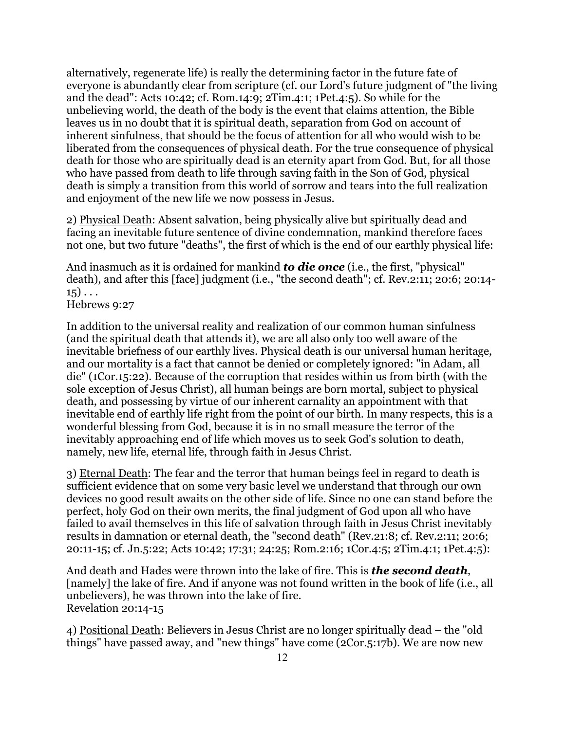alternatively, regenerate life) is really the determining factor in the future fate of everyone is abundantly clear from scripture (cf. our Lord's future judgment of "the living and the dead": Acts 10:42; cf. Rom.14:9; 2Tim.4:1; 1Pet.4:5). So while for the unbelieving world, the death of the body is the event that claims attention, the Bible leaves us in no doubt that it is spiritual death, separation from God on account of inherent sinfulness, that should be the focus of attention for all who would wish to be liberated from the consequences of physical death. For the true consequence of physical death for those who are spiritually dead is an eternity apart from God. But, for all those who have passed from death to life through saving faith in the Son of God, physical death is simply a transition from this world of sorrow and tears into the full realization and enjoyment of the new life we now possess in Jesus.

2) <u>Physical Death</u>: Absent salvation, being physically alive but spiritually dead and facing an inevitable future sentence of divine condemnation, mankind therefore faces not one, but two future "deaths", the first of which is the end of our earthly physical life:

And inasmuch as it is ordained for mankind ***to die once*** (i.e., the first, "physical" death), and after this [face] judgment (i.e., "the second death"; cf. Rev.2:11; 20:6; 20:14-15) . . .
Hebrews 9:27

In addition to the universal reality and realization of our common human sinfulness (and the spiritual death that attends it), we are all also only too well aware of the inevitable briefness of our earthly lives. Physical death is our universal human heritage, and our mortality is a fact that cannot be denied or completely ignored: "in Adam, all die" (1Cor.15:22). Because of the corruption that resides within us from birth (with the sole exception of Jesus Christ), all human beings are born mortal, subject to physical death, and possessing by virtue of our inherent carnality an appointment with that inevitable end of earthly life right from the point of our birth. In many respects, this is a wonderful blessing from God, because it is in no small measure the terror of the inevitably approaching end of life which moves us to seek God's solution to death, namely, new life, eternal life, through faith in Jesus Christ.

3) <u>Eternal Death</u>: The fear and the terror that human beings feel in regard to death is sufficient evidence that on some very basic level we understand that through our own devices no good result awaits on the other side of life. Since no one can stand before the perfect, holy God on their own merits, the final judgment of God upon all who have failed to avail themselves in this life of salvation through faith in Jesus Christ inevitably results in damnation or eternal death, the "second death" (Rev.21:8; cf. Rev.2:11; 20:6; 20:11-15; cf. Jn.5:22; Acts 10:42; 17:31; 24:25; Rom.2:16; 1Cor.4:5; 2Tim.4:1; 1Pet.4:5):

And death and Hades were thrown into the lake of fire. This is ***the second death***, [namely] the lake of fire. And if anyone was not found written in the book of life (i.e., all unbelievers), he was thrown into the lake of fire.
Revelation 20:14-15

4) <u>Positional Death</u>: Believers in Jesus Christ are no longer spiritually dead – the "old things" have passed away, and "new things" have come (2Cor.5:17b). We are now new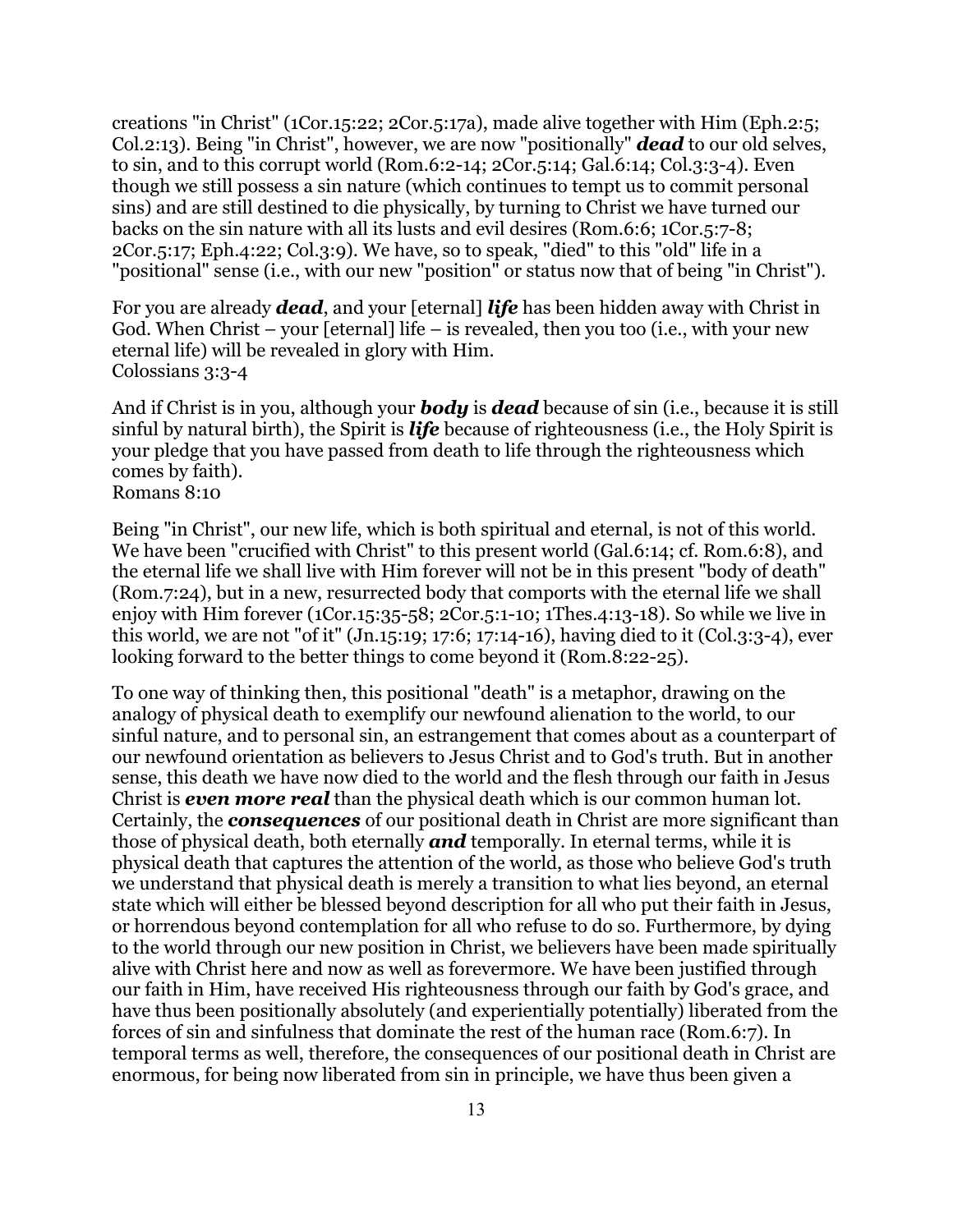creations "in Christ" (1Cor.15:22; 2Cor.5:17a), made alive together with Him (Eph.2:5; Col.2:13). Being "in Christ", however, we are now "positionally" ***dead*** to our old selves, to sin, and to this corrupt world (Rom.6:2-14; 2Cor.5:14; Gal.6:14; Col.3:3-4). Even though we still possess a sin nature (which continues to tempt us to commit personal sins) and are still destined to die physically, by turning to Christ we have turned our backs on the sin nature with all its lusts and evil desires (Rom.6:6; 1Cor.5:7-8; 2Cor.5:17; Eph.4:22; Col.3:9). We have, so to speak, "died" to this "old" life in a "positional" sense (i.e., with our new "position" or status now that of being "in Christ").

For you are already ***dead***, and your [eternal] ***life*** has been hidden away with Christ in God. When Christ – your [eternal] life – is revealed, then you too (i.e., with your new eternal life) will be revealed in glory with Him.
Colossians 3:3-4

And if Christ is in you, although your ***body*** is ***dead*** because of sin (i.e., because it is still sinful by natural birth), the Spirit is ***life*** because of righteousness (i.e., the Holy Spirit is your pledge that you have passed from death to life through the righteousness which comes by faith).
Romans 8:10

Being "in Christ", our new life, which is both spiritual and eternal, is not of this world. We have been "crucified with Christ" to this present world (Gal.6:14; cf. Rom.6:8), and the eternal life we shall live with Him forever will not be in this present "body of death" (Rom.7:24), but in a new, resurrected body that comports with the eternal life we shall enjoy with Him forever (1Cor.15:35-58; 2Cor.5:1-10; 1Thes.4:13-18). So while we live in this world, we are not "of it" (Jn.15:19; 17:6; 17:14-16), having died to it (Col.3:3-4), ever looking forward to the better things to come beyond it (Rom.8:22-25).

To one way of thinking then, this positional "death" is a metaphor, drawing on the analogy of physical death to exemplify our newfound alienation to the world, to our sinful nature, and to personal sin, an estrangement that comes about as a counterpart of our newfound orientation as believers to Jesus Christ and to God's truth. But in another sense, this death we have now died to the world and the flesh through our faith in Jesus Christ is ***even more real*** than the physical death which is our common human lot. Certainly, the ***consequences*** of our positional death in Christ are more significant than those of physical death, both eternally ***and*** temporally. In eternal terms, while it is physical death that captures the attention of the world, as those who believe God's truth we understand that physical death is merely a transition to what lies beyond, an eternal state which will either be blessed beyond description for all who put their faith in Jesus, or horrendous beyond contemplation for all who refuse to do so. Furthermore, by dying to the world through our new position in Christ, we believers have been made spiritually alive with Christ here and now as well as forevermore. We have been justified through our faith in Him, have received His righteousness through our faith by God's grace, and have thus been positionally absolutely (and experientially potentially) liberated from the forces of sin and sinfulness that dominate the rest of the human race (Rom.6:7). In temporal terms as well, therefore, the consequences of our positional death in Christ are enormous, for being now liberated from sin in principle, we have thus been given a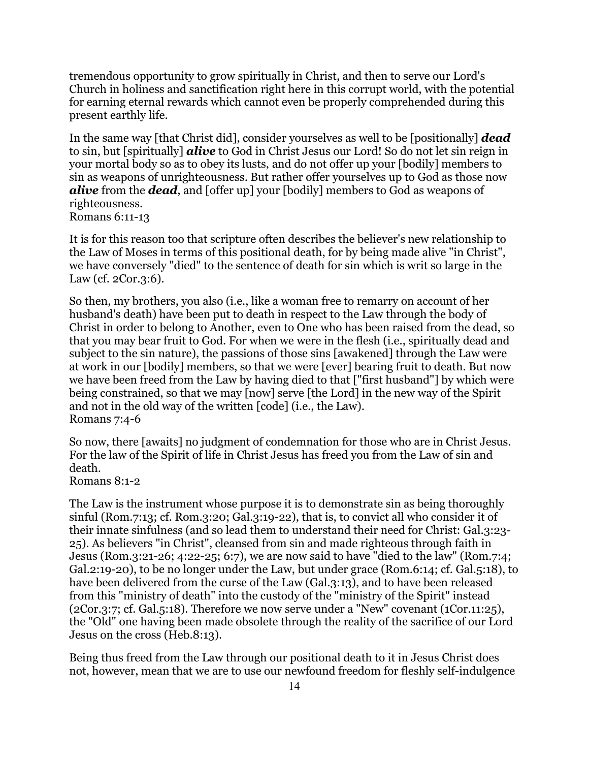tremendous opportunity to grow spiritually in Christ, and then to serve our Lord's Church in holiness and sanctification right here in this corrupt world, with the potential for earning eternal rewards which cannot even be properly comprehended during this present earthly life.

In the same way [that Christ did], consider yourselves as well to be [positionally] ***dead*** to sin, but [spiritually] ***alive*** to God in Christ Jesus our Lord! So do not let sin reign in your mortal body so as to obey its lusts, and do not offer up your [bodily] members to sin as weapons of unrighteousness. But rather offer yourselves up to God as those now ***alive*** from the ***dead***, and [offer up] your [bodily] members to God as weapons of righteousness.
Romans 6:11-13

It is for this reason too that scripture often describes the believer's new relationship to the Law of Moses in terms of this positional death, for by being made alive "in Christ", we have conversely "died" to the sentence of death for sin which is writ so large in the Law (cf. 2Cor.3:6).

So then, my brothers, you also (i.e., like a woman free to remarry on account of her husband's death) have been put to death in respect to the Law through the body of Christ in order to belong to Another, even to One who has been raised from the dead, so that you may bear fruit to God. For when we were in the flesh (i.e., spiritually dead and subject to the sin nature), the passions of those sins [awakened] through the Law were at work in our [bodily] members, so that we were [ever] bearing fruit to death. But now we have been freed from the Law by having died to that ["first husband"] by which were being constrained, so that we may [now] serve [the Lord] in the new way of the Spirit and not in the old way of the written [code] (i.e., the Law).
Romans 7:4-6

So now, there [awaits] no judgment of condemnation for those who are in Christ Jesus. For the law of the Spirit of life in Christ Jesus has freed you from the Law of sin and death.
Romans 8:1-2

The Law is the instrument whose purpose it is to demonstrate sin as being thoroughly sinful (Rom.7:13; cf. Rom.3:20; Gal.3:19-22), that is, to convict all who consider it of their innate sinfulness (and so lead them to understand their need for Christ: Gal.3:23-25). As believers "in Christ", cleansed from sin and made righteous through faith in Jesus (Rom.3:21-26; 4:22-25; 6:7), we are now said to have "died to the law" (Rom.7:4; Gal.2:19-20), to be no longer under the Law, but under grace (Rom.6:14; cf. Gal.5:18), to have been delivered from the curse of the Law (Gal.3:13), and to have been released from this "ministry of death" into the custody of the "ministry of the Spirit" instead (2Cor.3:7; cf. Gal.5:18). Therefore we now serve under a "New" covenant (1Cor.11:25), the "Old" one having been made obsolete through the reality of the sacrifice of our Lord Jesus on the cross (Heb.8:13).

Being thus freed from the Law through our positional death to it in Jesus Christ does not, however, mean that we are to use our newfound freedom for fleshly self-indulgence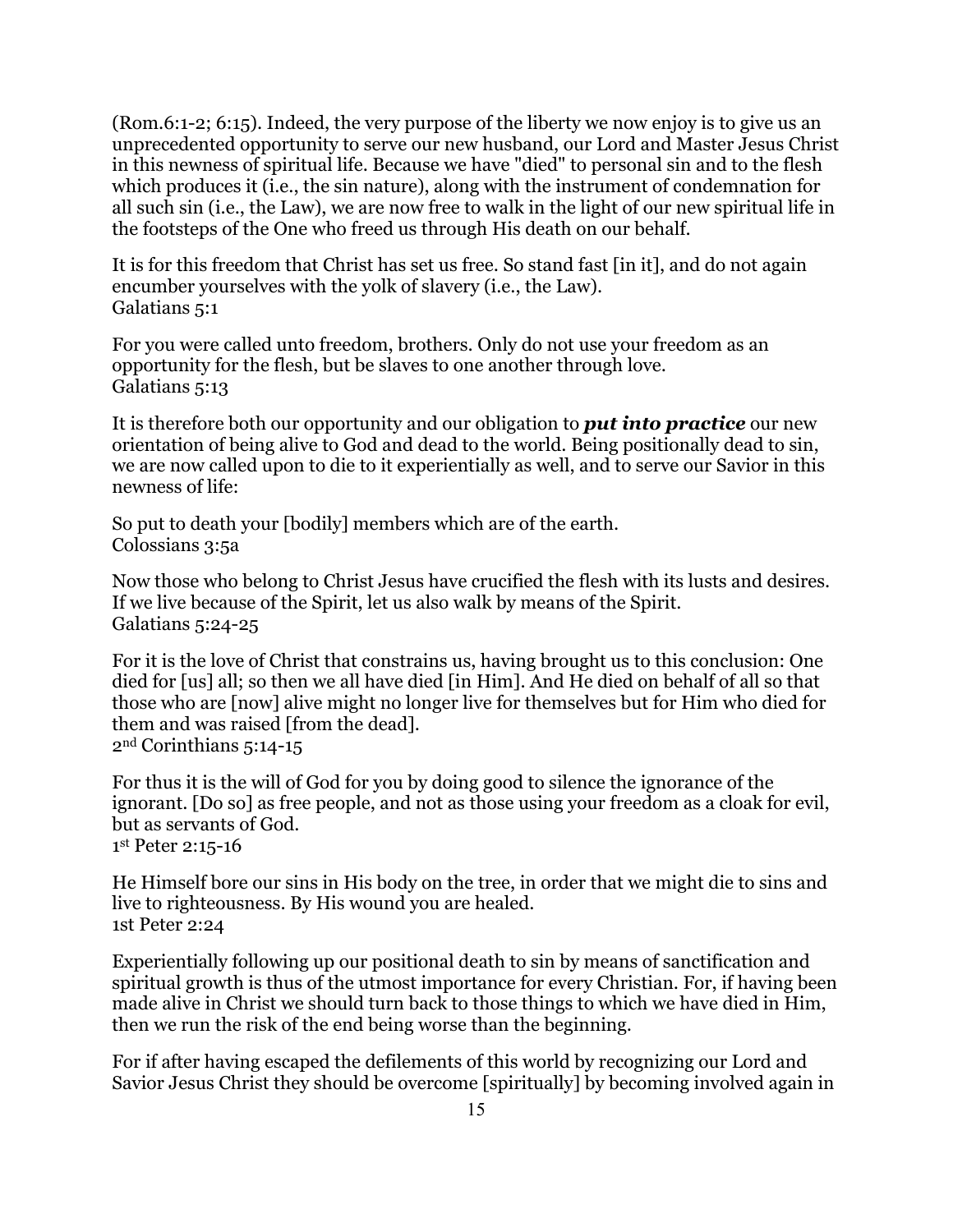(Rom.6:1-2; 6:15). Indeed, the very purpose of the liberty we now enjoy is to give us an unprecedented opportunity to serve our new husband, our Lord and Master Jesus Christ in this newness of spiritual life. Because we have "died" to personal sin and to the flesh which produces it (i.e., the sin nature), along with the instrument of condemnation for all such sin (i.e., the Law), we are now free to walk in the light of our new spiritual life in the footsteps of the One who freed us through His death on our behalf.

It is for this freedom that Christ has set us free. So stand fast [in it], and do not again encumber yourselves with the yolk of slavery (i.e., the Law).
Galatians 5:1

For you were called unto freedom, brothers. Only do not use your freedom as an opportunity for the flesh, but be slaves to one another through love.
Galatians 5:13

It is therefore both our opportunity and our obligation to ***put into practice*** our new orientation of being alive to God and dead to the world. Being positionally dead to sin, we are now called upon to die to it experientially as well, and to serve our Savior in this newness of life:

So put to death your [bodily] members which are of the earth.
Colossians 3:5a

Now those who belong to Christ Jesus have crucified the flesh with its lusts and desires. If we live because of the Spirit, let us also walk by means of the Spirit.
Galatians 5:24-25

For it is the love of Christ that constrains us, having brought us to this conclusion: One died for [us] all; so then we all have died [in Him]. And He died on behalf of all so that those who are [now] alive might no longer live for themselves but for Him who died for them and was raised [from the dead].
2nd Corinthians 5:14-15

For thus it is the will of God for you by doing good to silence the ignorance of the ignorant. [Do so] as free people, and not as those using your freedom as a cloak for evil, but as servants of God.
1st Peter 2:15-16

He Himself bore our sins in His body on the tree, in order that we might die to sins and live to righteousness. By His wound you are healed.
1st Peter 2:24

Experientially following up our positional death to sin by means of sanctification and spiritual growth is thus of the utmost importance for every Christian. For, if having been made alive in Christ we should turn back to those things to which we have died in Him, then we run the risk of the end being worse than the beginning.

For if after having escaped the defilements of this world by recognizing our Lord and Savior Jesus Christ they should be overcome [spiritually] by becoming involved again in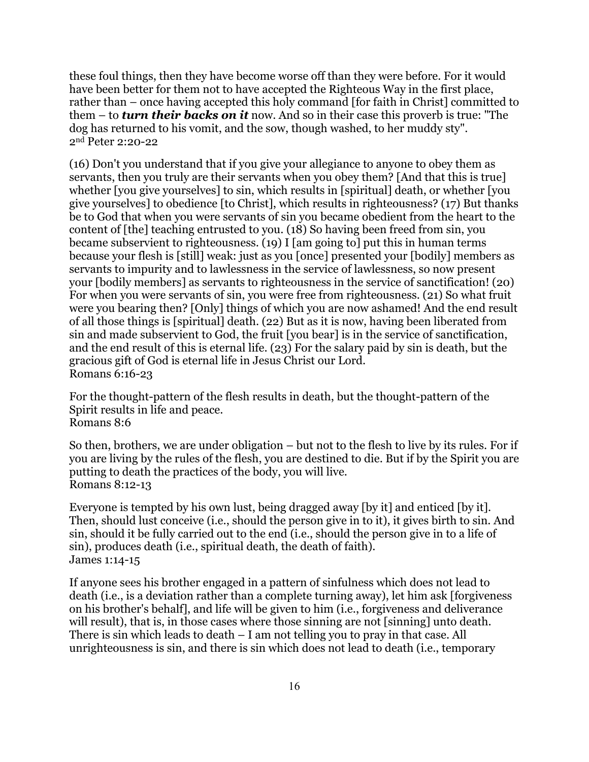these foul things, then they have become worse off than they were before. For it would have been better for them not to have accepted the Righteous Way in the first place, rather than – once having accepted this holy command [for faith in Christ] committed to them – to ***turn their backs on it*** now. And so in their case this proverb is true: "The dog has returned to his vomit, and the sow, though washed, to her muddy sty".
2nd Peter 2:20-22

(16) Don't you understand that if you give your allegiance to anyone to obey them as servants, then you truly are their servants when you obey them? [And that this is true] whether [you give yourselves] to sin, which results in [spiritual] death, or whether [you give yourselves] to obedience [to Christ], which results in righteousness? (17) But thanks be to God that when you were servants of sin you became obedient from the heart to the content of [the] teaching entrusted to you. (18) So having been freed from sin, you became subservient to righteousness. (19) I [am going to] put this in human terms because your flesh is [still] weak: just as you [once] presented your [bodily] members as servants to impurity and to lawlessness in the service of lawlessness, so now present your [bodily members] as servants to righteousness in the service of sanctification! (20) For when you were servants of sin, you were free from righteousness. (21) So what fruit were you bearing then? [Only] things of which you are now ashamed! And the end result of all those things is [spiritual] death. (22) But as it is now, having been liberated from sin and made subservient to God, the fruit [you bear] is in the service of sanctification, and the end result of this is eternal life. (23) For the salary paid by sin is death, but the gracious gift of God is eternal life in Jesus Christ our Lord.
Romans 6:16-23

For the thought-pattern of the flesh results in death, but the thought-pattern of the Spirit results in life and peace.
Romans 8:6

So then, brothers, we are under obligation – but not to the flesh to live by its rules. For if you are living by the rules of the flesh, you are destined to die. But if by the Spirit you are putting to death the practices of the body, you will live.
Romans 8:12-13

Everyone is tempted by his own lust, being dragged away [by it] and enticed [by it]. Then, should lust conceive (i.e., should the person give in to it), it gives birth to sin. And sin, should it be fully carried out to the end (i.e., should the person give in to a life of sin), produces death (i.e., spiritual death, the death of faith).
James 1:14-15

If anyone sees his brother engaged in a pattern of sinfulness which does not lead to death (i.e., is a deviation rather than a complete turning away), let him ask [forgiveness on his brother's behalf], and life will be given to him (i.e., forgiveness and deliverance will result), that is, in those cases where those sinning are not [sinning] unto death. There is sin which leads to death – I am not telling you to pray in that case. All unrighteousness is sin, and there is sin which does not lead to death (i.e., temporary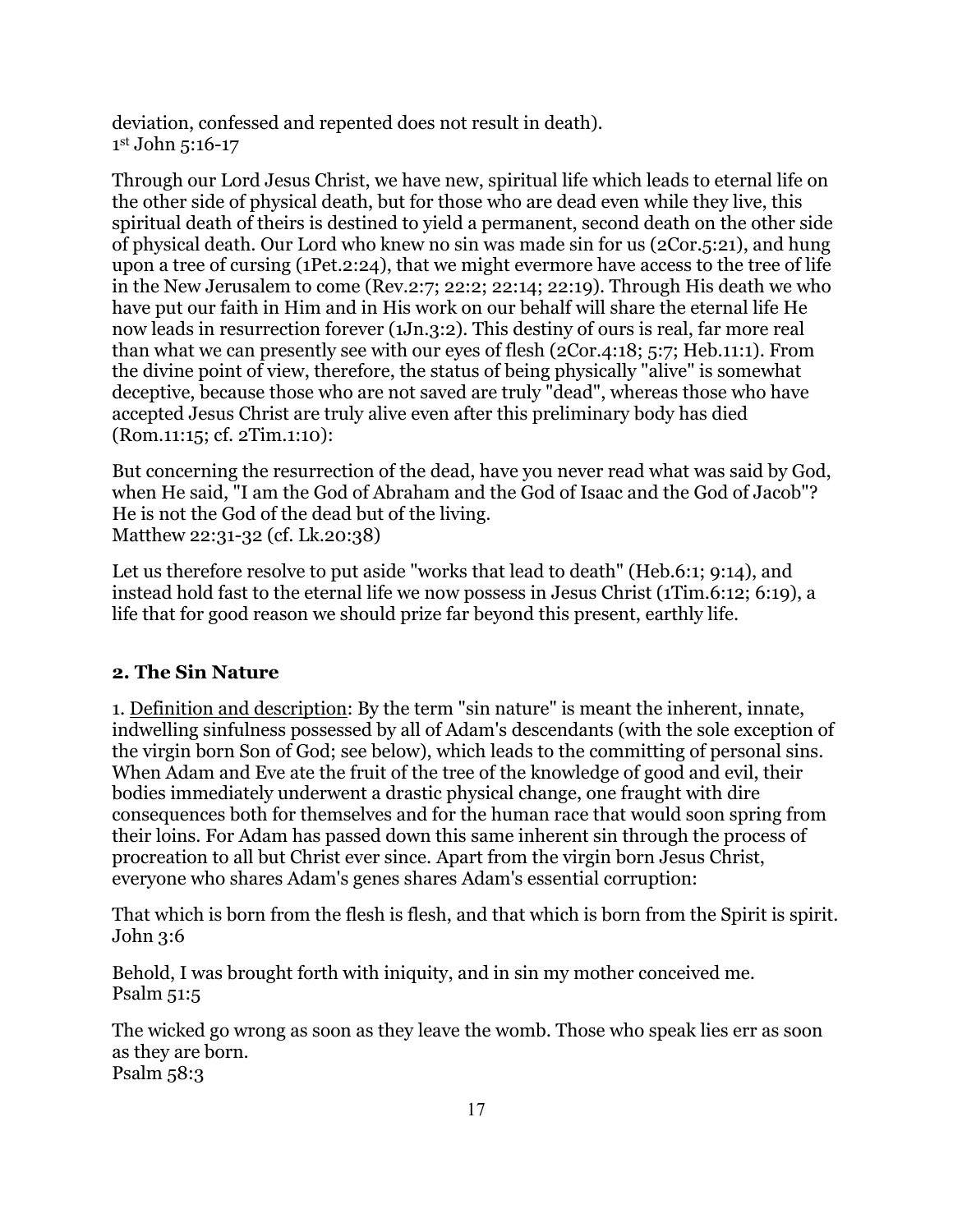deviation, confessed and repented does not result in death).
1st John 5:16-17

Through our Lord Jesus Christ, we have new, spiritual life which leads to eternal life on the other side of physical death, but for those who are dead even while they live, this spiritual death of theirs is destined to yield a permanent, second death on the other side of physical death. Our Lord who knew no sin was made sin for us (2Cor.5:21), and hung upon a tree of cursing (1Pet.2:24), that we might evermore have access to the tree of life in the New Jerusalem to come (Rev.2:7; 22:2; 22:14; 22:19). Through His death we who have put our faith in Him and in His work on our behalf will share the eternal life He now leads in resurrection forever (1Jn.3:2). This destiny of ours is real, far more real than what we can presently see with our eyes of flesh (2Cor.4:18; 5:7; Heb.11:1). From the divine point of view, therefore, the status of being physically "alive" is somewhat deceptive, because those who are not saved are truly "dead", whereas those who have accepted Jesus Christ are truly alive even after this preliminary body has died (Rom.11:15; cf. 2Tim.1:10):

But concerning the resurrection of the dead, have you never read what was said by God, when He said, "I am the God of Abraham and the God of Isaac and the God of Jacob"? He is not the God of the dead but of the living.
Matthew 22:31-32 (cf. Lk.20:38)

Let us therefore resolve to put aside "works that lead to death" (Heb.6:1; 9:14), and instead hold fast to the eternal life we now possess in Jesus Christ (1Tim.6:12; 6:19), a life that for good reason we should prize far beyond this present, earthly life.

## 2. The Sin Nature

1. Definition and description: By the term "sin nature" is meant the inherent, innate, indwelling sinfulness possessed by all of Adam's descendants (with the sole exception of the virgin born Son of God; see below), which leads to the committing of personal sins. When Adam and Eve ate the fruit of the tree of the knowledge of good and evil, their bodies immediately underwent a drastic physical change, one fraught with dire consequences both for themselves and for the human race that would soon spring from their loins. For Adam has passed down this same inherent sin through the process of procreation to all but Christ ever since. Apart from the virgin born Jesus Christ, everyone who shares Adam's genes shares Adam's essential corruption:

That which is born from the flesh is flesh, and that which is born from the Spirit is spirit.
John 3:6

Behold, I was brought forth with iniquity, and in sin my mother conceived me.
Psalm 51:5

The wicked go wrong as soon as they leave the womb. Those who speak lies err as soon as they are born.
Psalm 58:3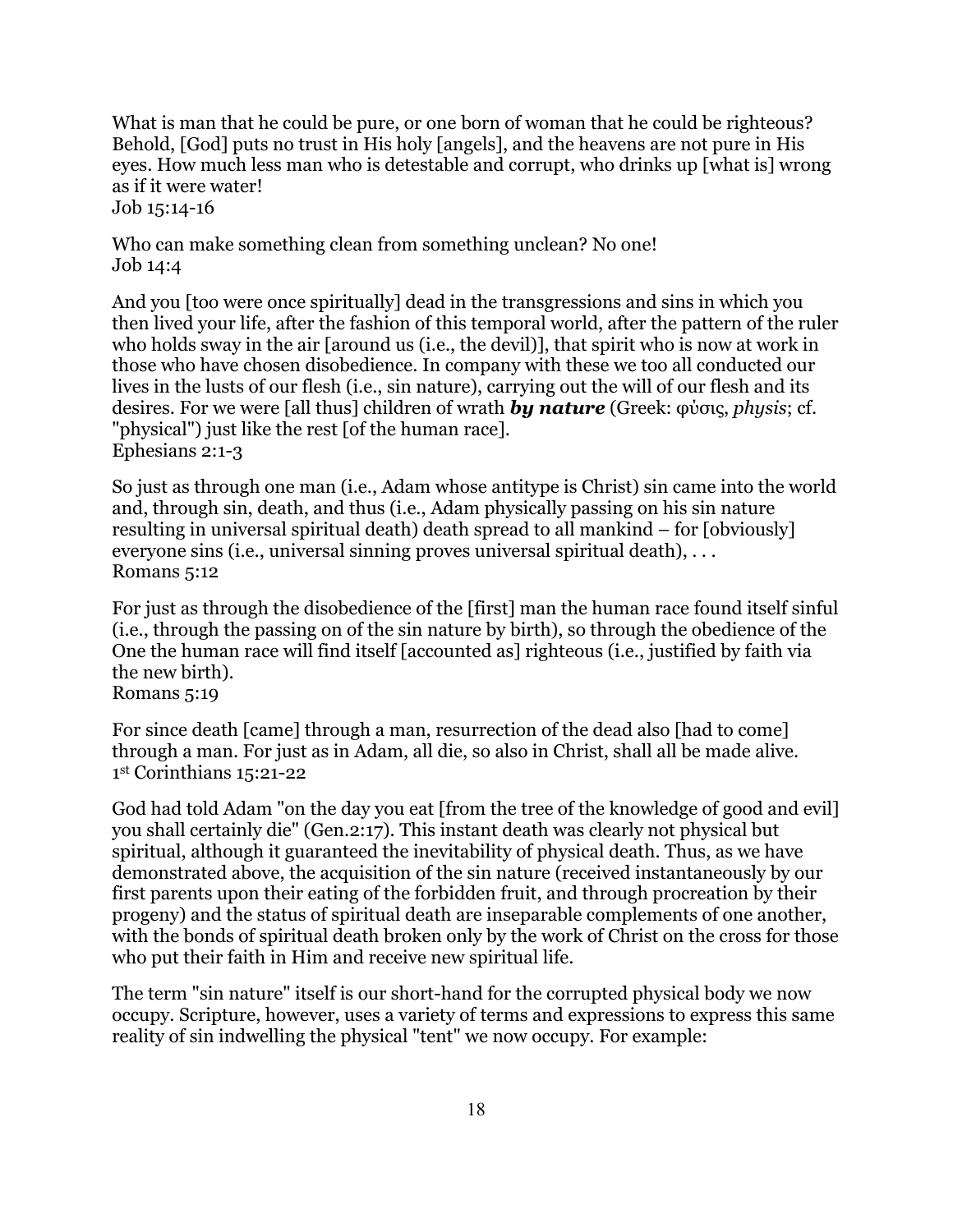What is man that he could be pure, or one born of woman that he could be righteous? Behold, [God] puts no trust in His holy [angels], and the heavens are not pure in His eyes. How much less man who is detestable and corrupt, who drinks up [what is] wrong as if it were water!
Job 15:14-16

Who can make something clean from something unclean? No one!
Job 14:4

And you [too were once spiritually] dead in the transgressions and sins in which you then lived your life, after the fashion of this temporal world, after the pattern of the ruler who holds sway in the air [around us (i.e., the devil)], that spirit who is now at work in those who have chosen disobedience. In company with these we too all conducted our lives in the lusts of our flesh (i.e., sin nature), carrying out the will of our flesh and its desires. For we were [all thus] children of wrath ***by nature*** (Greek: φύσις, *physis*; cf. "physical") just like the rest [of the human race].
Ephesians 2:1-3

So just as through one man (i.e., Adam whose antitype is Christ) sin came into the world and, through sin, death, and thus (i.e., Adam physically passing on his sin nature resulting in universal spiritual death) death spread to all mankind – for [obviously] everyone sins (i.e., universal sinning proves universal spiritual death), . . .
Romans 5:12

For just as through the disobedience of the [first] man the human race found itself sinful (i.e., through the passing on of the sin nature by birth), so through the obedience of the One the human race will find itself [accounted as] righteous (i.e., justified by faith via the new birth).
Romans 5:19

For since death [came] through a man, resurrection of the dead also [had to come] through a man. For just as in Adam, all die, so also in Christ, shall all be made alive.
1st Corinthians 15:21-22

God had told Adam "on the day you eat [from the tree of the knowledge of good and evil] you shall certainly die" (Gen.2:17). This instant death was clearly not physical but spiritual, although it guaranteed the inevitability of physical death. Thus, as we have demonstrated above, the acquisition of the sin nature (received instantaneously by our first parents upon their eating of the forbidden fruit, and through procreation by their progeny) and the status of spiritual death are inseparable complements of one another, with the bonds of spiritual death broken only by the work of Christ on the cross for those who put their faith in Him and receive new spiritual life.

The term "sin nature" itself is our short-hand for the corrupted physical body we now occupy. Scripture, however, uses a variety of terms and expressions to express this same reality of sin indwelling the physical "tent" we now occupy. For example: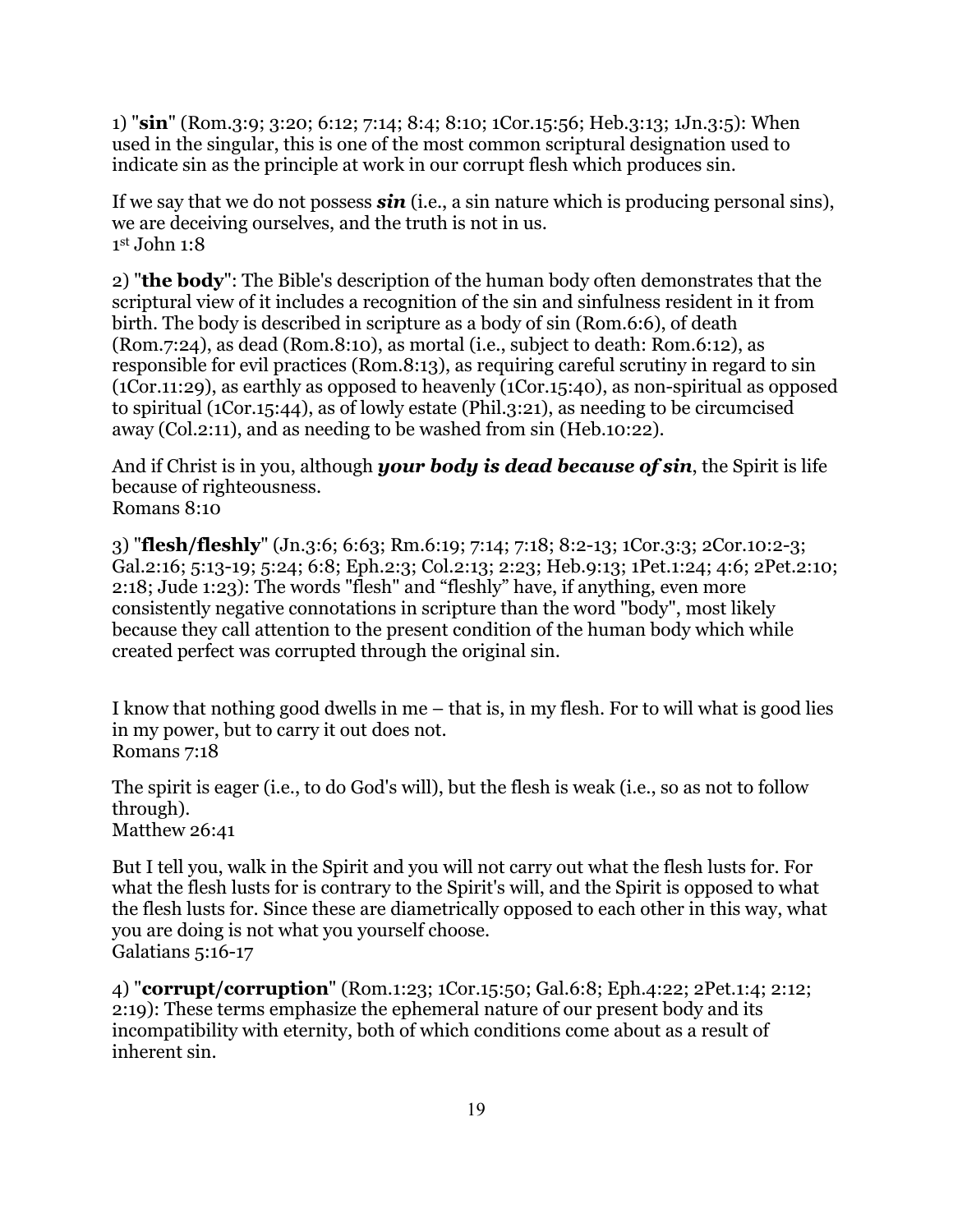1) "**sin**" (Rom.3:9; 3:20; 6:12; 7:14; 8:4; 8:10; 1Cor.15:56; Heb.3:13; 1Jn.3:5): When used in the singular, this is one of the most common scriptural designation used to indicate sin as the principle at work in our corrupt flesh which produces sin.

If we say that we do not possess ***sin*** (i.e., a sin nature which is producing personal sins), we are deceiving ourselves, and the truth is not in us.
1st John 1:8

2) "**the body**": The Bible's description of the human body often demonstrates that the scriptural view of it includes a recognition of the sin and sinfulness resident in it from birth. The body is described in scripture as a body of sin (Rom.6:6), of death (Rom.7:24), as dead (Rom.8:10), as mortal (i.e., subject to death: Rom.6:12), as responsible for evil practices (Rom.8:13), as requiring careful scrutiny in regard to sin (1Cor.11:29), as earthly as opposed to heavenly (1Cor.15:40), as non-spiritual as opposed to spiritual (1Cor.15:44), as of lowly estate (Phil.3:21), as needing to be circumcised away (Col.2:11), and as needing to be washed from sin (Heb.10:22).

And if Christ is in you, although ***your body is dead because of sin***, the Spirit is life because of righteousness.
Romans 8:10

3) "**flesh/fleshly**" (Jn.3:6; 6:63; Rm.6:19; 7:14; 7:18; 8:2-13; 1Cor.3:3; 2Cor.10:2-3; Gal.2:16; 5:13-19; 5:24; 6:8; Eph.2:3; Col.2:13; 2:23; Heb.9:13; 1Pet.1:24; 4:6; 2Pet.2:10; 2:18; Jude 1:23): The words "flesh" and “fleshly” have, if anything, even more consistently negative connotations in scripture than the word "body", most likely because they call attention to the present condition of the human body which while created perfect was corrupted through the original sin.

I know that nothing good dwells in me – that is, in my flesh. For to will what is good lies in my power, but to carry it out does not.
Romans 7:18

The spirit is eager (i.e., to do God's will), but the flesh is weak (i.e., so as not to follow through).
Matthew 26:41

But I tell you, walk in the Spirit and you will not carry out what the flesh lusts for. For what the flesh lusts for is contrary to the Spirit's will, and the Spirit is opposed to what the flesh lusts for. Since these are diametrically opposed to each other in this way, what you are doing is not what you yourself choose.
Galatians 5:16-17

4) "**corrupt/corruption**" (Rom.1:23; 1Cor.15:50; Gal.6:8; Eph.4:22; 2Pet.1:4; 2:12; 2:19): These terms emphasize the ephemeral nature of our present body and its incompatibility with eternity, both of which conditions come about as a result of inherent sin.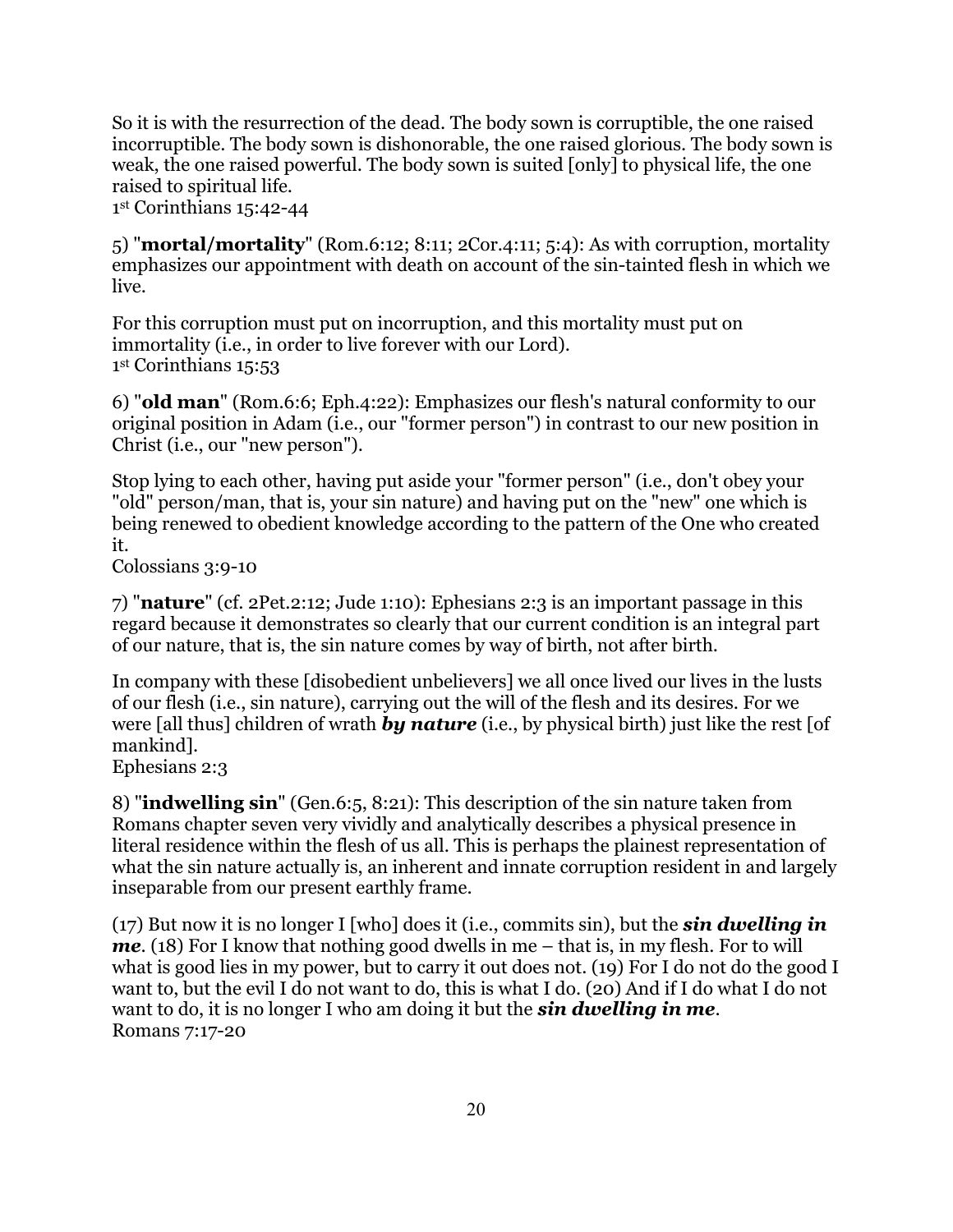So it is with the resurrection of the dead. The body sown is corruptible, the one raised incorruptible. The body sown is dishonorable, the one raised glorious. The body sown is weak, the one raised powerful. The body sown is suited [only] to physical life, the one raised to spiritual life.
1st Corinthians 15:42-44

5) "**mortal/mortality**" (Rom.6:12; 8:11; 2Cor.4:11; 5:4): As with corruption, mortality emphasizes our appointment with death on account of the sin-tainted flesh in which we live.

For this corruption must put on incorruption, and this mortality must put on immortality (i.e., in order to live forever with our Lord).
1st Corinthians 15:53

6) "**old man**" (Rom.6:6; Eph.4:22): Emphasizes our flesh's natural conformity to our original position in Adam (i.e., our "former person") in contrast to our new position in Christ (i.e., our "new person").

Stop lying to each other, having put aside your "former person" (i.e., don't obey your "old" person/man, that is, your sin nature) and having put on the "new" one which is being renewed to obedient knowledge according to the pattern of the One who created it.
Colossians 3:9-10

7) "**nature**" (cf. 2Pet.2:12; Jude 1:10): Ephesians 2:3 is an important passage in this regard because it demonstrates so clearly that our current condition is an integral part of our nature, that is, the sin nature comes by way of birth, not after birth.

In company with these [disobedient unbelievers] we all once lived our lives in the lusts of our flesh (i.e., sin nature), carrying out the will of the flesh and its desires. For we were [all thus] children of wrath ***by nature*** (i.e., by physical birth) just like the rest [of mankind].
Ephesians 2:3

8) "**indwelling sin**" (Gen.6:5, 8:21): This description of the sin nature taken from Romans chapter seven very vividly and analytically describes a physical presence in literal residence within the flesh of us all. This is perhaps the plainest representation of what the sin nature actually is, an inherent and innate corruption resident in and largely inseparable from our present earthly frame.

(17) But now it is no longer I [who] does it (i.e., commits sin), but the ***sin dwelling in me***. (18) For I know that nothing good dwells in me – that is, in my flesh. For to will what is good lies in my power, but to carry it out does not. (19) For I do not do the good I want to, but the evil I do not want to do, this is what I do. (20) And if I do what I do not want to do, it is no longer I who am doing it but the ***sin dwelling in me***.
Romans 7:17-20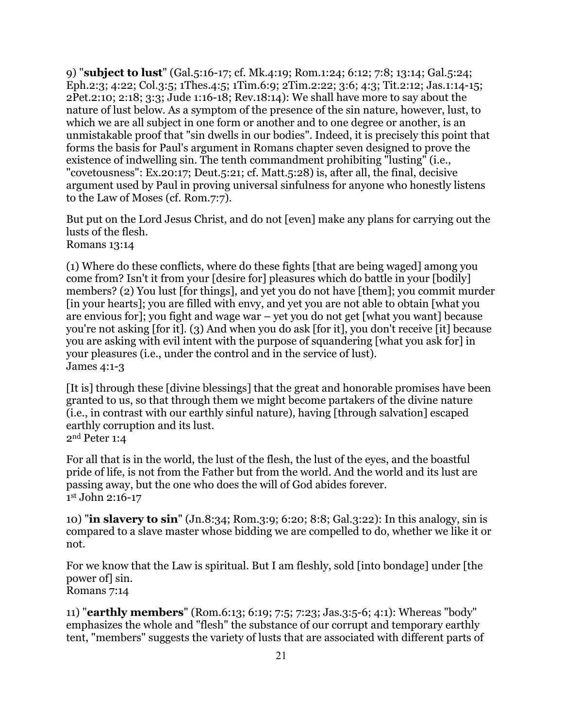9) "**subject to lust**" (Gal.5:16-17; cf. Mk.4:19; Rom.1:24; 6:12; 7:8; 13:14; Gal.5:24; Eph.2:3; 4:22; Col.3:5; 1Thes.4:5; 1Tim.6:9; 2Tim.2:22; 3:6; 4:3; Tit.2:12; Jas.1:14-15; 2Pet.2:10; 2:18; 3:3; Jude 1:16-18; Rev.18:14): We shall have more to say about the nature of lust below. As a symptom of the presence of the sin nature, however, lust, to which we are all subject in one form or another and to one degree or another, is an unmistakable proof that "sin dwells in our bodies". Indeed, it is precisely this point that forms the basis for Paul's argument in Romans chapter seven designed to prove the existence of indwelling sin. The tenth commandment prohibiting "lusting" (i.e., "covetousness": Ex.20:17; Deut.5:21; cf. Matt.5:28) is, after all, the final, decisive argument used by Paul in proving universal sinfulness for anyone who honestly listens to the Law of Moses (cf. Rom.7:7).

But put on the Lord Jesus Christ, and do not [even] make any plans for carrying out the lusts of the flesh.
Romans 13:14

(1) Where do these conflicts, where do these fights [that are being waged] among you come from? Isn't it from your [desire for] pleasures which do battle in your [bodily] members? (2) You lust [for things], and yet you do not have [them]; you commit murder [in your hearts]; you are filled with envy, and yet you are not able to obtain [what you are envious for]; you fight and wage war – yet you do not get [what you want] because you're not asking [for it]. (3) And when you do ask [for it], you don't receive [it] because you are asking with evil intent with the purpose of squandering [what you ask for] in your pleasures (i.e., under the control and in the service of lust).
James 4:1-3

[It is] through these [divine blessings] that the great and honorable promises have been granted to us, so that through them we might become partakers of the divine nature (i.e., in contrast with our earthly sinful nature), having [through salvation] escaped earthly corruption and its lust.
2nd Peter 1:4

For all that is in the world, the lust of the flesh, the lust of the eyes, and the boastful pride of life, is not from the Father but from the world. And the world and its lust are passing away, but the one who does the will of God abides forever.
1st John 2:16-17

10) "**in slavery to sin**" (Jn.8:34; Rom.3:9; 6:20; 8:8; Gal.3:22): In this analogy, sin is compared to a slave master whose bidding we are compelled to do, whether we like it or not.

For we know that the Law is spiritual. But I am fleshly, sold [into bondage] under [the power of] sin.
Romans 7:14

11) "**earthly members**" (Rom.6:13; 6:19; 7:5; 7:23; Jas.3:5-6; 4:1): Whereas "body" emphasizes the whole and "flesh" the substance of our corrupt and temporary earthly tent, "members" suggests the variety of lusts that are associated with different parts of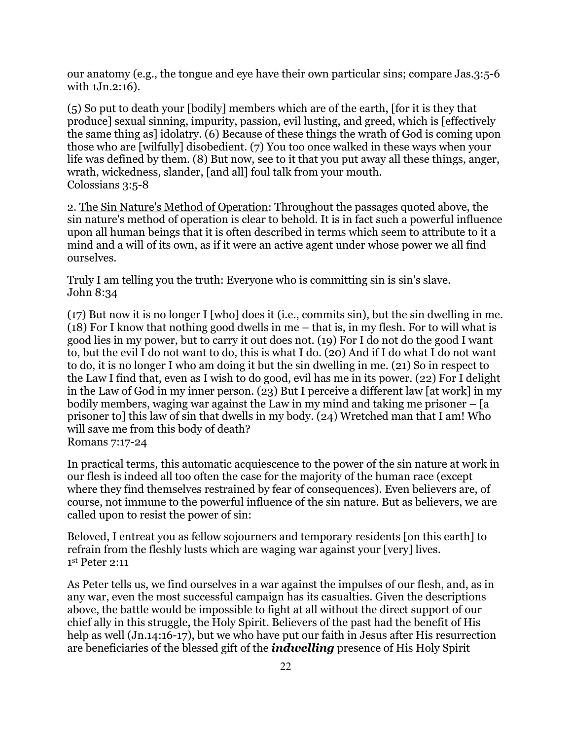our anatomy (e.g., the tongue and eye have their own particular sins; compare Jas.3:5-6 with 1Jn.2:16).

(5) So put to death your [bodily] members which are of the earth, [for it is they that produce] sexual sinning, impurity, passion, evil lusting, and greed, which is [effectively the same thing as] idolatry. (6) Because of these things the wrath of God is coming upon those who are [wilfully] disobedient. (7) You too once walked in these ways when your life was defined by them. (8) But now, see to it that you put away all these things, anger, wrath, wickedness, slander, [and all] foul talk from your mouth.
Colossians 3:5-8

2. <u>The Sin Nature's Method of Operation</u>: Throughout the passages quoted above, the sin nature's method of operation is clear to behold. It is in fact such a powerful influence upon all human beings that it is often described in terms which seem to attribute to it a mind and a will of its own, as if it were an active agent under whose power we all find ourselves.

Truly I am telling you the truth: Everyone who is committing sin is sin's slave.
John 8:34

(17) But now it is no longer I [who] does it (i.e., commits sin), but the sin dwelling in me. (18) For I know that nothing good dwells in me – that is, in my flesh. For to will what is good lies in my power, but to carry it out does not. (19) For I do not do the good I want to, but the evil I do not want to do, this is what I do. (20) And if I do what I do not want to do, it is no longer I who am doing it but the sin dwelling in me. (21) So in respect to the Law I find that, even as I wish to do good, evil has me in its power. (22) For I delight in the Law of God in my inner person. (23) But I perceive a different law [at work] in my bodily members, waging war against the Law in my mind and taking me prisoner – [a prisoner to] this law of sin that dwells in my body. (24) Wretched man that I am! Who will save me from this body of death?
Romans 7:17-24

In practical terms, this automatic acquiescence to the power of the sin nature at work in our flesh is indeed all too often the case for the majority of the human race (except where they find themselves restrained by fear of consequences). Even believers are, of course, not immune to the powerful influence of the sin nature. But as believers, we are called upon to resist the power of sin:

Beloved, I entreat you as fellow sojourners and temporary residents [on this earth] to refrain from the fleshly lusts which are waging war against your [very] lives.
1st Peter 2:11

As Peter tells us, we find ourselves in a war against the impulses of our flesh, and, as in any war, even the most successful campaign has its casualties. Given the descriptions above, the battle would be impossible to fight at all without the direct support of our chief ally in this struggle, the Holy Spirit. Believers of the past had the benefit of His help as well (Jn.14:16-17), but we who have put our faith in Jesus after His resurrection are beneficiaries of the blessed gift of the ***indwelling*** presence of His Holy Spirit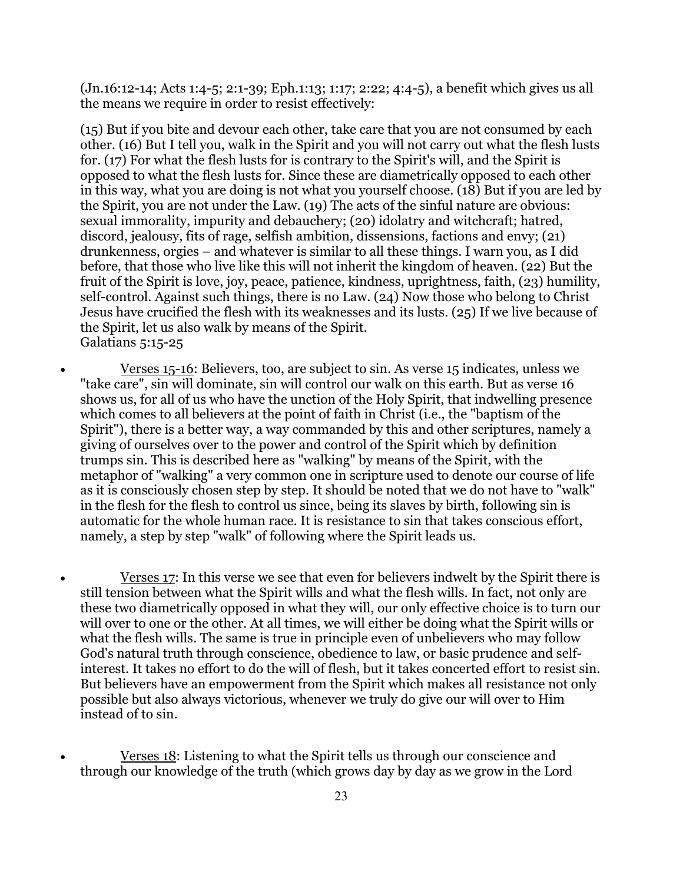(Jn.16:12-14; Acts 1:4-5; 2:1-39; Eph.1:13; 1:17; 2:22; 4:4-5), a benefit which gives us all the means we require in order to resist effectively:

(15) But if you bite and devour each other, take care that you are not consumed by each other. (16) But I tell you, walk in the Spirit and you will not carry out what the flesh lusts for. (17) For what the flesh lusts for is contrary to the Spirit's will, and the Spirit is opposed to what the flesh lusts for. Since these are diametrically opposed to each other in this way, what you are doing is not what you yourself choose. (18) But if you are led by the Spirit, you are not under the Law. (19) The acts of the sinful nature are obvious: sexual immorality, impurity and debauchery; (20) idolatry and witchcraft; hatred, discord, jealousy, fits of rage, selfish ambition, dissensions, factions and envy; (21) drunkenness, orgies – and whatever is similar to all these things. I warn you, as I did before, that those who live like this will not inherit the kingdom of heaven. (22) But the fruit of the Spirit is love, joy, peace, patience, kindness, uprightness, faith, (23) humility, self-control. Against such things, there is no Law. (24) Now those who belong to Christ Jesus have crucified the flesh with its weaknesses and its lusts. (25) If we live because of the Spirit, let us also walk by means of the Spirit.
Galatians 5:15-25

- Verses 15-16: Believers, too, are subject to sin. As verse 15 indicates, unless we "take care", sin will dominate, sin will control our walk on this earth. But as verse 16 shows us, for all of us who have the unction of the Holy Spirit, that indwelling presence which comes to all believers at the point of faith in Christ (i.e., the "baptism of the Spirit"), there is a better way, a way commanded by this and other scriptures, namely a giving of ourselves over to the power and control of the Spirit which by definition trumps sin. This is described here as "walking" by means of the Spirit, with the metaphor of "walking" a very common one in scripture used to denote our course of life as it is consciously chosen step by step. It should be noted that we do not have to "walk" in the flesh for the flesh to control us since, being its slaves by birth, following sin is automatic for the whole human race. It is resistance to sin that takes conscious effort, namely, a step by step "walk" of following where the Spirit leads us.

- Verses 17: In this verse we see that even for believers indwelt by the Spirit there is still tension between what the Spirit wills and what the flesh wills. In fact, not only are these two diametrically opposed in what they will, our only effective choice is to turn our will over to one or the other. At all times, we will either be doing what the Spirit wills or what the flesh wills. The same is true in principle even of unbelievers who may follow God's natural truth through conscience, obedience to law, or basic prudence and self-interest. It takes no effort to do the will of flesh, but it takes concerted effort to resist sin. But believers have an empowerment from the Spirit which makes all resistance not only possible but also always victorious, whenever we truly do give our will over to Him instead of to sin.

- Verses 18: Listening to what the Spirit tells us through our conscience and through our knowledge of the truth (which grows day by day as we grow in the Lord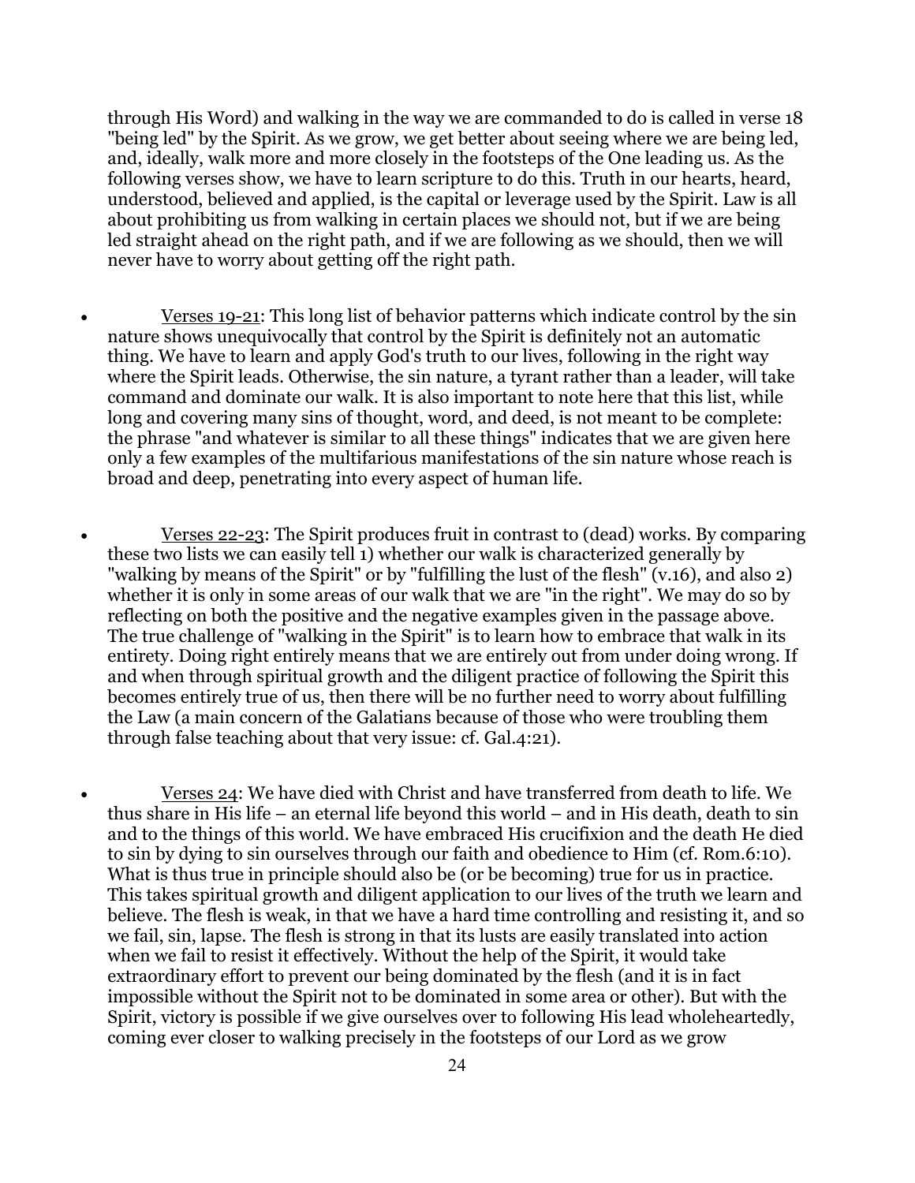through His Word) and walking in the way we are commanded to do is called in verse 18 "being led" by the Spirit. As we grow, we get better about seeing where we are being led, and, ideally, walk more and more closely in the footsteps of the One leading us. As the following verses show, we have to learn scripture to do this. Truth in our hearts, heard, understood, believed and applied, is the capital or leverage used by the Spirit. Law is all about prohibiting us from walking in certain places we should not, but if we are being led straight ahead on the right path, and if we are following as we should, then we will never have to worry about getting off the right path.

- Verses 19-21: This long list of behavior patterns which indicate control by the sin nature shows unequivocally that control by the Spirit is definitely not an automatic thing. We have to learn and apply God's truth to our lives, following in the right way where the Spirit leads. Otherwise, the sin nature, a tyrant rather than a leader, will take command and dominate our walk. It is also important to note here that this list, while long and covering many sins of thought, word, and deed, is not meant to be complete: the phrase "and whatever is similar to all these things" indicates that we are given here only a few examples of the multifarious manifestations of the sin nature whose reach is broad and deep, penetrating into every aspect of human life.

- Verses 22-23: The Spirit produces fruit in contrast to (dead) works. By comparing these two lists we can easily tell 1) whether our walk is characterized generally by "walking by means of the Spirit" or by "fulfilling the lust of the flesh" (v.16), and also 2) whether it is only in some areas of our walk that we are "in the right". We may do so by reflecting on both the positive and the negative examples given in the passage above. The true challenge of "walking in the Spirit" is to learn how to embrace that walk in its entirety. Doing right entirely means that we are entirely out from under doing wrong. If and when through spiritual growth and the diligent practice of following the Spirit this becomes entirely true of us, then there will be no further need to worry about fulfilling the Law (a main concern of the Galatians because of those who were troubling them through false teaching about that very issue: cf. Gal.4:21).

- Verses 24: We have died with Christ and have transferred from death to life. We thus share in His life – an eternal life beyond this world – and in His death, death to sin and to the things of this world. We have embraced His crucifixion and the death He died to sin by dying to sin ourselves through our faith and obedience to Him (cf. Rom.6:10). What is thus true in principle should also be (or be becoming) true for us in practice. This takes spiritual growth and diligent application to our lives of the truth we learn and believe. The flesh is weak, in that we have a hard time controlling and resisting it, and so we fail, sin, lapse. The flesh is strong in that its lusts are easily translated into action when we fail to resist it effectively. Without the help of the Spirit, it would take extraordinary effort to prevent our being dominated by the flesh (and it is in fact impossible without the Spirit not to be dominated in some area or other). But with the Spirit, victory is possible if we give ourselves over to following His lead wholeheartedly, coming ever closer to walking precisely in the footsteps of our Lord as we grow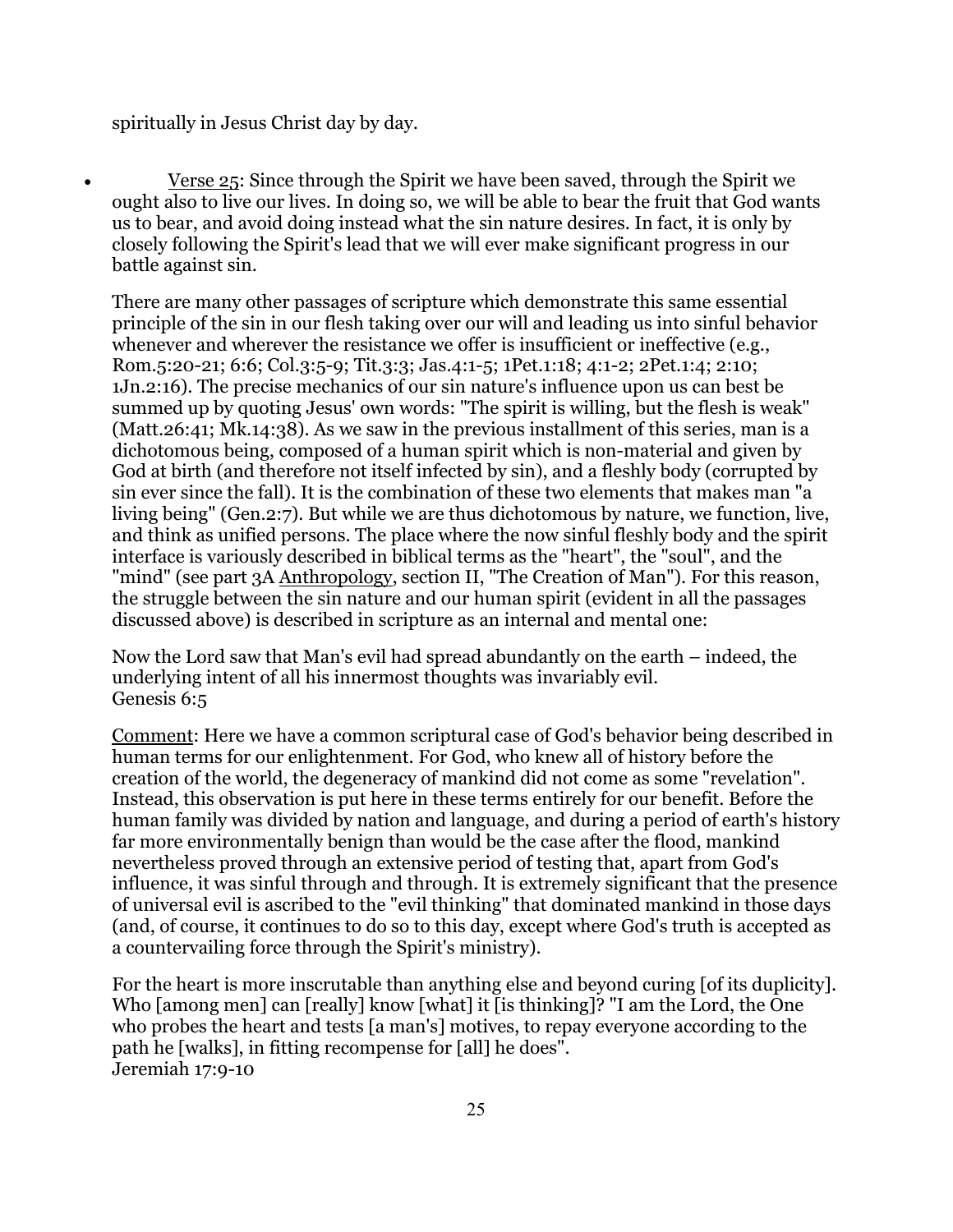spiritually in Jesus Christ day by day.

- Verse 25: Since through the Spirit we have been saved, through the Spirit we ought also to live our lives. In doing so, we will be able to bear the fruit that God wants us to bear, and avoid doing instead what the sin nature desires. In fact, it is only by closely following the Spirit's lead that we will ever make significant progress in our battle against sin.

  There are many other passages of scripture which demonstrate this same essential principle of the sin in our flesh taking over our will and leading us into sinful behavior whenever and wherever the resistance we offer is insufficient or ineffective (e.g., Rom.5:20-21; 6:6; Col.3:5-9; Tit.3:3; Jas.4:1-5; 1Pet.1:18; 4:1-2; 2Pet.1:4; 2:10; 1Jn.2:16). The precise mechanics of our sin nature's influence upon us can best be summed up by quoting Jesus' own words: "The spirit is willing, but the flesh is weak" (Matt.26:41; Mk.14:38). As we saw in the previous installment of this series, man is a dichotomous being, composed of a human spirit which is non-material and given by God at birth (and therefore not itself infected by sin), and a fleshly body (corrupted by sin ever since the fall). It is the combination of these two elements that makes man "a living being" (Gen.2:7). But while we are thus dichotomous by nature, we function, live, and think as unified persons. The place where the now sinful fleshly body and the spirit interface is variously described in biblical terms as the "heart", the "soul", and the "mind" (see part 3A Anthropology, section II, "The Creation of Man"). For this reason, the struggle between the sin nature and our human spirit (evident in all the passages discussed above) is described in scripture as an internal and mental one:

  Now the Lord saw that Man's evil had spread abundantly on the earth – indeed, the underlying intent of all his innermost thoughts was invariably evil.
  Genesis 6:5

  Comment: Here we have a common scriptural case of God's behavior being described in human terms for our enlightenment. For God, who knew all of history before the creation of the world, the degeneracy of mankind did not come as some "revelation". Instead, this observation is put here in these terms entirely for our benefit. Before the human family was divided by nation and language, and during a period of earth's history far more environmentally benign than would be the case after the flood, mankind nevertheless proved through an extensive period of testing that, apart from God's influence, it was sinful through and through. It is extremely significant that the presence of universal evil is ascribed to the "evil thinking" that dominated mankind in those days (and, of course, it continues to do so to this day, except where God's truth is accepted as a countervailing force through the Spirit's ministry).

  For the heart is more inscrutable than anything else and beyond curing [of its duplicity]. Who [among men] can [really] know [what] it [is thinking]? "I am the Lord, the One who probes the heart and tests [a man's] motives, to repay everyone according to the path he [walks], in fitting recompense for [all] he does".
  Jeremiah 17:9-10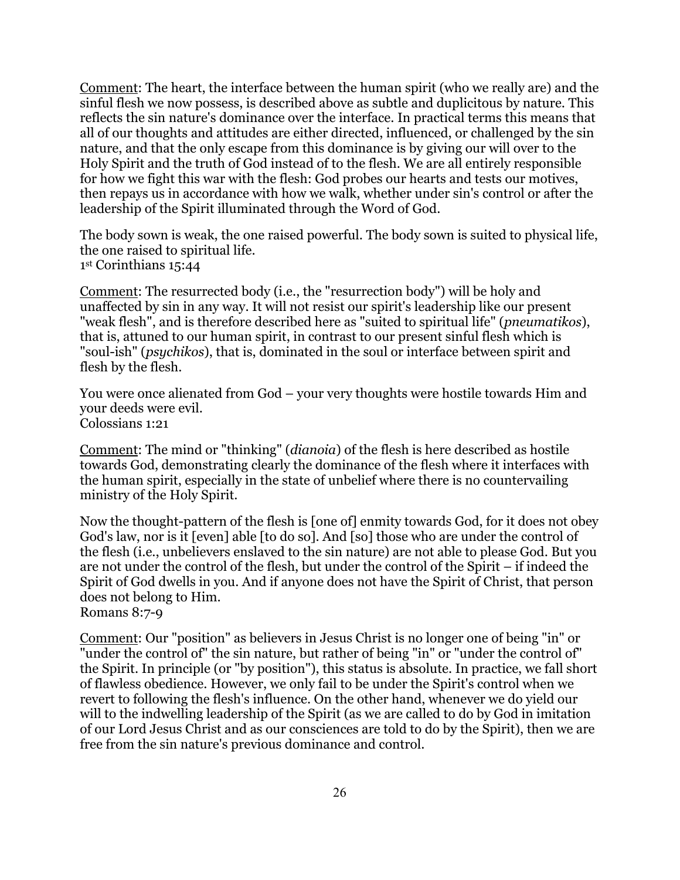Comment: The heart, the interface between the human spirit (who we really are) and the sinful flesh we now possess, is described above as subtle and duplicitous by nature. This reflects the sin nature's dominance over the interface. In practical terms this means that all of our thoughts and attitudes are either directed, influenced, or challenged by the sin nature, and that the only escape from this dominance is by giving our will over to the Holy Spirit and the truth of God instead of to the flesh. We are all entirely responsible for how we fight this war with the flesh: God probes our hearts and tests our motives, then repays us in accordance with how we walk, whether under sin's control or after the leadership of the Spirit illuminated through the Word of God.

The body sown is weak, the one raised powerful. The body sown is suited to physical life, the one raised to spiritual life.
1st Corinthians 15:44

Comment: The resurrected body (i.e., the "resurrection body") will be holy and unaffected by sin in any way. It will not resist our spirit's leadership like our present "weak flesh", and is therefore described here as "suited to spiritual life" (*pneumatikos*), that is, attuned to our human spirit, in contrast to our present sinful flesh which is "soul-ish" (*psychikos*), that is, dominated in the soul or interface between spirit and flesh by the flesh.

You were once alienated from God – your very thoughts were hostile towards Him and your deeds were evil.
Colossians 1:21

Comment: The mind or "thinking" (*dianoia*) of the flesh is here described as hostile towards God, demonstrating clearly the dominance of the flesh where it interfaces with the human spirit, especially in the state of unbelief where there is no countervailing ministry of the Holy Spirit.

Now the thought-pattern of the flesh is [one of] enmity towards God, for it does not obey God's law, nor is it [even] able [to do so]. And [so] those who are under the control of the flesh (i.e., unbelievers enslaved to the sin nature) are not able to please God. But you are not under the control of the flesh, but under the control of the Spirit – if indeed the Spirit of God dwells in you. And if anyone does not have the Spirit of Christ, that person does not belong to Him.
Romans 8:7-9

Comment: Our "position" as believers in Jesus Christ is no longer one of being "in" or "under the control of" the sin nature, but rather of being "in" or "under the control of" the Spirit. In principle (or "by position"), this status is absolute. In practice, we fall short of flawless obedience. However, we only fail to be under the Spirit's control when we revert to following the flesh's influence. On the other hand, whenever we do yield our will to the indwelling leadership of the Spirit (as we are called to do by God in imitation of our Lord Jesus Christ and as our consciences are told to do by the Spirit), then we are free from the sin nature's previous dominance and control.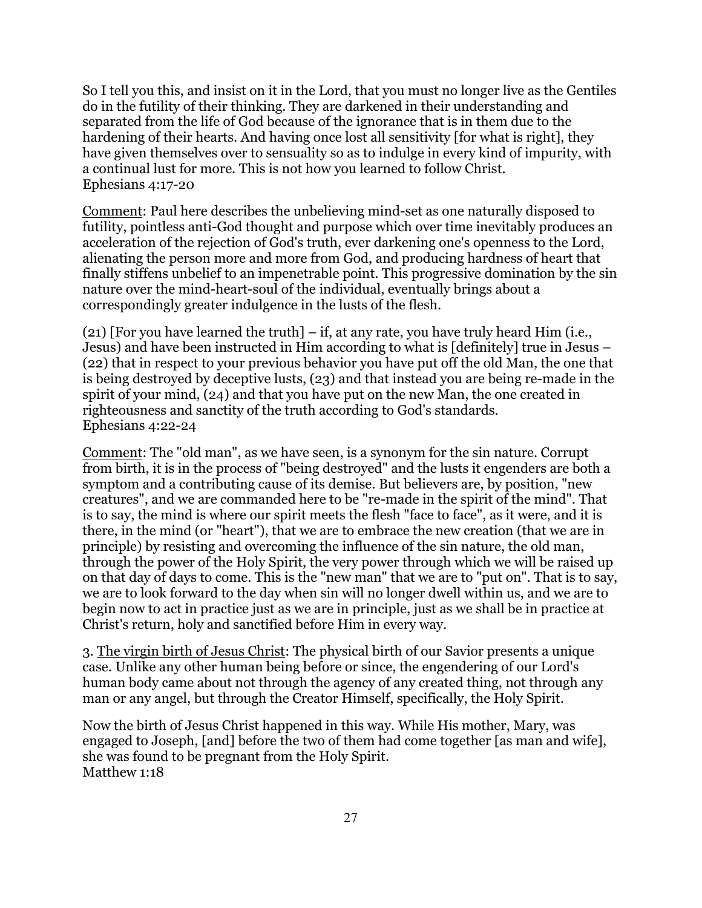So I tell you this, and insist on it in the Lord, that you must no longer live as the Gentiles do in the futility of their thinking. They are darkened in their understanding and separated from the life of God because of the ignorance that is in them due to the hardening of their hearts. And having once lost all sensitivity [for what is right], they have given themselves over to sensuality so as to indulge in every kind of impurity, with a continual lust for more. This is not how you learned to follow Christ.
Ephesians 4:17-20

<u>Comment</u>: Paul here describes the unbelieving mind-set as one naturally disposed to futility, pointless anti-God thought and purpose which over time inevitably produces an acceleration of the rejection of God's truth, ever darkening one's openness to the Lord, alienating the person more and more from God, and producing hardness of heart that finally stiffens unbelief to an impenetrable point. This progressive domination by the sin nature over the mind-heart-soul of the individual, eventually brings about a correspondingly greater indulgence in the lusts of the flesh.

(21) [For you have learned the truth] – if, at any rate, you have truly heard Him (i.e., Jesus) and have been instructed in Him according to what is [definitely] true in Jesus – (22) that in respect to your previous behavior you have put off the old Man, the one that is being destroyed by deceptive lusts, (23) and that instead you are being re-made in the spirit of your mind, (24) and that you have put on the new Man, the one created in righteousness and sanctity of the truth according to God's standards.
Ephesians 4:22-24

<u>Comment</u>: The "old man", as we have seen, is a synonym for the sin nature. Corrupt from birth, it is in the process of "being destroyed" and the lusts it engenders are both a symptom and a contributing cause of its demise. But believers are, by position, "new creatures", and we are commanded here to be "re-made in the spirit of the mind". That is to say, the mind is where our spirit meets the flesh "face to face", as it were, and it is there, in the mind (or "heart"), that we are to embrace the new creation (that we are in principle) by resisting and overcoming the influence of the sin nature, the old man, through the power of the Holy Spirit, the very power through which we will be raised up on that day of days to come. This is the "new man" that we are to "put on". That is to say, we are to look forward to the day when sin will no longer dwell within us, and we are to begin now to act in practice just as we are in principle, just as we shall be in practice at Christ's return, holy and sanctified before Him in every way.

3. <u>The virgin birth of Jesus Christ</u>: The physical birth of our Savior presents a unique case. Unlike any other human being before or since, the engendering of our Lord's human body came about not through the agency of any created thing, not through any man or any angel, but through the Creator Himself, specifically, the Holy Spirit.

Now the birth of Jesus Christ happened in this way. While His mother, Mary, was engaged to Joseph, [and] before the two of them had come together [as man and wife], she was found to be pregnant from the Holy Spirit.
Matthew 1:18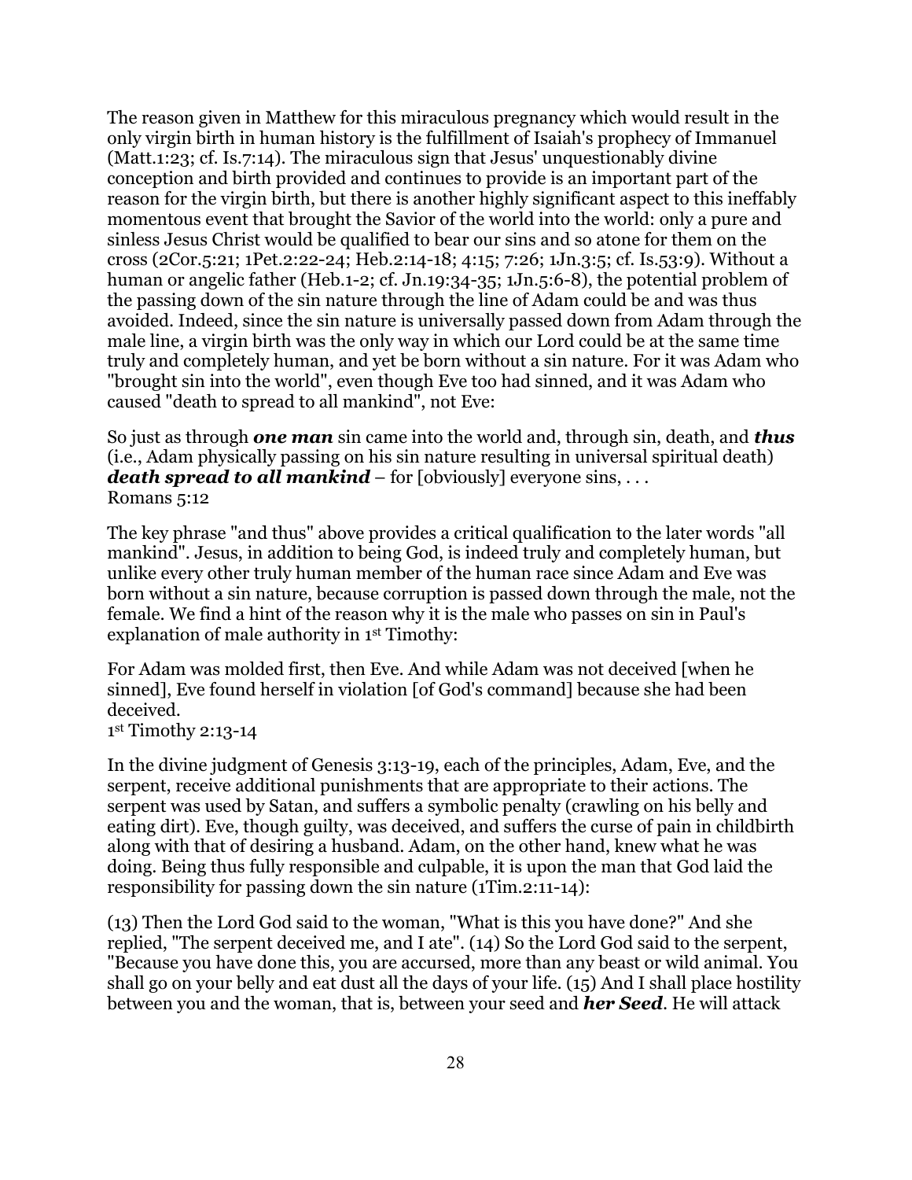The reason given in Matthew for this miraculous pregnancy which would result in the only virgin birth in human history is the fulfillment of Isaiah's prophecy of Immanuel (Matt.1:23; cf. Is.7:14). The miraculous sign that Jesus' unquestionably divine conception and birth provided and continues to provide is an important part of the reason for the virgin birth, but there is another highly significant aspect to this ineffably momentous event that brought the Savior of the world into the world: only a pure and sinless Jesus Christ would be qualified to bear our sins and so atone for them on the cross (2Cor.5:21; 1Pet.2:22-24; Heb.2:14-18; 4:15; 7:26; 1Jn.3:5; cf. Is.53:9). Without a human or angelic father (Heb.1-2; cf. Jn.19:34-35; 1Jn.5:6-8), the potential problem of the passing down of the sin nature through the line of Adam could be and was thus avoided. Indeed, since the sin nature is universally passed down from Adam through the male line, a virgin birth was the only way in which our Lord could be at the same time truly and completely human, and yet be born without a sin nature. For it was Adam who "brought sin into the world", even though Eve too had sinned, and it was Adam who caused "death to spread to all mankind", not Eve:

So just as through ***one man*** sin came into the world and, through sin, death, and ***thus*** (i.e., Adam physically passing on his sin nature resulting in universal spiritual death) ***death spread to all mankind*** – for [obviously] everyone sins, . . .
Romans 5:12

The key phrase "and thus" above provides a critical qualification to the later words "all mankind". Jesus, in addition to being God, is indeed truly and completely human, but unlike every other truly human member of the human race since Adam and Eve was born without a sin nature, because corruption is passed down through the male, not the female. We find a hint of the reason why it is the male who passes on sin in Paul's explanation of male authority in 1st Timothy:

For Adam was molded first, then Eve. And while Adam was not deceived [when he sinned], Eve found herself in violation [of God's command] because she had been deceived.
1st Timothy 2:13-14

In the divine judgment of Genesis 3:13-19, each of the principles, Adam, Eve, and the serpent, receive additional punishments that are appropriate to their actions. The serpent was used by Satan, and suffers a symbolic penalty (crawling on his belly and eating dirt). Eve, though guilty, was deceived, and suffers the curse of pain in childbirth along with that of desiring a husband. Adam, on the other hand, knew what he was doing. Being thus fully responsible and culpable, it is upon the man that God laid the responsibility for passing down the sin nature (1Tim.2:11-14):

(13) Then the Lord God said to the woman, "What is this you have done?" And she replied, "The serpent deceived me, and I ate". (14) So the Lord God said to the serpent, "Because you have done this, you are accursed, more than any beast or wild animal. You shall go on your belly and eat dust all the days of your life. (15) And I shall place hostility between you and the woman, that is, between your seed and ***her Seed***. He will attack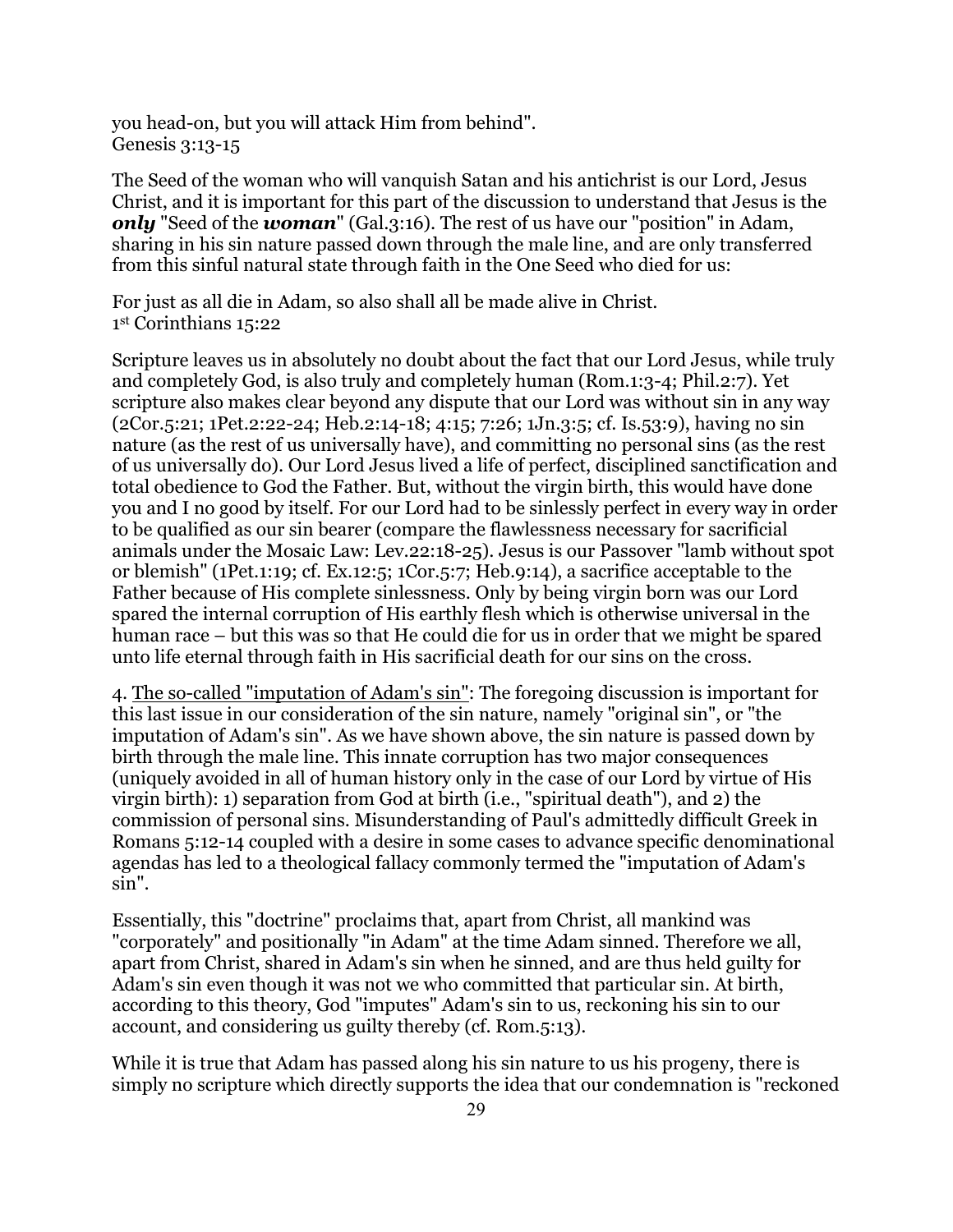you head-on, but you will attack Him from behind".
Genesis 3:13-15

The Seed of the woman who will vanquish Satan and his antichrist is our Lord, Jesus Christ, and it is important for this part of the discussion to understand that Jesus is the ***only*** "Seed of the ***woman***" (Gal.3:16). The rest of us have our "position" in Adam, sharing in his sin nature passed down through the male line, and are only transferred from this sinful natural state through faith in the One Seed who died for us:

For just as all die in Adam, so also shall all be made alive in Christ.
1st Corinthians 15:22

Scripture leaves us in absolutely no doubt about the fact that our Lord Jesus, while truly and completely God, is also truly and completely human (Rom.1:3-4; Phil.2:7). Yet scripture also makes clear beyond any dispute that our Lord was without sin in any way (2Cor.5:21; 1Pet.2:22-24; Heb.2:14-18; 4:15; 7:26; 1Jn.3:5; cf. Is.53:9), having no sin nature (as the rest of us universally have), and committing no personal sins (as the rest of us universally do). Our Lord Jesus lived a life of perfect, disciplined sanctification and total obedience to God the Father. But, without the virgin birth, this would have done you and I no good by itself. For our Lord had to be sinlessly perfect in every way in order to be qualified as our sin bearer (compare the flawlessness necessary for sacrificial animals under the Mosaic Law: Lev.22:18-25). Jesus is our Passover "lamb without spot or blemish" (1Pet.1:19; cf. Ex.12:5; 1Cor.5:7; Heb.9:14), a sacrifice acceptable to the Father because of His complete sinlessness. Only by being virgin born was our Lord spared the internal corruption of His earthly flesh which is otherwise universal in the human race – but this was so that He could die for us in order that we might be spared unto life eternal through faith in His sacrificial death for our sins on the cross.

4. <u>The so-called "imputation of Adam's sin"</u>: The foregoing discussion is important for this last issue in our consideration of the sin nature, namely "original sin", or "the imputation of Adam's sin". As we have shown above, the sin nature is passed down by birth through the male line. This innate corruption has two major consequences (uniquely avoided in all of human history only in the case of our Lord by virtue of His virgin birth): 1) separation from God at birth (i.e., "spiritual death"), and 2) the commission of personal sins. Misunderstanding of Paul's admittedly difficult Greek in Romans 5:12-14 coupled with a desire in some cases to advance specific denominational agendas has led to a theological fallacy commonly termed the "imputation of Adam's sin".

Essentially, this "doctrine" proclaims that, apart from Christ, all mankind was "corporately" and positionally "in Adam" at the time Adam sinned. Therefore we all, apart from Christ, shared in Adam's sin when he sinned, and are thus held guilty for Adam's sin even though it was not we who committed that particular sin. At birth, according to this theory, God "imputes" Adam's sin to us, reckoning his sin to our account, and considering us guilty thereby (cf. Rom.5:13).

While it is true that Adam has passed along his sin nature to us his progeny, there is simply no scripture which directly supports the idea that our condemnation is "reckoned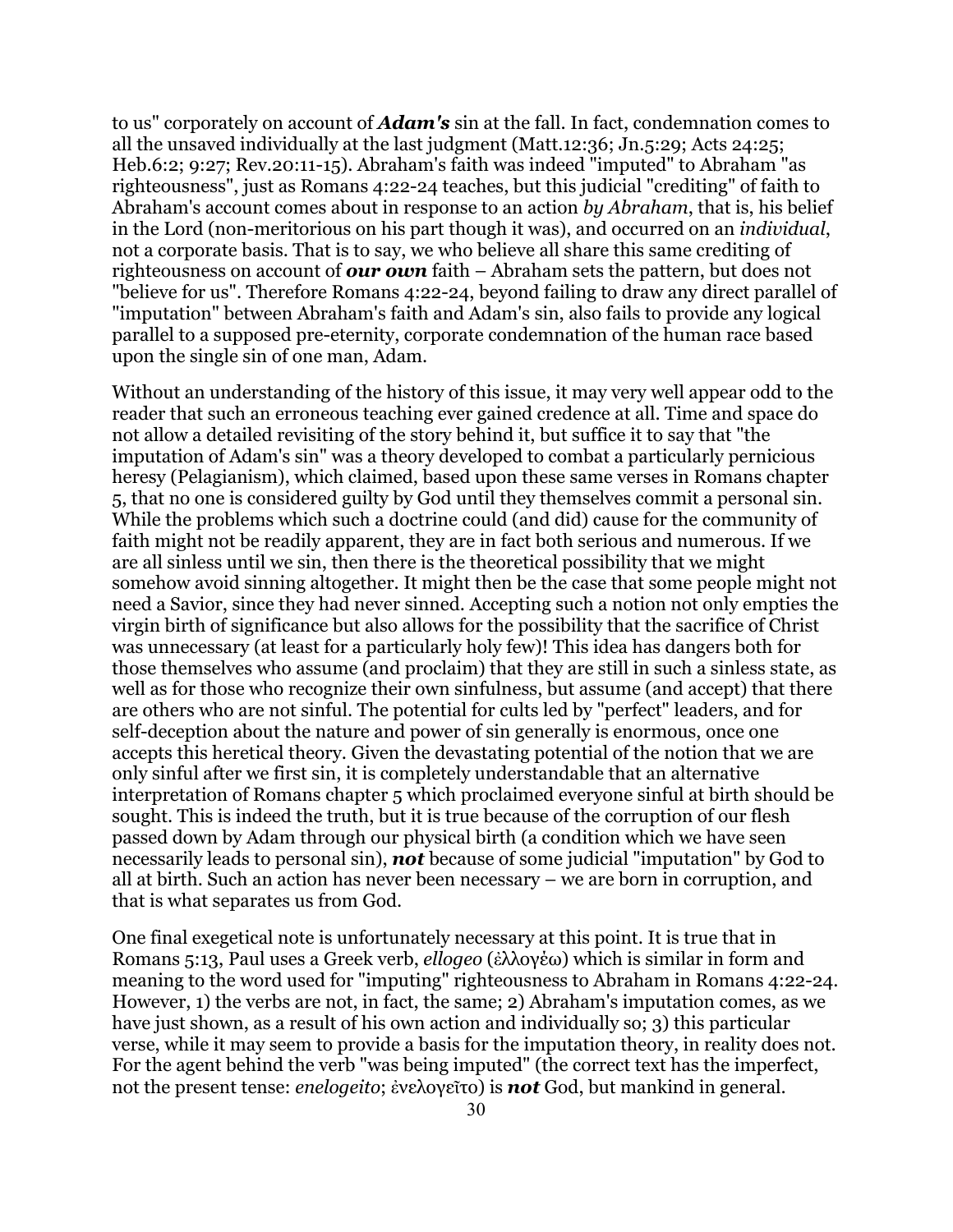to us" corporately on account of ***Adam's*** sin at the fall. In fact, condemnation comes to all the unsaved individually at the last judgment (Matt.12:36; Jn.5:29; Acts 24:25; Heb.6:2; 9:27; Rev.20:11-15). Abraham's faith was indeed "imputed" to Abraham "as righteousness", just as Romans 4:22-24 teaches, but this judicial "crediting" of faith to Abraham's account comes about in response to an action *by Abraham*, that is, his belief in the Lord (non-meritorious on his part though it was), and occurred on an *individual*, not a corporate basis. That is to say, we who believe all share this same crediting of righteousness on account of ***our own*** faith – Abraham sets the pattern, but does not "believe for us". Therefore Romans 4:22-24, beyond failing to draw any direct parallel of "imputation" between Abraham's faith and Adam's sin, also fails to provide any logical parallel to a supposed pre-eternity, corporate condemnation of the human race based upon the single sin of one man, Adam.

Without an understanding of the history of this issue, it may very well appear odd to the reader that such an erroneous teaching ever gained credence at all. Time and space do not allow a detailed revisiting of the story behind it, but suffice it to say that "the imputation of Adam's sin" was a theory developed to combat a particularly pernicious heresy (Pelagianism), which claimed, based upon these same verses in Romans chapter 5, that no one is considered guilty by God until they themselves commit a personal sin. While the problems which such a doctrine could (and did) cause for the community of faith might not be readily apparent, they are in fact both serious and numerous. If we are all sinless until we sin, then there is the theoretical possibility that we might somehow avoid sinning altogether. It might then be the case that some people might not need a Savior, since they had never sinned. Accepting such a notion not only empties the virgin birth of significance but also allows for the possibility that the sacrifice of Christ was unnecessary (at least for a particularly holy few)! This idea has dangers both for those themselves who assume (and proclaim) that they are still in such a sinless state, as well as for those who recognize their own sinfulness, but assume (and accept) that there are others who are not sinful. The potential for cults led by "perfect" leaders, and for self-deception about the nature and power of sin generally is enormous, once one accepts this heretical theory. Given the devastating potential of the notion that we are only sinful after we first sin, it is completely understandable that an alternative interpretation of Romans chapter 5 which proclaimed everyone sinful at birth should be sought. This is indeed the truth, but it is true because of the corruption of our flesh passed down by Adam through our physical birth (a condition which we have seen necessarily leads to personal sin), ***not*** because of some judicial "imputation" by God to all at birth. Such an action has never been necessary – we are born in corruption, and that is what separates us from God.

One final exegetical note is unfortunately necessary at this point. It is true that in Romans 5:13, Paul uses a Greek verb, *ellogeo* (ἐλλογέω) which is similar in form and meaning to the word used for "imputing" righteousness to Abraham in Romans 4:22-24. However, 1) the verbs are not, in fact, the same; 2) Abraham's imputation comes, as we have just shown, as a result of his own action and individually so; 3) this particular verse, while it may seem to provide a basis for the imputation theory, in reality does not. For the agent behind the verb "was being imputed" (the correct text has the imperfect, not the present tense: *enelogeito*; ἐνελογεῖτο) is ***not*** God, but mankind in general.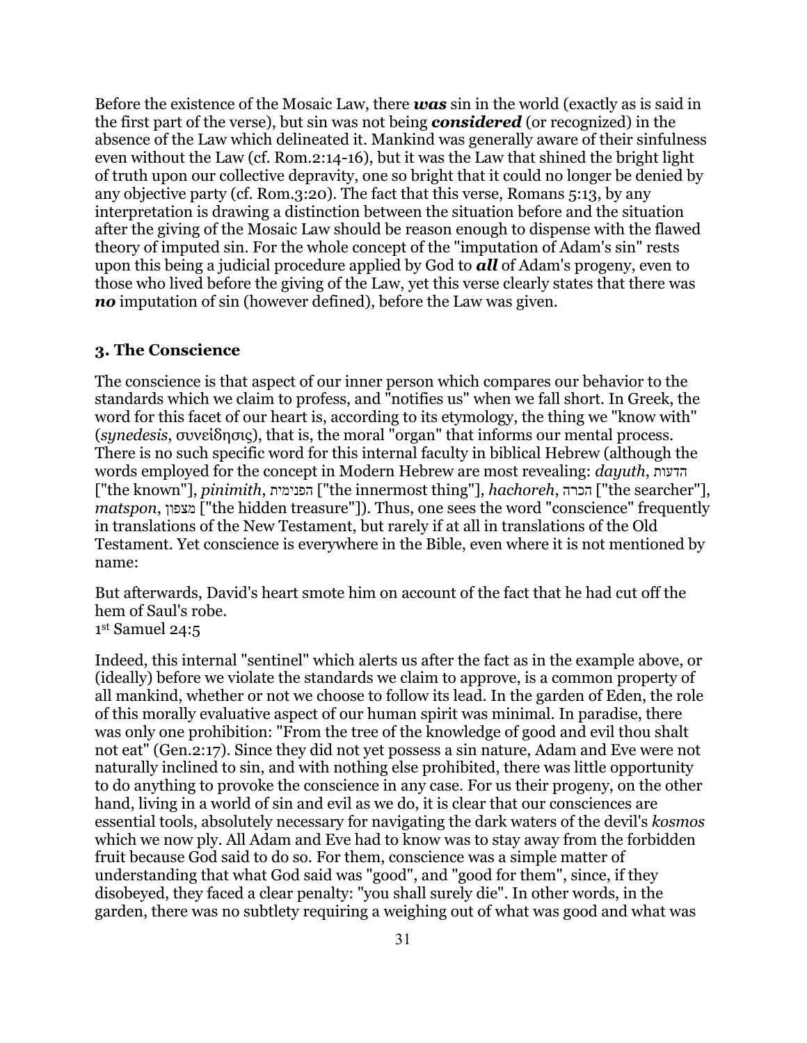Before the existence of the Mosaic Law, there ***was*** sin in the world (exactly as is said in the first part of the verse), but sin was not being ***considered*** (or recognized) in the absence of the Law which delineated it. Mankind was generally aware of their sinfulness even without the Law (cf. Rom.2:14-16), but it was the Law that shined the bright light of truth upon our collective depravity, one so bright that it could no longer be denied by any objective party (cf. Rom.3:20). The fact that this verse, Romans 5:13, by any interpretation is drawing a distinction between the situation before and the situation after the giving of the Mosaic Law should be reason enough to dispense with the flawed theory of imputed sin. For the whole concept of the "imputation of Adam's sin" rests upon this being a judicial procedure applied by God to ***all*** of Adam's progeny, even to those who lived before the giving of the Law, yet this verse clearly states that there was ***no*** imputation of sin (however defined), before the Law was given.

### 3. The Conscience

The conscience is that aspect of our inner person which compares our behavior to the standards which we claim to profess, and "notifies us" when we fall short. In Greek, the word for this facet of our heart is, according to its etymology, the thing we "know with" (*synedesis*, συνείδησις), that is, the moral "organ" that informs our mental process. There is no such specific word for this internal faculty in biblical Hebrew (although the words employed for the concept in Modern Hebrew are most revealing: *dayuth*, הדעות ["the known"], *pinimith*, הפנימית ["the innermost thing"], *hachoreh*, הכרה ["the searcher"], *matspon*, מצפון ["the hidden treasure"]). Thus, one sees the word "conscience" frequently in translations of the New Testament, but rarely if at all in translations of the Old Testament. Yet conscience is everywhere in the Bible, even where it is not mentioned by name:

But afterwards, David's heart smote him on account of the fact that he had cut off the hem of Saul's robe.
1st Samuel 24:5

Indeed, this internal "sentinel" which alerts us after the fact as in the example above, or (ideally) before we violate the standards we claim to approve, is a common property of all mankind, whether or not we choose to follow its lead. In the garden of Eden, the role of this morally evaluative aspect of our human spirit was minimal. In paradise, there was only one prohibition: "From the tree of the knowledge of good and evil thou shalt not eat" (Gen.2:17). Since they did not yet possess a sin nature, Adam and Eve were not naturally inclined to sin, and with nothing else prohibited, there was little opportunity to do anything to provoke the conscience in any case. For us their progeny, on the other hand, living in a world of sin and evil as we do, it is clear that our consciences are essential tools, absolutely necessary for navigating the dark waters of the devil's *kosmos* which we now ply. All Adam and Eve had to know was to stay away from the forbidden fruit because God said to do so. For them, conscience was a simple matter of understanding that what God said was "good", and "good for them", since, if they disobeyed, they faced a clear penalty: "you shall surely die". In other words, in the garden, there was no subtlety requiring a weighing out of what was good and what was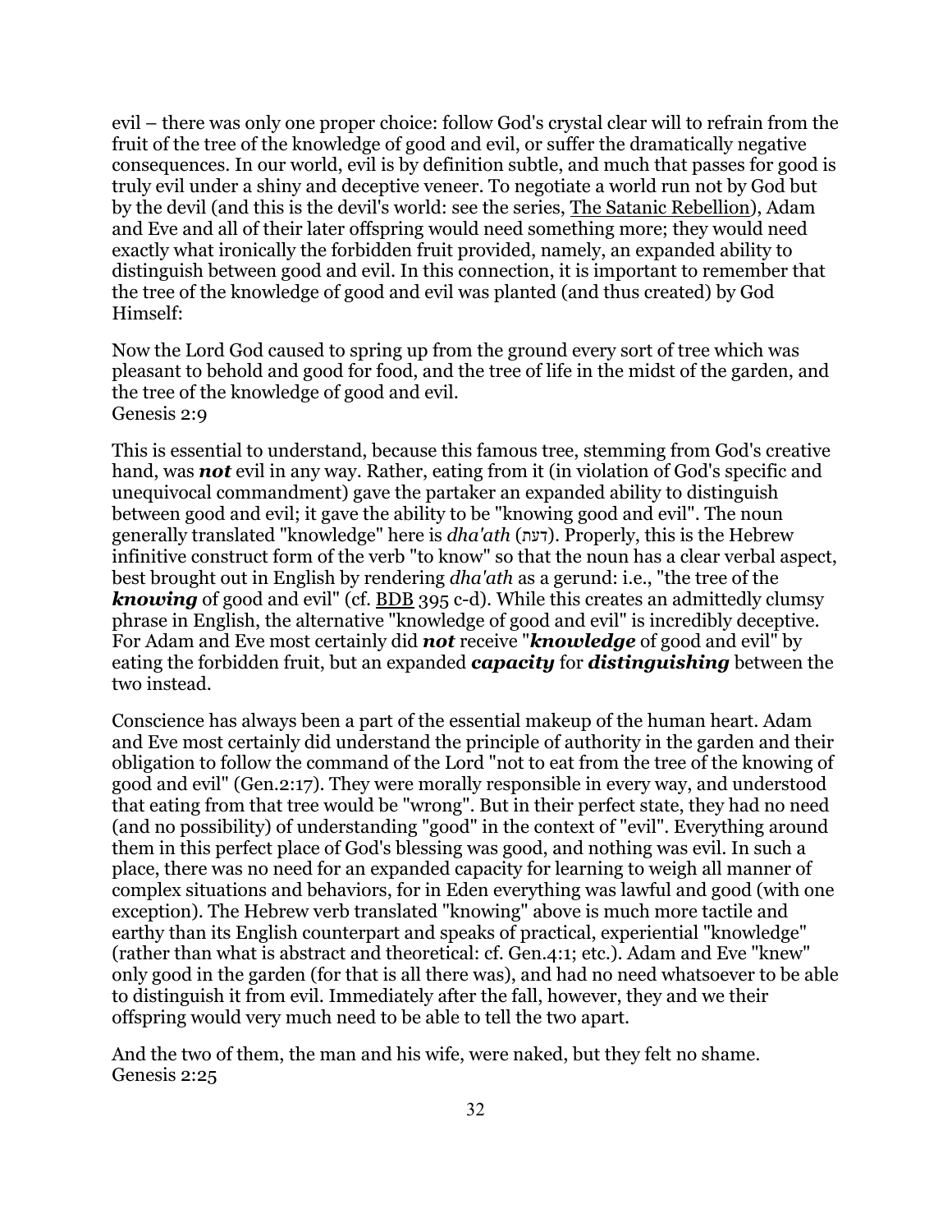evil – there was only one proper choice: follow God's crystal clear will to refrain from the fruit of the tree of the knowledge of good and evil, or suffer the dramatically negative consequences. In our world, evil is by definition subtle, and much that passes for good is truly evil under a shiny and deceptive veneer. To negotiate a world run not by God but by the devil (and this is the devil's world: see the series, The Satanic Rebellion), Adam and Eve and all of their later offspring would need something more; they would need exactly what ironically the forbidden fruit provided, namely, an expanded ability to distinguish between good and evil. In this connection, it is important to remember that the tree of the knowledge of good and evil was planted (and thus created) by God Himself:

Now the Lord God caused to spring up from the ground every sort of tree which was pleasant to behold and good for food, and the tree of life in the midst of the garden, and the tree of the knowledge of good and evil.
Genesis 2:9

This is essential to understand, because this famous tree, stemming from God's creative hand, was ***not*** evil in any way. Rather, eating from it (in violation of God's specific and unequivocal commandment) gave the partaker an expanded ability to distinguish between good and evil; it gave the ability to be "knowing good and evil". The noun generally translated "knowledge" here is *dha'ath* (דעת). Properly, this is the Hebrew infinitive construct form of the verb "to know" so that the noun has a clear verbal aspect, best brought out in English by rendering *dha'ath* as a gerund: i.e., "the tree of the ***knowing*** of good and evil" (cf. BDB 395 c-d). While this creates an admittedly clumsy phrase in English, the alternative "knowledge of good and evil" is incredibly deceptive. For Adam and Eve most certainly did ***not*** receive "***knowledge*** of good and evil" by eating the forbidden fruit, but an expanded ***capacity*** for ***distinguishing*** between the two instead.

Conscience has always been a part of the essential makeup of the human heart. Adam and Eve most certainly did understand the principle of authority in the garden and their obligation to follow the command of the Lord "not to eat from the tree of the knowing of good and evil" (Gen.2:17). They were morally responsible in every way, and understood that eating from that tree would be "wrong". But in their perfect state, they had no need (and no possibility) of understanding "good" in the context of "evil". Everything around them in this perfect place of God's blessing was good, and nothing was evil. In such a place, there was no need for an expanded capacity for learning to weigh all manner of complex situations and behaviors, for in Eden everything was lawful and good (with one exception). The Hebrew verb translated "knowing" above is much more tactile and earthy than its English counterpart and speaks of practical, experiential "knowledge" (rather than what is abstract and theoretical: cf. Gen.4:1; etc.). Adam and Eve "knew" only good in the garden (for that is all there was), and had no need whatsoever to be able to distinguish it from evil. Immediately after the fall, however, they and we their offspring would very much need to be able to tell the two apart.

And the two of them, the man and his wife, were naked, but they felt no shame.
Genesis 2:25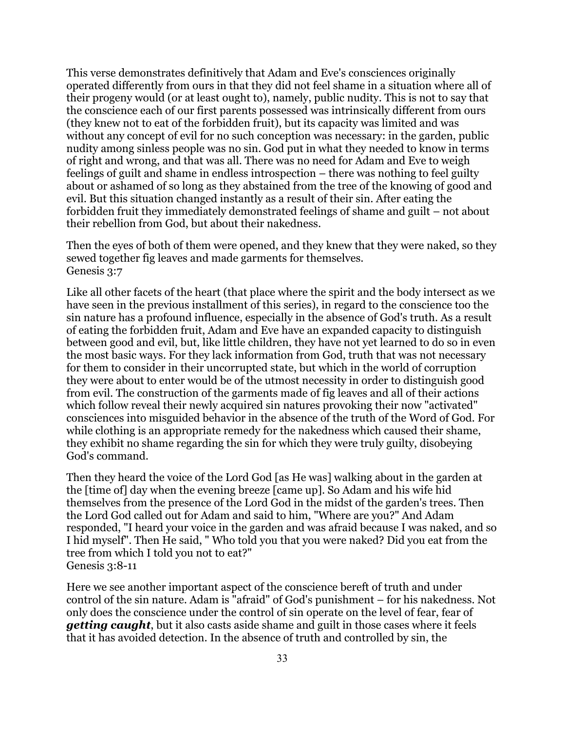This verse demonstrates definitively that Adam and Eve's consciences originally operated differently from ours in that they did not feel shame in a situation where all of their progeny would (or at least ought to), namely, public nudity. This is not to say that the conscience each of our first parents possessed was intrinsically different from ours (they knew not to eat of the forbidden fruit), but its capacity was limited and was without any concept of evil for no such conception was necessary: in the garden, public nudity among sinless people was no sin. God put in what they needed to know in terms of right and wrong, and that was all. There was no need for Adam and Eve to weigh feelings of guilt and shame in endless introspection – there was nothing to feel guilty about or ashamed of so long as they abstained from the tree of the knowing of good and evil. But this situation changed instantly as a result of their sin. After eating the forbidden fruit they immediately demonstrated feelings of shame and guilt – not about their rebellion from God, but about their nakedness.

Then the eyes of both of them were opened, and they knew that they were naked, so they sewed together fig leaves and made garments for themselves.
Genesis 3:7

Like all other facets of the heart (that place where the spirit and the body intersect as we have seen in the previous installment of this series), in regard to the conscience too the sin nature has a profound influence, especially in the absence of God's truth. As a result of eating the forbidden fruit, Adam and Eve have an expanded capacity to distinguish between good and evil, but, like little children, they have not yet learned to do so in even the most basic ways. For they lack information from God, truth that was not necessary for them to consider in their uncorrupted state, but which in the world of corruption they were about to enter would be of the utmost necessity in order to distinguish good from evil. The construction of the garments made of fig leaves and all of their actions which follow reveal their newly acquired sin natures provoking their now "activated" consciences into misguided behavior in the absence of the truth of the Word of God. For while clothing is an appropriate remedy for the nakedness which caused their shame, they exhibit no shame regarding the sin for which they were truly guilty, disobeying God's command.

Then they heard the voice of the Lord God [as He was] walking about in the garden at the [time of] day when the evening breeze [came up]. So Adam and his wife hid themselves from the presence of the Lord God in the midst of the garden's trees. Then the Lord God called out for Adam and said to him, "Where are you?" And Adam responded, "I heard your voice in the garden and was afraid because I was naked, and so I hid myself". Then He said, " Who told you that you were naked? Did you eat from the tree from which I told you not to eat?"
Genesis 3:8-11

Here we see another important aspect of the conscience bereft of truth and under control of the sin nature. Adam is "afraid" of God's punishment – for his nakedness. Not only does the conscience under the control of sin operate on the level of fear, fear of ***getting caught***, but it also casts aside shame and guilt in those cases where it feels that it has avoided detection. In the absence of truth and controlled by sin, the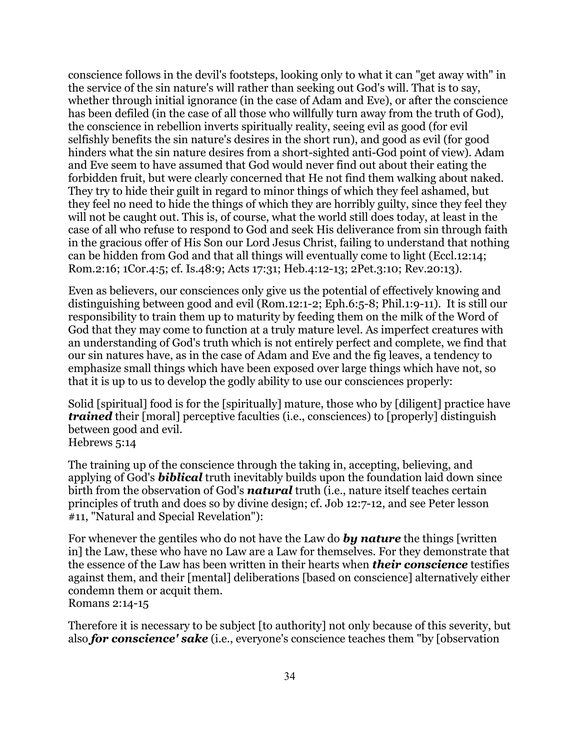conscience follows in the devil's footsteps, looking only to what it can "get away with" in the service of the sin nature's will rather than seeking out God's will. That is to say, whether through initial ignorance (in the case of Adam and Eve), or after the conscience has been defiled (in the case of all those who willfully turn away from the truth of God), the conscience in rebellion inverts spiritually reality, seeing evil as good (for evil selfishly benefits the sin nature's desires in the short run), and good as evil (for good hinders what the sin nature desires from a short-sighted anti-God point of view). Adam and Eve seem to have assumed that God would never find out about their eating the forbidden fruit, but were clearly concerned that He not find them walking about naked. They try to hide their guilt in regard to minor things of which they feel ashamed, but they feel no need to hide the things of which they are horribly guilty, since they feel they will not be caught out. This is, of course, what the world still does today, at least in the case of all who refuse to respond to God and seek His deliverance from sin through faith in the gracious offer of His Son our Lord Jesus Christ, failing to understand that nothing can be hidden from God and that all things will eventually come to light (Eccl.12:14; Rom.2:16; 1Cor.4:5; cf. Is.48:9; Acts 17:31; Heb.4:12-13; 2Pet.3:10; Rev.20:13).

Even as believers, our consciences only give us the potential of effectively knowing and distinguishing between good and evil (Rom.12:1-2; Eph.6:5-8; Phil.1:9-11). It is still our responsibility to train them up to maturity by feeding them on the milk of the Word of God that they may come to function at a truly mature level. As imperfect creatures with an understanding of God's truth which is not entirely perfect and complete, we find that our sin natures have, as in the case of Adam and Eve and the fig leaves, a tendency to emphasize small things which have been exposed over large things which have not, so that it is up to us to develop the godly ability to use our consciences properly:

Solid [spiritual] food is for the [spiritually] mature, those who by [diligent] practice have ***trained*** their [moral] perceptive faculties (i.e., consciences) to [properly] distinguish between good and evil.
Hebrews 5:14

The training up of the conscience through the taking in, accepting, believing, and applying of God's ***biblical*** truth inevitably builds upon the foundation laid down since birth from the observation of God's ***natural*** truth (i.e., nature itself teaches certain principles of truth and does so by divine design; cf. Job 12:7-12, and see Peter lesson #11, "Natural and Special Revelation"):

For whenever the gentiles who do not have the Law do ***by nature*** the things [written in] the Law, these who have no Law are a Law for themselves. For they demonstrate that the essence of the Law has been written in their hearts when ***their conscience*** testifies against them, and their [mental] deliberations [based on conscience] alternatively either condemn them or acquit them.
Romans 2:14-15

Therefore it is necessary to be subject [to authority] not only because of this severity, but also ***for conscience' sake*** (i.e., everyone's conscience teaches them "by [observation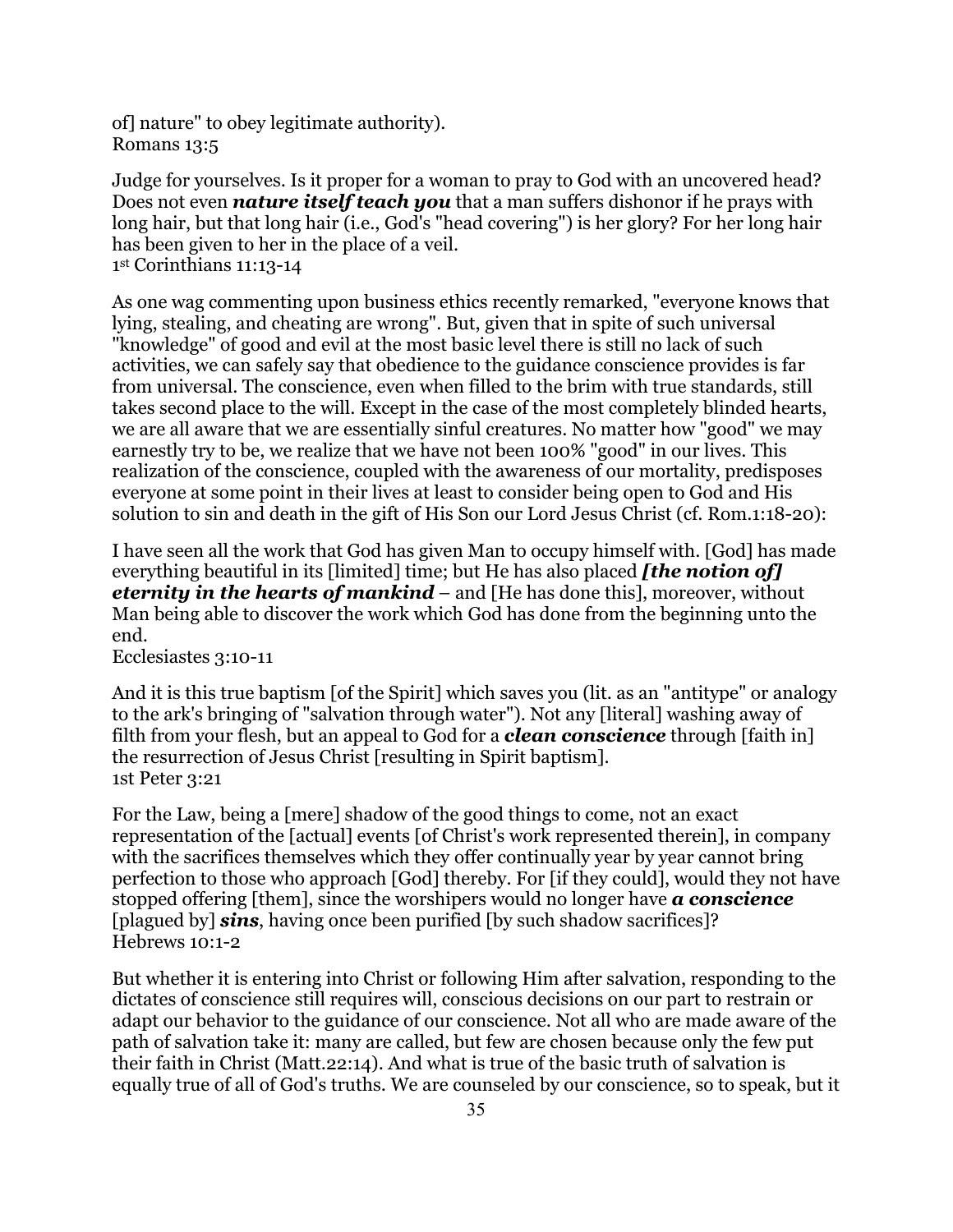of] nature" to obey legitimate authority).
Romans 13:5

Judge for yourselves. Is it proper for a woman to pray to God with an uncovered head? Does not even ***nature itself teach you*** that a man suffers dishonor if he prays with long hair, but that long hair (i.e., God's "head covering") is her glory? For her long hair has been given to her in the place of a veil.
1st Corinthians 11:13-14

As one wag commenting upon business ethics recently remarked, "everyone knows that lying, stealing, and cheating are wrong". But, given that in spite of such universal "knowledge" of good and evil at the most basic level there is still no lack of such activities, we can safely say that obedience to the guidance conscience provides is far from universal. The conscience, even when filled to the brim with true standards, still takes second place to the will. Except in the case of the most completely blinded hearts, we are all aware that we are essentially sinful creatures. No matter how "good" we may earnestly try to be, we realize that we have not been 100% "good" in our lives. This realization of the conscience, coupled with the awareness of our mortality, predisposes everyone at some point in their lives at least to consider being open to God and His solution to sin and death in the gift of His Son our Lord Jesus Christ (cf. Rom.1:18-20):

I have seen all the work that God has given Man to occupy himself with. [God] has made everything beautiful in its [limited] time; but He has also placed ***[the notion of] eternity in the hearts of mankind*** – and [He has done this], moreover, without Man being able to discover the work which God has done from the beginning unto the end.
Ecclesiastes 3:10-11

And it is this true baptism [of the Spirit] which saves you (lit. as an "antitype" or analogy to the ark's bringing of "salvation through water"). Not any [literal] washing away of filth from your flesh, but an appeal to God for a ***clean conscience*** through [faith in] the resurrection of Jesus Christ [resulting in Spirit baptism].
1st Peter 3:21

For the Law, being a [mere] shadow of the good things to come, not an exact representation of the [actual] events [of Christ's work represented therein], in company with the sacrifices themselves which they offer continually year by year cannot bring perfection to those who approach [God] thereby. For [if they could], would they not have stopped offering [them], since the worshipers would no longer have ***a conscience*** [plagued by] ***sins***, having once been purified [by such shadow sacrifices]?
Hebrews 10:1-2

But whether it is entering into Christ or following Him after salvation, responding to the dictates of conscience still requires will, conscious decisions on our part to restrain or adapt our behavior to the guidance of our conscience. Not all who are made aware of the path of salvation take it: many are called, but few are chosen because only the few put their faith in Christ (Matt.22:14). And what is true of the basic truth of salvation is equally true of all of God's truths. We are counseled by our conscience, so to speak, but it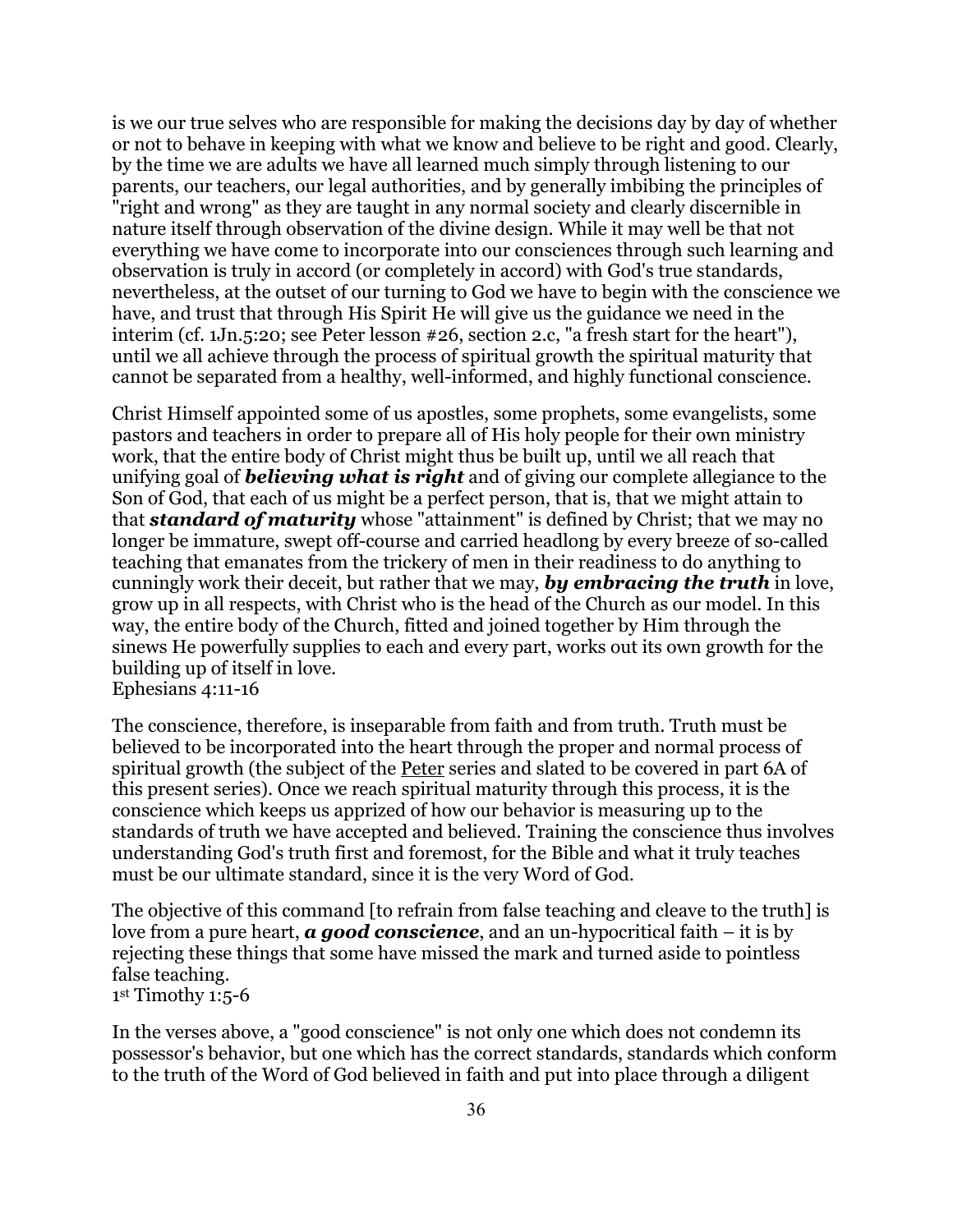is we our true selves who are responsible for making the decisions day by day of whether or not to behave in keeping with what we know and believe to be right and good. Clearly, by the time we are adults we have all learned much simply through listening to our parents, our teachers, our legal authorities, and by generally imbibing the principles of "right and wrong" as they are taught in any normal society and clearly discernible in nature itself through observation of the divine design. While it may well be that not everything we have come to incorporate into our consciences through such learning and observation is truly in accord (or completely in accord) with God's true standards, nevertheless, at the outset of our turning to God we have to begin with the conscience we have, and trust that through His Spirit He will give us the guidance we need in the interim (cf. 1Jn.5:20; see Peter lesson #26, section 2.c, "a fresh start for the heart"), until we all achieve through the process of spiritual growth the spiritual maturity that cannot be separated from a healthy, well-informed, and highly functional conscience.

Christ Himself appointed some of us apostles, some prophets, some evangelists, some pastors and teachers in order to prepare all of His holy people for their own ministry work, that the entire body of Christ might thus be built up, until we all reach that unifying goal of ***believing what is right*** and of giving our complete allegiance to the Son of God, that each of us might be a perfect person, that is, that we might attain to that ***standard of maturity*** whose "attainment" is defined by Christ; that we may no longer be immature, swept off-course and carried headlong by every breeze of so-called teaching that emanates from the trickery of men in their readiness to do anything to cunningly work their deceit, but rather that we may, ***by embracing the truth*** in love, grow up in all respects, with Christ who is the head of the Church as our model. In this way, the entire body of the Church, fitted and joined together by Him through the sinews He powerfully supplies to each and every part, works out its own growth for the building up of itself in love.
Ephesians 4:11-16

The conscience, therefore, is inseparable from faith and from truth. Truth must be believed to be incorporated into the heart through the proper and normal process of spiritual growth (the subject of the Peter series and slated to be covered in part 6A of this present series). Once we reach spiritual maturity through this process, it is the conscience which keeps us apprized of how our behavior is measuring up to the standards of truth we have accepted and believed. Training the conscience thus involves understanding God's truth first and foremost, for the Bible and what it truly teaches must be our ultimate standard, since it is the very Word of God.

The objective of this command [to refrain from false teaching and cleave to the truth] is love from a pure heart, ***a good conscience***, and an un-hypocritical faith – it is by rejecting these things that some have missed the mark and turned aside to pointless false teaching.
1st Timothy 1:5-6

In the verses above, a "good conscience" is not only one which does not condemn its possessor's behavior, but one which has the correct standards, standards which conform to the truth of the Word of God believed in faith and put into place through a diligent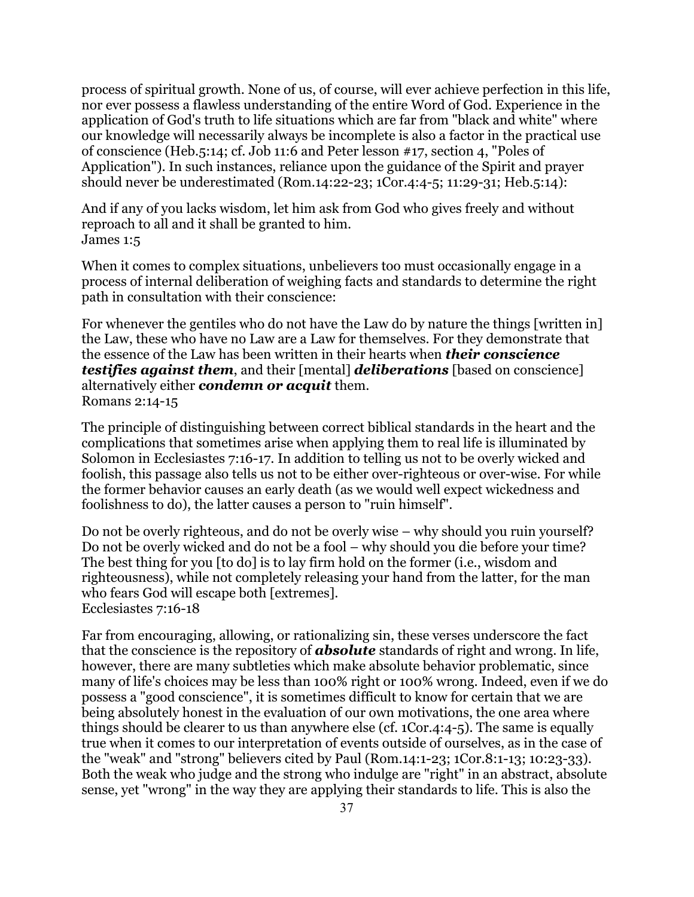process of spiritual growth. None of us, of course, will ever achieve perfection in this life, nor ever possess a flawless understanding of the entire Word of God. Experience in the application of God's truth to life situations which are far from "black and white" where our knowledge will necessarily always be incomplete is also a factor in the practical use of conscience (Heb.5:14; cf. Job 11:6 and Peter lesson #17, section 4, "Poles of Application"). In such instances, reliance upon the guidance of the Spirit and prayer should never be underestimated (Rom.14:22-23; 1Cor.4:4-5; 11:29-31; Heb.5:14):

And if any of you lacks wisdom, let him ask from God who gives freely and without reproach to all and it shall be granted to him.
James 1:5

When it comes to complex situations, unbelievers too must occasionally engage in a process of internal deliberation of weighing facts and standards to determine the right path in consultation with their conscience:

For whenever the gentiles who do not have the Law do by nature the things [written in] the Law, these who have no Law are a Law for themselves. For they demonstrate that the essence of the Law has been written in their hearts when ***their conscience testifies against them***, and their [mental] ***deliberations*** [based on conscience] alternatively either ***condemn or acquit*** them.
Romans 2:14-15

The principle of distinguishing between correct biblical standards in the heart and the complications that sometimes arise when applying them to real life is illuminated by Solomon in Ecclesiastes 7:16-17. In addition to telling us not to be overly wicked and foolish, this passage also tells us not to be either over-righteous or over-wise. For while the former behavior causes an early death (as we would well expect wickedness and foolishness to do), the latter causes a person to "ruin himself".

Do not be overly righteous, and do not be overly wise – why should you ruin yourself? Do not be overly wicked and do not be a fool – why should you die before your time? The best thing for you [to do] is to lay firm hold on the former (i.e., wisdom and righteousness), while not completely releasing your hand from the latter, for the man who fears God will escape both [extremes].
Ecclesiastes 7:16-18

Far from encouraging, allowing, or rationalizing sin, these verses underscore the fact that the conscience is the repository of ***absolute*** standards of right and wrong. In life, however, there are many subtleties which make absolute behavior problematic, since many of life's choices may be less than 100% right or 100% wrong. Indeed, even if we do possess a "good conscience", it is sometimes difficult to know for certain that we are being absolutely honest in the evaluation of our own motivations, the one area where things should be clearer to us than anywhere else (cf. 1Cor.4:4-5). The same is equally true when it comes to our interpretation of events outside of ourselves, as in the case of the "weak" and "strong" believers cited by Paul (Rom.14:1-23; 1Cor.8:1-13; 10:23-33). Both the weak who judge and the strong who indulge are "right" in an abstract, absolute sense, yet "wrong" in the way they are applying their standards to life. This is also the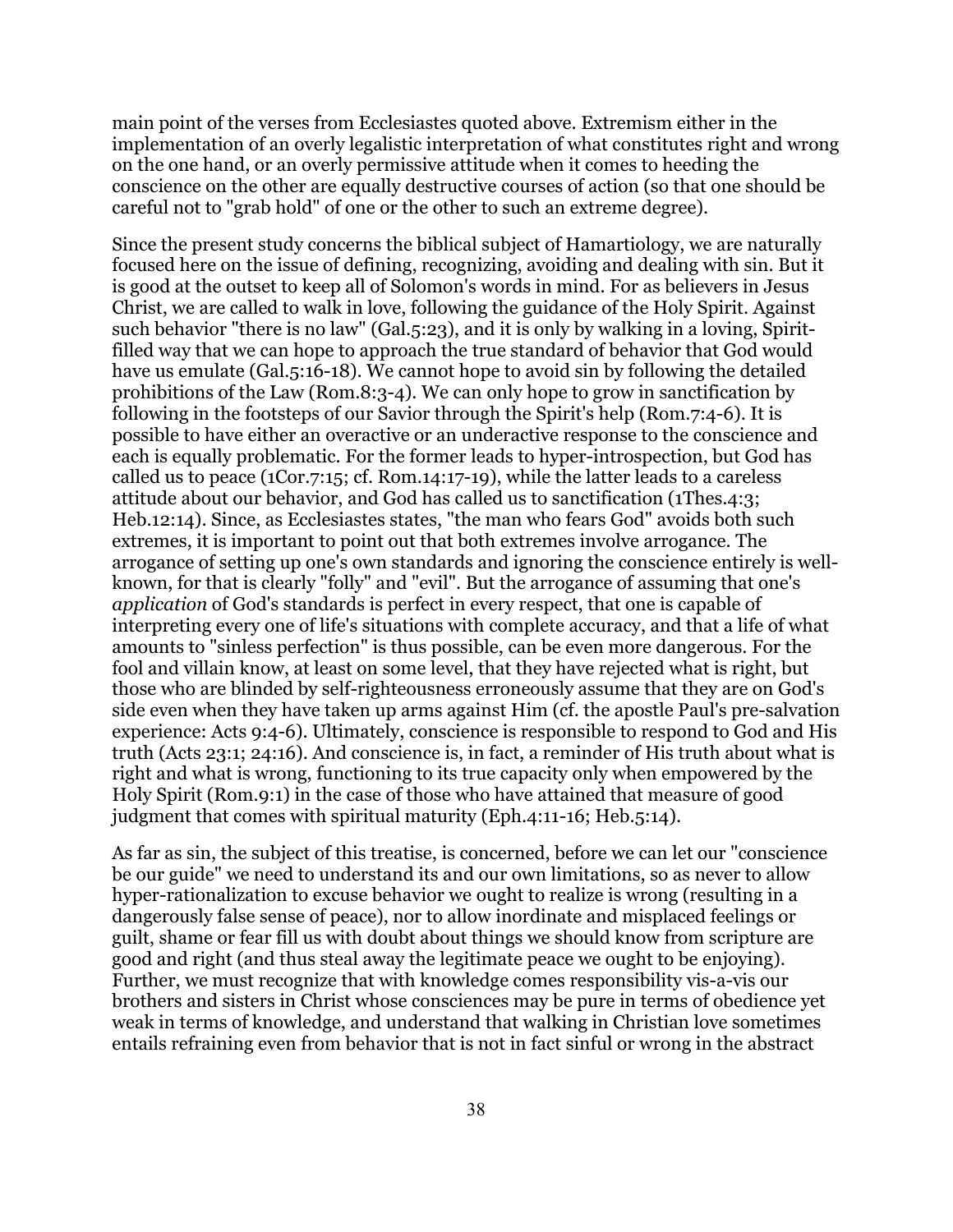main point of the verses from Ecclesiastes quoted above. Extremism either in the implementation of an overly legalistic interpretation of what constitutes right and wrong on the one hand, or an overly permissive attitude when it comes to heeding the conscience on the other are equally destructive courses of action (so that one should be careful not to "grab hold" of one or the other to such an extreme degree).

Since the present study concerns the biblical subject of Hamartiology, we are naturally focused here on the issue of defining, recognizing, avoiding and dealing with sin. But it is good at the outset to keep all of Solomon's words in mind. For as believers in Jesus Christ, we are called to walk in love, following the guidance of the Holy Spirit. Against such behavior "there is no law" (Gal.5:23), and it is only by walking in a loving, Spirit-filled way that we can hope to approach the true standard of behavior that God would have us emulate (Gal.5:16-18). We cannot hope to avoid sin by following the detailed prohibitions of the Law (Rom.8:3-4). We can only hope to grow in sanctification by following in the footsteps of our Savior through the Spirit's help (Rom.7:4-6). It is possible to have either an overactive or an underactive response to the conscience and each is equally problematic. For the former leads to hyper-introspection, but God has called us to peace (1Cor.7:15; cf. Rom.14:17-19), while the latter leads to a careless attitude about our behavior, and God has called us to sanctification (1Thes.4:3; Heb.12:14). Since, as Ecclesiastes states, "the man who fears God" avoids both such extremes, it is important to point out that both extremes involve arrogance. The arrogance of setting up one's own standards and ignoring the conscience entirely is well-known, for that is clearly "folly" and "evil". But the arrogance of assuming that one's *application* of God's standards is perfect in every respect, that one is capable of interpreting every one of life's situations with complete accuracy, and that a life of what amounts to "sinless perfection" is thus possible, can be even more dangerous. For the fool and villain know, at least on some level, that they have rejected what is right, but those who are blinded by self-righteousness erroneously assume that they are on God's side even when they have taken up arms against Him (cf. the apostle Paul's pre-salvation experience: Acts 9:4-6). Ultimately, conscience is responsible to respond to God and His truth (Acts 23:1; 24:16). And conscience is, in fact, a reminder of His truth about what is right and what is wrong, functioning to its true capacity only when empowered by the Holy Spirit (Rom.9:1) in the case of those who have attained that measure of good judgment that comes with spiritual maturity (Eph.4:11-16; Heb.5:14).

As far as sin, the subject of this treatise, is concerned, before we can let our "conscience be our guide" we need to understand its and our own limitations, so as never to allow hyper-rationalization to excuse behavior we ought to realize is wrong (resulting in a dangerously false sense of peace), nor to allow inordinate and misplaced feelings or guilt, shame or fear fill us with doubt about things we should know from scripture are good and right (and thus steal away the legitimate peace we ought to be enjoying). Further, we must recognize that with knowledge comes responsibility vis-a-vis our brothers and sisters in Christ whose consciences may be pure in terms of obedience yet weak in terms of knowledge, and understand that walking in Christian love sometimes entails refraining even from behavior that is not in fact sinful or wrong in the abstract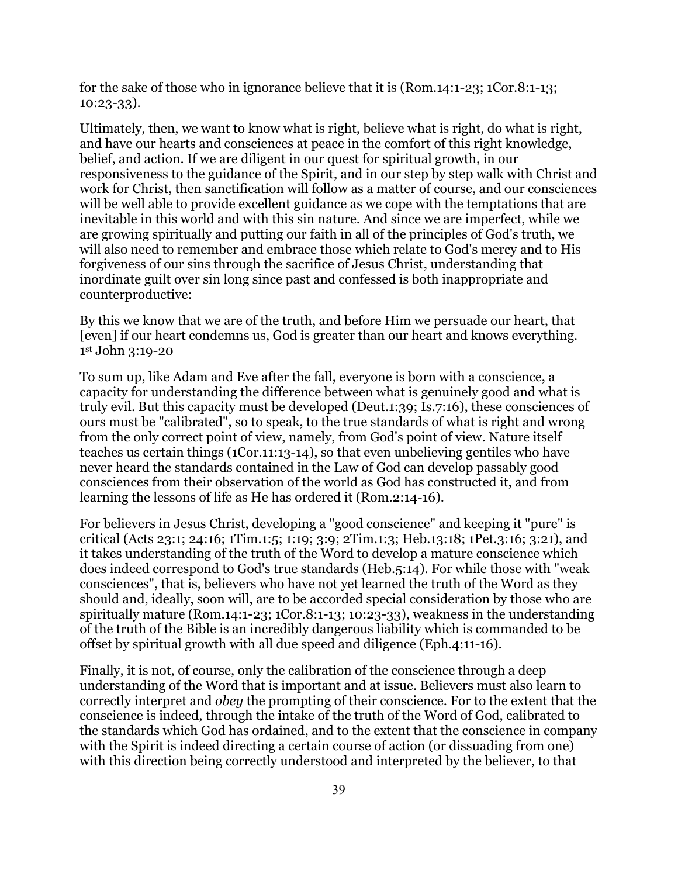for the sake of those who in ignorance believe that it is (Rom.14:1-23; 1Cor.8:1-13; 10:23-33).

Ultimately, then, we want to know what is right, believe what is right, do what is right, and have our hearts and consciences at peace in the comfort of this right knowledge, belief, and action. If we are diligent in our quest for spiritual growth, in our responsiveness to the guidance of the Spirit, and in our step by step walk with Christ and work for Christ, then sanctification will follow as a matter of course, and our consciences will be well able to provide excellent guidance as we cope with the temptations that are inevitable in this world and with this sin nature. And since we are imperfect, while we are growing spiritually and putting our faith in all of the principles of God's truth, we will also need to remember and embrace those which relate to God's mercy and to His forgiveness of our sins through the sacrifice of Jesus Christ, understanding that inordinate guilt over sin long since past and confessed is both inappropriate and counterproductive:

By this we know that we are of the truth, and before Him we persuade our heart, that [even] if our heart condemns us, God is greater than our heart and knows everything.
1st John 3:19-20

To sum up, like Adam and Eve after the fall, everyone is born with a conscience, a capacity for understanding the difference between what is genuinely good and what is truly evil. But this capacity must be developed (Deut.1:39; Is.7:16), these consciences of ours must be "calibrated", so to speak, to the true standards of what is right and wrong from the only correct point of view, namely, from God's point of view. Nature itself teaches us certain things (1Cor.11:13-14), so that even unbelieving gentiles who have never heard the standards contained in the Law of God can develop passably good consciences from their observation of the world as God has constructed it, and from learning the lessons of life as He has ordered it (Rom.2:14-16).

For believers in Jesus Christ, developing a "good conscience" and keeping it "pure" is critical (Acts 23:1; 24:16; 1Tim.1:5; 1:19; 3:9; 2Tim.1:3; Heb.13:18; 1Pet.3:16; 3:21), and it takes understanding of the truth of the Word to develop a mature conscience which does indeed correspond to God's true standards (Heb.5:14). For while those with "weak consciences", that is, believers who have not yet learned the truth of the Word as they should and, ideally, soon will, are to be accorded special consideration by those who are spiritually mature (Rom.14:1-23; 1Cor.8:1-13; 10:23-33), weakness in the understanding of the truth of the Bible is an incredibly dangerous liability which is commanded to be offset by spiritual growth with all due speed and diligence (Eph.4:11-16).

Finally, it is not, of course, only the calibration of the conscience through a deep understanding of the Word that is important and at issue. Believers must also learn to correctly interpret and *obey* the prompting of their conscience. For to the extent that the conscience is indeed, through the intake of the truth of the Word of God, calibrated to the standards which God has ordained, and to the extent that the conscience in company with the Spirit is indeed directing a certain course of action (or dissuading from one) with this direction being correctly understood and interpreted by the believer, to that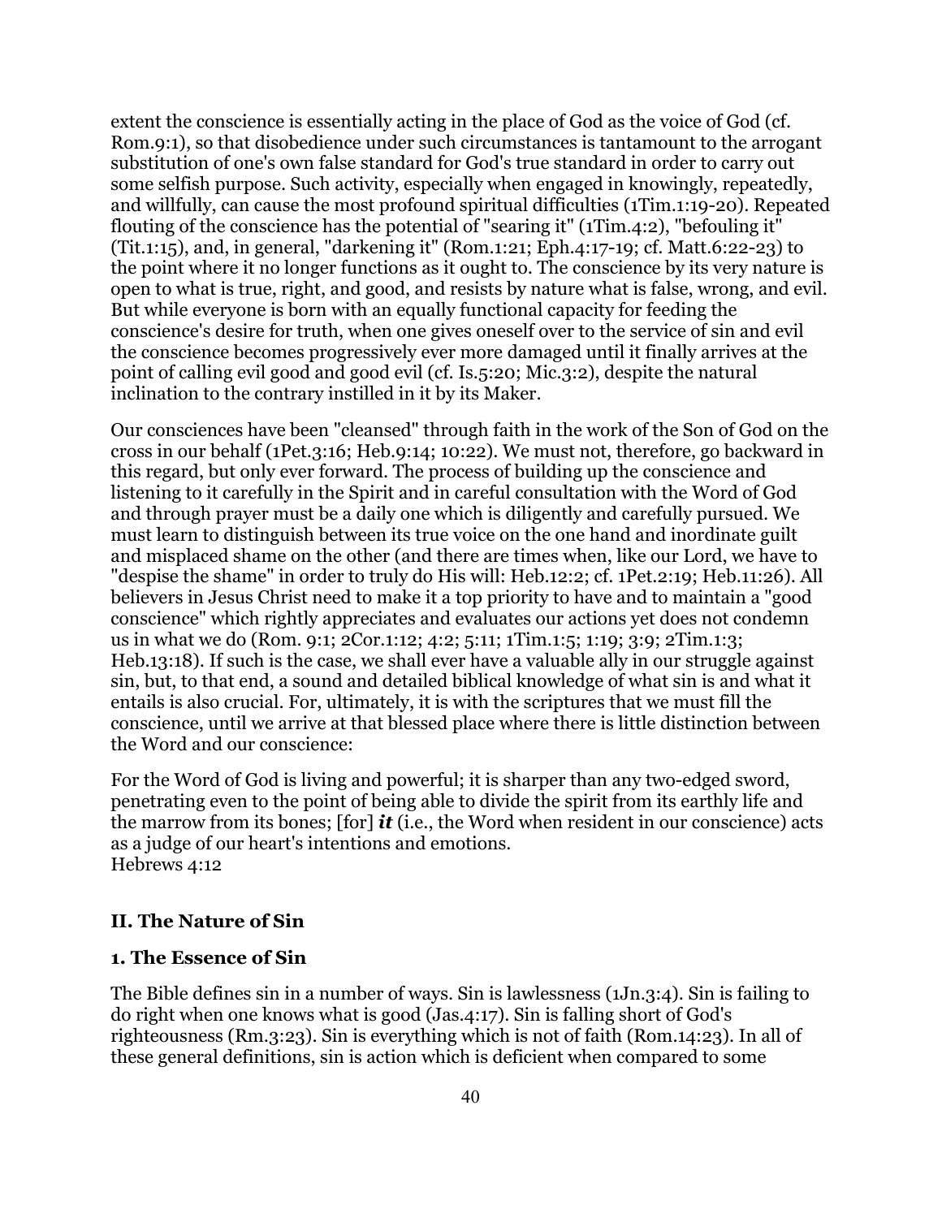extent the conscience is essentially acting in the place of God as the voice of God (cf. Rom.9:1), so that disobedience under such circumstances is tantamount to the arrogant substitution of one's own false standard for God's true standard in order to carry out some selfish purpose. Such activity, especially when engaged in knowingly, repeatedly, and willfully, can cause the most profound spiritual difficulties (1Tim.1:19-20). Repeated flouting of the conscience has the potential of "searing it" (1Tim.4:2), "befouling it" (Tit.1:15), and, in general, "darkening it" (Rom.1:21; Eph.4:17-19; cf. Matt.6:22-23) to the point where it no longer functions as it ought to. The conscience by its very nature is open to what is true, right, and good, and resists by nature what is false, wrong, and evil. But while everyone is born with an equally functional capacity for feeding the conscience's desire for truth, when one gives oneself over to the service of sin and evil the conscience becomes progressively ever more damaged until it finally arrives at the point of calling evil good and good evil (cf. Is.5:20; Mic.3:2), despite the natural inclination to the contrary instilled in it by its Maker.

Our consciences have been "cleansed" through faith in the work of the Son of God on the cross in our behalf (1Pet.3:16; Heb.9:14; 10:22). We must not, therefore, go backward in this regard, but only ever forward. The process of building up the conscience and listening to it carefully in the Spirit and in careful consultation with the Word of God and through prayer must be a daily one which is diligently and carefully pursued. We must learn to distinguish between its true voice on the one hand and inordinate guilt and misplaced shame on the other (and there are times when, like our Lord, we have to "despise the shame" in order to truly do His will: Heb.12:2; cf. 1Pet.2:19; Heb.11:26). All believers in Jesus Christ need to make it a top priority to have and to maintain a "good conscience" which rightly appreciates and evaluates our actions yet does not condemn us in what we do (Rom. 9:1; 2Cor.1:12; 4:2; 5:11; 1Tim.1:5; 1:19; 3:9; 2Tim.1:3; Heb.13:18). If such is the case, we shall ever have a valuable ally in our struggle against sin, but, to that end, a sound and detailed biblical knowledge of what sin is and what it entails is also crucial. For, ultimately, it is with the scriptures that we must fill the conscience, until we arrive at that blessed place where there is little distinction between the Word and our conscience:

For the Word of God is living and powerful; it is sharper than any two-edged sword, penetrating even to the point of being able to divide the spirit from its earthly life and the marrow from its bones; [for] ***it*** (i.e., the Word when resident in our conscience) acts as a judge of our heart's intentions and emotions.
Hebrews 4:12

## II. The Nature of Sin

### 1. The Essence of Sin

The Bible defines sin in a number of ways. Sin is lawlessness (1Jn.3:4). Sin is failing to do right when one knows what is good (Jas.4:17). Sin is falling short of God's righteousness (Rm.3:23). Sin is everything which is not of faith (Rom.14:23). In all of these general definitions, sin is action which is deficient when compared to some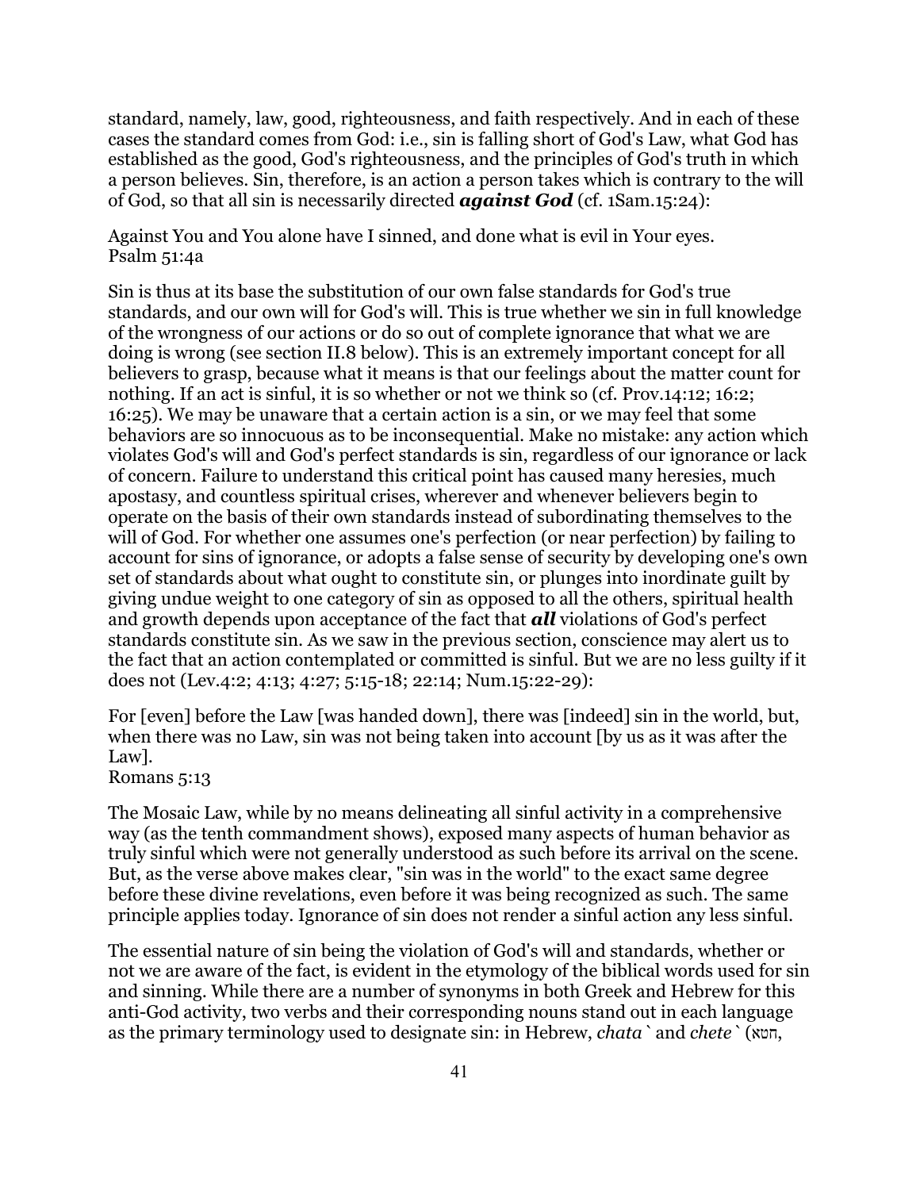standard, namely, law, good, righteousness, and faith respectively. And in each of these cases the standard comes from God: i.e., sin is falling short of God's Law, what God has established as the good, God's righteousness, and the principles of God's truth in which a person believes. Sin, therefore, is an action a person takes which is contrary to the will of God, so that all sin is necessarily directed ***against God*** (cf. 1Sam.15:24):

Against You and You alone have I sinned, and done what is evil in Your eyes.
Psalm 51:4a

Sin is thus at its base the substitution of our own false standards for God's true standards, and our own will for God's will. This is true whether we sin in full knowledge of the wrongness of our actions or do so out of complete ignorance that what we are doing is wrong (see section II.8 below). This is an extremely important concept for all believers to grasp, because what it means is that our feelings about the matter count for nothing. If an act is sinful, it is so whether or not we think so (cf. Prov.14:12; 16:2; 16:25). We may be unaware that a certain action is a sin, or we may feel that some behaviors are so innocuous as to be inconsequential. Make no mistake: any action which violates God's will and God's perfect standards is sin, regardless of our ignorance or lack of concern. Failure to understand this critical point has caused many heresies, much apostasy, and countless spiritual crises, wherever and whenever believers begin to operate on the basis of their own standards instead of subordinating themselves to the will of God. For whether one assumes one's perfection (or near perfection) by failing to account for sins of ignorance, or adopts a false sense of security by developing one's own set of standards about what ought to constitute sin, or plunges into inordinate guilt by giving undue weight to one category of sin as opposed to all the others, spiritual health and growth depends upon acceptance of the fact that ***all*** violations of God's perfect standards constitute sin. As we saw in the previous section, conscience may alert us to the fact that an action contemplated or committed is sinful. But we are no less guilty if it does not (Lev.4:2; 4:13; 4:27; 5:15-18; 22:14; Num.15:22-29):

For [even] before the Law [was handed down], there was [indeed] sin in the world, but, when there was no Law, sin was not being taken into account [by us as it was after the Law].
Romans 5:13

The Mosaic Law, while by no means delineating all sinful activity in a comprehensive way (as the tenth commandment shows), exposed many aspects of human behavior as truly sinful which were not generally understood as such before its arrival on the scene. But, as the verse above makes clear, "sin was in the world" to the exact same degree before these divine revelations, even before it was being recognized as such. The same principle applies today. Ignorance of sin does not render a sinful action any less sinful.

The essential nature of sin being the violation of God's will and standards, whether or not we are aware of the fact, is evident in the etymology of the biblical words used for sin and sinning. While there are a number of synonyms in both Greek and Hebrew for this anti-God activity, two verbs and their corresponding nouns stand out in each language as the primary terminology used to designate sin: in Hebrew, *chata`* and *chete`* (חטא,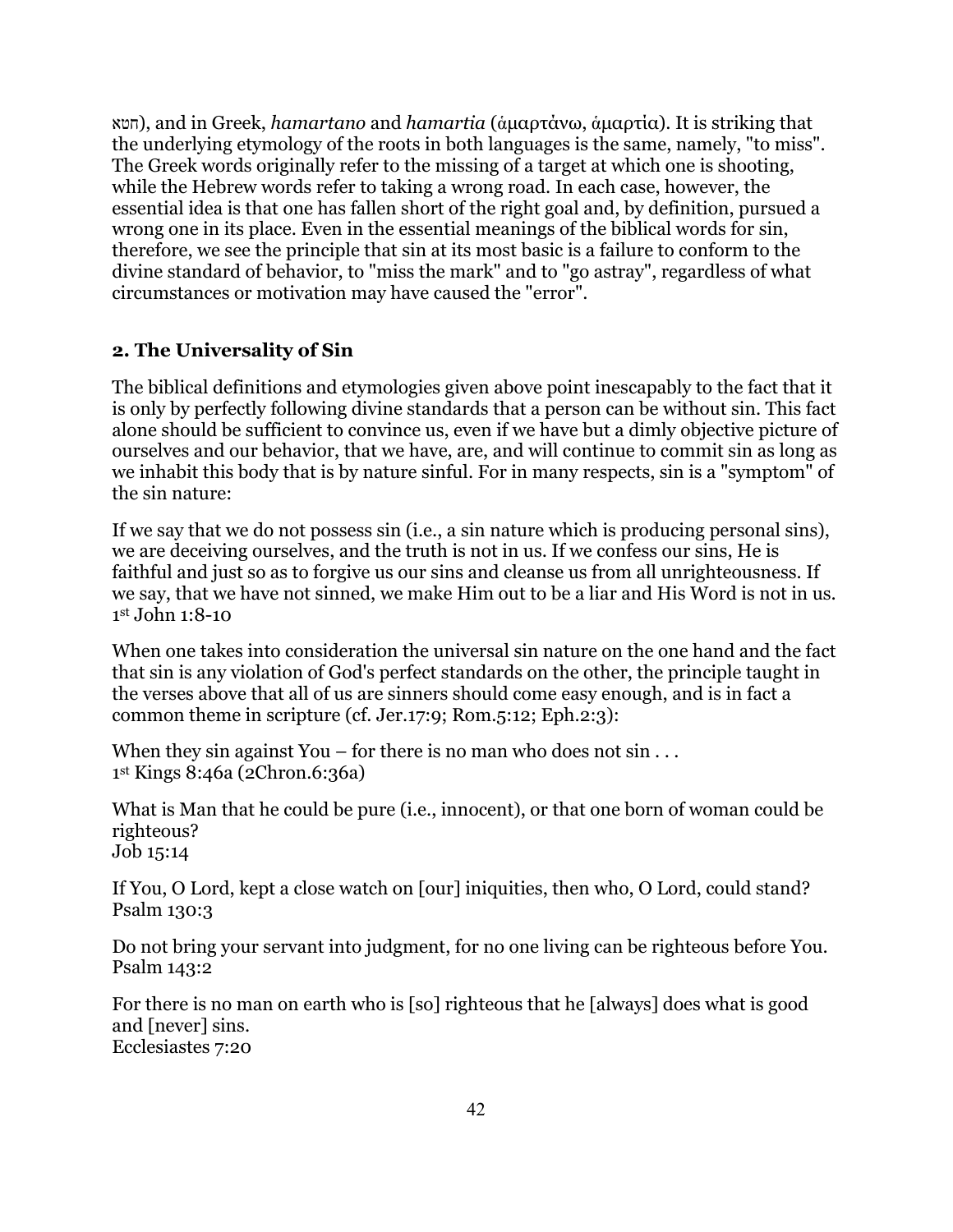חטא), and in Greek, *hamartano* and *hamartia* (ἁμαρτάνω, ἁμαρτία). It is striking that the underlying etymology of the roots in both languages is the same, namely, "to miss". The Greek words originally refer to the missing of a target at which one is shooting, while the Hebrew words refer to taking a wrong road. In each case, however, the essential idea is that one has fallen short of the right goal and, by definition, pursued a wrong one in its place. Even in the essential meanings of the biblical words for sin, therefore, we see the principle that sin at its most basic is a failure to conform to the divine standard of behavior, to "miss the mark" and to "go astray", regardless of what circumstances or motivation may have caused the "error".

## 2. The Universality of Sin

The biblical definitions and etymologies given above point inescapably to the fact that it is only by perfectly following divine standards that a person can be without sin. This fact alone should be sufficient to convince us, even if we have but a dimly objective picture of ourselves and our behavior, that we have, are, and will continue to commit sin as long as we inhabit this body that is by nature sinful. For in many respects, sin is a "symptom" of the sin nature:

If we say that we do not possess sin (i.e., a sin nature which is producing personal sins), we are deceiving ourselves, and the truth is not in us. If we confess our sins, He is faithful and just so as to forgive us our sins and cleanse us from all unrighteousness. If we say, that we have not sinned, we make Him out to be a liar and His Word is not in us.
1st John 1:8-10

When one takes into consideration the universal sin nature on the one hand and the fact that sin is any violation of God's perfect standards on the other, the principle taught in the verses above that all of us are sinners should come easy enough, and is in fact a common theme in scripture (cf. Jer.17:9; Rom.5:12; Eph.2:3):

When they sin against You – for there is no man who does not sin . . .
1st Kings 8:46a (2Chron.6:36a)

What is Man that he could be pure (i.e., innocent), or that one born of woman could be righteous?
Job 15:14

If You, O Lord, kept a close watch on [our] iniquities, then who, O Lord, could stand?
Psalm 130:3

Do not bring your servant into judgment, for no one living can be righteous before You.
Psalm 143:2

For there is no man on earth who is [so] righteous that he [always] does what is good and [never] sins.
Ecclesiastes 7:20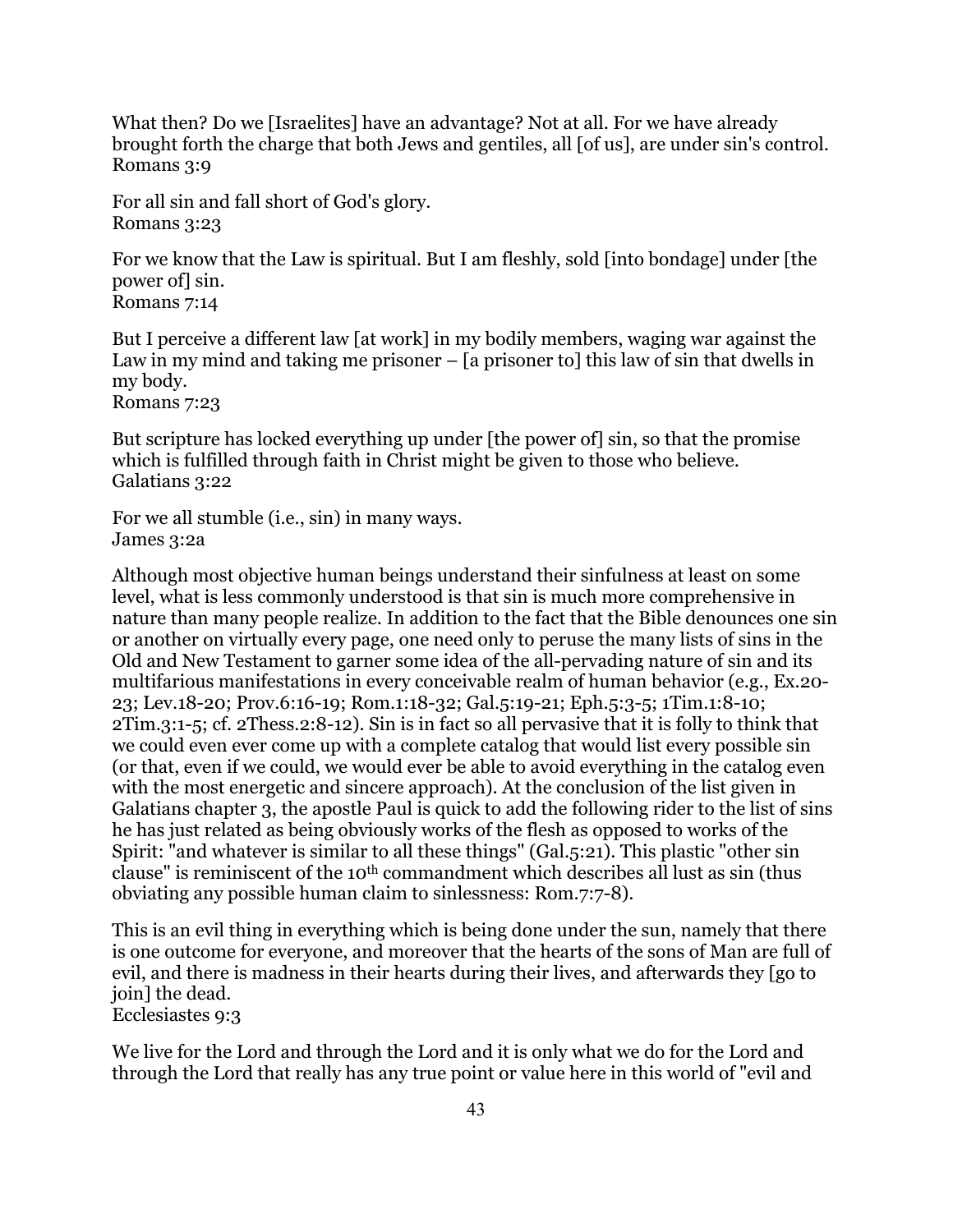What then? Do we [Israelites] have an advantage? Not at all. For we have already brought forth the charge that both Jews and gentiles, all [of us], are under sin's control.
Romans 3:9

For all sin and fall short of God's glory.
Romans 3:23

For we know that the Law is spiritual. But I am fleshly, sold [into bondage] under [the power of] sin.
Romans 7:14

But I perceive a different law [at work] in my bodily members, waging war against the Law in my mind and taking me prisoner – [a prisoner to] this law of sin that dwells in my body.
Romans 7:23

But scripture has locked everything up under [the power of] sin, so that the promise which is fulfilled through faith in Christ might be given to those who believe.
Galatians 3:22

For we all stumble (i.e., sin) in many ways.
James 3:2a

Although most objective human beings understand their sinfulness at least on some level, what is less commonly understood is that sin is much more comprehensive in nature than many people realize. In addition to the fact that the Bible denounces one sin or another on virtually every page, one need only to peruse the many lists of sins in the Old and New Testament to garner some idea of the all-pervading nature of sin and its multifarious manifestations in every conceivable realm of human behavior (e.g., Ex.20-23; Lev.18-20; Prov.6:16-19; Rom.1:18-32; Gal.5:19-21; Eph.5:3-5; 1Tim.1:8-10; 2Tim.3:1-5; cf. 2Thess.2:8-12). Sin is in fact so all pervasive that it is folly to think that we could even ever come up with a complete catalog that would list every possible sin (or that, even if we could, we would ever be able to avoid everything in the catalog even with the most energetic and sincere approach). At the conclusion of the list given in Galatians chapter 3, the apostle Paul is quick to add the following rider to the list of sins he has just related as being obviously works of the flesh as opposed to works of the Spirit: "and whatever is similar to all these things" (Gal.5:21). This plastic "other sin clause" is reminiscent of the 10th commandment which describes all lust as sin (thus obviating any possible human claim to sinlessness: Rom.7:7-8).

This is an evil thing in everything which is being done under the sun, namely that there is one outcome for everyone, and moreover that the hearts of the sons of Man are full of evil, and there is madness in their hearts during their lives, and afterwards they [go to join] the dead.
Ecclesiastes 9:3

We live for the Lord and through the Lord and it is only what we do for the Lord and through the Lord that really has any true point or value here in this world of "evil and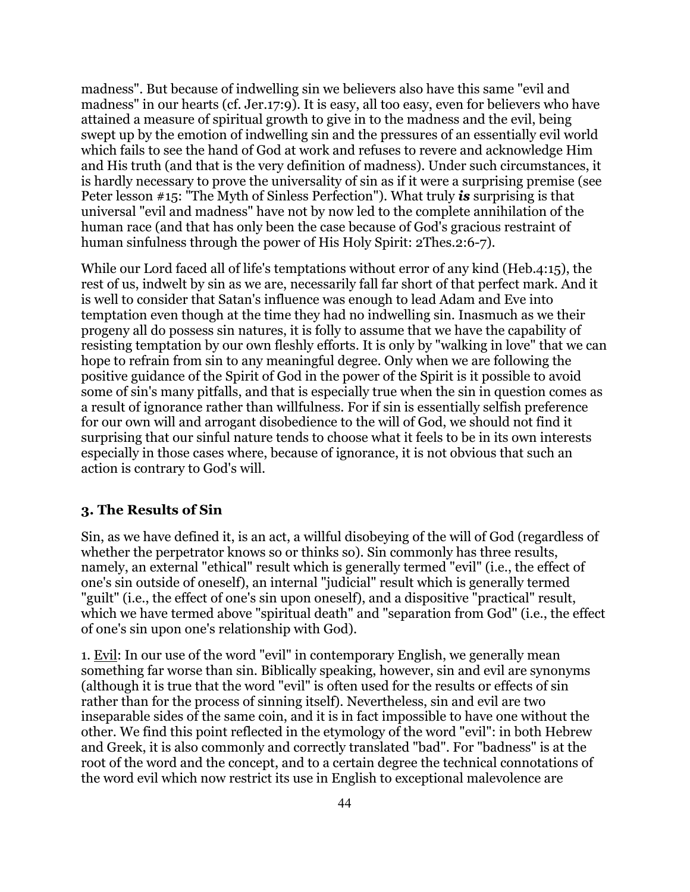madness". But because of indwelling sin we believers also have this same "evil and madness" in our hearts (cf. Jer.17:9). It is easy, all too easy, even for believers who have attained a measure of spiritual growth to give in to the madness and the evil, being swept up by the emotion of indwelling sin and the pressures of an essentially evil world which fails to see the hand of God at work and refuses to revere and acknowledge Him and His truth (and that is the very definition of madness). Under such circumstances, it is hardly necessary to prove the universality of sin as if it were a surprising premise (see Peter lesson #15: "The Myth of Sinless Perfection"). What truly ***is*** surprising is that universal "evil and madness" have not by now led to the complete annihilation of the human race (and that has only been the case because of God's gracious restraint of human sinfulness through the power of His Holy Spirit: 2Thes.2:6-7).

While our Lord faced all of life's temptations without error of any kind (Heb.4:15), the rest of us, indwelt by sin as we are, necessarily fall far short of that perfect mark. And it is well to consider that Satan's influence was enough to lead Adam and Eve into temptation even though at the time they had no indwelling sin. Inasmuch as we their progeny all do possess sin natures, it is folly to assume that we have the capability of resisting temptation by our own fleshly efforts. It is only by "walking in love" that we can hope to refrain from sin to any meaningful degree. Only when we are following the positive guidance of the Spirit of God in the power of the Spirit is it possible to avoid some of sin's many pitfalls, and that is especially true when the sin in question comes as a result of ignorance rather than willfulness. For if sin is essentially selfish preference for our own will and arrogant disobedience to the will of God, we should not find it surprising that our sinful nature tends to choose what it feels to be in its own interests especially in those cases where, because of ignorance, it is not obvious that such an action is contrary to God's will.

### 3. The Results of Sin

Sin, as we have defined it, is an act, a willful disobeying of the will of God (regardless of whether the perpetrator knows so or thinks so). Sin commonly has three results, namely, an external "ethical" result which is generally termed "evil" (i.e., the effect of one's sin outside of oneself), an internal "judicial" result which is generally termed "guilt" (i.e., the effect of one's sin upon oneself), and a dispositive "practical" result, which we have termed above "spiritual death" and "separation from God" (i.e., the effect of one's sin upon one's relationship with God).

1. <u>Evil</u>: In our use of the word "evil" in contemporary English, we generally mean something far worse than sin. Biblically speaking, however, sin and evil are synonyms (although it is true that the word "evil" is often used for the results or effects of sin rather than for the process of sinning itself). Nevertheless, sin and evil are two inseparable sides of the same coin, and it is in fact impossible to have one without the other. We find this point reflected in the etymology of the word "evil": in both Hebrew and Greek, it is also commonly and correctly translated "bad". For "badness" is at the root of the word and the concept, and to a certain degree the technical connotations of the word evil which now restrict its use in English to exceptional malevolence are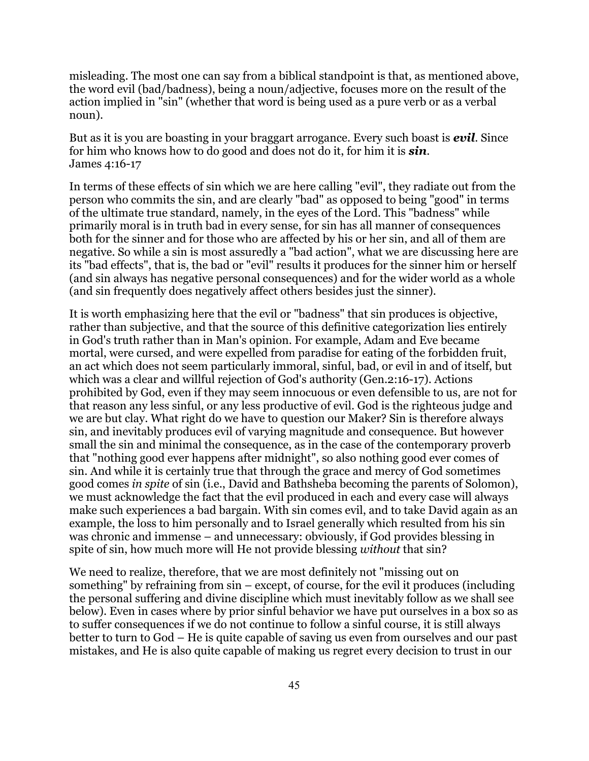misleading. The most one can say from a biblical standpoint is that, as mentioned above, the word evil (bad/badness), being a noun/adjective, focuses more on the result of the action implied in "sin" (whether that word is being used as a pure verb or as a verbal noun).

But as it is you are boasting in your braggart arrogance. Every such boast is ***evil***. Since for him who knows how to do good and does not do it, for him it is ***sin***.
James 4:16-17

In terms of these effects of sin which we are here calling "evil", they radiate out from the person who commits the sin, and are clearly "bad" as opposed to being "good" in terms of the ultimate true standard, namely, in the eyes of the Lord. This "badness" while primarily moral is in truth bad in every sense, for sin has all manner of consequences both for the sinner and for those who are affected by his or her sin, and all of them are negative. So while a sin is most assuredly a "bad action", what we are discussing here are its "bad effects", that is, the bad or "evil" results it produces for the sinner him or herself (and sin always has negative personal consequences) and for the wider world as a whole (and sin frequently does negatively affect others besides just the sinner).

It is worth emphasizing here that the evil or "badness" that sin produces is objective, rather than subjective, and that the source of this definitive categorization lies entirely in God's truth rather than in Man's opinion. For example, Adam and Eve became mortal, were cursed, and were expelled from paradise for eating of the forbidden fruit, an act which does not seem particularly immoral, sinful, bad, or evil in and of itself, but which was a clear and willful rejection of God's authority (Gen.2:16-17). Actions prohibited by God, even if they may seem innocuous or even defensible to us, are not for that reason any less sinful, or any less productive of evil. God is the righteous judge and we are but clay. What right do we have to question our Maker? Sin is therefore always sin, and inevitably produces evil of varying magnitude and consequence. But however small the sin and minimal the consequence, as in the case of the contemporary proverb that "nothing good ever happens after midnight", so also nothing good ever comes of sin. And while it is certainly true that through the grace and mercy of God sometimes good comes *in spite* of sin (i.e., David and Bathsheba becoming the parents of Solomon), we must acknowledge the fact that the evil produced in each and every case will always make such experiences a bad bargain. With sin comes evil, and to take David again as an example, the loss to him personally and to Israel generally which resulted from his sin was chronic and immense – and unnecessary: obviously, if God provides blessing in spite of sin, how much more will He not provide blessing *without* that sin?

We need to realize, therefore, that we are most definitely not "missing out on something" by refraining from sin – except, of course, for the evil it produces (including the personal suffering and divine discipline which must inevitably follow as we shall see below). Even in cases where by prior sinful behavior we have put ourselves in a box so as to suffer consequences if we do not continue to follow a sinful course, it is still always better to turn to God – He is quite capable of saving us even from ourselves and our past mistakes, and He is also quite capable of making us regret every decision to trust in our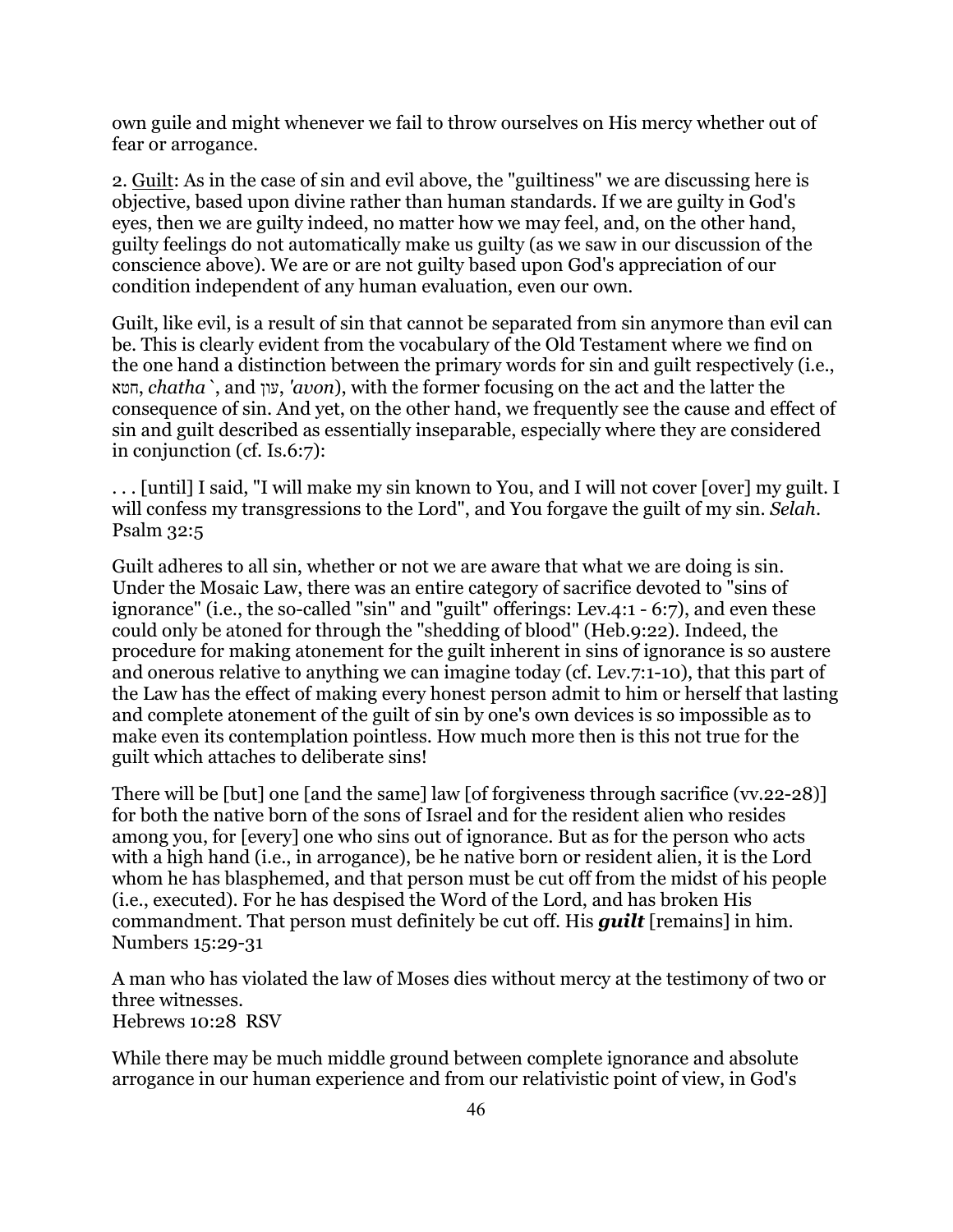own guile and might whenever we fail to throw ourselves on His mercy whether out of fear or arrogance.

2. Guilt: As in the case of sin and evil above, the "guiltiness" we are discussing here is objective, based upon divine rather than human standards. If we are guilty in God's eyes, then we are guilty indeed, no matter how we may feel, and, on the other hand, guilty feelings do not automatically make us guilty (as we saw in our discussion of the conscience above). We are or are not guilty based upon God's appreciation of our condition independent of any human evaluation, even our own.

Guilt, like evil, is a result of sin that cannot be separated from sin anymore than evil can be. This is clearly evident from the vocabulary of the Old Testament where we find on the one hand a distinction between the primary words for sin and guilt respectively (i.e., חטא, *chatha* `, and עון, *'avon*), with the former focusing on the act and the latter the consequence of sin. And yet, on the other hand, we frequently see the cause and effect of sin and guilt described as essentially inseparable, especially where they are considered in conjunction (cf. Is.6:7):

. . . [until] I said, "I will make my sin known to You, and I will not cover [over] my guilt. I will confess my transgressions to the Lord", and You forgave the guilt of my sin. *Selah*.
Psalm 32:5

Guilt adheres to all sin, whether or not we are aware that what we are doing is sin. Under the Mosaic Law, there was an entire category of sacrifice devoted to "sins of ignorance" (i.e., the so-called "sin" and "guilt" offerings: Lev.4:1 - 6:7), and even these could only be atoned for through the "shedding of blood" (Heb.9:22). Indeed, the procedure for making atonement for the guilt inherent in sins of ignorance is so austere and onerous relative to anything we can imagine today (cf. Lev.7:1-10), that this part of the Law has the effect of making every honest person admit to him or herself that lasting and complete atonement of the guilt of sin by one's own devices is so impossible as to make even its contemplation pointless. How much more then is this not true for the guilt which attaches to deliberate sins!

There will be [but] one [and the same] law [of forgiveness through sacrifice (vv.22-28)] for both the native born of the sons of Israel and for the resident alien who resides among you, for [every] one who sins out of ignorance. But as for the person who acts with a high hand (i.e., in arrogance), be he native born or resident alien, it is the Lord whom he has blasphemed, and that person must be cut off from the midst of his people (i.e., executed). For he has despised the Word of the Lord, and has broken His commandment. That person must definitely be cut off. His ***guilt*** [remains] in him.
Numbers 15:29-31

A man who has violated the law of Moses dies without mercy at the testimony of two or three witnesses.
Hebrews 10:28 RSV

While there may be much middle ground between complete ignorance and absolute arrogance in our human experience and from our relativistic point of view, in God's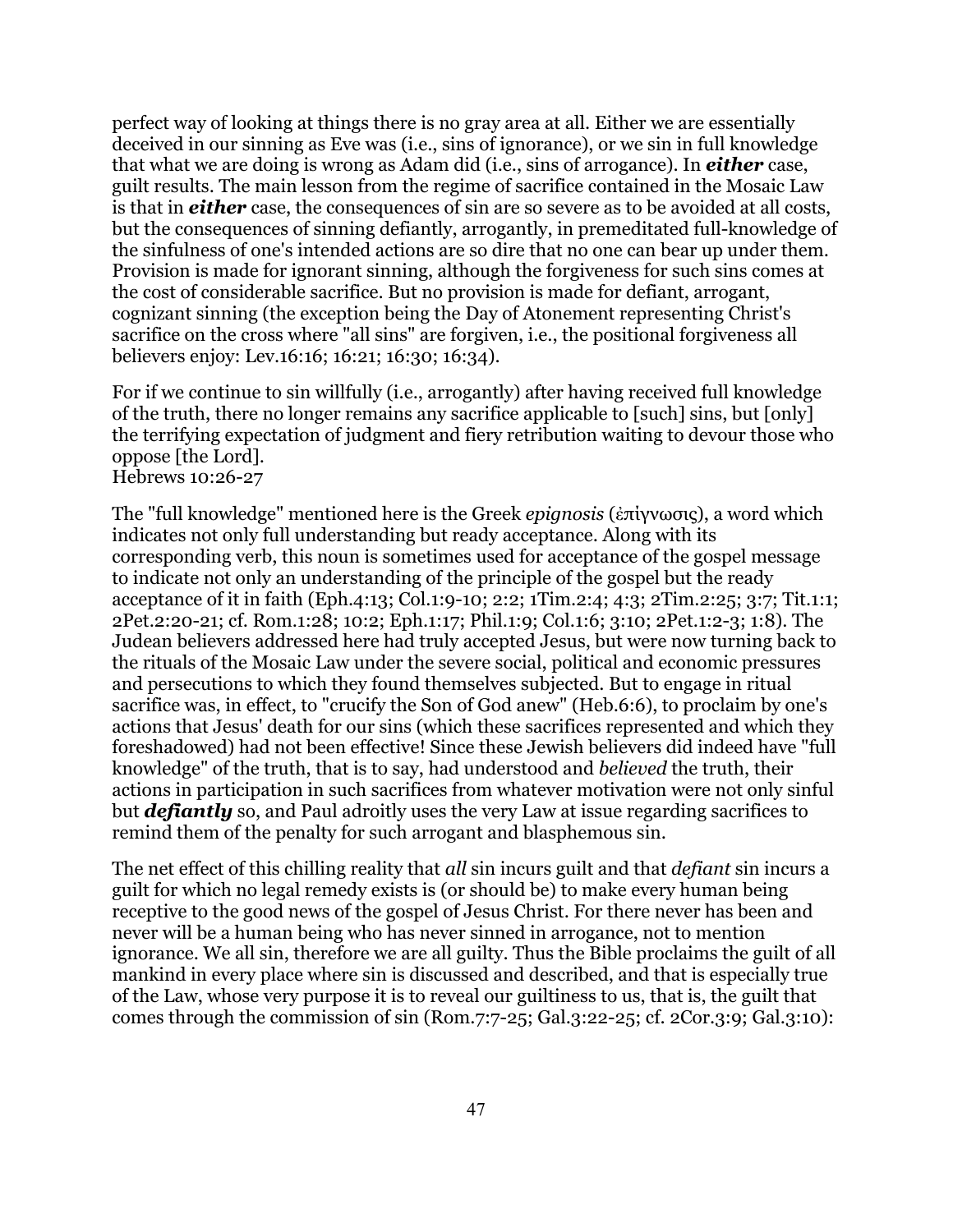perfect way of looking at things there is no gray area at all. Either we are essentially deceived in our sinning as Eve was (i.e., sins of ignorance), or we sin in full knowledge that what we are doing is wrong as Adam did (i.e., sins of arrogance). In ***either*** case, guilt results. The main lesson from the regime of sacrifice contained in the Mosaic Law is that in ***either*** case, the consequences of sin are so severe as to be avoided at all costs, but the consequences of sinning defiantly, arrogantly, in premeditated full-knowledge of the sinfulness of one's intended actions are so dire that no one can bear up under them. Provision is made for ignorant sinning, although the forgiveness for such sins comes at the cost of considerable sacrifice. But no provision is made for defiant, arrogant, cognizant sinning (the exception being the Day of Atonement representing Christ's sacrifice on the cross where "all sins" are forgiven, i.e., the positional forgiveness all believers enjoy: Lev.16:16; 16:21; 16:30; 16:34).

For if we continue to sin willfully (i.e., arrogantly) after having received full knowledge of the truth, there no longer remains any sacrifice applicable to [such] sins, but [only] the terrifying expectation of judgment and fiery retribution waiting to devour those who oppose [the Lord].
Hebrews 10:26-27

The "full knowledge" mentioned here is the Greek *epignosis* (ἐπίγνωσις), a word which indicates not only full understanding but ready acceptance. Along with its corresponding verb, this noun is sometimes used for acceptance of the gospel message to indicate not only an understanding of the principle of the gospel but the ready acceptance of it in faith (Eph.4:13; Col.1:9-10; 2:2; 1Tim.2:4; 4:3; 2Tim.2:25; 3:7; Tit.1:1; 2Pet.2:20-21; cf. Rom.1:28; 10:2; Eph.1:17; Phil.1:9; Col.1:6; 3:10; 2Pet.1:2-3; 1:8). The Judean believers addressed here had truly accepted Jesus, but were now turning back to the rituals of the Mosaic Law under the severe social, political and economic pressures and persecutions to which they found themselves subjected. But to engage in ritual sacrifice was, in effect, to "crucify the Son of God anew" (Heb.6:6), to proclaim by one's actions that Jesus' death for our sins (which these sacrifices represented and which they foreshadowed) had not been effective! Since these Jewish believers did indeed have "full knowledge" of the truth, that is to say, had understood and *believed* the truth, their actions in participation in such sacrifices from whatever motivation were not only sinful but ***defiantly*** so, and Paul adroitly uses the very Law at issue regarding sacrifices to remind them of the penalty for such arrogant and blasphemous sin.

The net effect of this chilling reality that *all* sin incurs guilt and that *defiant* sin incurs a guilt for which no legal remedy exists is (or should be) to make every human being receptive to the good news of the gospel of Jesus Christ. For there never has been and never will be a human being who has never sinned in arrogance, not to mention ignorance. We all sin, therefore we are all guilty. Thus the Bible proclaims the guilt of all mankind in every place where sin is discussed and described, and that is especially true of the Law, whose very purpose it is to reveal our guiltiness to us, that is, the guilt that comes through the commission of sin (Rom.7:7-25; Gal.3:22-25; cf. 2Cor.3:9; Gal.3:10):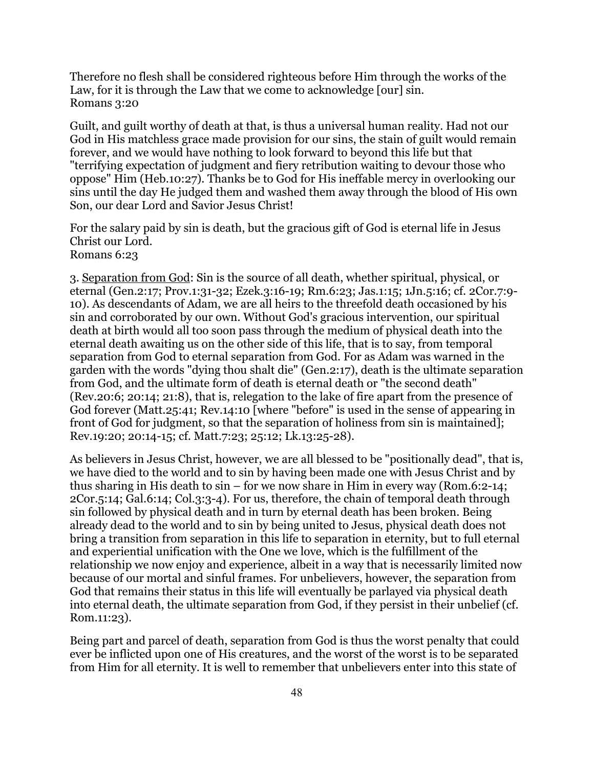Therefore no flesh shall be considered righteous before Him through the works of the Law, for it is through the Law that we come to acknowledge [our] sin.
Romans 3:20

Guilt, and guilt worthy of death at that, is thus a universal human reality. Had not our God in His matchless grace made provision for our sins, the stain of guilt would remain forever, and we would have nothing to look forward to beyond this life but that "terrifying expectation of judgment and fiery retribution waiting to devour those who oppose" Him (Heb.10:27). Thanks be to God for His ineffable mercy in overlooking our sins until the day He judged them and washed them away through the blood of His own Son, our dear Lord and Savior Jesus Christ!

For the salary paid by sin is death, but the gracious gift of God is eternal life in Jesus Christ our Lord.
Romans 6:23

3. <u>Separation from God</u>: Sin is the source of all death, whether spiritual, physical, or eternal (Gen.2:17; Prov.1:31-32; Ezek.3:16-19; Rm.6:23; Jas.1:15; 1Jn.5:16; cf. 2Cor.7:9-10). As descendants of Adam, we are all heirs to the threefold death occasioned by his sin and corroborated by our own. Without God's gracious intervention, our spiritual death at birth would all too soon pass through the medium of physical death into the eternal death awaiting us on the other side of this life, that is to say, from temporal separation from God to eternal separation from God. For as Adam was warned in the garden with the words "dying thou shalt die" (Gen.2:17), death is the ultimate separation from God, and the ultimate form of death is eternal death or "the second death" (Rev.20:6; 20:14; 21:8), that is, relegation to the lake of fire apart from the presence of God forever (Matt.25:41; Rev.14:10 [where "before" is used in the sense of appearing in front of God for judgment, so that the separation of holiness from sin is maintained]; Rev.19:20; 20:14-15; cf. Matt.7:23; 25:12; Lk.13:25-28).

As believers in Jesus Christ, however, we are all blessed to be "positionally dead", that is, we have died to the world and to sin by having been made one with Jesus Christ and by thus sharing in His death to sin – for we now share in Him in every way (Rom.6:2-14; 2Cor.5:14; Gal.6:14; Col.3:3-4). For us, therefore, the chain of temporal death through sin followed by physical death and in turn by eternal death has been broken. Being already dead to the world and to sin by being united to Jesus, physical death does not bring a transition from separation in this life to separation in eternity, but to full eternal and experiential unification with the One we love, which is the fulfillment of the relationship we now enjoy and experience, albeit in a way that is necessarily limited now because of our mortal and sinful frames. For unbelievers, however, the separation from God that remains their status in this life will eventually be parlayed via physical death into eternal death, the ultimate separation from God, if they persist in their unbelief (cf. Rom.11:23).

Being part and parcel of death, separation from God is thus the worst penalty that could ever be inflicted upon one of His creatures, and the worst of the worst is to be separated from Him for all eternity. It is well to remember that unbelievers enter into this state of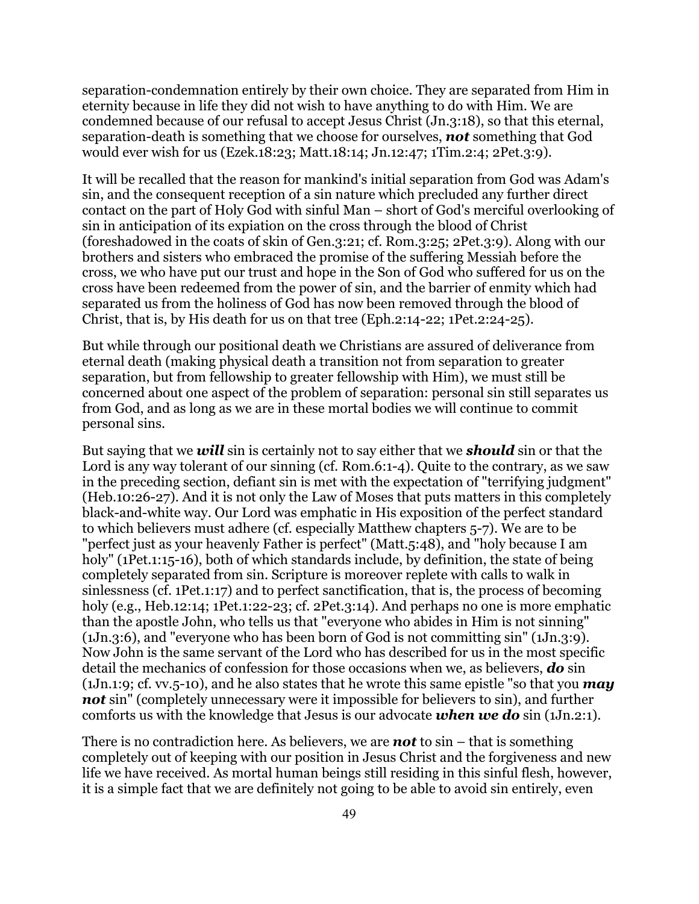separation-condemnation entirely by their own choice. They are separated from Him in eternity because in life they did not wish to have anything to do with Him. We are condemned because of our refusal to accept Jesus Christ (Jn.3:18), so that this eternal, separation-death is something that we choose for ourselves, ***not*** something that God would ever wish for us (Ezek.18:23; Matt.18:14; Jn.12:47; 1Tim.2:4; 2Pet.3:9).

It will be recalled that the reason for mankind's initial separation from God was Adam's sin, and the consequent reception of a sin nature which precluded any further direct contact on the part of Holy God with sinful Man – short of God's merciful overlooking of sin in anticipation of its expiation on the cross through the blood of Christ (foreshadowed in the coats of skin of Gen.3:21; cf. Rom.3:25; 2Pet.3:9). Along with our brothers and sisters who embraced the promise of the suffering Messiah before the cross, we who have put our trust and hope in the Son of God who suffered for us on the cross have been redeemed from the power of sin, and the barrier of enmity which had separated us from the holiness of God has now been removed through the blood of Christ, that is, by His death for us on that tree (Eph.2:14-22; 1Pet.2:24-25).

But while through our positional death we Christians are assured of deliverance from eternal death (making physical death a transition not from separation to greater separation, but from fellowship to greater fellowship with Him), we must still be concerned about one aspect of the problem of separation: personal sin still separates us from God, and as long as we are in these mortal bodies we will continue to commit personal sins.

But saying that we ***will*** sin is certainly not to say either that we ***should*** sin or that the Lord is any way tolerant of our sinning (cf. Rom.6:1-4). Quite to the contrary, as we saw in the preceding section, defiant sin is met with the expectation of "terrifying judgment" (Heb.10:26-27). And it is not only the Law of Moses that puts matters in this completely black-and-white way. Our Lord was emphatic in His exposition of the perfect standard to which believers must adhere (cf. especially Matthew chapters 5-7). We are to be "perfect just as your heavenly Father is perfect" (Matt.5:48), and "holy because I am holy" (1Pet.1:15-16), both of which standards include, by definition, the state of being completely separated from sin. Scripture is moreover replete with calls to walk in sinlessness (cf. 1Pet.1:17) and to perfect sanctification, that is, the process of becoming holy (e.g., Heb.12:14; 1Pet.1:22-23; cf. 2Pet.3:14). And perhaps no one is more emphatic than the apostle John, who tells us that "everyone who abides in Him is not sinning" (1Jn.3:6), and "everyone who has been born of God is not committing sin" (1Jn.3:9). Now John is the same servant of the Lord who has described for us in the most specific detail the mechanics of confession for those occasions when we, as believers, ***do*** sin (1Jn.1:9; cf. vv.5-10), and he also states that he wrote this same epistle "so that you ***may not*** sin" (completely unnecessary were it impossible for believers to sin), and further comforts us with the knowledge that Jesus is our advocate ***when we do*** sin (1Jn.2:1).

There is no contradiction here. As believers, we are ***not*** to sin – that is something completely out of keeping with our position in Jesus Christ and the forgiveness and new life we have received. As mortal human beings still residing in this sinful flesh, however, it is a simple fact that we are definitely not going to be able to avoid sin entirely, even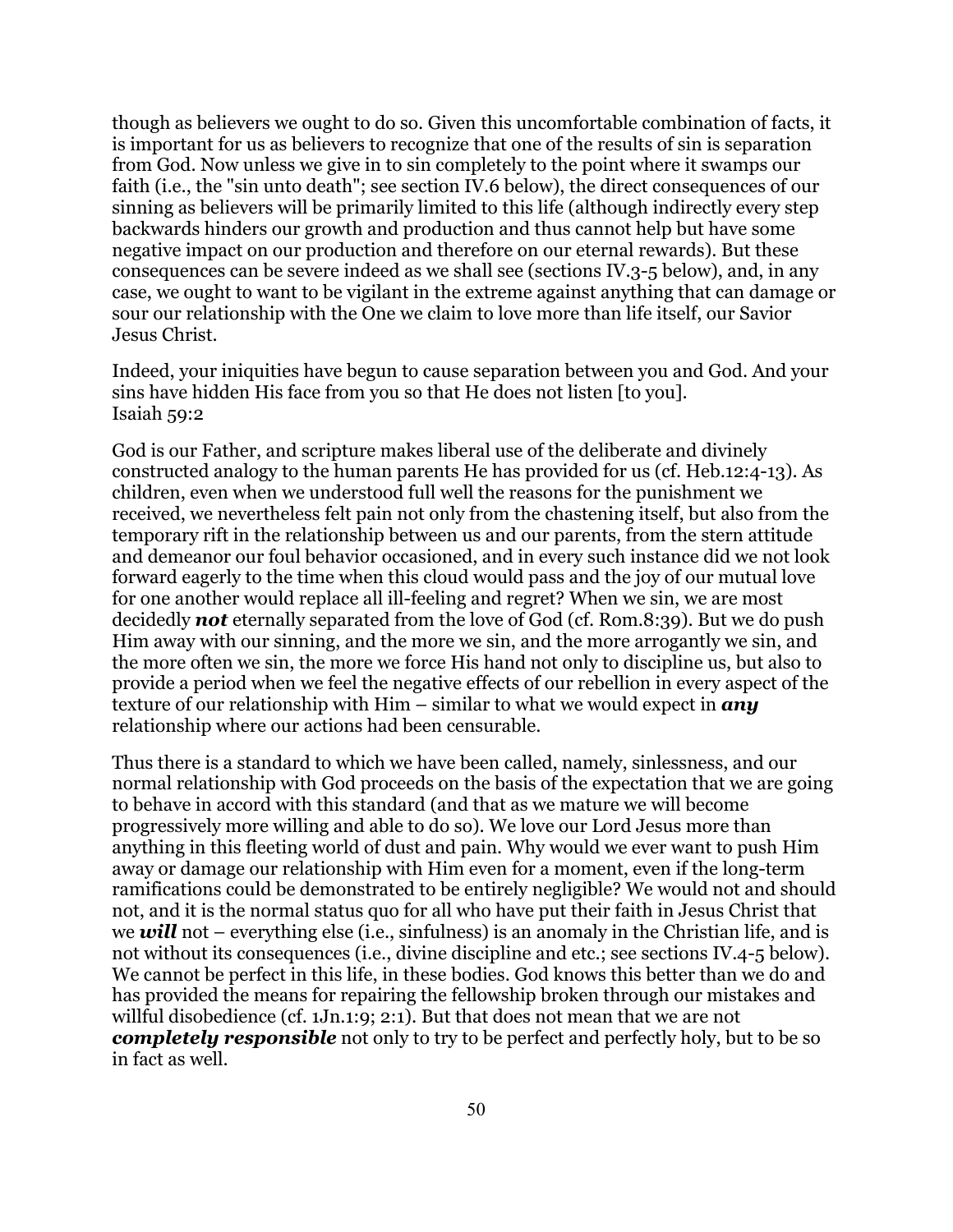though as believers we ought to do so. Given this uncomfortable combination of facts, it is important for us as believers to recognize that one of the results of sin is separation from God. Now unless we give in to sin completely to the point where it swamps our faith (i.e., the "sin unto death"; see section IV.6 below), the direct consequences of our sinning as believers will be primarily limited to this life (although indirectly every step backwards hinders our growth and production and thus cannot help but have some negative impact on our production and therefore on our eternal rewards). But these consequences can be severe indeed as we shall see (sections IV.3-5 below), and, in any case, we ought to want to be vigilant in the extreme against anything that can damage or sour our relationship with the One we claim to love more than life itself, our Savior Jesus Christ.

Indeed, your iniquities have begun to cause separation between you and God. And your sins have hidden His face from you so that He does not listen [to you].
Isaiah 59:2

God is our Father, and scripture makes liberal use of the deliberate and divinely constructed analogy to the human parents He has provided for us (cf. Heb.12:4-13). As children, even when we understood full well the reasons for the punishment we received, we nevertheless felt pain not only from the chastening itself, but also from the temporary rift in the relationship between us and our parents, from the stern attitude and demeanor our foul behavior occasioned, and in every such instance did we not look forward eagerly to the time when this cloud would pass and the joy of our mutual love for one another would replace all ill-feeling and regret? When we sin, we are most decidedly ***not*** eternally separated from the love of God (cf. Rom.8:39). But we do push Him away with our sinning, and the more we sin, and the more arrogantly we sin, and the more often we sin, the more we force His hand not only to discipline us, but also to provide a period when we feel the negative effects of our rebellion in every aspect of the texture of our relationship with Him – similar to what we would expect in ***any*** relationship where our actions had been censurable.

Thus there is a standard to which we have been called, namely, sinlessness, and our normal relationship with God proceeds on the basis of the expectation that we are going to behave in accord with this standard (and that as we mature we will become progressively more willing and able to do so). We love our Lord Jesus more than anything in this fleeting world of dust and pain. Why would we ever want to push Him away or damage our relationship with Him even for a moment, even if the long-term ramifications could be demonstrated to be entirely negligible? We would not and should not, and it is the normal status quo for all who have put their faith in Jesus Christ that we ***will*** not – everything else (i.e., sinfulness) is an anomaly in the Christian life, and is not without its consequences (i.e., divine discipline and etc.; see sections IV.4-5 below). We cannot be perfect in this life, in these bodies. God knows this better than we do and has provided the means for repairing the fellowship broken through our mistakes and willful disobedience (cf. 1Jn.1:9; 2:1). But that does not mean that we are not ***completely responsible*** not only to try to be perfect and perfectly holy, but to be so in fact as well.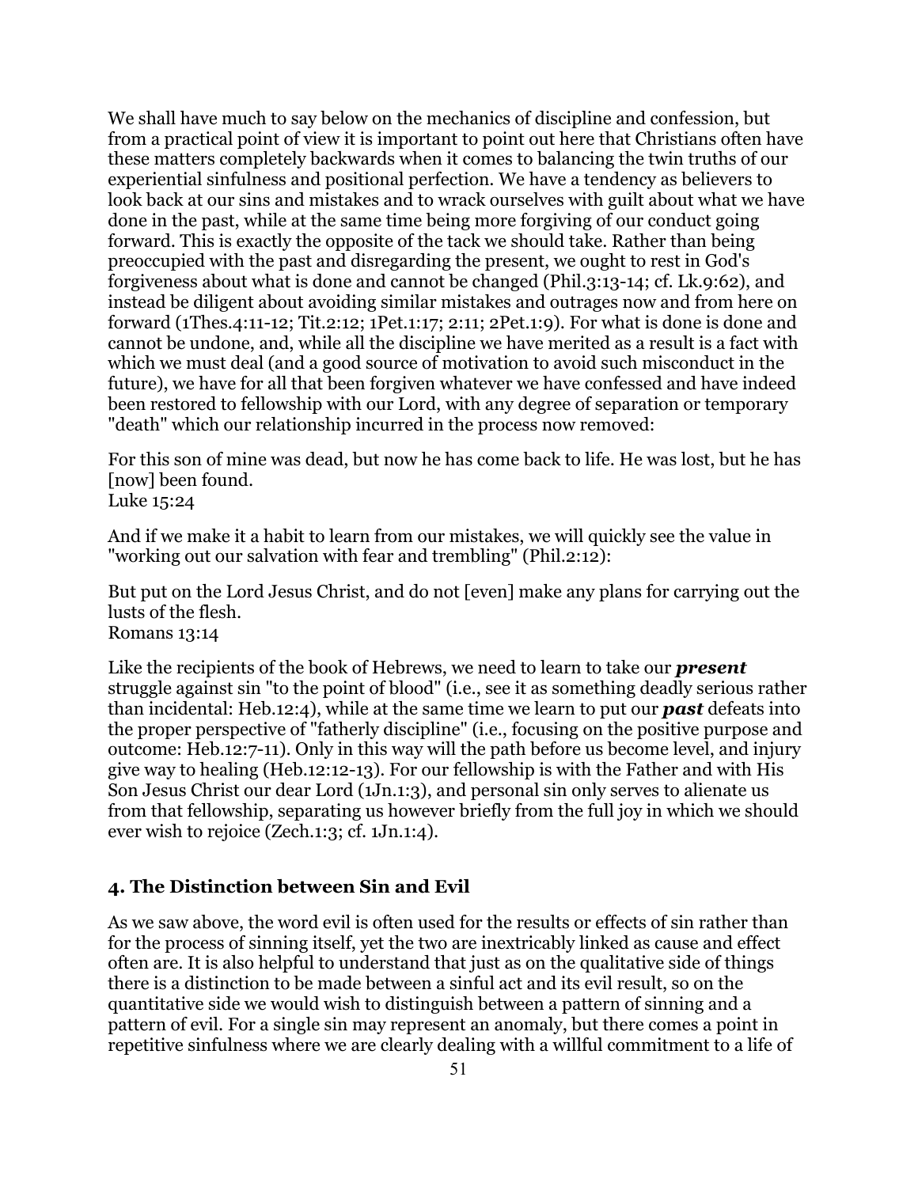We shall have much to say below on the mechanics of discipline and confession, but from a practical point of view it is important to point out here that Christians often have these matters completely backwards when it comes to balancing the twin truths of our experiential sinfulness and positional perfection. We have a tendency as believers to look back at our sins and mistakes and to wrack ourselves with guilt about what we have done in the past, while at the same time being more forgiving of our conduct going forward. This is exactly the opposite of the tack we should take. Rather than being preoccupied with the past and disregarding the present, we ought to rest in God's forgiveness about what is done and cannot be changed (Phil.3:13-14; cf. Lk.9:62), and instead be diligent about avoiding similar mistakes and outrages now and from here on forward (1Thes.4:11-12; Tit.2:12; 1Pet.1:17; 2:11; 2Pet.1:9). For what is done is done and cannot be undone, and, while all the discipline we have merited as a result is a fact with which we must deal (and a good source of motivation to avoid such misconduct in the future), we have for all that been forgiven whatever we have confessed and have indeed been restored to fellowship with our Lord, with any degree of separation or temporary "death" which our relationship incurred in the process now removed:

For this son of mine was dead, but now he has come back to life. He was lost, but he has [now] been found.
Luke 15:24

And if we make it a habit to learn from our mistakes, we will quickly see the value in "working out our salvation with fear and trembling" (Phil.2:12):

But put on the Lord Jesus Christ, and do not [even] make any plans for carrying out the lusts of the flesh.
Romans 13:14

Like the recipients of the book of Hebrews, we need to learn to take our ***present*** struggle against sin "to the point of blood" (i.e., see it as something deadly serious rather than incidental: Heb.12:4), while at the same time we learn to put our ***past*** defeats into the proper perspective of "fatherly discipline" (i.e., focusing on the positive purpose and outcome: Heb.12:7-11). Only in this way will the path before us become level, and injury give way to healing (Heb.12:12-13). For our fellowship is with the Father and with His Son Jesus Christ our dear Lord (1Jn.1:3), and personal sin only serves to alienate us from that fellowship, separating us however briefly from the full joy in which we should ever wish to rejoice (Zech.1:3; cf. 1Jn.1:4).

## 4. The Distinction between Sin and Evil

As we saw above, the word evil is often used for the results or effects of sin rather than for the process of sinning itself, yet the two are inextricably linked as cause and effect often are. It is also helpful to understand that just as on the qualitative side of things there is a distinction to be made between a sinful act and its evil result, so on the quantitative side we would wish to distinguish between a pattern of sinning and a pattern of evil. For a single sin may represent an anomaly, but there comes a point in repetitive sinfulness where we are clearly dealing with a willful commitment to a life of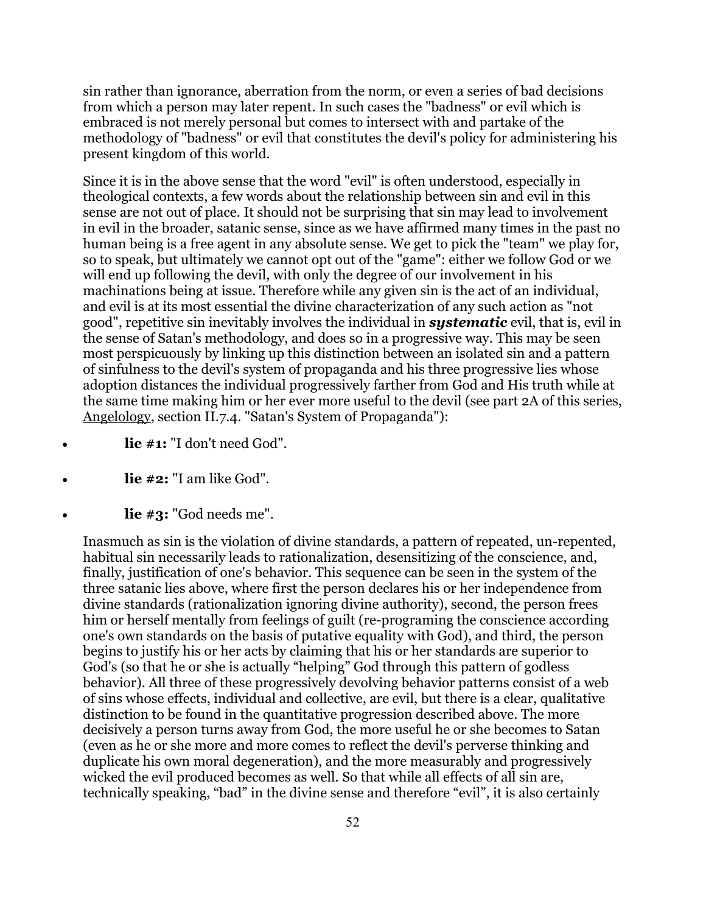sin rather than ignorance, aberration from the norm, or even a series of bad decisions from which a person may later repent. In such cases the "badness" or evil which is embraced is not merely personal but comes to intersect with and partake of the methodology of "badness" or evil that constitutes the devil's policy for administering his present kingdom of this world.

Since it is in the above sense that the word "evil" is often understood, especially in theological contexts, a few words about the relationship between sin and evil in this sense are not out of place. It should not be surprising that sin may lead to involvement in evil in the broader, satanic sense, since as we have affirmed many times in the past no human being is a free agent in any absolute sense. We get to pick the "team" we play for, so to speak, but ultimately we cannot opt out of the "game": either we follow God or we will end up following the devil, with only the degree of our involvement in his machinations being at issue. Therefore while any given sin is the act of an individual, and evil is at its most essential the divine characterization of any such action as "not good", repetitive sin inevitably involves the individual in ***systematic*** evil, that is, evil in the sense of Satan's methodology, and does so in a progressive way. This may be seen most perspicuously by linking up this distinction between an isolated sin and a pattern of sinfulness to the devil's system of propaganda and his three progressive lies whose adoption distances the individual progressively farther from God and His truth while at the same time making him or her ever more useful to the devil (see part 2A of this series, Angelology, section II.7.4. "Satan's System of Propaganda"):

- **lie #1:** "I don't need God".
- **lie #2:** "I am like God".
- **lie #3:** "God needs me".

Inasmuch as sin is the violation of divine standards, a pattern of repeated, un-repented, habitual sin necessarily leads to rationalization, desensitizing of the conscience, and, finally, justification of one's behavior. This sequence can be seen in the system of the three satanic lies above, where first the person declares his or her independence from divine standards (rationalization ignoring divine authority), second, the person frees him or herself mentally from feelings of guilt (re-programing the conscience according one's own standards on the basis of putative equality with God), and third, the person begins to justify his or her acts by claiming that his or her standards are superior to God's (so that he or she is actually "helping" God through this pattern of godless behavior). All three of these progressively devolving behavior patterns consist of a web of sins whose effects, individual and collective, are evil, but there is a clear, qualitative distinction to be found in the quantitative progression described above. The more decisively a person turns away from God, the more useful he or she becomes to Satan (even as he or she more and more comes to reflect the devil's perverse thinking and duplicate his own moral degeneration), and the more measurably and progressively wicked the evil produced becomes as well. So that while all effects of all sin are, technically speaking, "bad" in the divine sense and therefore "evil", it is also certainly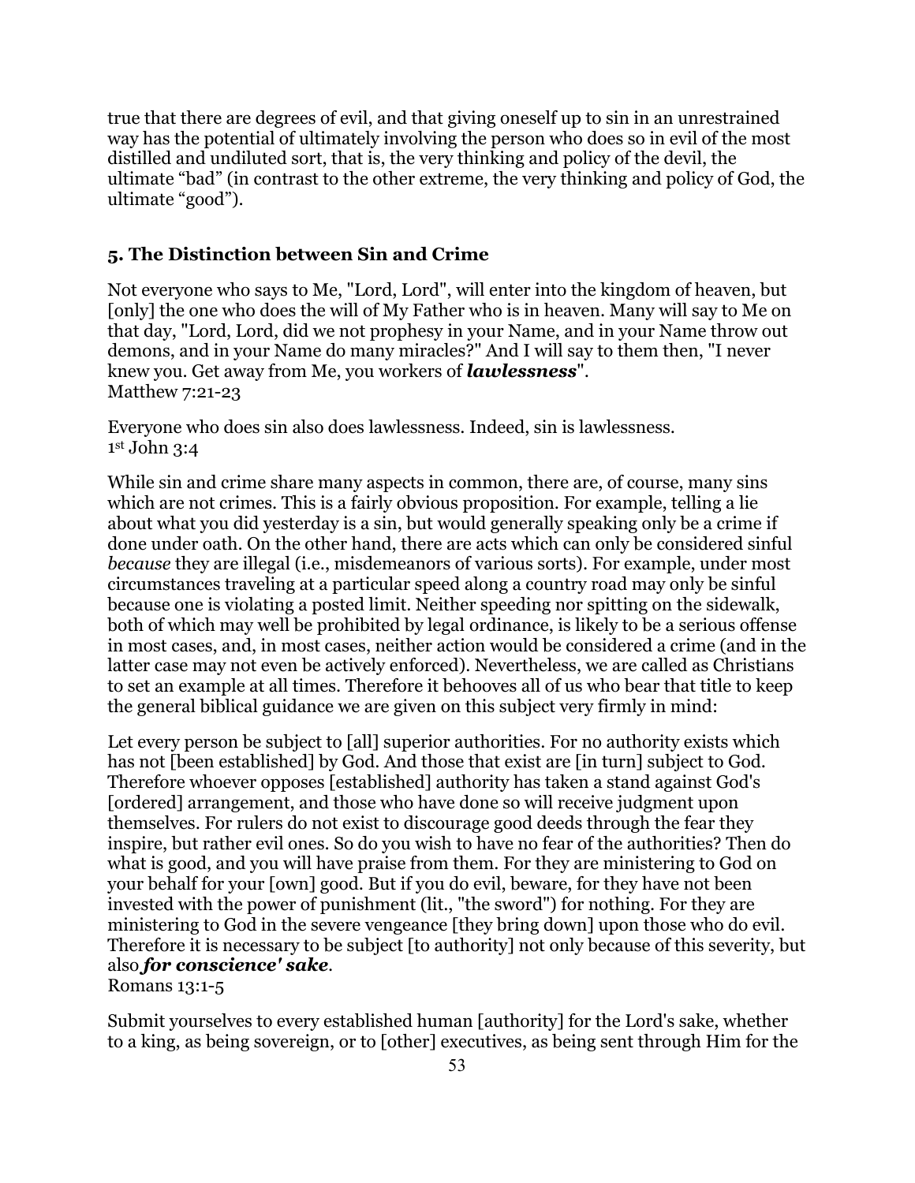true that there are degrees of evil, and that giving oneself up to sin in an unrestrained way has the potential of ultimately involving the person who does so in evil of the most distilled and undiluted sort, that is, the very thinking and policy of the devil, the ultimate "bad" (in contrast to the other extreme, the very thinking and policy of God, the ultimate "good").

### 5. The Distinction between Sin and Crime

Not everyone who says to Me, "Lord, Lord", will enter into the kingdom of heaven, but [only] the one who does the will of My Father who is in heaven. Many will say to Me on that day, "Lord, Lord, did we not prophesy in your Name, and in your Name throw out demons, and in your Name do many miracles?" And I will say to them then, "I never knew you. Get away from Me, you workers of ***lawlessness***".
Matthew 7:21-23

Everyone who does sin also does lawlessness. Indeed, sin is lawlessness.
1st John 3:4

While sin and crime share many aspects in common, there are, of course, many sins which are not crimes. This is a fairly obvious proposition. For example, telling a lie about what you did yesterday is a sin, but would generally speaking only be a crime if done under oath. On the other hand, there are acts which can only be considered sinful *because* they are illegal (i.e., misdemeanors of various sorts). For example, under most circumstances traveling at a particular speed along a country road may only be sinful because one is violating a posted limit. Neither speeding nor spitting on the sidewalk, both of which may well be prohibited by legal ordinance, is likely to be a serious offense in most cases, and, in most cases, neither action would be considered a crime (and in the latter case may not even be actively enforced). Nevertheless, we are called as Christians to set an example at all times. Therefore it behooves all of us who bear that title to keep the general biblical guidance we are given on this subject very firmly in mind:

Let every person be subject to [all] superior authorities. For no authority exists which has not [been established] by God. And those that exist are [in turn] subject to God. Therefore whoever opposes [established] authority has taken a stand against God's [ordered] arrangement, and those who have done so will receive judgment upon themselves. For rulers do not exist to discourage good deeds through the fear they inspire, but rather evil ones. So do you wish to have no fear of the authorities? Then do what is good, and you will have praise from them. For they are ministering to God on your behalf for your [own] good. But if you do evil, beware, for they have not been invested with the power of punishment (lit., "the sword") for nothing. For they are ministering to God in the severe vengeance [they bring down] upon those who do evil. Therefore it is necessary to be subject [to authority] not only because of this severity, but also ***for conscience' sake***.
Romans 13:1-5

Submit yourselves to every established human [authority] for the Lord's sake, whether to a king, as being sovereign, or to [other] executives, as being sent through Him for the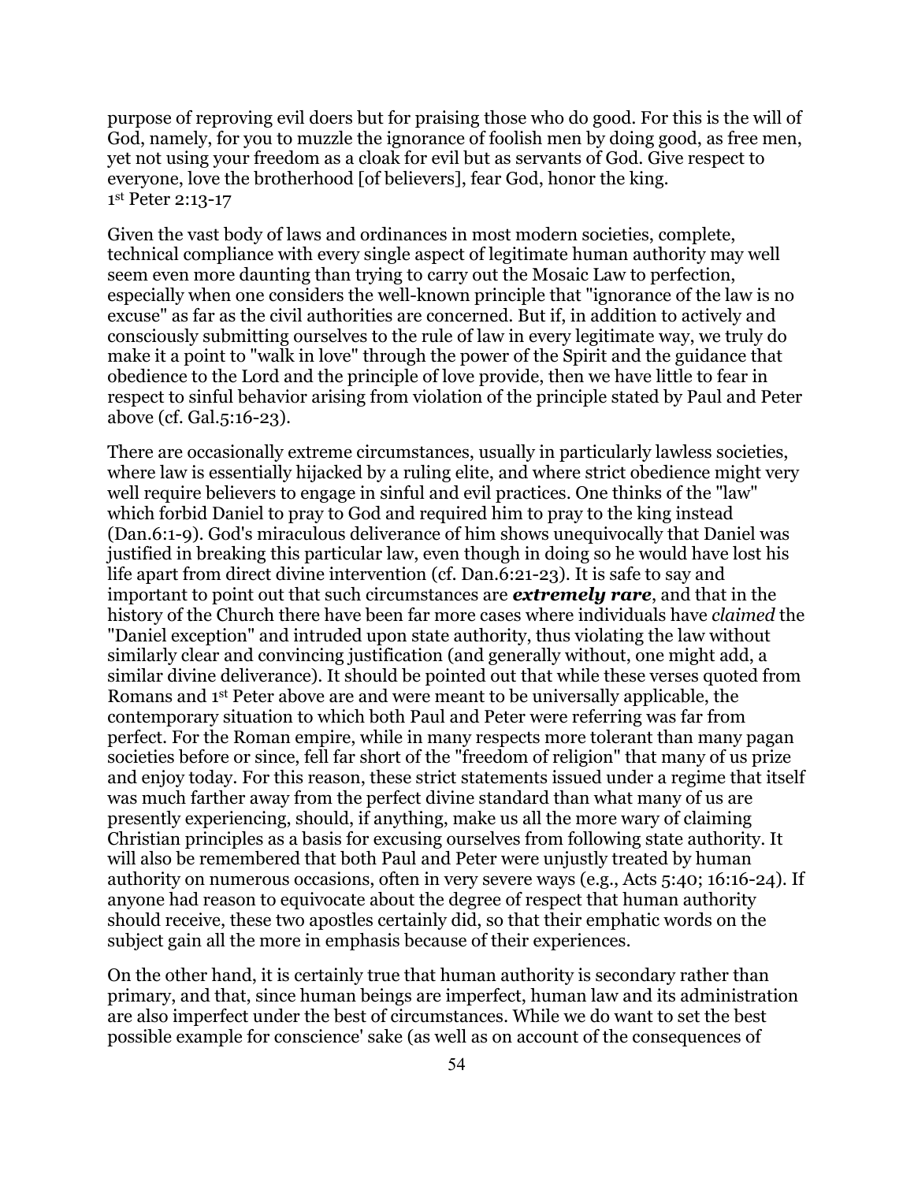purpose of reproving evil doers but for praising those who do good. For this is the will of God, namely, for you to muzzle the ignorance of foolish men by doing good, as free men, yet not using your freedom as a cloak for evil but as servants of God. Give respect to everyone, love the brotherhood [of believers], fear God, honor the king.
1st Peter 2:13-17

Given the vast body of laws and ordinances in most modern societies, complete, technical compliance with every single aspect of legitimate human authority may well seem even more daunting than trying to carry out the Mosaic Law to perfection, especially when one considers the well-known principle that "ignorance of the law is no excuse" as far as the civil authorities are concerned. But if, in addition to actively and consciously submitting ourselves to the rule of law in every legitimate way, we truly do make it a point to "walk in love" through the power of the Spirit and the guidance that obedience to the Lord and the principle of love provide, then we have little to fear in respect to sinful behavior arising from violation of the principle stated by Paul and Peter above (cf. Gal.5:16-23).

There are occasionally extreme circumstances, usually in particularly lawless societies, where law is essentially hijacked by a ruling elite, and where strict obedience might very well require believers to engage in sinful and evil practices. One thinks of the "law" which forbid Daniel to pray to God and required him to pray to the king instead (Dan.6:1-9). God's miraculous deliverance of him shows unequivocally that Daniel was justified in breaking this particular law, even though in doing so he would have lost his life apart from direct divine intervention (cf. Dan.6:21-23). It is safe to say and important to point out that such circumstances are ***extremely rare***, and that in the history of the Church there have been far more cases where individuals have *claimed* the "Daniel exception" and intruded upon state authority, thus violating the law without similarly clear and convincing justification (and generally without, one might add, a similar divine deliverance). It should be pointed out that while these verses quoted from Romans and 1st Peter above are and were meant to be universally applicable, the contemporary situation to which both Paul and Peter were referring was far from perfect. For the Roman empire, while in many respects more tolerant than many pagan societies before or since, fell far short of the "freedom of religion" that many of us prize and enjoy today. For this reason, these strict statements issued under a regime that itself was much farther away from the perfect divine standard than what many of us are presently experiencing, should, if anything, make us all the more wary of claiming Christian principles as a basis for excusing ourselves from following state authority. It will also be remembered that both Paul and Peter were unjustly treated by human authority on numerous occasions, often in very severe ways (e.g., Acts 5:40; 16:16-24). If anyone had reason to equivocate about the degree of respect that human authority should receive, these two apostles certainly did, so that their emphatic words on the subject gain all the more in emphasis because of their experiences.

On the other hand, it is certainly true that human authority is secondary rather than primary, and that, since human beings are imperfect, human law and its administration are also imperfect under the best of circumstances. While we do want to set the best possible example for conscience' sake (as well as on account of the consequences of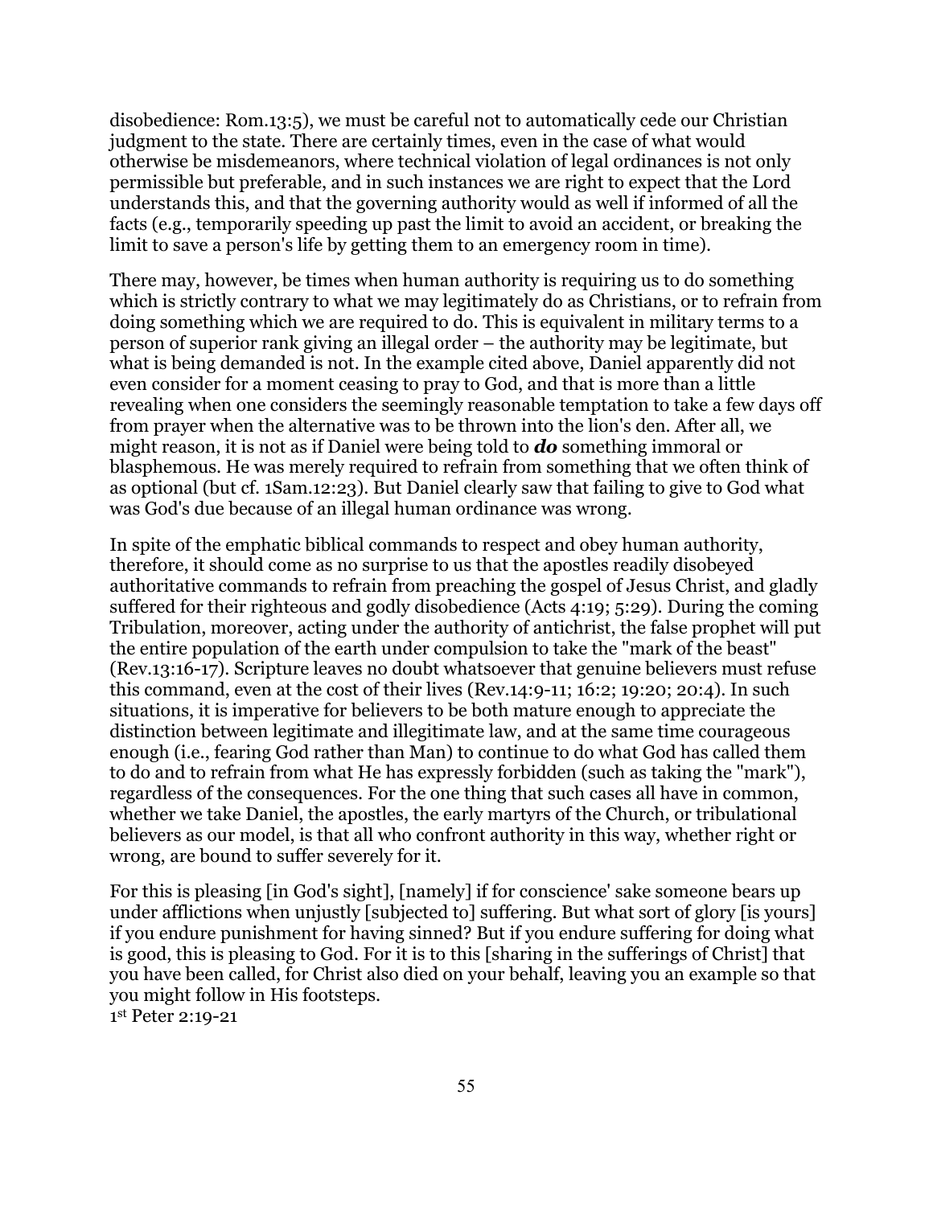disobedience: Rom.13:5), we must be careful not to automatically cede our Christian judgment to the state. There are certainly times, even in the case of what would otherwise be misdemeanors, where technical violation of legal ordinances is not only permissible but preferable, and in such instances we are right to expect that the Lord understands this, and that the governing authority would as well if informed of all the facts (e.g., temporarily speeding up past the limit to avoid an accident, or breaking the limit to save a person's life by getting them to an emergency room in time).

There may, however, be times when human authority is requiring us to do something which is strictly contrary to what we may legitimately do as Christians, or to refrain from doing something which we are required to do. This is equivalent in military terms to a person of superior rank giving an illegal order – the authority may be legitimate, but what is being demanded is not. In the example cited above, Daniel apparently did not even consider for a moment ceasing to pray to God, and that is more than a little revealing when one considers the seemingly reasonable temptation to take a few days off from prayer when the alternative was to be thrown into the lion's den. After all, we might reason, it is not as if Daniel were being told to ***do*** something immoral or blasphemous. He was merely required to refrain from something that we often think of as optional (but cf. 1Sam.12:23). But Daniel clearly saw that failing to give to God what was God's due because of an illegal human ordinance was wrong.

In spite of the emphatic biblical commands to respect and obey human authority, therefore, it should come as no surprise to us that the apostles readily disobeyed authoritative commands to refrain from preaching the gospel of Jesus Christ, and gladly suffered for their righteous and godly disobedience (Acts 4:19; 5:29). During the coming Tribulation, moreover, acting under the authority of antichrist, the false prophet will put the entire population of the earth under compulsion to take the "mark of the beast" (Rev.13:16-17). Scripture leaves no doubt whatsoever that genuine believers must refuse this command, even at the cost of their lives (Rev.14:9-11; 16:2; 19:20; 20:4). In such situations, it is imperative for believers to be both mature enough to appreciate the distinction between legitimate and illegitimate law, and at the same time courageous enough (i.e., fearing God rather than Man) to continue to do what God has called them to do and to refrain from what He has expressly forbidden (such as taking the "mark"), regardless of the consequences. For the one thing that such cases all have in common, whether we take Daniel, the apostles, the early martyrs of the Church, or tribulational believers as our model, is that all who confront authority in this way, whether right or wrong, are bound to suffer severely for it.

For this is pleasing [in God's sight], [namely] if for conscience' sake someone bears up under afflictions when unjustly [subjected to] suffering. But what sort of glory [is yours] if you endure punishment for having sinned? But if you endure suffering for doing what is good, this is pleasing to God. For it is to this [sharing in the sufferings of Christ] that you have been called, for Christ also died on your behalf, leaving you an example so that you might follow in His footsteps.
1st Peter 2:19-21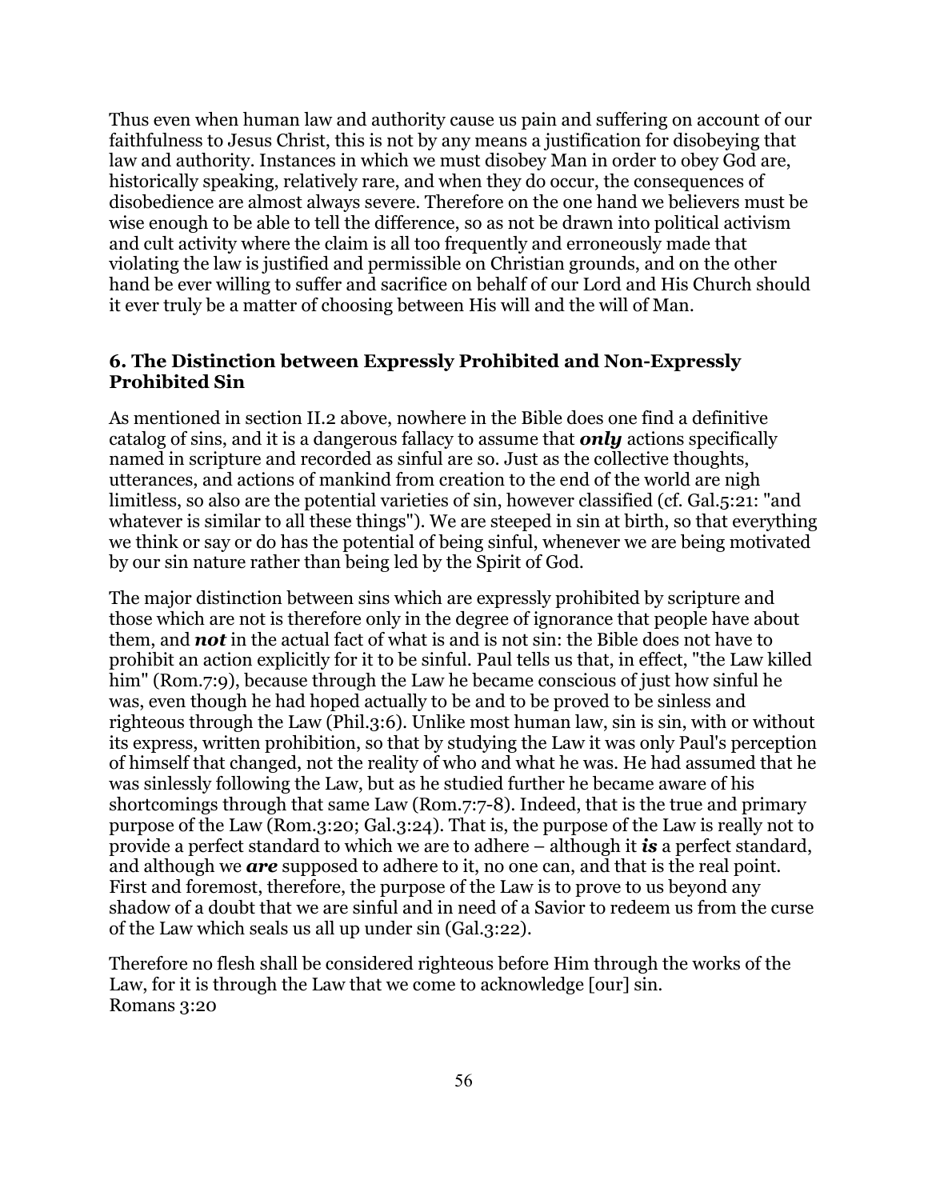Thus even when human law and authority cause us pain and suffering on account of our faithfulness to Jesus Christ, this is not by any means a justification for disobeying that law and authority. Instances in which we must disobey Man in order to obey God are, historically speaking, relatively rare, and when they do occur, the consequences of disobedience are almost always severe. Therefore on the one hand we believers must be wise enough to be able to tell the difference, so as not be drawn into political activism and cult activity where the claim is all too frequently and erroneously made that violating the law is justified and permissible on Christian grounds, and on the other hand be ever willing to suffer and sacrifice on behalf of our Lord and His Church should it ever truly be a matter of choosing between His will and the will of Man.

### 6. The Distinction between Expressly Prohibited and Non-Expressly Prohibited Sin

As mentioned in section II.2 above, nowhere in the Bible does one find a definitive catalog of sins, and it is a dangerous fallacy to assume that ***only*** actions specifically named in scripture and recorded as sinful are so. Just as the collective thoughts, utterances, and actions of mankind from creation to the end of the world are nigh limitless, so also are the potential varieties of sin, however classified (cf. Gal.5:21: "and whatever is similar to all these things"). We are steeped in sin at birth, so that everything we think or say or do has the potential of being sinful, whenever we are being motivated by our sin nature rather than being led by the Spirit of God.

The major distinction between sins which are expressly prohibited by scripture and those which are not is therefore only in the degree of ignorance that people have about them, and ***not*** in the actual fact of what is and is not sin: the Bible does not have to prohibit an action explicitly for it to be sinful. Paul tells us that, in effect, "the Law killed him" (Rom.7:9), because through the Law he became conscious of just how sinful he was, even though he had hoped actually to be and to be proved to be sinless and righteous through the Law (Phil.3:6). Unlike most human law, sin is sin, with or without its express, written prohibition, so that by studying the Law it was only Paul's perception of himself that changed, not the reality of who and what he was. He had assumed that he was sinlessly following the Law, but as he studied further he became aware of his shortcomings through that same Law (Rom.7:7-8). Indeed, that is the true and primary purpose of the Law (Rom.3:20; Gal.3:24). That is, the purpose of the Law is really not to provide a perfect standard to which we are to adhere – although it ***is*** a perfect standard, and although we ***are*** supposed to adhere to it, no one can, and that is the real point. First and foremost, therefore, the purpose of the Law is to prove to us beyond any shadow of a doubt that we are sinful and in need of a Savior to redeem us from the curse of the Law which seals us all up under sin (Gal.3:22).

Therefore no flesh shall be considered righteous before Him through the works of the Law, for it is through the Law that we come to acknowledge [our] sin.
Romans 3:20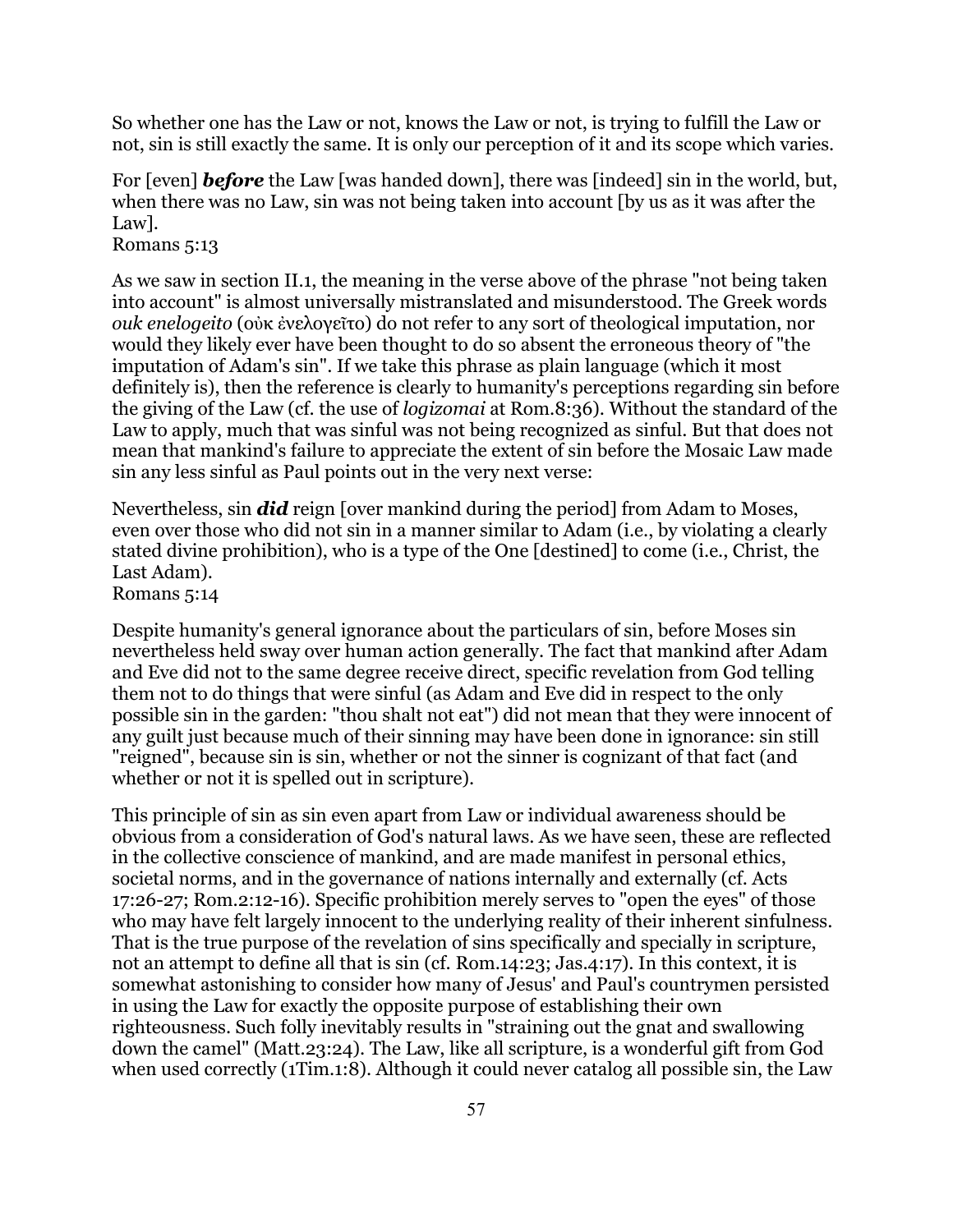So whether one has the Law or not, knows the Law or not, is trying to fulfill the Law or not, sin is still exactly the same. It is only our perception of it and its scope which varies.

For [even] ***before*** the Law [was handed down], there was [indeed] sin in the world, but, when there was no Law, sin was not being taken into account [by us as it was after the Law].
Romans 5:13

As we saw in section II.1, the meaning in the verse above of the phrase "not being taken into account" is almost universally mistranslated and misunderstood. The Greek words *ouk enelogeito* (οὐκ ἐνελογεῖτο) do not refer to any sort of theological imputation, nor would they likely ever have been thought to do so absent the erroneous theory of "the imputation of Adam's sin". If we take this phrase as plain language (which it most definitely is), then the reference is clearly to humanity's perceptions regarding sin before the giving of the Law (cf. the use of *logizomai* at Rom.8:36). Without the standard of the Law to apply, much that was sinful was not being recognized as sinful. But that does not mean that mankind's failure to appreciate the extent of sin before the Mosaic Law made sin any less sinful as Paul points out in the very next verse:

Nevertheless, sin ***did*** reign [over mankind during the period] from Adam to Moses, even over those who did not sin in a manner similar to Adam (i.e., by violating a clearly stated divine prohibition), who is a type of the One [destined] to come (i.e., Christ, the Last Adam).
Romans 5:14

Despite humanity's general ignorance about the particulars of sin, before Moses sin nevertheless held sway over human action generally. The fact that mankind after Adam and Eve did not to the same degree receive direct, specific revelation from God telling them not to do things that were sinful (as Adam and Eve did in respect to the only possible sin in the garden: "thou shalt not eat") did not mean that they were innocent of any guilt just because much of their sinning may have been done in ignorance: sin still "reigned", because sin is sin, whether or not the sinner is cognizant of that fact (and whether or not it is spelled out in scripture).

This principle of sin as sin even apart from Law or individual awareness should be obvious from a consideration of God's natural laws. As we have seen, these are reflected in the collective conscience of mankind, and are made manifest in personal ethics, societal norms, and in the governance of nations internally and externally (cf. Acts 17:26-27; Rom.2:12-16). Specific prohibition merely serves to "open the eyes" of those who may have felt largely innocent to the underlying reality of their inherent sinfulness. That is the true purpose of the revelation of sins specifically and specially in scripture, not an attempt to define all that is sin (cf. Rom.14:23; Jas.4:17). In this context, it is somewhat astonishing to consider how many of Jesus' and Paul's countrymen persisted in using the Law for exactly the opposite purpose of establishing their own righteousness. Such folly inevitably results in "straining out the gnat and swallowing down the camel" (Matt.23:24). The Law, like all scripture, is a wonderful gift from God when used correctly (1Tim.1:8). Although it could never catalog all possible sin, the Law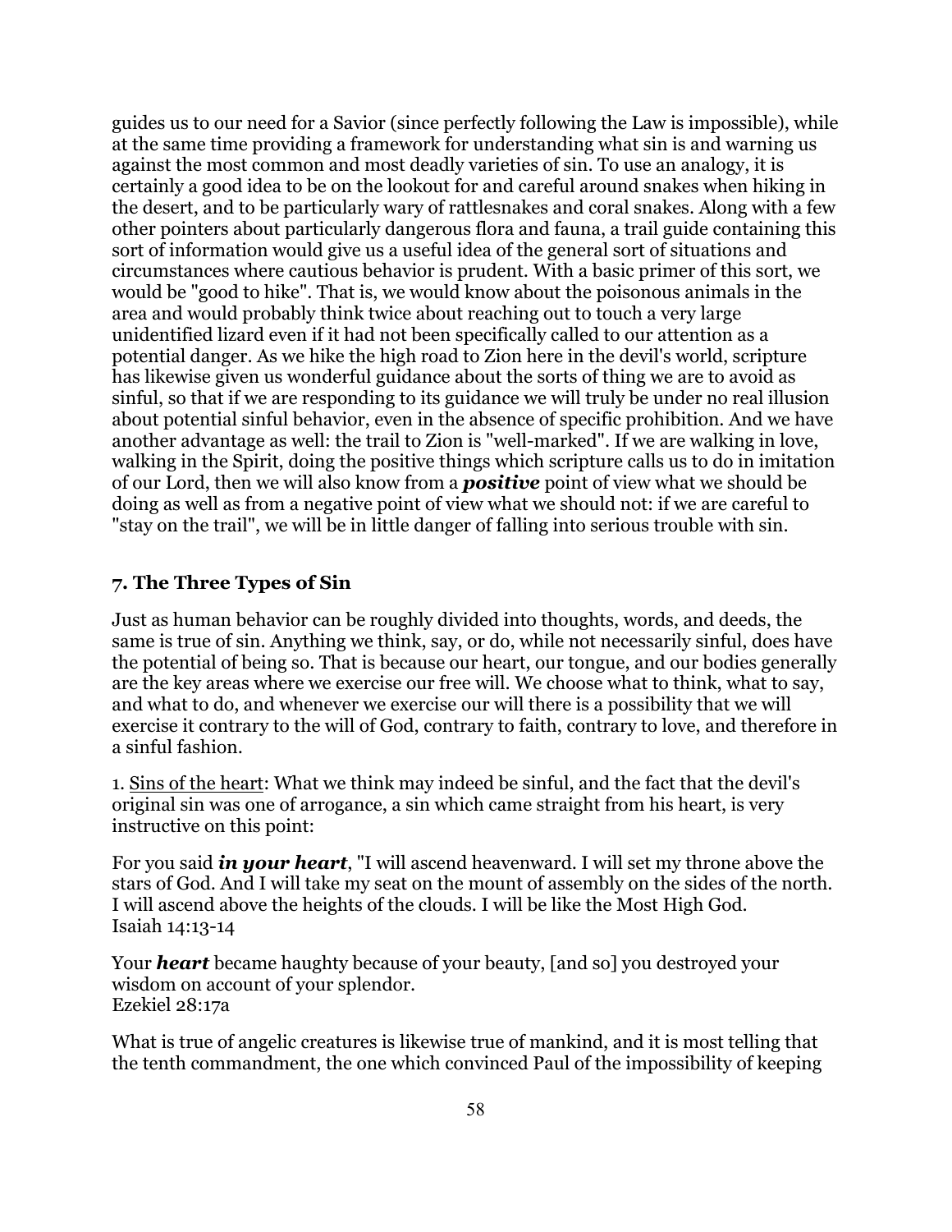guides us to our need for a Savior (since perfectly following the Law is impossible), while at the same time providing a framework for understanding what sin is and warning us against the most common and most deadly varieties of sin. To use an analogy, it is certainly a good idea to be on the lookout for and careful around snakes when hiking in the desert, and to be particularly wary of rattlesnakes and coral snakes. Along with a few other pointers about particularly dangerous flora and fauna, a trail guide containing this sort of information would give us a useful idea of the general sort of situations and circumstances where cautious behavior is prudent. With a basic primer of this sort, we would be "good to hike". That is, we would know about the poisonous animals in the area and would probably think twice about reaching out to touch a very large unidentified lizard even if it had not been specifically called to our attention as a potential danger. As we hike the high road to Zion here in the devil's world, scripture has likewise given us wonderful guidance about the sorts of thing we are to avoid as sinful, so that if we are responding to its guidance we will truly be under no real illusion about potential sinful behavior, even in the absence of specific prohibition. And we have another advantage as well: the trail to Zion is "well-marked". If we are walking in love, walking in the Spirit, doing the positive things which scripture calls us to do in imitation of our Lord, then we will also know from a ***positive*** point of view what we should be doing as well as from a negative point of view what we should not: if we are careful to "stay on the trail", we will be in little danger of falling into serious trouble with sin.

### 7. The Three Types of Sin

Just as human behavior can be roughly divided into thoughts, words, and deeds, the same is true of sin. Anything we think, say, or do, while not necessarily sinful, does have the potential of being so. That is because our heart, our tongue, and our bodies generally are the key areas where we exercise our free will. We choose what to think, what to say, and what to do, and whenever we exercise our will there is a possibility that we will exercise it contrary to the will of God, contrary to faith, contrary to love, and therefore in a sinful fashion.

1. <u>Sins of the heart</u>: What we think may indeed be sinful, and the fact that the devil's original sin was one of arrogance, a sin which came straight from his heart, is very instructive on this point:

For you said ***in your heart***, "I will ascend heavenward. I will set my throne above the stars of God. And I will take my seat on the mount of assembly on the sides of the north. I will ascend above the heights of the clouds. I will be like the Most High God.
Isaiah 14:13-14

Your ***heart*** became haughty because of your beauty, [and so] you destroyed your wisdom on account of your splendor.
Ezekiel 28:17a

What is true of angelic creatures is likewise true of mankind, and it is most telling that the tenth commandment, the one which convinced Paul of the impossibility of keeping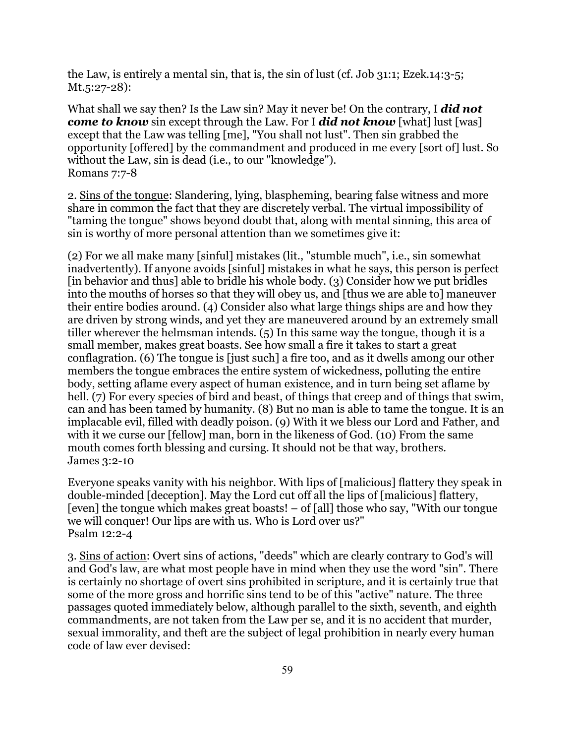the Law, is entirely a mental sin, that is, the sin of lust (cf. Job 31:1; Ezek.14:3-5; Mt.5:27-28):

What shall we say then? Is the Law sin? May it never be! On the contrary, I ***did not come to know*** sin except through the Law. For I ***did not know*** [what] lust [was] except that the Law was telling [me], "You shall not lust". Then sin grabbed the opportunity [offered] by the commandment and produced in me every [sort of] lust. So without the Law, sin is dead (i.e., to our "knowledge").
Romans 7:7-8

2. <u>Sins of the tongue</u>: Slandering, lying, blaspheming, bearing false witness and more share in common the fact that they are discretely verbal. The virtual impossibility of "taming the tongue" shows beyond doubt that, along with mental sinning, this area of sin is worthy of more personal attention than we sometimes give it:

(2) For we all make many [sinful] mistakes (lit., "stumble much", i.e., sin somewhat inadvertently). If anyone avoids [sinful] mistakes in what he says, this person is perfect [in behavior and thus] able to bridle his whole body. (3) Consider how we put bridles into the mouths of horses so that they will obey us, and [thus we are able to] maneuver their entire bodies around. (4) Consider also what large things ships are and how they are driven by strong winds, and yet they are maneuvered around by an extremely small tiller wherever the helmsman intends. (5) In this same way the tongue, though it is a small member, makes great boasts. See how small a fire it takes to start a great conflagration. (6) The tongue is [just such] a fire too, and as it dwells among our other members the tongue embraces the entire system of wickedness, polluting the entire body, setting aflame every aspect of human existence, and in turn being set aflame by hell. (7) For every species of bird and beast, of things that creep and of things that swim, can and has been tamed by humanity. (8) But no man is able to tame the tongue. It is an implacable evil, filled with deadly poison. (9) With it we bless our Lord and Father, and with it we curse our [fellow] man, born in the likeness of God. (10) From the same mouth comes forth blessing and cursing. It should not be that way, brothers.
James 3:2-10

Everyone speaks vanity with his neighbor. With lips of [malicious] flattery they speak in double-minded [deception]. May the Lord cut off all the lips of [malicious] flattery, [even] the tongue which makes great boasts! – of [all] those who say, "With our tongue we will conquer! Our lips are with us. Who is Lord over us?"
Psalm 12:2-4

3. <u>Sins of action</u>: Overt sins of actions, "deeds" which are clearly contrary to God's will and God's law, are what most people have in mind when they use the word "sin". There is certainly no shortage of overt sins prohibited in scripture, and it is certainly true that some of the more gross and horrific sins tend to be of this "active" nature. The three passages quoted immediately below, although parallel to the sixth, seventh, and eighth commandments, are not taken from the Law per se, and it is no accident that murder, sexual immorality, and theft are the subject of legal prohibition in nearly every human code of law ever devised: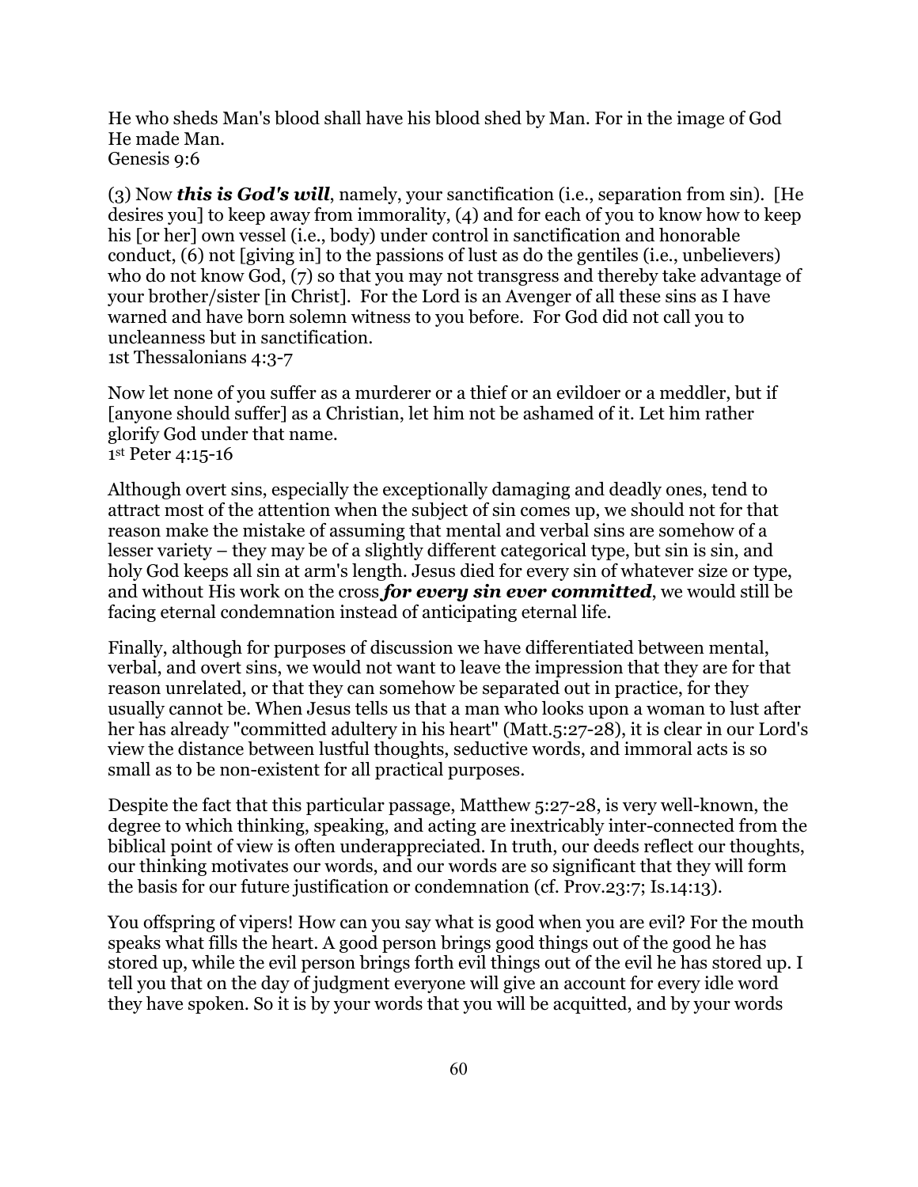He who sheds Man's blood shall have his blood shed by Man. For in the image of God He made Man.
Genesis 9:6

(3) Now ***this is God's will***, namely, your sanctification (i.e., separation from sin). [He desires you] to keep away from immorality, (4) and for each of you to know how to keep his [or her] own vessel (i.e., body) under control in sanctification and honorable conduct, (6) not [giving in] to the passions of lust as do the gentiles (i.e., unbelievers) who do not know God, (7) so that you may not transgress and thereby take advantage of your brother/sister [in Christ]. For the Lord is an Avenger of all these sins as I have warned and have born solemn witness to you before. For God did not call you to uncleanness but in sanctification.
1st Thessalonians 4:3-7

Now let none of you suffer as a murderer or a thief or an evildoer or a meddler, but if [anyone should suffer] as a Christian, let him not be ashamed of it. Let him rather glorify God under that name.
1st Peter 4:15-16

Although overt sins, especially the exceptionally damaging and deadly ones, tend to attract most of the attention when the subject of sin comes up, we should not for that reason make the mistake of assuming that mental and verbal sins are somehow of a lesser variety – they may be of a slightly different categorical type, but sin is sin, and holy God keeps all sin at arm's length. Jesus died for every sin of whatever size or type, and without His work on the cross ***for every sin ever committed***, we would still be facing eternal condemnation instead of anticipating eternal life.

Finally, although for purposes of discussion we have differentiated between mental, verbal, and overt sins, we would not want to leave the impression that they are for that reason unrelated, or that they can somehow be separated out in practice, for they usually cannot be. When Jesus tells us that a man who looks upon a woman to lust after her has already "committed adultery in his heart" (Matt.5:27-28), it is clear in our Lord's view the distance between lustful thoughts, seductive words, and immoral acts is so small as to be non-existent for all practical purposes.

Despite the fact that this particular passage, Matthew 5:27-28, is very well-known, the degree to which thinking, speaking, and acting are inextricably inter-connected from the biblical point of view is often underappreciated. In truth, our deeds reflect our thoughts, our thinking motivates our words, and our words are so significant that they will form the basis for our future justification or condemnation (cf. Prov.23:7; Is.14:13).

You offspring of vipers! How can you say what is good when you are evil? For the mouth speaks what fills the heart. A good person brings good things out of the good he has stored up, while the evil person brings forth evil things out of the evil he has stored up. I tell you that on the day of judgment everyone will give an account for every idle word they have spoken. So it is by your words that you will be acquitted, and by your words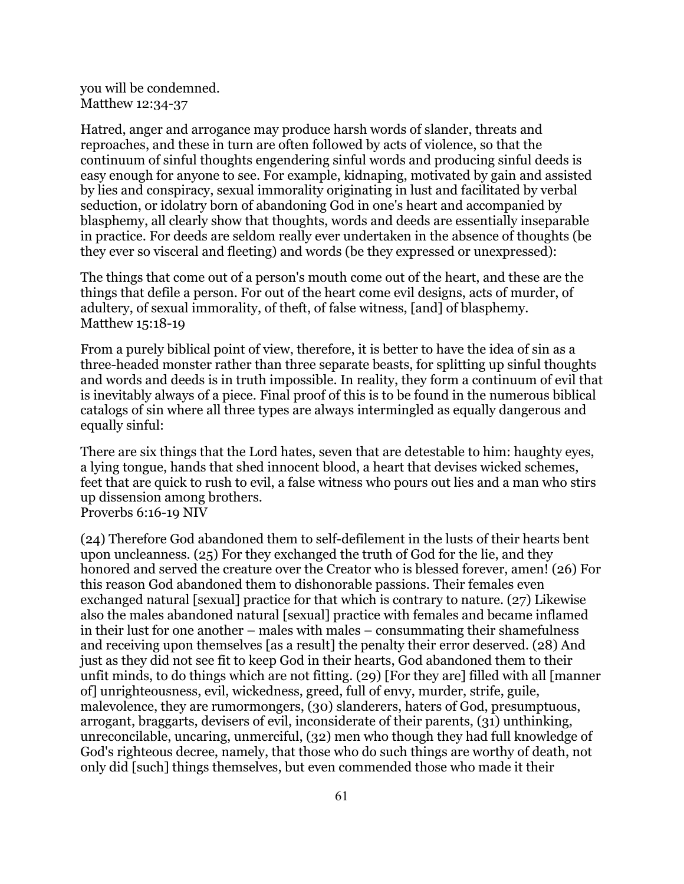you will be condemned.
Matthew 12:34-37

Hatred, anger and arrogance may produce harsh words of slander, threats and reproaches, and these in turn are often followed by acts of violence, so that the continuum of sinful thoughts engendering sinful words and producing sinful deeds is easy enough for anyone to see. For example, kidnaping, motivated by gain and assisted by lies and conspiracy, sexual immorality originating in lust and facilitated by verbal seduction, or idolatry born of abandoning God in one's heart and accompanied by blasphemy, all clearly show that thoughts, words and deeds are essentially inseparable in practice. For deeds are seldom really ever undertaken in the absence of thoughts (be they ever so visceral and fleeting) and words (be they expressed or unexpressed):

The things that come out of a person's mouth come out of the heart, and these are the things that defile a person. For out of the heart come evil designs, acts of murder, of adultery, of sexual immorality, of theft, of false witness, [and] of blasphemy.
Matthew 15:18-19

From a purely biblical point of view, therefore, it is better to have the idea of sin as a three-headed monster rather than three separate beasts, for splitting up sinful thoughts and words and deeds is in truth impossible. In reality, they form a continuum of evil that is inevitably always of a piece. Final proof of this is to be found in the numerous biblical catalogs of sin where all three types are always intermingled as equally dangerous and equally sinful:

There are six things that the Lord hates, seven that are detestable to him: haughty eyes, a lying tongue, hands that shed innocent blood, a heart that devises wicked schemes, feet that are quick to rush to evil, a false witness who pours out lies and a man who stirs up dissension among brothers.
Proverbs 6:16-19 NIV

(24) Therefore God abandoned them to self-defilement in the lusts of their hearts bent upon uncleanness. (25) For they exchanged the truth of God for the lie, and they honored and served the creature over the Creator who is blessed forever, amen! (26) For this reason God abandoned them to dishonorable passions. Their females even exchanged natural [sexual] practice for that which is contrary to nature. (27) Likewise also the males abandoned natural [sexual] practice with females and became inflamed in their lust for one another – males with males – consummating their shamefulness and receiving upon themselves [as a result] the penalty their error deserved. (28) And just as they did not see fit to keep God in their hearts, God abandoned them to their unfit minds, to do things which are not fitting. (29) [For they are] filled with all [manner of] unrighteousness, evil, wickedness, greed, full of envy, murder, strife, guile, malevolence, they are rumormongers, (30) slanderers, haters of God, presumptuous, arrogant, braggarts, devisers of evil, inconsiderate of their parents, (31) unthinking, unreconcilable, uncaring, unmerciful, (32) men who though they had full knowledge of God's righteous decree, namely, that those who do such things are worthy of death, not only did [such] things themselves, but even commended those who made it their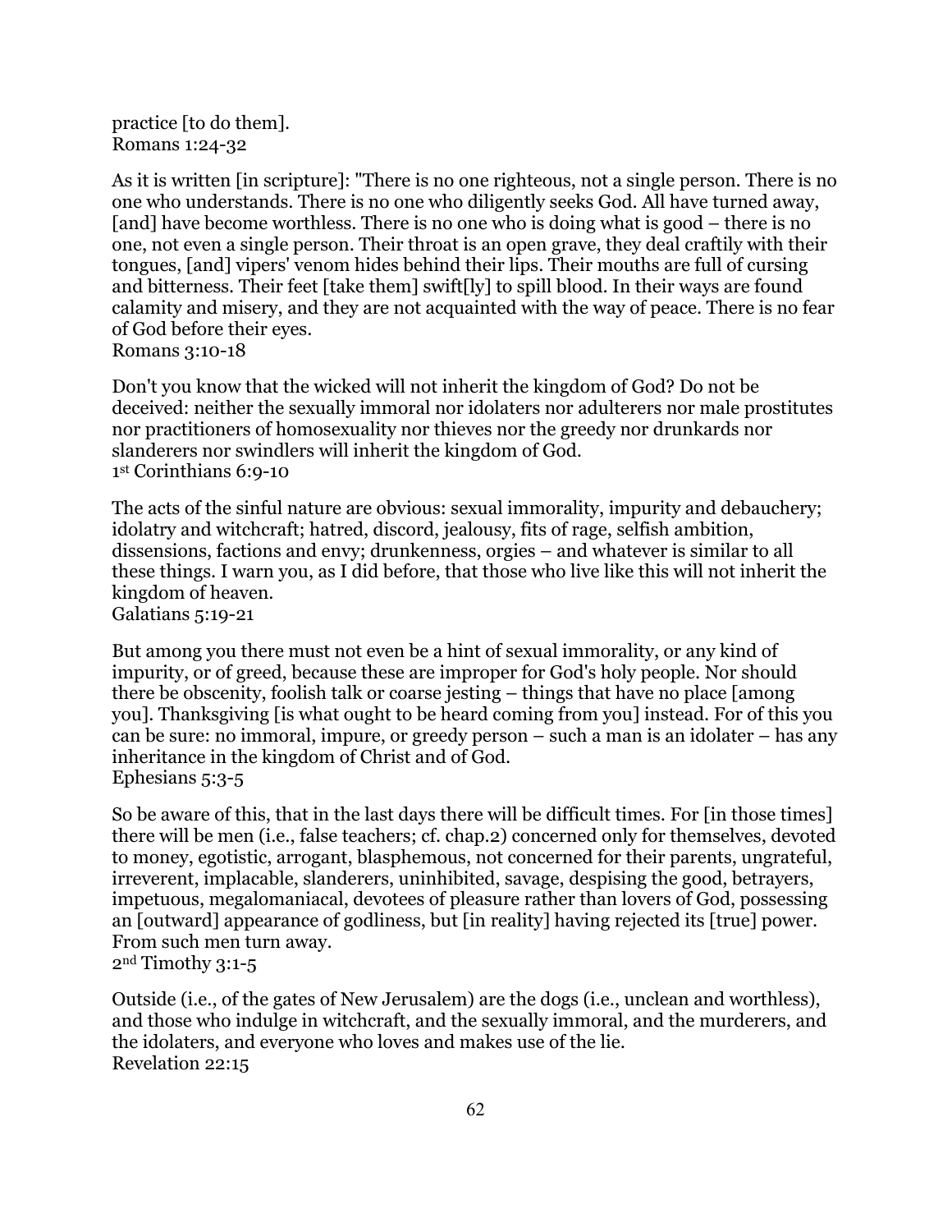practice [to do them].
Romans 1:24-32

As it is written [in scripture]: "There is no one righteous, not a single person. There is no one who understands. There is no one who diligently seeks God. All have turned away, [and] have become worthless. There is no one who is doing what is good – there is no one, not even a single person. Their throat is an open grave, they deal craftily with their tongues, [and] vipers' venom hides behind their lips. Their mouths are full of cursing and bitterness. Their feet [take them] swift[ly] to spill blood. In their ways are found calamity and misery, and they are not acquainted with the way of peace. There is no fear of God before their eyes.
Romans 3:10-18

Don't you know that the wicked will not inherit the kingdom of God? Do not be deceived: neither the sexually immoral nor idolaters nor adulterers nor male prostitutes nor practitioners of homosexuality nor thieves nor the greedy nor drunkards nor slanderers nor swindlers will inherit the kingdom of God.
1st Corinthians 6:9-10

The acts of the sinful nature are obvious: sexual immorality, impurity and debauchery; idolatry and witchcraft; hatred, discord, jealousy, fits of rage, selfish ambition, dissensions, factions and envy; drunkenness, orgies – and whatever is similar to all these things. I warn you, as I did before, that those who live like this will not inherit the kingdom of heaven.
Galatians 5:19-21

But among you there must not even be a hint of sexual immorality, or any kind of impurity, or of greed, because these are improper for God's holy people. Nor should there be obscenity, foolish talk or coarse jesting – things that have no place [among you]. Thanksgiving [is what ought to be heard coming from you] instead. For of this you can be sure: no immoral, impure, or greedy person – such a man is an idolater – has any inheritance in the kingdom of Christ and of God.
Ephesians 5:3-5

So be aware of this, that in the last days there will be difficult times. For [in those times] there will be men (i.e., false teachers; cf. chap.2) concerned only for themselves, devoted to money, egotistic, arrogant, blasphemous, not concerned for their parents, ungrateful, irreverent, implacable, slanderers, uninhibited, savage, despising the good, betrayers, impetuous, megalomaniacal, devotees of pleasure rather than lovers of God, possessing an [outward] appearance of godliness, but [in reality] having rejected its [true] power. From such men turn away.
2nd Timothy 3:1-5

Outside (i.e., of the gates of New Jerusalem) are the dogs (i.e., unclean and worthless), and those who indulge in witchcraft, and the sexually immoral, and the murderers, and the idolaters, and everyone who loves and makes use of the lie.
Revelation 22:15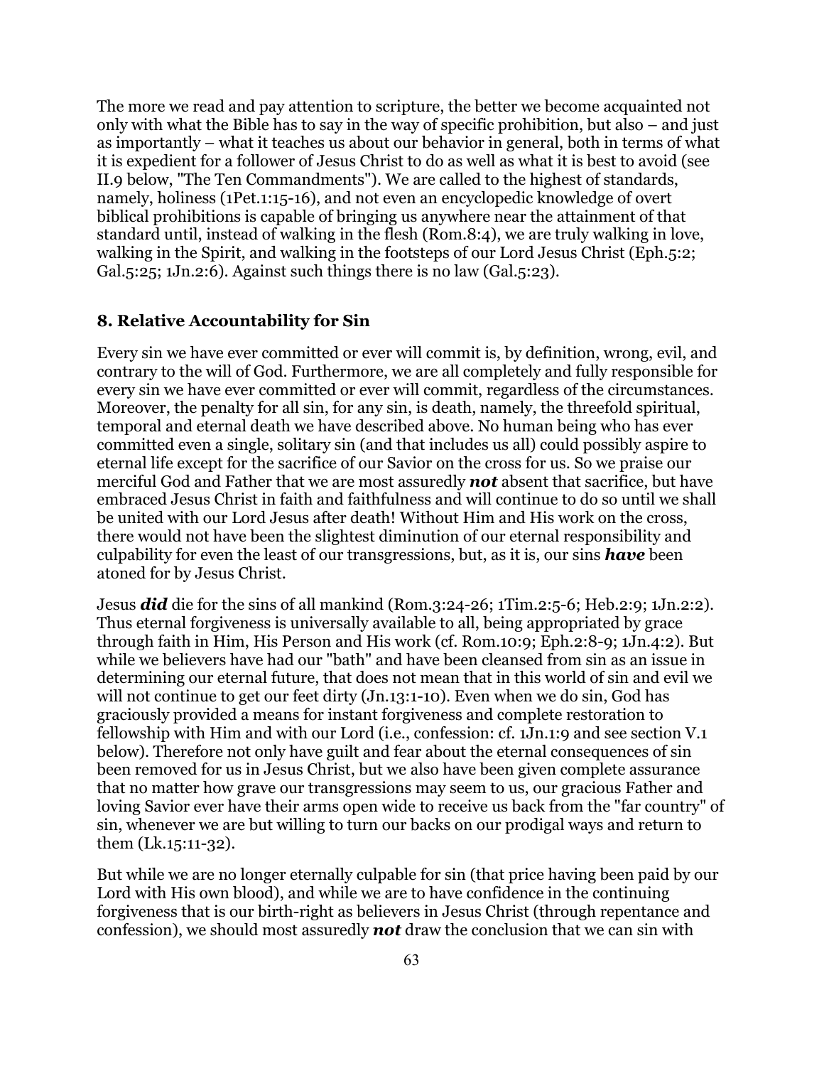The more we read and pay attention to scripture, the better we become acquainted not only with what the Bible has to say in the way of specific prohibition, but also – and just as importantly – what it teaches us about our behavior in general, both in terms of what it is expedient for a follower of Jesus Christ to do as well as what it is best to avoid (see II.9 below, "The Ten Commandments"). We are called to the highest of standards, namely, holiness (1Pet.1:15-16), and not even an encyclopedic knowledge of overt biblical prohibitions is capable of bringing us anywhere near the attainment of that standard until, instead of walking in the flesh (Rom.8:4), we are truly walking in love, walking in the Spirit, and walking in the footsteps of our Lord Jesus Christ (Eph.5:2; Gal.5:25; 1Jn.2:6). Against such things there is no law (Gal.5:23).

## 8. Relative Accountability for Sin

Every sin we have ever committed or ever will commit is, by definition, wrong, evil, and contrary to the will of God. Furthermore, we are all completely and fully responsible for every sin we have ever committed or ever will commit, regardless of the circumstances. Moreover, the penalty for all sin, for any sin, is death, namely, the threefold spiritual, temporal and eternal death we have described above. No human being who has ever committed even a single, solitary sin (and that includes us all) could possibly aspire to eternal life except for the sacrifice of our Savior on the cross for us. So we praise our merciful God and Father that we are most assuredly ***not*** absent that sacrifice, but have embraced Jesus Christ in faith and faithfulness and will continue to do so until we shall be united with our Lord Jesus after death! Without Him and His work on the cross, there would not have been the slightest diminution of our eternal responsibility and culpability for even the least of our transgressions, but, as it is, our sins ***have*** been atoned for by Jesus Christ.

Jesus ***did*** die for the sins of all mankind (Rom.3:24-26; 1Tim.2:5-6; Heb.2:9; 1Jn.2:2). Thus eternal forgiveness is universally available to all, being appropriated by grace through faith in Him, His Person and His work (cf. Rom.10:9; Eph.2:8-9; 1Jn.4:2). But while we believers have had our "bath" and have been cleansed from sin as an issue in determining our eternal future, that does not mean that in this world of sin and evil we will not continue to get our feet dirty (Jn.13:1-10). Even when we do sin, God has graciously provided a means for instant forgiveness and complete restoration to fellowship with Him and with our Lord (i.e., confession: cf. 1Jn.1:9 and see section V.1 below). Therefore not only have guilt and fear about the eternal consequences of sin been removed for us in Jesus Christ, but we also have been given complete assurance that no matter how grave our transgressions may seem to us, our gracious Father and loving Savior ever have their arms open wide to receive us back from the "far country" of sin, whenever we are but willing to turn our backs on our prodigal ways and return to them (Lk.15:11-32).

But while we are no longer eternally culpable for sin (that price having been paid by our Lord with His own blood), and while we are to have confidence in the continuing forgiveness that is our birth-right as believers in Jesus Christ (through repentance and confession), we should most assuredly ***not*** draw the conclusion that we can sin with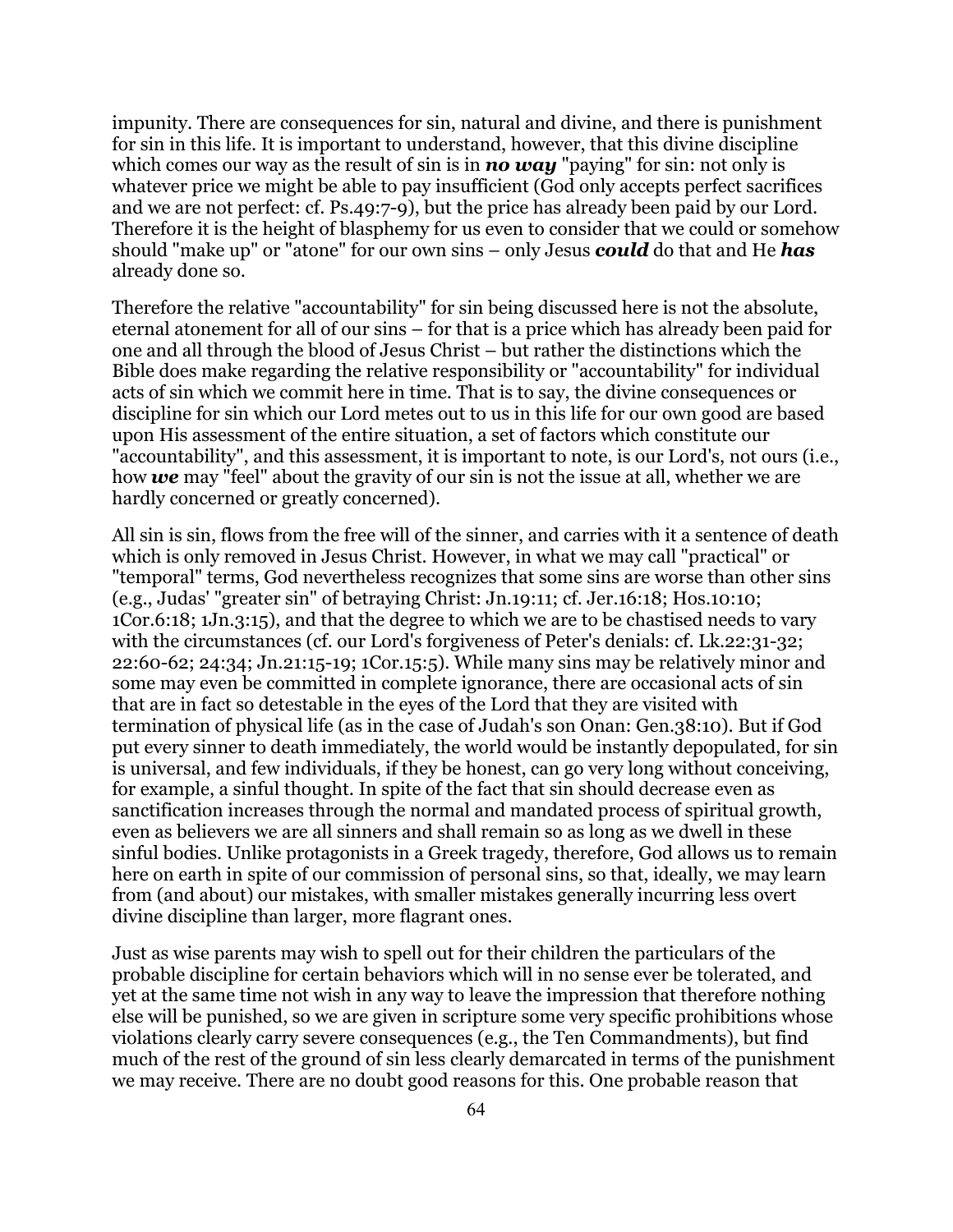impunity. There are consequences for sin, natural and divine, and there is punishment for sin in this life. It is important to understand, however, that this divine discipline which comes our way as the result of sin is in ***no way*** "paying" for sin: not only is whatever price we might be able to pay insufficient (God only accepts perfect sacrifices and we are not perfect: cf. Ps.49:7-9), but the price has already been paid by our Lord. Therefore it is the height of blasphemy for us even to consider that we could or somehow should "make up" or "atone" for our own sins – only Jesus ***could*** do that and He ***has*** already done so.

Therefore the relative "accountability" for sin being discussed here is not the absolute, eternal atonement for all of our sins – for that is a price which has already been paid for one and all through the blood of Jesus Christ – but rather the distinctions which the Bible does make regarding the relative responsibility or "accountability" for individual acts of sin which we commit here in time. That is to say, the divine consequences or discipline for sin which our Lord metes out to us in this life for our own good are based upon His assessment of the entire situation, a set of factors which constitute our "accountability", and this assessment, it is important to note, is our Lord's, not ours (i.e., how ***we*** may "feel" about the gravity of our sin is not the issue at all, whether we are hardly concerned or greatly concerned).

All sin is sin, flows from the free will of the sinner, and carries with it a sentence of death which is only removed in Jesus Christ. However, in what we may call "practical" or "temporal" terms, God nevertheless recognizes that some sins are worse than other sins (e.g., Judas' "greater sin" of betraying Christ: Jn.19:11; cf. Jer.16:18; Hos.10:10; 1Cor.6:18; 1Jn.3:15), and that the degree to which we are to be chastised needs to vary with the circumstances (cf. our Lord's forgiveness of Peter's denials: cf. Lk.22:31-32; 22:60-62; 24:34; Jn.21:15-19; 1Cor.15:5). While many sins may be relatively minor and some may even be committed in complete ignorance, there are occasional acts of sin that are in fact so detestable in the eyes of the Lord that they are visited with termination of physical life (as in the case of Judah's son Onan: Gen.38:10). But if God put every sinner to death immediately, the world would be instantly depopulated, for sin is universal, and few individuals, if they be honest, can go very long without conceiving, for example, a sinful thought. In spite of the fact that sin should decrease even as sanctification increases through the normal and mandated process of spiritual growth, even as believers we are all sinners and shall remain so as long as we dwell in these sinful bodies. Unlike protagonists in a Greek tragedy, therefore, God allows us to remain here on earth in spite of our commission of personal sins, so that, ideally, we may learn from (and about) our mistakes, with smaller mistakes generally incurring less overt divine discipline than larger, more flagrant ones.

Just as wise parents may wish to spell out for their children the particulars of the probable discipline for certain behaviors which will in no sense ever be tolerated, and yet at the same time not wish in any way to leave the impression that therefore nothing else will be punished, so we are given in scripture some very specific prohibitions whose violations clearly carry severe consequences (e.g., the Ten Commandments), but find much of the rest of the ground of sin less clearly demarcated in terms of the punishment we may receive. There are no doubt good reasons for this. One probable reason that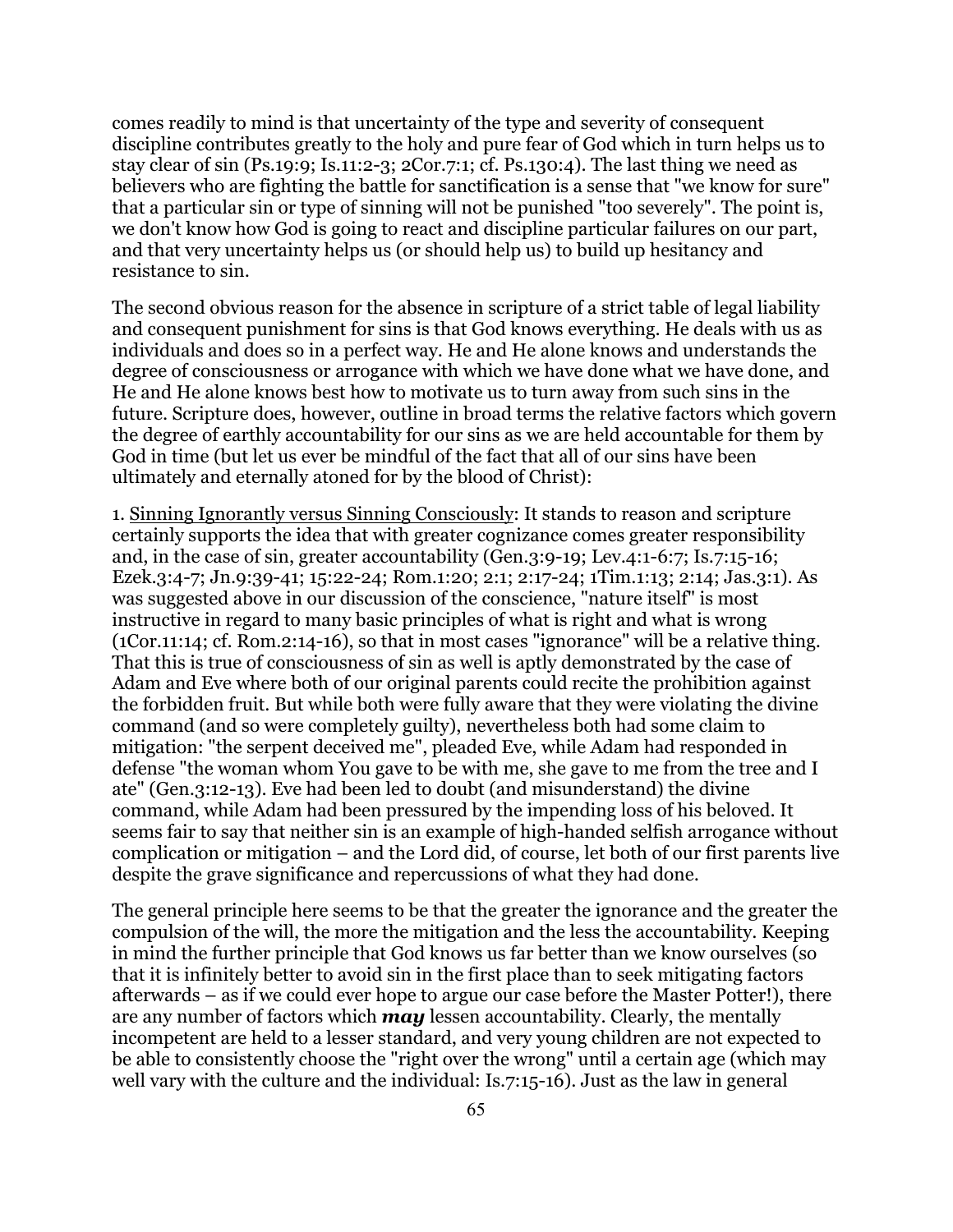comes readily to mind is that uncertainty of the type and severity of consequent discipline contributes greatly to the holy and pure fear of God which in turn helps us to stay clear of sin (Ps.19:9; Is.11:2-3; 2Cor.7:1; cf. Ps.130:4). The last thing we need as believers who are fighting the battle for sanctification is a sense that "we know for sure" that a particular sin or type of sinning will not be punished "too severely". The point is, we don't know how God is going to react and discipline particular failures on our part, and that very uncertainty helps us (or should help us) to build up hesitancy and resistance to sin.

The second obvious reason for the absence in scripture of a strict table of legal liability and consequent punishment for sins is that God knows everything. He deals with us as individuals and does so in a perfect way. He and He alone knows and understands the degree of consciousness or arrogance with which we have done what we have done, and He and He alone knows best how to motivate us to turn away from such sins in the future. Scripture does, however, outline in broad terms the relative factors which govern the degree of earthly accountability for our sins as we are held accountable for them by God in time (but let us ever be mindful of the fact that all of our sins have been ultimately and eternally atoned for by the blood of Christ):

1. <u>Sinning Ignorantly versus Sinning Consciously</u>: It stands to reason and scripture certainly supports the idea that with greater cognizance comes greater responsibility and, in the case of sin, greater accountability (Gen.3:9-19; Lev.4:1-6:7; Is.7:15-16; Ezek.3:4-7; Jn.9:39-41; 15:22-24; Rom.1:20; 2:1; 2:17-24; 1Tim.1:13; 2:14; Jas.3:1). As was suggested above in our discussion of the conscience, "nature itself" is most instructive in regard to many basic principles of what is right and what is wrong (1Cor.11:14; cf. Rom.2:14-16), so that in most cases "ignorance" will be a relative thing. That this is true of consciousness of sin as well is aptly demonstrated by the case of Adam and Eve where both of our original parents could recite the prohibition against the forbidden fruit. But while both were fully aware that they were violating the divine command (and so were completely guilty), nevertheless both had some claim to mitigation: "the serpent deceived me", pleaded Eve, while Adam had responded in defense "the woman whom You gave to be with me, she gave to me from the tree and I ate" (Gen.3:12-13). Eve had been led to doubt (and misunderstand) the divine command, while Adam had been pressured by the impending loss of his beloved. It seems fair to say that neither sin is an example of high-handed selfish arrogance without complication or mitigation – and the Lord did, of course, let both of our first parents live despite the grave significance and repercussions of what they had done.

The general principle here seems to be that the greater the ignorance and the greater the compulsion of the will, the more the mitigation and the less the accountability. Keeping in mind the further principle that God knows us far better than we know ourselves (so that it is infinitely better to avoid sin in the first place than to seek mitigating factors afterwards – as if we could ever hope to argue our case before the Master Potter!), there are any number of factors which ***may*** lessen accountability. Clearly, the mentally incompetent are held to a lesser standard, and very young children are not expected to be able to consistently choose the "right over the wrong" until a certain age (which may well vary with the culture and the individual: Is.7:15-16). Just as the law in general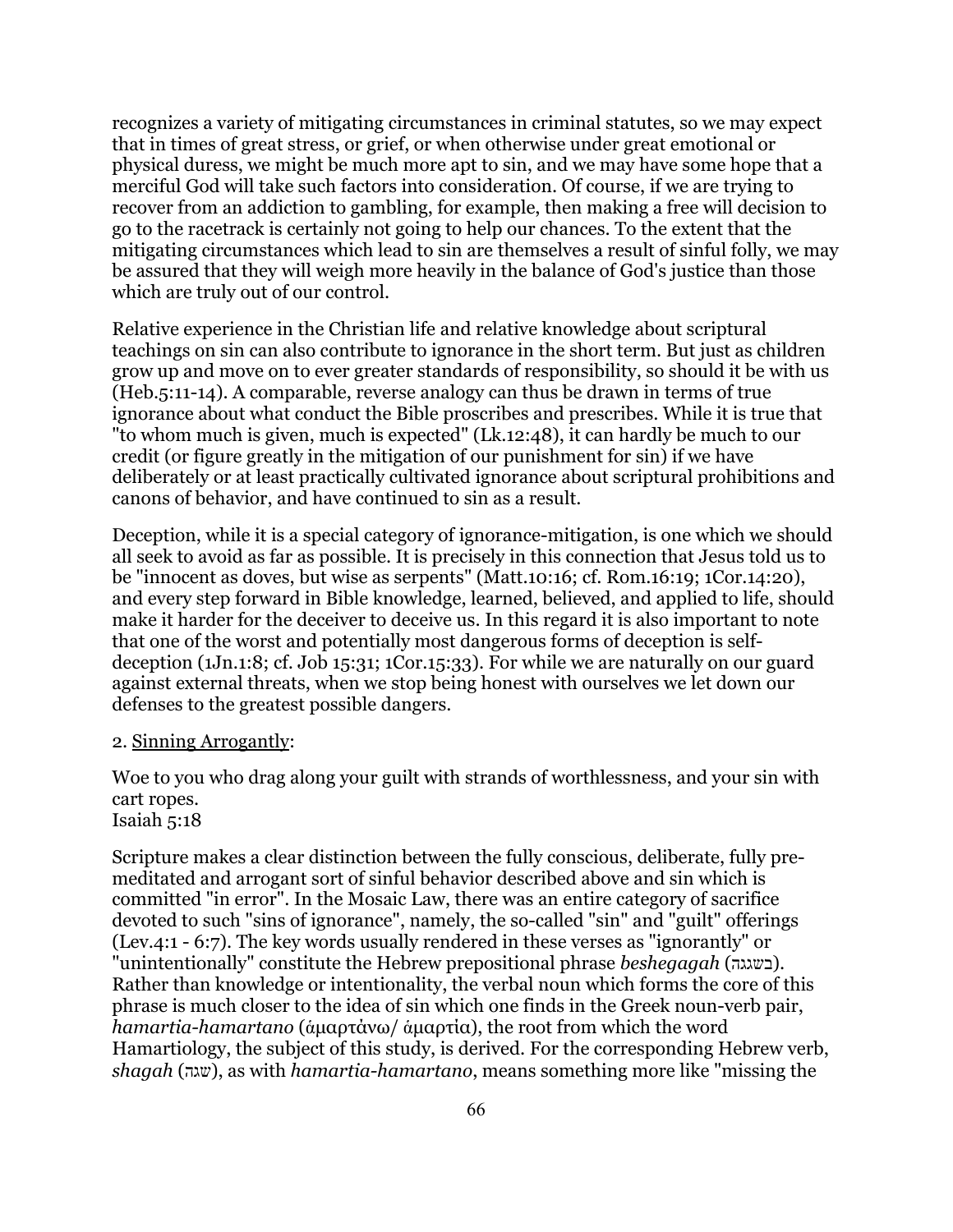recognizes a variety of mitigating circumstances in criminal statutes, so we may expect that in times of great stress, or grief, or when otherwise under great emotional or physical duress, we might be much more apt to sin, and we may have some hope that a merciful God will take such factors into consideration. Of course, if we are trying to recover from an addiction to gambling, for example, then making a free will decision to go to the racetrack is certainly not going to help our chances. To the extent that the mitigating circumstances which lead to sin are themselves a result of sinful folly, we may be assured that they will weigh more heavily in the balance of God's justice than those which are truly out of our control.

Relative experience in the Christian life and relative knowledge about scriptural teachings on sin can also contribute to ignorance in the short term. But just as children grow up and move on to ever greater standards of responsibility, so should it be with us (Heb.5:11-14). A comparable, reverse analogy can thus be drawn in terms of true ignorance about what conduct the Bible proscribes and prescribes. While it is true that "to whom much is given, much is expected" (Lk.12:48), it can hardly be much to our credit (or figure greatly in the mitigation of our punishment for sin) if we have deliberately or at least practically cultivated ignorance about scriptural prohibitions and canons of behavior, and have continued to sin as a result.

Deception, while it is a special category of ignorance-mitigation, is one which we should all seek to avoid as far as possible. It is precisely in this connection that Jesus told us to be "innocent as doves, but wise as serpents" (Matt.10:16; cf. Rom.16:19; 1Cor.14:20), and every step forward in Bible knowledge, learned, believed, and applied to life, should make it harder for the deceiver to deceive us. In this regard it is also important to note that one of the worst and potentially most dangerous forms of deception is self-deception (1Jn.1:8; cf. Job 15:31; 1Cor.15:33). For while we are naturally on our guard against external threats, when we stop being honest with ourselves we let down our defenses to the greatest possible dangers.

2. <u>Sinning Arrogantly</u>:

Woe to you who drag along your guilt with strands of worthlessness, and your sin with cart ropes.
Isaiah 5:18

Scripture makes a clear distinction between the fully conscious, deliberate, fully pre-meditated and arrogant sort of sinful behavior described above and sin which is committed "in error". In the Mosaic Law, there was an entire category of sacrifice devoted to such "sins of ignorance", namely, the so-called "sin" and "guilt" offerings (Lev.4:1 - 6:7). The key words usually rendered in these verses as "ignorantly" or "unintentionally" constitute the Hebrew prepositional phrase *beshegagah* (בשגגה). Rather than knowledge or intentionality, the verbal noun which forms the core of this phrase is much closer to the idea of sin which one finds in the Greek noun-verb pair, *hamartia-hamartano* (ἁμαρτάνω/ ἁμαρτία), the root from which the word Hamartiology, the subject of this study, is derived. For the corresponding Hebrew verb, *shagah* (שגה), as with *hamartia-hamartano*, means something more like "missing the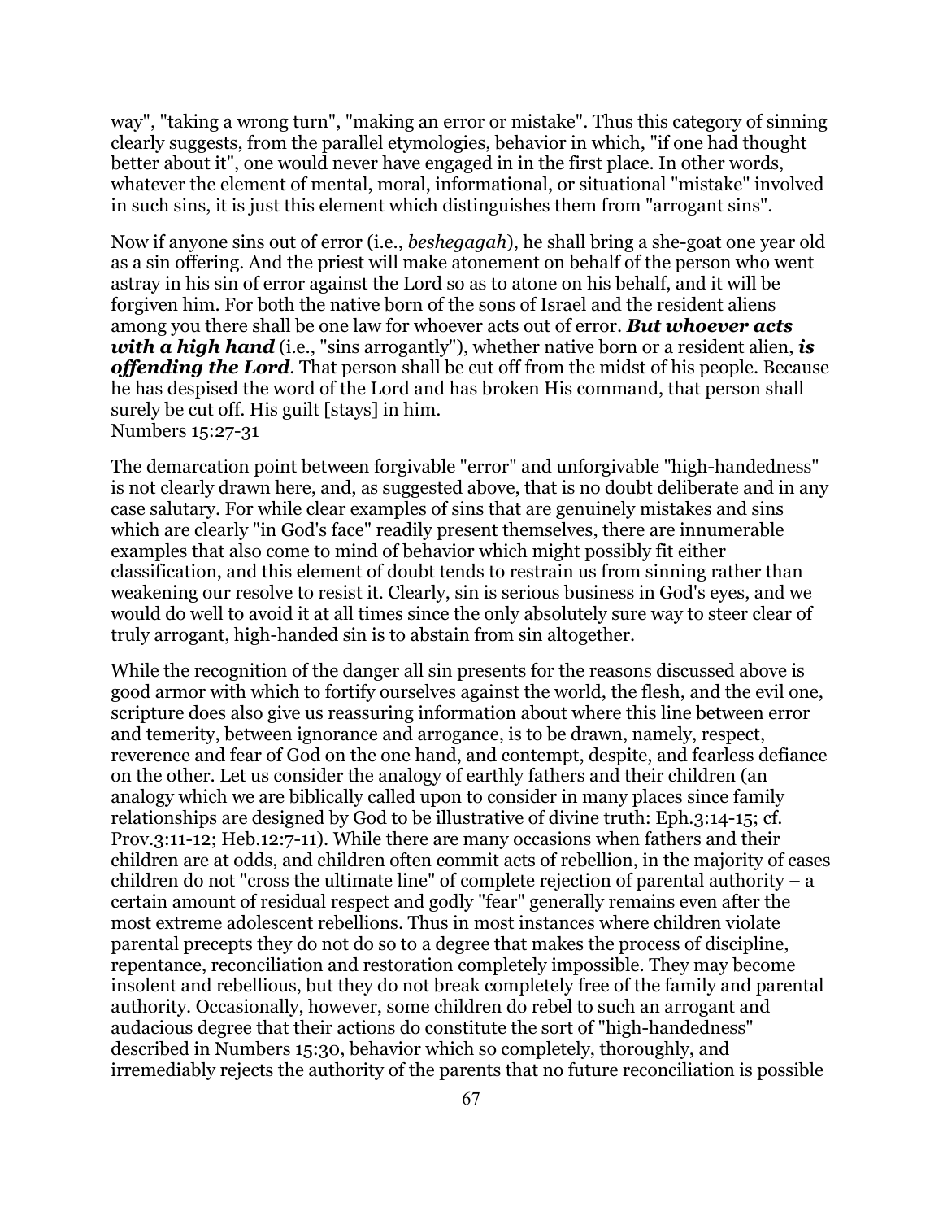way", "taking a wrong turn", "making an error or mistake". Thus this category of sinning clearly suggests, from the parallel etymologies, behavior in which, "if one had thought better about it", one would never have engaged in in the first place. In other words, whatever the element of mental, moral, informational, or situational "mistake" involved in such sins, it is just this element which distinguishes them from "arrogant sins".

Now if anyone sins out of error (i.e., *beshegagah*), he shall bring a she-goat one year old as a sin offering. And the priest will make atonement on behalf of the person who went astray in his sin of error against the Lord so as to atone on his behalf, and it will be forgiven him. For both the native born of the sons of Israel and the resident aliens among you there shall be one law for whoever acts out of error. ***But whoever acts with a high hand*** (i.e., "sins arrogantly"), whether native born or a resident alien, ***is offending the Lord***. That person shall be cut off from the midst of his people. Because he has despised the word of the Lord and has broken His command, that person shall surely be cut off. His guilt [stays] in him.
Numbers 15:27-31

The demarcation point between forgivable "error" and unforgivable "high-handedness" is not clearly drawn here, and, as suggested above, that is no doubt deliberate and in any case salutary. For while clear examples of sins that are genuinely mistakes and sins which are clearly "in God's face" readily present themselves, there are innumerable examples that also come to mind of behavior which might possibly fit either classification, and this element of doubt tends to restrain us from sinning rather than weakening our resolve to resist it. Clearly, sin is serious business in God's eyes, and we would do well to avoid it at all times since the only absolutely sure way to steer clear of truly arrogant, high-handed sin is to abstain from sin altogether.

While the recognition of the danger all sin presents for the reasons discussed above is good armor with which to fortify ourselves against the world, the flesh, and the evil one, scripture does also give us reassuring information about where this line between error and temerity, between ignorance and arrogance, is to be drawn, namely, respect, reverence and fear of God on the one hand, and contempt, despite, and fearless defiance on the other. Let us consider the analogy of earthly fathers and their children (an analogy which we are biblically called upon to consider in many places since family relationships are designed by God to be illustrative of divine truth: Eph.3:14-15; cf. Prov.3:11-12; Heb.12:7-11). While there are many occasions when fathers and their children are at odds, and children often commit acts of rebellion, in the majority of cases children do not "cross the ultimate line" of complete rejection of parental authority – a certain amount of residual respect and godly "fear" generally remains even after the most extreme adolescent rebellions. Thus in most instances where children violate parental precepts they do not do so to a degree that makes the process of discipline, repentance, reconciliation and restoration completely impossible. They may become insolent and rebellious, but they do not break completely free of the family and parental authority. Occasionally, however, some children do rebel to such an arrogant and audacious degree that their actions do constitute the sort of "high-handedness" described in Numbers 15:30, behavior which so completely, thoroughly, and irremediably rejects the authority of the parents that no future reconciliation is possible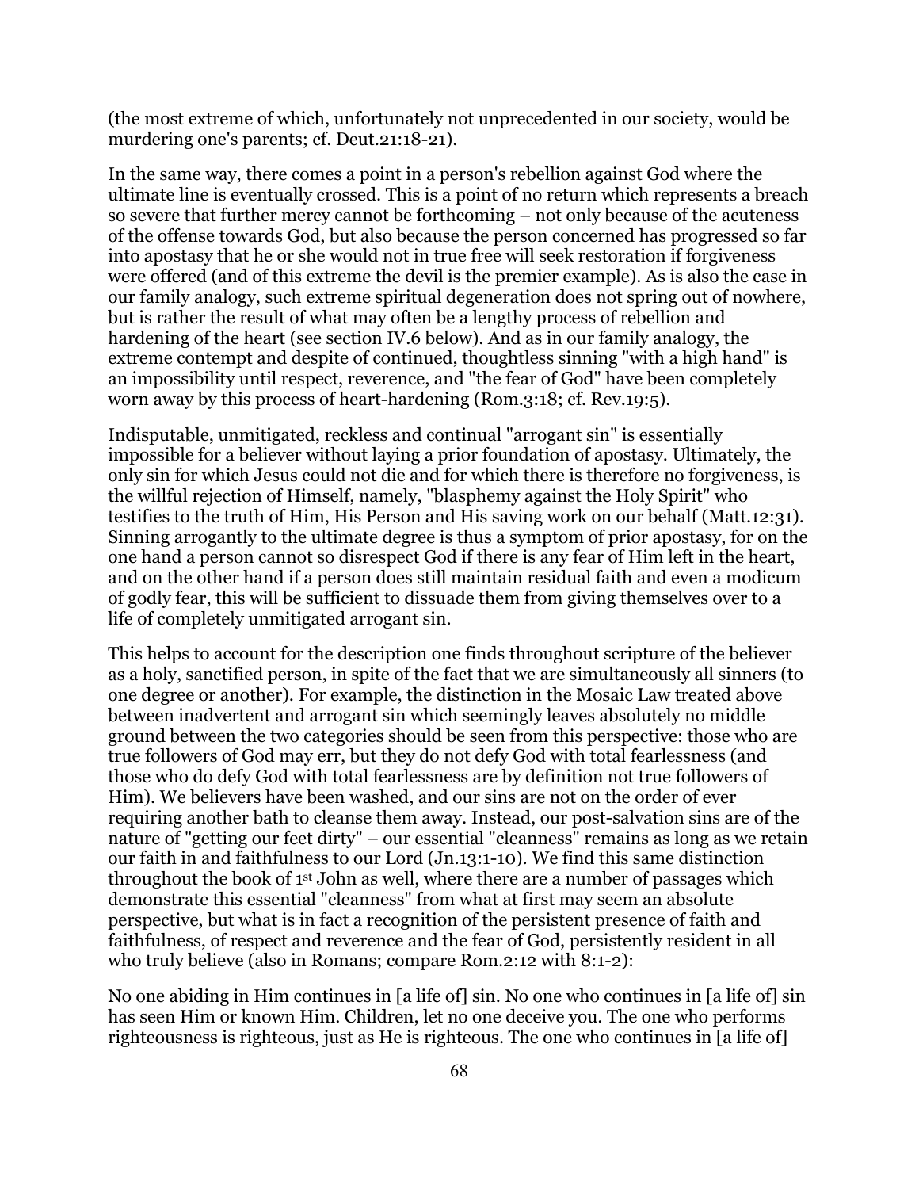(the most extreme of which, unfortunately not unprecedented in our society, would be murdering one's parents; cf. Deut.21:18-21).

In the same way, there comes a point in a person's rebellion against God where the ultimate line is eventually crossed. This is a point of no return which represents a breach so severe that further mercy cannot be forthcoming – not only because of the acuteness of the offense towards God, but also because the person concerned has progressed so far into apostasy that he or she would not in true free will seek restoration if forgiveness were offered (and of this extreme the devil is the premier example). As is also the case in our family analogy, such extreme spiritual degeneration does not spring out of nowhere, but is rather the result of what may often be a lengthy process of rebellion and hardening of the heart (see section IV.6 below). And as in our family analogy, the extreme contempt and despite of continued, thoughtless sinning "with a high hand" is an impossibility until respect, reverence, and "the fear of God" have been completely worn away by this process of heart-hardening (Rom.3:18; cf. Rev.19:5).

Indisputable, unmitigated, reckless and continual "arrogant sin" is essentially impossible for a believer without laying a prior foundation of apostasy. Ultimately, the only sin for which Jesus could not die and for which there is therefore no forgiveness, is the willful rejection of Himself, namely, "blasphemy against the Holy Spirit" who testifies to the truth of Him, His Person and His saving work on our behalf (Matt.12:31). Sinning arrogantly to the ultimate degree is thus a symptom of prior apostasy, for on the one hand a person cannot so disrespect God if there is any fear of Him left in the heart, and on the other hand if a person does still maintain residual faith and even a modicum of godly fear, this will be sufficient to dissuade them from giving themselves over to a life of completely unmitigated arrogant sin.

This helps to account for the description one finds throughout scripture of the believer as a holy, sanctified person, in spite of the fact that we are simultaneously all sinners (to one degree or another). For example, the distinction in the Mosaic Law treated above between inadvertent and arrogant sin which seemingly leaves absolutely no middle ground between the two categories should be seen from this perspective: those who are true followers of God may err, but they do not defy God with total fearlessness (and those who do defy God with total fearlessness are by definition not true followers of Him). We believers have been washed, and our sins are not on the order of ever requiring another bath to cleanse them away. Instead, our post-salvation sins are of the nature of "getting our feet dirty" – our essential "cleanness" remains as long as we retain our faith in and faithfulness to our Lord (Jn.13:1-10). We find this same distinction throughout the book of 1st John as well, where there are a number of passages which demonstrate this essential "cleanness" from what at first may seem an absolute perspective, but what is in fact a recognition of the persistent presence of faith and faithfulness, of respect and reverence and the fear of God, persistently resident in all who truly believe (also in Romans; compare Rom.2:12 with 8:1-2):

No one abiding in Him continues in [a life of] sin. No one who continues in [a life of] sin has seen Him or known Him. Children, let no one deceive you. The one who performs righteousness is righteous, just as He is righteous. The one who continues in [a life of]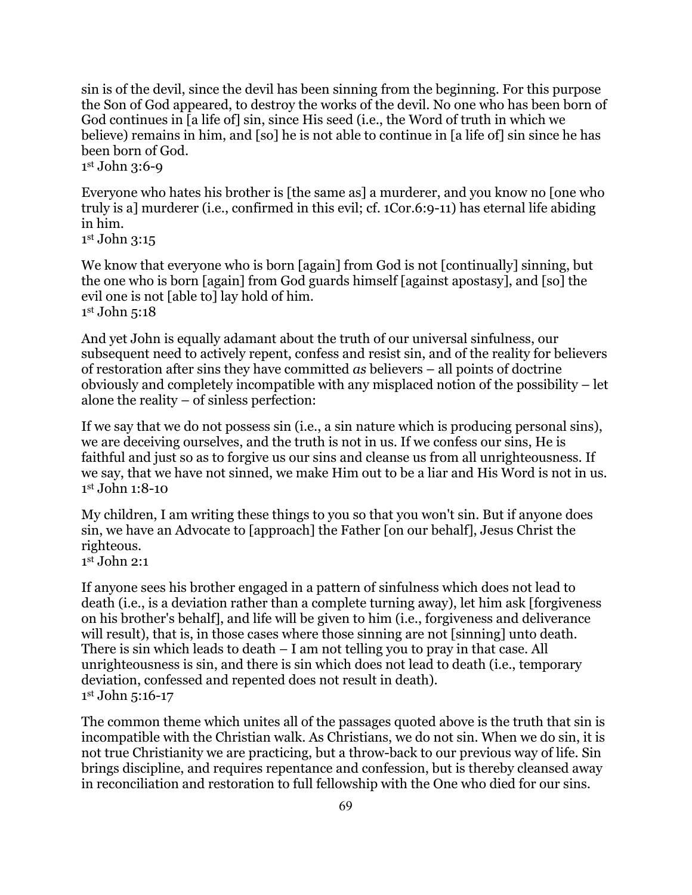sin is of the devil, since the devil has been sinning from the beginning. For this purpose the Son of God appeared, to destroy the works of the devil. No one who has been born of God continues in [a life of] sin, since His seed (i.e., the Word of truth in which we believe) remains in him, and [so] he is not able to continue in [a life of] sin since he has been born of God.
1st John 3:6-9

Everyone who hates his brother is [the same as] a murderer, and you know no [one who truly is a] murderer (i.e., confirmed in this evil; cf. 1Cor.6:9-11) has eternal life abiding in him.
1st John 3:15

We know that everyone who is born [again] from God is not [continually] sinning, but the one who is born [again] from God guards himself [against apostasy], and [so] the evil one is not [able to] lay hold of him.
1st John 5:18

And yet John is equally adamant about the truth of our universal sinfulness, our subsequent need to actively repent, confess and resist sin, and of the reality for believers of restoration after sins they have committed *as* believers – all points of doctrine obviously and completely incompatible with any misplaced notion of the possibility – let alone the reality – of sinless perfection:

If we say that we do not possess sin (i.e., a sin nature which is producing personal sins), we are deceiving ourselves, and the truth is not in us. If we confess our sins, He is faithful and just so as to forgive us our sins and cleanse us from all unrighteousness. If we say, that we have not sinned, we make Him out to be a liar and His Word is not in us.
1st John 1:8-10

My children, I am writing these things to you so that you won't sin. But if anyone does sin, we have an Advocate to [approach] the Father [on our behalf], Jesus Christ the righteous.
1st John 2:1

If anyone sees his brother engaged in a pattern of sinfulness which does not lead to death (i.e., is a deviation rather than a complete turning away), let him ask [forgiveness on his brother's behalf], and life will be given to him (i.e., forgiveness and deliverance will result), that is, in those cases where those sinning are not [sinning] unto death. There is sin which leads to death – I am not telling you to pray in that case. All unrighteousness is sin, and there is sin which does not lead to death (i.e., temporary deviation, confessed and repented does not result in death).
1st John 5:16-17

The common theme which unites all of the passages quoted above is the truth that sin is incompatible with the Christian walk. As Christians, we do not sin. When we do sin, it is not true Christianity we are practicing, but a throw-back to our previous way of life. Sin brings discipline, and requires repentance and confession, but is thereby cleansed away in reconciliation and restoration to full fellowship with the One who died for our sins.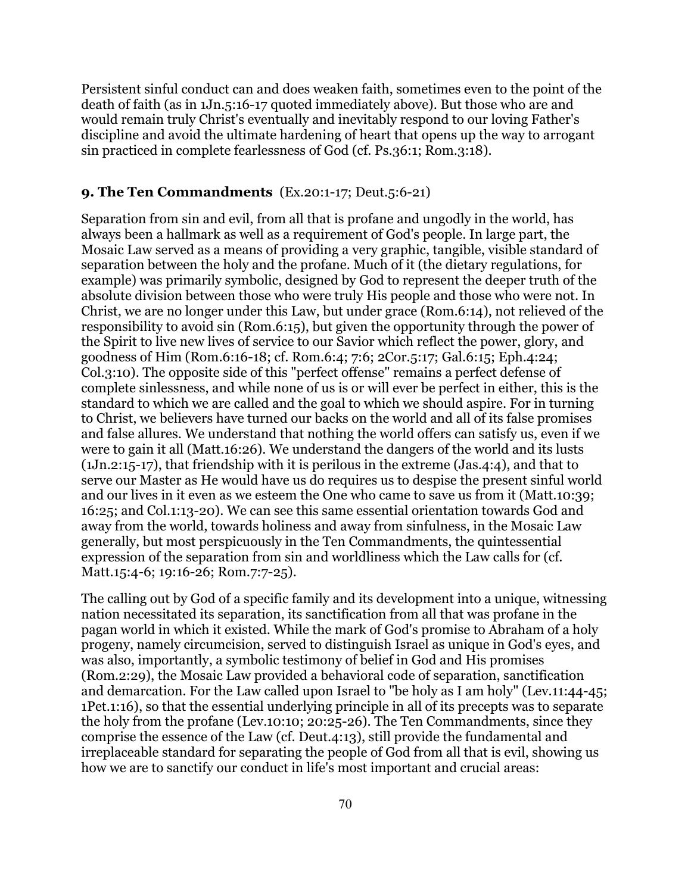Persistent sinful conduct can and does weaken faith, sometimes even to the point of the death of faith (as in 1Jn.5:16-17 quoted immediately above). But those who are and would remain truly Christ's eventually and inevitably respond to our loving Father's discipline and avoid the ultimate hardening of heart that opens up the way to arrogant sin practiced in complete fearlessness of God (cf. Ps.36:1; Rom.3:18).

### 9. The Ten Commandments (Ex.20:1-17; Deut.5:6-21)

Separation from sin and evil, from all that is profane and ungodly in the world, has always been a hallmark as well as a requirement of God's people. In large part, the Mosaic Law served as a means of providing a very graphic, tangible, visible standard of separation between the holy and the profane. Much of it (the dietary regulations, for example) was primarily symbolic, designed by God to represent the deeper truth of the absolute division between those who were truly His people and those who were not. In Christ, we are no longer under this Law, but under grace (Rom.6:14), not relieved of the responsibility to avoid sin (Rom.6:15), but given the opportunity through the power of the Spirit to live new lives of service to our Savior which reflect the power, glory, and goodness of Him (Rom.6:16-18; cf. Rom.6:4; 7:6; 2Cor.5:17; Gal.6:15; Eph.4:24; Col.3:10). The opposite side of this "perfect offense" remains a perfect defense of complete sinlessness, and while none of us is or will ever be perfect in either, this is the standard to which we are called and the goal to which we should aspire. For in turning to Christ, we believers have turned our backs on the world and all of its false promises and false allures. We understand that nothing the world offers can satisfy us, even if we were to gain it all (Matt.16:26). We understand the dangers of the world and its lusts (1Jn.2:15-17), that friendship with it is perilous in the extreme (Jas.4:4), and that to serve our Master as He would have us do requires us to despise the present sinful world and our lives in it even as we esteem the One who came to save us from it (Matt.10:39; 16:25; and Col.1:13-20). We can see this same essential orientation towards God and away from the world, towards holiness and away from sinfulness, in the Mosaic Law generally, but most perspicuously in the Ten Commandments, the quintessential expression of the separation from sin and worldliness which the Law calls for (cf. Matt.15:4-6; 19:16-26; Rom.7:7-25).

The calling out by God of a specific family and its development into a unique, witnessing nation necessitated its separation, its sanctification from all that was profane in the pagan world in which it existed. While the mark of God's promise to Abraham of a holy progeny, namely circumcision, served to distinguish Israel as unique in God's eyes, and was also, importantly, a symbolic testimony of belief in God and His promises (Rom.2:29), the Mosaic Law provided a behavioral code of separation, sanctification and demarcation. For the Law called upon Israel to "be holy as I am holy" (Lev.11:44-45; 1Pet.1:16), so that the essential underlying principle in all of its precepts was to separate the holy from the profane (Lev.10:10; 20:25-26). The Ten Commandments, since they comprise the essence of the Law (cf. Deut.4:13), still provide the fundamental and irreplaceable standard for separating the people of God from all that is evil, showing us how we are to sanctify our conduct in life's most important and crucial areas: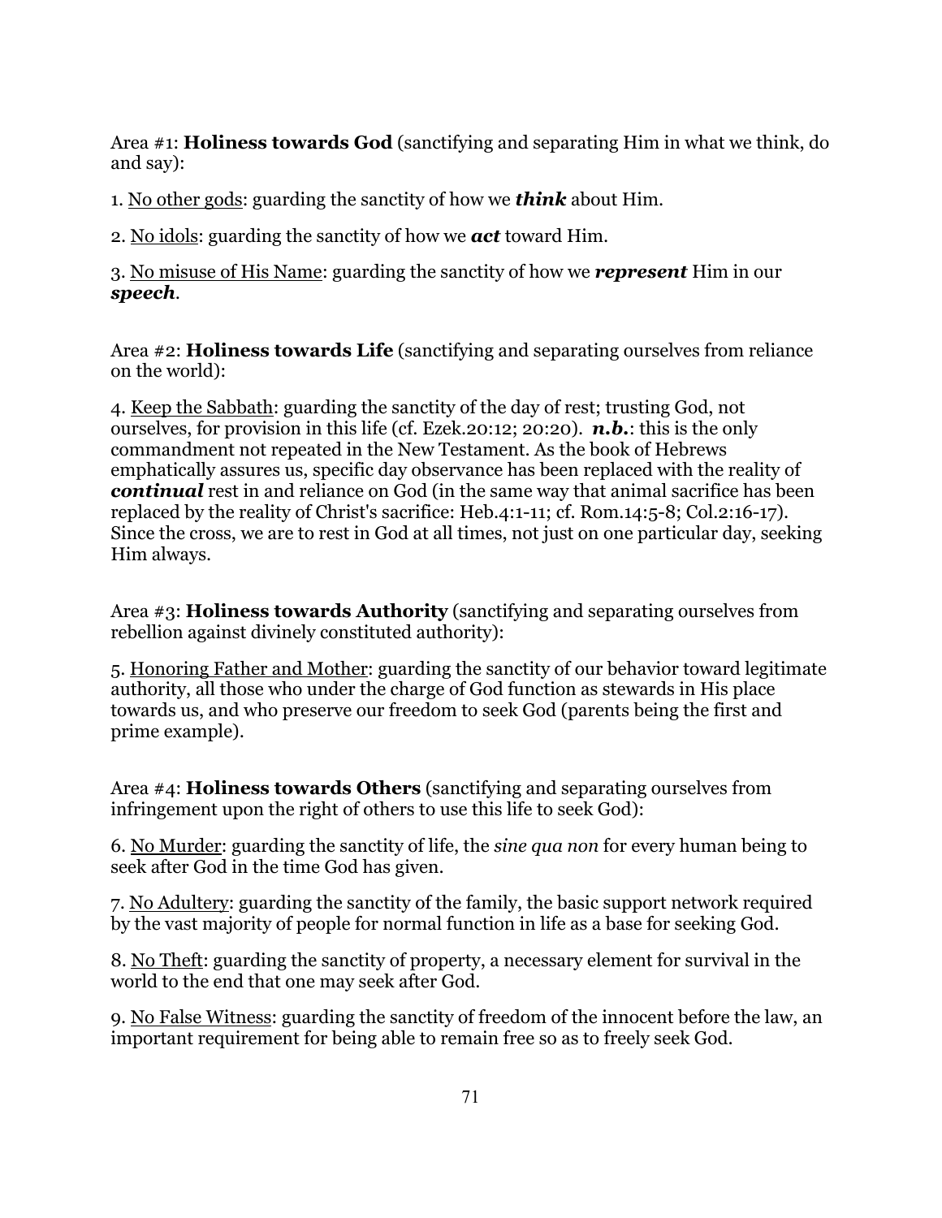Area #1: **Holiness towards God** (sanctifying and separating Him in what we think, do and say):

1. No other gods: guarding the sanctity of how we ***think*** about Him.

2. No idols: guarding the sanctity of how we ***act*** toward Him.

3. No misuse of His Name: guarding the sanctity of how we ***represent*** Him in our ***speech***.

Area #2: **Holiness towards Life** (sanctifying and separating ourselves from reliance on the world):

4. Keep the Sabbath: guarding the sanctity of the day of rest; trusting God, not ourselves, for provision in this life (cf. Ezek.20:12; 20:20). ***n.b.***: this is the only commandment not repeated in the New Testament. As the book of Hebrews emphatically assures us, specific day observance has been replaced with the reality of ***continual*** rest in and reliance on God (in the same way that animal sacrifice has been replaced by the reality of Christ's sacrifice: Heb.4:1-11; cf. Rom.14:5-8; Col.2:16-17). Since the cross, we are to rest in God at all times, not just on one particular day, seeking Him always.

Area #3: **Holiness towards Authority** (sanctifying and separating ourselves from rebellion against divinely constituted authority):

5. Honoring Father and Mother: guarding the sanctity of our behavior toward legitimate authority, all those who under the charge of God function as stewards in His place towards us, and who preserve our freedom to seek God (parents being the first and prime example).

Area #4: **Holiness towards Others** (sanctifying and separating ourselves from infringement upon the right of others to use this life to seek God):

6. No Murder: guarding the sanctity of life, the *sine qua non* for every human being to seek after God in the time God has given.

7. No Adultery: guarding the sanctity of the family, the basic support network required by the vast majority of people for normal function in life as a base for seeking God.

8. No Theft: guarding the sanctity of property, a necessary element for survival in the world to the end that one may seek after God.

9. No False Witness: guarding the sanctity of freedom of the innocent before the law, an important requirement for being able to remain free so as to freely seek God.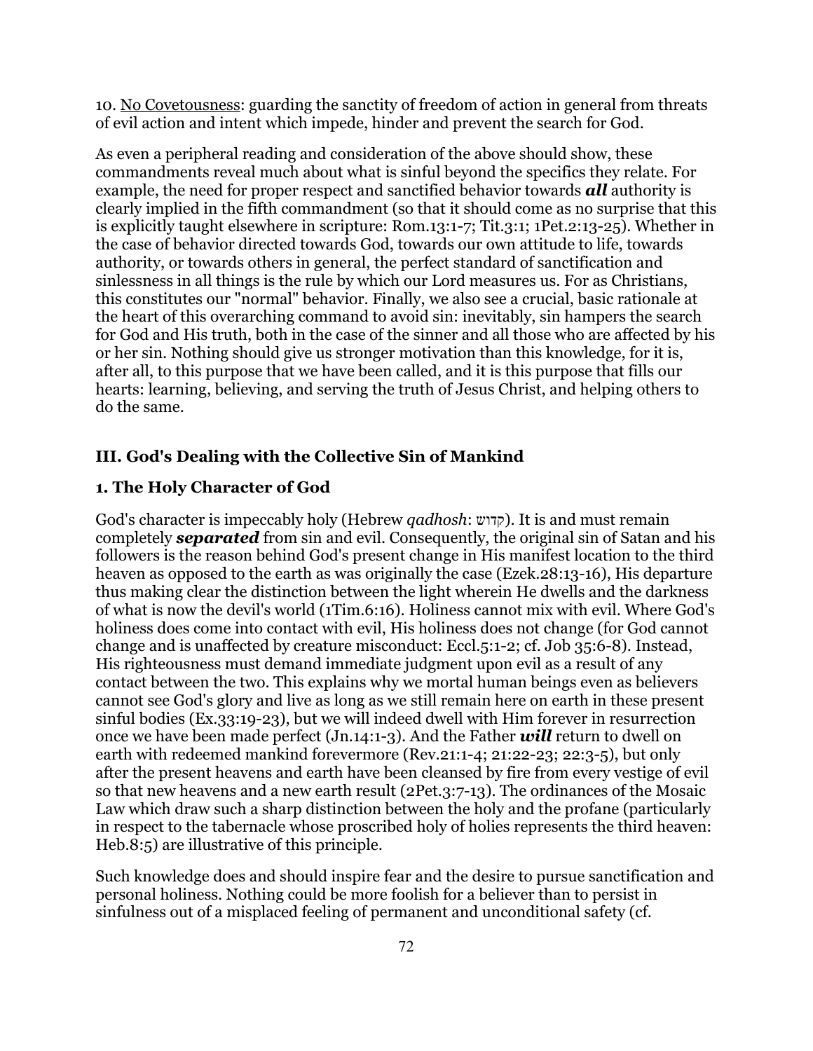10. <u>No Covetousness</u>: guarding the sanctity of freedom of action in general from threats of evil action and intent which impede, hinder and prevent the search for God.

As even a peripheral reading and consideration of the above should show, these commandments reveal much about what is sinful beyond the specifics they relate. For example, the need for proper respect and sanctified behavior towards ***all*** authority is clearly implied in the fifth commandment (so that it should come as no surprise that this is explicitly taught elsewhere in scripture: Rom.13:1-7; Tit.3:1; 1Pet.2:13-25). Whether in the case of behavior directed towards God, towards our own attitude to life, towards authority, or towards others in general, the perfect standard of sanctification and sinlessness in all things is the rule by which our Lord measures us. For as Christians, this constitutes our "normal" behavior. Finally, we also see a crucial, basic rationale at the heart of this overarching command to avoid sin: inevitably, sin hampers the search for God and His truth, both in the case of the sinner and all those who are affected by his or her sin. Nothing should give us stronger motivation than this knowledge, for it is, after all, to this purpose that we have been called, and it is this purpose that fills our hearts: learning, believing, and serving the truth of Jesus Christ, and helping others to do the same.

## III. God's Dealing with the Collective Sin of Mankind

### 1. The Holy Character of God

God's character is impeccably holy (Hebrew *qadhosh*: קדוש). It is and must remain completely ***separated*** from sin and evil. Consequently, the original sin of Satan and his followers is the reason behind God's present change in His manifest location to the third heaven as opposed to the earth as was originally the case (Ezek.28:13-16), His departure thus making clear the distinction between the light wherein He dwells and the darkness of what is now the devil's world (1Tim.6:16). Holiness cannot mix with evil. Where God's holiness does come into contact with evil, His holiness does not change (for God cannot change and is unaffected by creature misconduct: Eccl.5:1-2; cf. Job 35:6-8). Instead, His righteousness must demand immediate judgment upon evil as a result of any contact between the two. This explains why we mortal human beings even as believers cannot see God's glory and live as long as we still remain here on earth in these present sinful bodies (Ex.33:19-23), but we will indeed dwell with Him forever in resurrection once we have been made perfect (Jn.14:1-3). And the Father ***will*** return to dwell on earth with redeemed mankind forevermore (Rev.21:1-4; 21:22-23; 22:3-5), but only after the present heavens and earth have been cleansed by fire from every vestige of evil so that new heavens and a new earth result (2Pet.3:7-13). The ordinances of the Mosaic Law which draw such a sharp distinction between the holy and the profane (particularly in respect to the tabernacle whose proscribed holy of holies represents the third heaven: Heb.8:5) are illustrative of this principle.

Such knowledge does and should inspire fear and the desire to pursue sanctification and personal holiness. Nothing could be more foolish for a believer than to persist in sinfulness out of a misplaced feeling of permanent and unconditional safety (cf.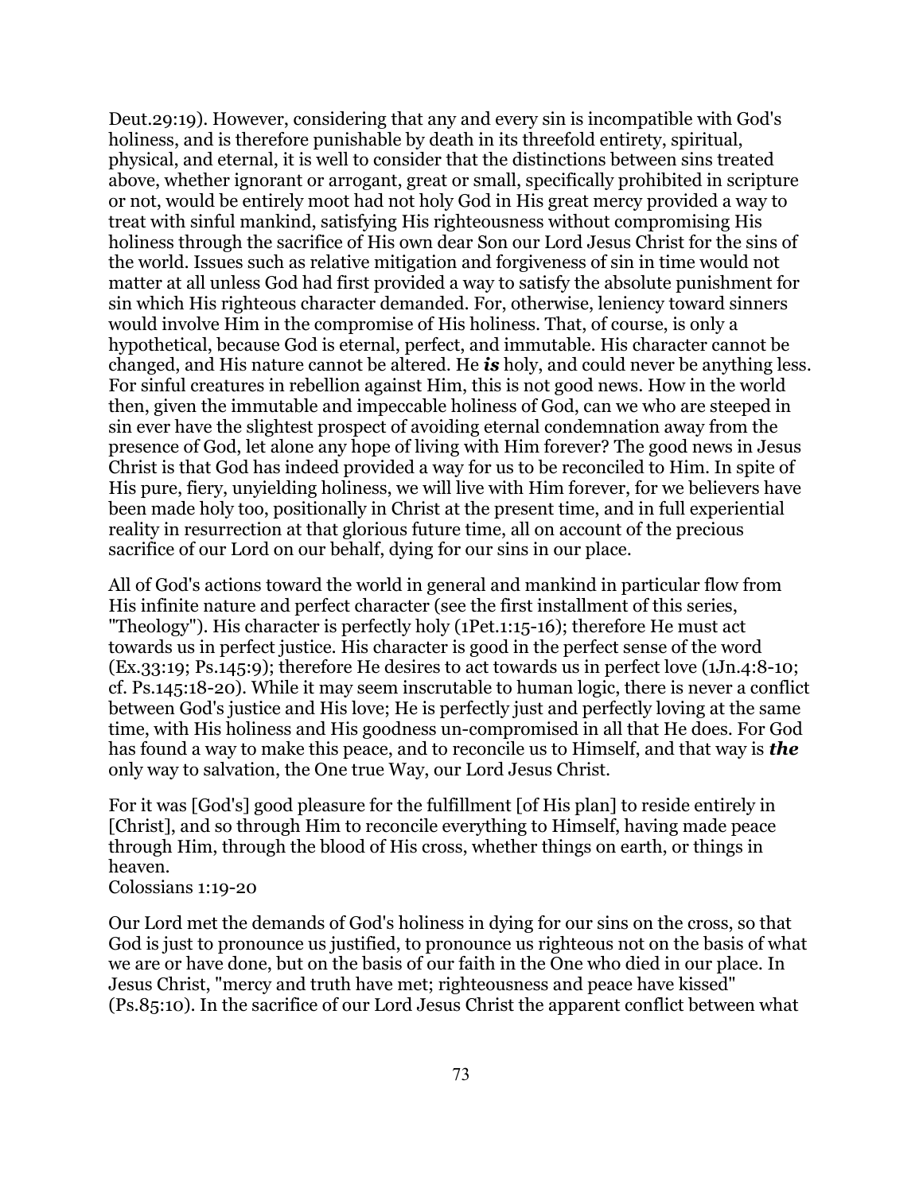Deut.29:19). However, considering that any and every sin is incompatible with God's holiness, and is therefore punishable by death in its threefold entirety, spiritual, physical, and eternal, it is well to consider that the distinctions between sins treated above, whether ignorant or arrogant, great or small, specifically prohibited in scripture or not, would be entirely moot had not holy God in His great mercy provided a way to treat with sinful mankind, satisfying His righteousness without compromising His holiness through the sacrifice of His own dear Son our Lord Jesus Christ for the sins of the world. Issues such as relative mitigation and forgiveness of sin in time would not matter at all unless God had first provided a way to satisfy the absolute punishment for sin which His righteous character demanded. For, otherwise, leniency toward sinners would involve Him in the compromise of His holiness. That, of course, is only a hypothetical, because God is eternal, perfect, and immutable. His character cannot be changed, and His nature cannot be altered. He ***is*** holy, and could never be anything less. For sinful creatures in rebellion against Him, this is not good news. How in the world then, given the immutable and impeccable holiness of God, can we who are steeped in sin ever have the slightest prospect of avoiding eternal condemnation away from the presence of God, let alone any hope of living with Him forever? The good news in Jesus Christ is that God has indeed provided a way for us to be reconciled to Him. In spite of His pure, fiery, unyielding holiness, we will live with Him forever, for we believers have been made holy too, positionally in Christ at the present time, and in full experiential reality in resurrection at that glorious future time, all on account of the precious sacrifice of our Lord on our behalf, dying for our sins in our place.

All of God's actions toward the world in general and mankind in particular flow from His infinite nature and perfect character (see the first installment of this series, "Theology"). His character is perfectly holy (1Pet.1:15-16); therefore He must act towards us in perfect justice. His character is good in the perfect sense of the word (Ex.33:19; Ps.145:9); therefore He desires to act towards us in perfect love (1Jn.4:8-10; cf. Ps.145:18-20). While it may seem inscrutable to human logic, there is never a conflict between God's justice and His love; He is perfectly just and perfectly loving at the same time, with His holiness and His goodness un-compromised in all that He does. For God has found a way to make this peace, and to reconcile us to Himself, and that way is ***the*** only way to salvation, the One true Way, our Lord Jesus Christ.

For it was [God's] good pleasure for the fulfillment [of His plan] to reside entirely in [Christ], and so through Him to reconcile everything to Himself, having made peace through Him, through the blood of His cross, whether things on earth, or things in heaven.
Colossians 1:19-20

Our Lord met the demands of God's holiness in dying for our sins on the cross, so that God is just to pronounce us justified, to pronounce us righteous not on the basis of what we are or have done, but on the basis of our faith in the One who died in our place. In Jesus Christ, "mercy and truth have met; righteousness and peace have kissed" (Ps.85:10). In the sacrifice of our Lord Jesus Christ the apparent conflict between what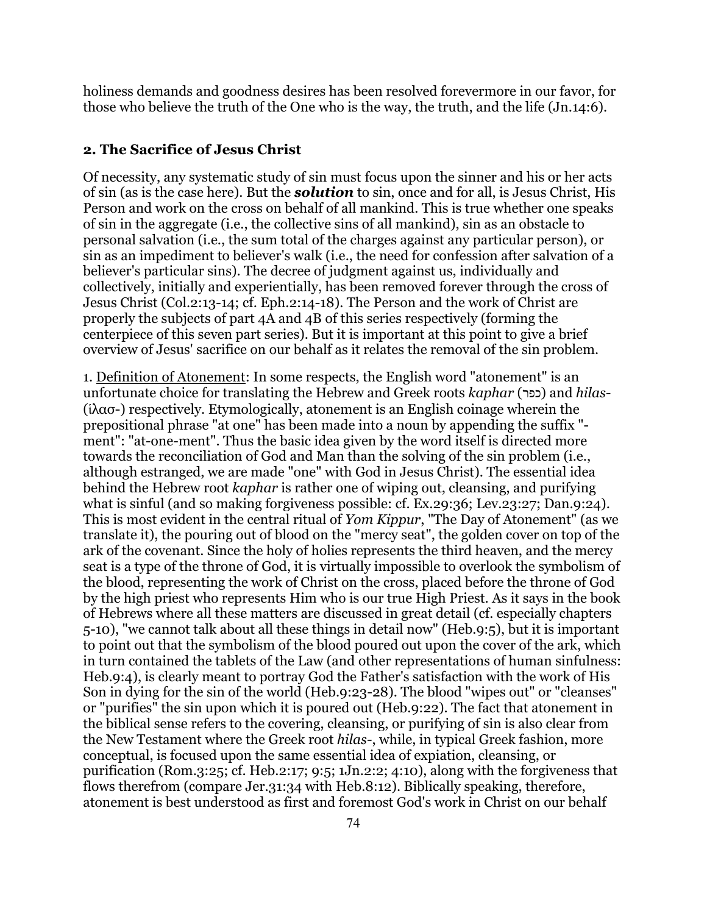holiness demands and goodness desires has been resolved forevermore in our favor, for those who believe the truth of the One who is the way, the truth, and the life (Jn.14:6).

## 2. The Sacrifice of Jesus Christ

Of necessity, any systematic study of sin must focus upon the sinner and his or her acts of sin (as is the case here). But the ***solution*** to sin, once and for all, is Jesus Christ, His Person and work on the cross on behalf of all mankind. This is true whether one speaks of sin in the aggregate (i.e., the collective sins of all mankind), sin as an obstacle to personal salvation (i.e., the sum total of the charges against any particular person), or sin as an impediment to believer's walk (i.e., the need for confession after salvation of a believer's particular sins). The decree of judgment against us, individually and collectively, initially and experientially, has been removed forever through the cross of Jesus Christ (Col.2:13-14; cf. Eph.2:14-18). The Person and the work of Christ are properly the subjects of part 4A and 4B of this series respectively (forming the centerpiece of this seven part series). But it is important at this point to give a brief overview of Jesus' sacrifice on our behalf as it relates the removal of the sin problem.

1. <u>Definition of Atonement</u>: In some respects, the English word "atonement" is an unfortunate choice for translating the Hebrew and Greek roots *kaphar* (כפר) and *hilas-* (ἱλασ-) respectively. Etymologically, atonement is an English coinage wherein the prepositional phrase "at one" has been made into a noun by appending the suffix "-ment": "at-one-ment". Thus the basic idea given by the word itself is directed more towards the reconciliation of God and Man than the solving of the sin problem (i.e., although estranged, we are made "one" with God in Jesus Christ). The essential idea behind the Hebrew root *kaphar* is rather one of wiping out, cleansing, and purifying what is sinful (and so making forgiveness possible: cf. Ex.29:36; Lev.23:27; Dan.9:24). This is most evident in the central ritual of *Yom Kippur*, "The Day of Atonement" (as we translate it), the pouring out of blood on the "mercy seat", the golden cover on top of the ark of the covenant. Since the holy of holies represents the third heaven, and the mercy seat is a type of the throne of God, it is virtually impossible to overlook the symbolism of the blood, representing the work of Christ on the cross, placed before the throne of God by the high priest who represents Him who is our true High Priest. As it says in the book of Hebrews where all these matters are discussed in great detail (cf. especially chapters 5-10), "we cannot talk about all these things in detail now" (Heb.9:5), but it is important to point out that the symbolism of the blood poured out upon the cover of the ark, which in turn contained the tablets of the Law (and other representations of human sinfulness: Heb.9:4), is clearly meant to portray God the Father's satisfaction with the work of His Son in dying for the sin of the world (Heb.9:23-28). The blood "wipes out" or "cleanses" or "purifies" the sin upon which it is poured out (Heb.9:22). The fact that atonement in the biblical sense refers to the covering, cleansing, or purifying of sin is also clear from the New Testament where the Greek root *hilas-*, while, in typical Greek fashion, more conceptual, is focused upon the same essential idea of expiation, cleansing, or purification (Rom.3:25; cf. Heb.2:17; 9:5; 1Jn.2:2; 4:10), along with the forgiveness that flows therefrom (compare Jer.31:34 with Heb.8:12). Biblically speaking, therefore, atonement is best understood as first and foremost God's work in Christ on our behalf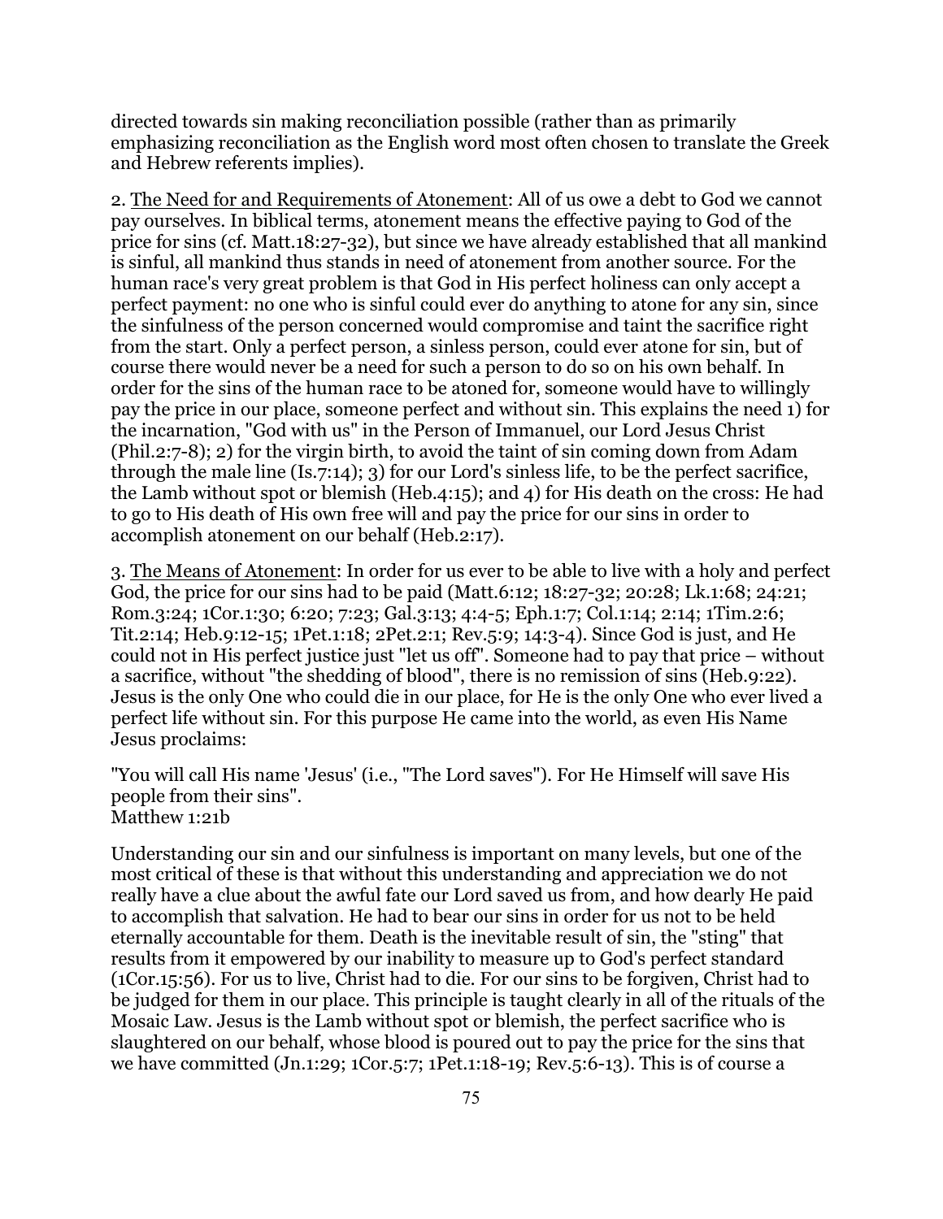directed towards sin making reconciliation possible (rather than as primarily emphasizing reconciliation as the English word most often chosen to translate the Greek and Hebrew referents implies).

2. <u>The Need for and Requirements of Atonement</u>: All of us owe a debt to God we cannot pay ourselves. In biblical terms, atonement means the effective paying to God of the price for sins (cf. Matt.18:27-32), but since we have already established that all mankind is sinful, all mankind thus stands in need of atonement from another source. For the human race's very great problem is that God in His perfect holiness can only accept a perfect payment: no one who is sinful could ever do anything to atone for any sin, since the sinfulness of the person concerned would compromise and taint the sacrifice right from the start. Only a perfect person, a sinless person, could ever atone for sin, but of course there would never be a need for such a person to do so on his own behalf. In order for the sins of the human race to be atoned for, someone would have to willingly pay the price in our place, someone perfect and without sin. This explains the need 1) for the incarnation, "God with us" in the Person of Immanuel, our Lord Jesus Christ (Phil.2:7-8); 2) for the virgin birth, to avoid the taint of sin coming down from Adam through the male line (Is.7:14); 3) for our Lord's sinless life, to be the perfect sacrifice, the Lamb without spot or blemish (Heb.4:15); and 4) for His death on the cross: He had to go to His death of His own free will and pay the price for our sins in order to accomplish atonement on our behalf (Heb.2:17).

3. <u>The Means of Atonement</u>: In order for us ever to be able to live with a holy and perfect God, the price for our sins had to be paid (Matt.6:12; 18:27-32; 20:28; Lk.1:68; 24:21; Rom.3:24; 1Cor.1:30; 6:20; 7:23; Gal.3:13; 4:4-5; Eph.1:7; Col.1:14; 2:14; 1Tim.2:6; Tit.2:14; Heb.9:12-15; 1Pet.1:18; 2Pet.2:1; Rev.5:9; 14:3-4). Since God is just, and He could not in His perfect justice just "let us off". Someone had to pay that price – without a sacrifice, without "the shedding of blood", there is no remission of sins (Heb.9:22). Jesus is the only One who could die in our place, for He is the only One who ever lived a perfect life without sin. For this purpose He came into the world, as even His Name Jesus proclaims:

"You will call His name 'Jesus' (i.e., "The Lord saves"). For He Himself will save His people from their sins".
Matthew 1:21b

Understanding our sin and our sinfulness is important on many levels, but one of the most critical of these is that without this understanding and appreciation we do not really have a clue about the awful fate our Lord saved us from, and how dearly He paid to accomplish that salvation. He had to bear our sins in order for us not to be held eternally accountable for them. Death is the inevitable result of sin, the "sting" that results from it empowered by our inability to measure up to God's perfect standard (1Cor.15:56). For us to live, Christ had to die. For our sins to be forgiven, Christ had to be judged for them in our place. This principle is taught clearly in all of the rituals of the Mosaic Law. Jesus is the Lamb without spot or blemish, the perfect sacrifice who is slaughtered on our behalf, whose blood is poured out to pay the price for the sins that we have committed (Jn.1:29; 1Cor.5:7; 1Pet.1:18-19; Rev.5:6-13). This is of course a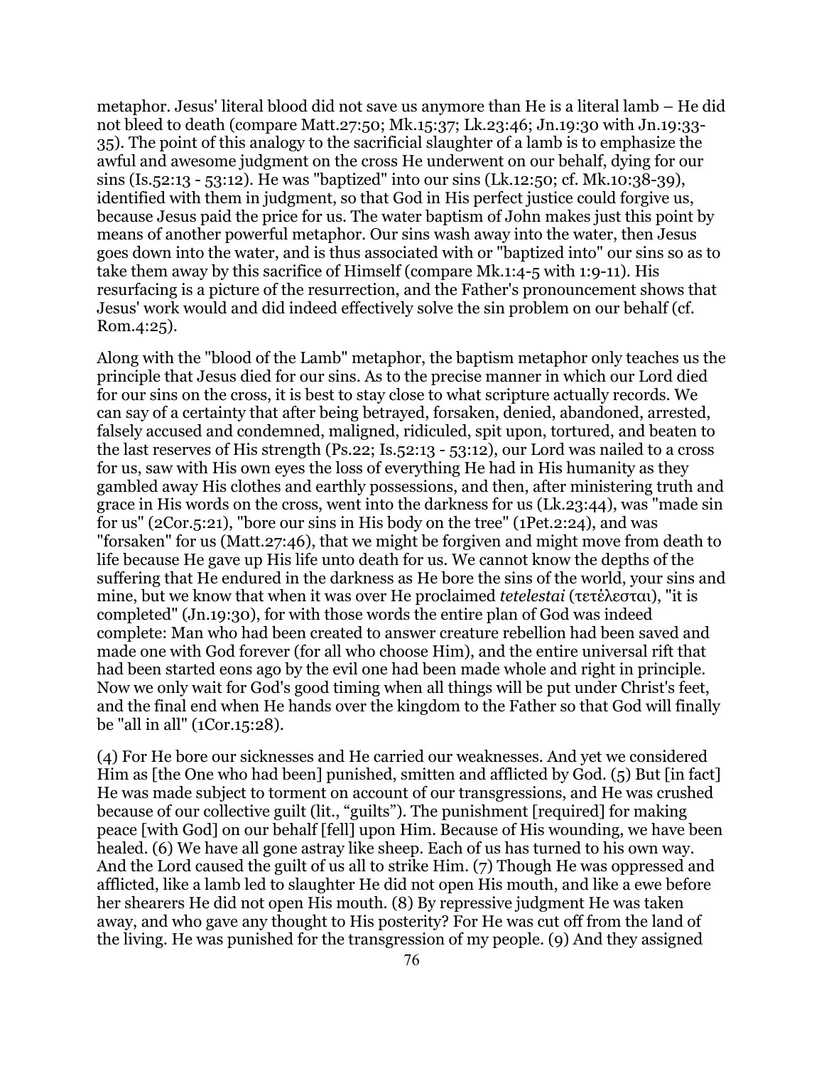metaphor. Jesus' literal blood did not save us anymore than He is a literal lamb – He did not bleed to death (compare Matt.27:50; Mk.15:37; Lk.23:46; Jn.19:30 with Jn.19:33-35). The point of this analogy to the sacrificial slaughter of a lamb is to emphasize the awful and awesome judgment on the cross He underwent on our behalf, dying for our sins (Is.52:13 - 53:12). He was "baptized" into our sins (Lk.12:50; cf. Mk.10:38-39), identified with them in judgment, so that God in His perfect justice could forgive us, because Jesus paid the price for us. The water baptism of John makes just this point by means of another powerful metaphor. Our sins wash away into the water, then Jesus goes down into the water, and is thus associated with or "baptized into" our sins so as to take them away by this sacrifice of Himself (compare Mk.1:4-5 with 1:9-11). His resurfacing is a picture of the resurrection, and the Father's pronouncement shows that Jesus' work would and did indeed effectively solve the sin problem on our behalf (cf. Rom.4:25).

Along with the "blood of the Lamb" metaphor, the baptism metaphor only teaches us the principle that Jesus died for our sins. As to the precise manner in which our Lord died for our sins on the cross, it is best to stay close to what scripture actually records. We can say of a certainty that after being betrayed, forsaken, denied, abandoned, arrested, falsely accused and condemned, maligned, ridiculed, spit upon, tortured, and beaten to the last reserves of His strength (Ps.22; Is.52:13 - 53:12), our Lord was nailed to a cross for us, saw with His own eyes the loss of everything He had in His humanity as they gambled away His clothes and earthly possessions, and then, after ministering truth and grace in His words on the cross, went into the darkness for us (Lk.23:44), was "made sin for us" (2Cor.5:21), "bore our sins in His body on the tree" (1Pet.2:24), and was "forsaken" for us (Matt.27:46), that we might be forgiven and might move from death to life because He gave up His life unto death for us. We cannot know the depths of the suffering that He endured in the darkness as He bore the sins of the world, your sins and mine, but we know that when it was over He proclaimed *tetelestai* (τετέλεσται), "it is completed" (Jn.19:30), for with those words the entire plan of God was indeed complete: Man who had been created to answer creature rebellion had been saved and made one with God forever (for all who choose Him), and the entire universal rift that had been started eons ago by the evil one had been made whole and right in principle. Now we only wait for God's good timing when all things will be put under Christ's feet, and the final end when He hands over the kingdom to the Father so that God will finally be "all in all" (1Cor.15:28).

(4) For He bore our sicknesses and He carried our weaknesses. And yet we considered Him as [the One who had been] punished, smitten and afflicted by God. (5) But [in fact] He was made subject to torment on account of our transgressions, and He was crushed because of our collective guilt (lit., "guilts"). The punishment [required] for making peace [with God] on our behalf [fell] upon Him. Because of His wounding, we have been healed. (6) We have all gone astray like sheep. Each of us has turned to his own way. And the Lord caused the guilt of us all to strike Him. (7) Though He was oppressed and afflicted, like a lamb led to slaughter He did not open His mouth, and like a ewe before her shearers He did not open His mouth. (8) By repressive judgment He was taken away, and who gave any thought to His posterity? For He was cut off from the land of the living. He was punished for the transgression of my people. (9) And they assigned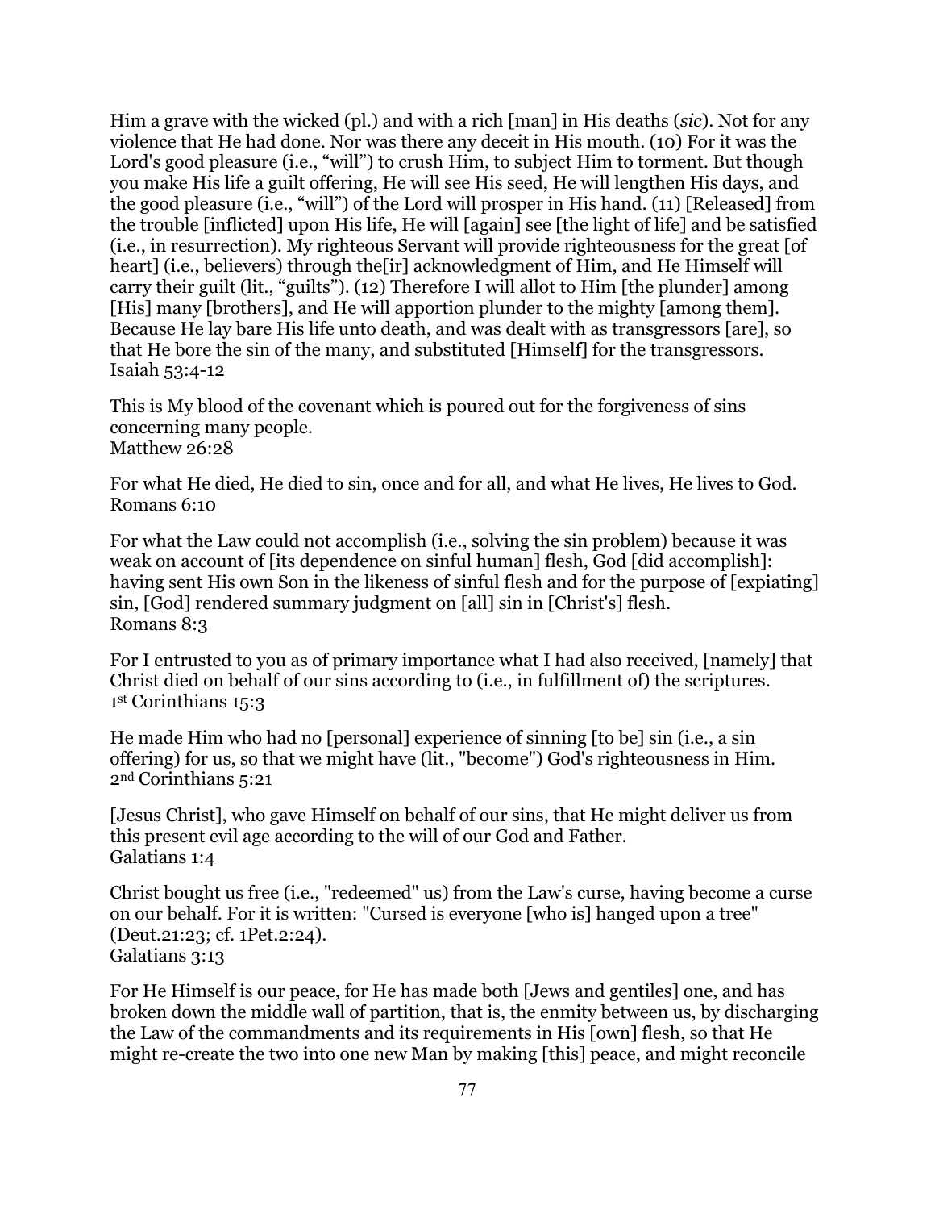Him a grave with the wicked (pl.) and with a rich [man] in His deaths (*sic*). Not for any violence that He had done. Nor was there any deceit in His mouth. (10) For it was the Lord's good pleasure (i.e., "will") to crush Him, to subject Him to torment. But though you make His life a guilt offering, He will see His seed, He will lengthen His days, and the good pleasure (i.e., "will") of the Lord will prosper in His hand. (11) [Released] from the trouble [inflicted] upon His life, He will [again] see [the light of life] and be satisfied (i.e., in resurrection). My righteous Servant will provide righteousness for the great [of heart] (i.e., believers) through the[ir] acknowledgment of Him, and He Himself will carry their guilt (lit., "guilts"). (12) Therefore I will allot to Him [the plunder] among [His] many [brothers], and He will apportion plunder to the mighty [among them]. Because He lay bare His life unto death, and was dealt with as transgressors [are], so that He bore the sin of the many, and substituted [Himself] for the transgressors.
Isaiah 53:4-12

This is My blood of the covenant which is poured out for the forgiveness of sins concerning many people.
Matthew 26:28

For what He died, He died to sin, once and for all, and what He lives, He lives to God.
Romans 6:10

For what the Law could not accomplish (i.e., solving the sin problem) because it was weak on account of [its dependence on sinful human] flesh, God [did accomplish]: having sent His own Son in the likeness of sinful flesh and for the purpose of [expiating] sin, [God] rendered summary judgment on [all] sin in [Christ's] flesh.
Romans 8:3

For I entrusted to you as of primary importance what I had also received, [namely] that Christ died on behalf of our sins according to (i.e., in fulfillment of) the scriptures.
1st Corinthians 15:3

He made Him who had no [personal] experience of sinning [to be] sin (i.e., a sin offering) for us, so that we might have (lit., "become") God's righteousness in Him.
2nd Corinthians 5:21

[Jesus Christ], who gave Himself on behalf of our sins, that He might deliver us from this present evil age according to the will of our God and Father.
Galatians 1:4

Christ bought us free (i.e., "redeemed" us) from the Law's curse, having become a curse on our behalf. For it is written: "Cursed is everyone [who is] hanged upon a tree" (Deut.21:23; cf. 1Pet.2:24).
Galatians 3:13

For He Himself is our peace, for He has made both [Jews and gentiles] one, and has broken down the middle wall of partition, that is, the enmity between us, by discharging the Law of the commandments and its requirements in His [own] flesh, so that He might re-create the two into one new Man by making [this] peace, and might reconcile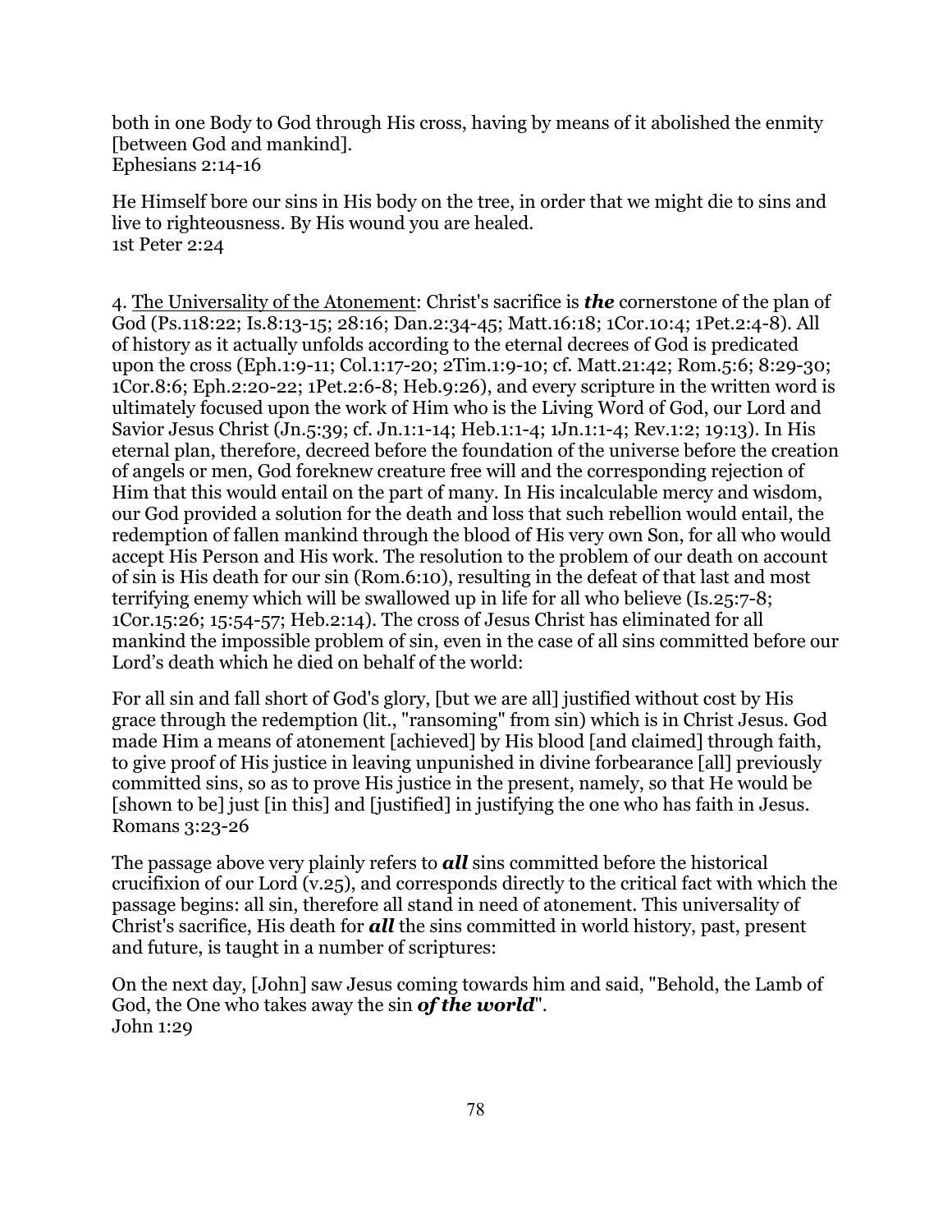both in one Body to God through His cross, having by means of it abolished the enmity [between God and mankind].
Ephesians 2:14-16

He Himself bore our sins in His body on the tree, in order that we might die to sins and live to righteousness. By His wound you are healed.
1st Peter 2:24

4. <u>The Universality of the Atonement</u>: Christ's sacrifice is ***the*** cornerstone of the plan of God (Ps.118:22; Is.8:13-15; 28:16; Dan.2:34-45; Matt.16:18; 1Cor.10:4; 1Pet.2:4-8). All of history as it actually unfolds according to the eternal decrees of God is predicated upon the cross (Eph.1:9-11; Col.1:17-20; 2Tim.1:9-10; cf. Matt.21:42; Rom.5:6; 8:29-30; 1Cor.8:6; Eph.2:20-22; 1Pet.2:6-8; Heb.9:26), and every scripture in the written word is ultimately focused upon the work of Him who is the Living Word of God, our Lord and Savior Jesus Christ (Jn.5:39; cf. Jn.1:1-14; Heb.1:1-4; 1Jn.1:1-4; Rev.1:2; 19:13). In His eternal plan, therefore, decreed before the foundation of the universe before the creation of angels or men, God foreknew creature free will and the corresponding rejection of Him that this would entail on the part of many. In His incalculable mercy and wisdom, our God provided a solution for the death and loss that such rebellion would entail, the redemption of fallen mankind through the blood of His very own Son, for all who would accept His Person and His work. The resolution to the problem of our death on account of sin is His death for our sin (Rom.6:10), resulting in the defeat of that last and most terrifying enemy which will be swallowed up in life for all who believe (Is.25:7-8; 1Cor.15:26; 15:54-57; Heb.2:14). The cross of Jesus Christ has eliminated for all mankind the impossible problem of sin, even in the case of all sins committed before our Lord's death which he died on behalf of the world:

For all sin and fall short of God's glory, [but we are all] justified without cost by His grace through the redemption (lit., "ransoming" from sin) which is in Christ Jesus. God made Him a means of atonement [achieved] by His blood [and claimed] through faith, to give proof of His justice in leaving unpunished in divine forbearance [all] previously committed sins, so as to prove His justice in the present, namely, so that He would be [shown to be] just [in this] and [justified] in justifying the one who has faith in Jesus.
Romans 3:23-26

The passage above very plainly refers to ***all*** sins committed before the historical crucifixion of our Lord (v.25), and corresponds directly to the critical fact with which the passage begins: all sin, therefore all stand in need of atonement. This universality of Christ's sacrifice, His death for ***all*** the sins committed in world history, past, present and future, is taught in a number of scriptures:

On the next day, [John] saw Jesus coming towards him and said, "Behold, the Lamb of God, the One who takes away the sin ***of the world***".
John 1:29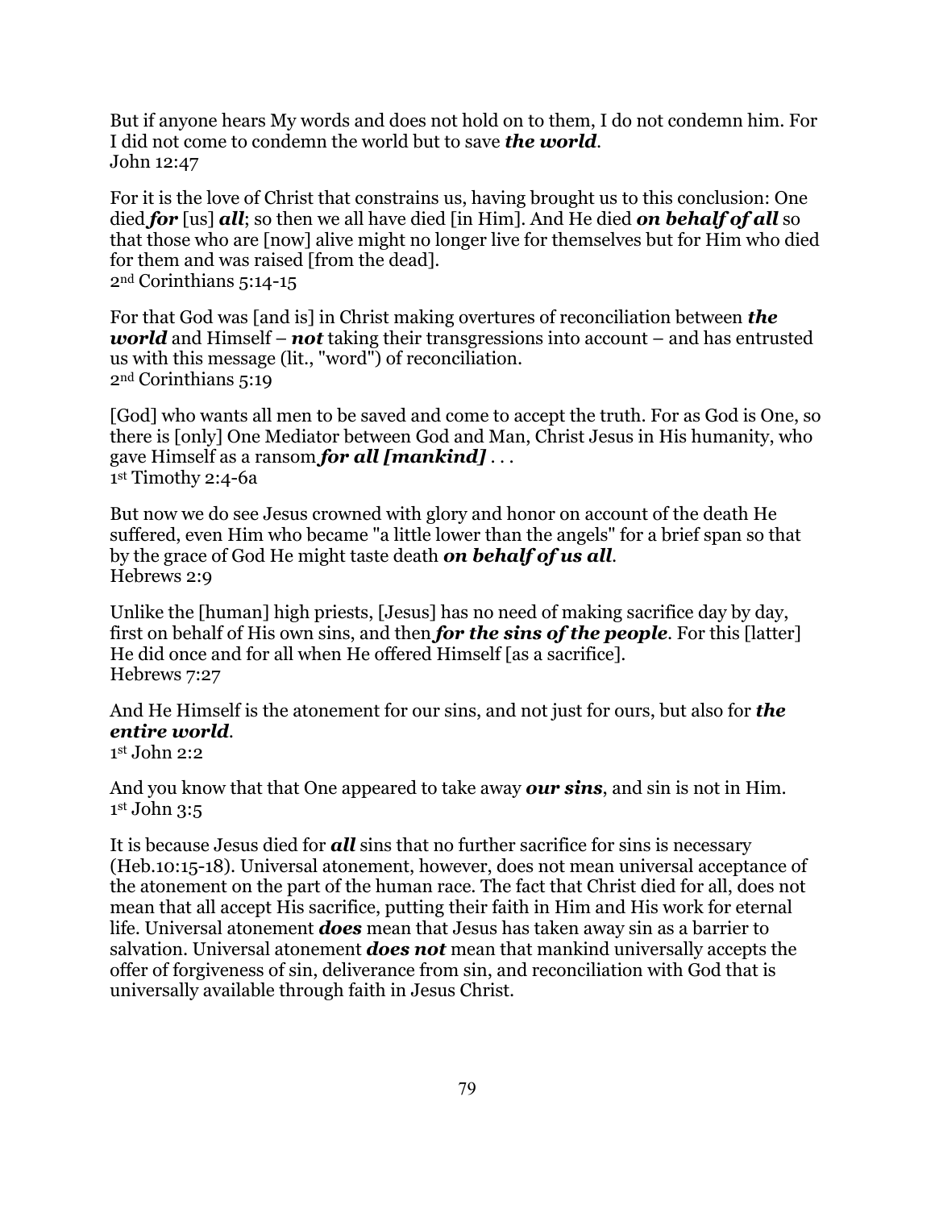But if anyone hears My words and does not hold on to them, I do not condemn him. For I did not come to condemn the world but to save ***the world***.
John 12:47

For it is the love of Christ that constrains us, having brought us to this conclusion: One died ***for*** [us] ***all***; so then we all have died [in Him]. And He died ***on behalf of all*** so that those who are [now] alive might no longer live for themselves but for Him who died for them and was raised [from the dead].
2nd Corinthians 5:14-15

For that God was [and is] in Christ making overtures of reconciliation between ***the world*** and Himself – ***not*** taking their transgressions into account – and has entrusted us with this message (lit., "word") of reconciliation.
2nd Corinthians 5:19

[God] who wants all men to be saved and come to accept the truth. For as God is One, so there is [only] One Mediator between God and Man, Christ Jesus in His humanity, who gave Himself as a ransom ***for all [mankind]*** . . .
1st Timothy 2:4-6a

But now we do see Jesus crowned with glory and honor on account of the death He suffered, even Him who became "a little lower than the angels" for a brief span so that by the grace of God He might taste death ***on behalf of us all***.
Hebrews 2:9

Unlike the [human] high priests, [Jesus] has no need of making sacrifice day by day, first on behalf of His own sins, and then ***for the sins of the people***. For this [latter] He did once and for all when He offered Himself [as a sacrifice].
Hebrews 7:27

And He Himself is the atonement for our sins, and not just for ours, but also for ***the entire world***.
1st John 2:2

And you know that that One appeared to take away ***our sins***, and sin is not in Him.
1st John 3:5

It is because Jesus died for ***all*** sins that no further sacrifice for sins is necessary (Heb.10:15-18). Universal atonement, however, does not mean universal acceptance of the atonement on the part of the human race. The fact that Christ died for all, does not mean that all accept His sacrifice, putting their faith in Him and His work for eternal life. Universal atonement ***does*** mean that Jesus has taken away sin as a barrier to salvation. Universal atonement ***does not*** mean that mankind universally accepts the offer of forgiveness of sin, deliverance from sin, and reconciliation with God that is universally available through faith in Jesus Christ.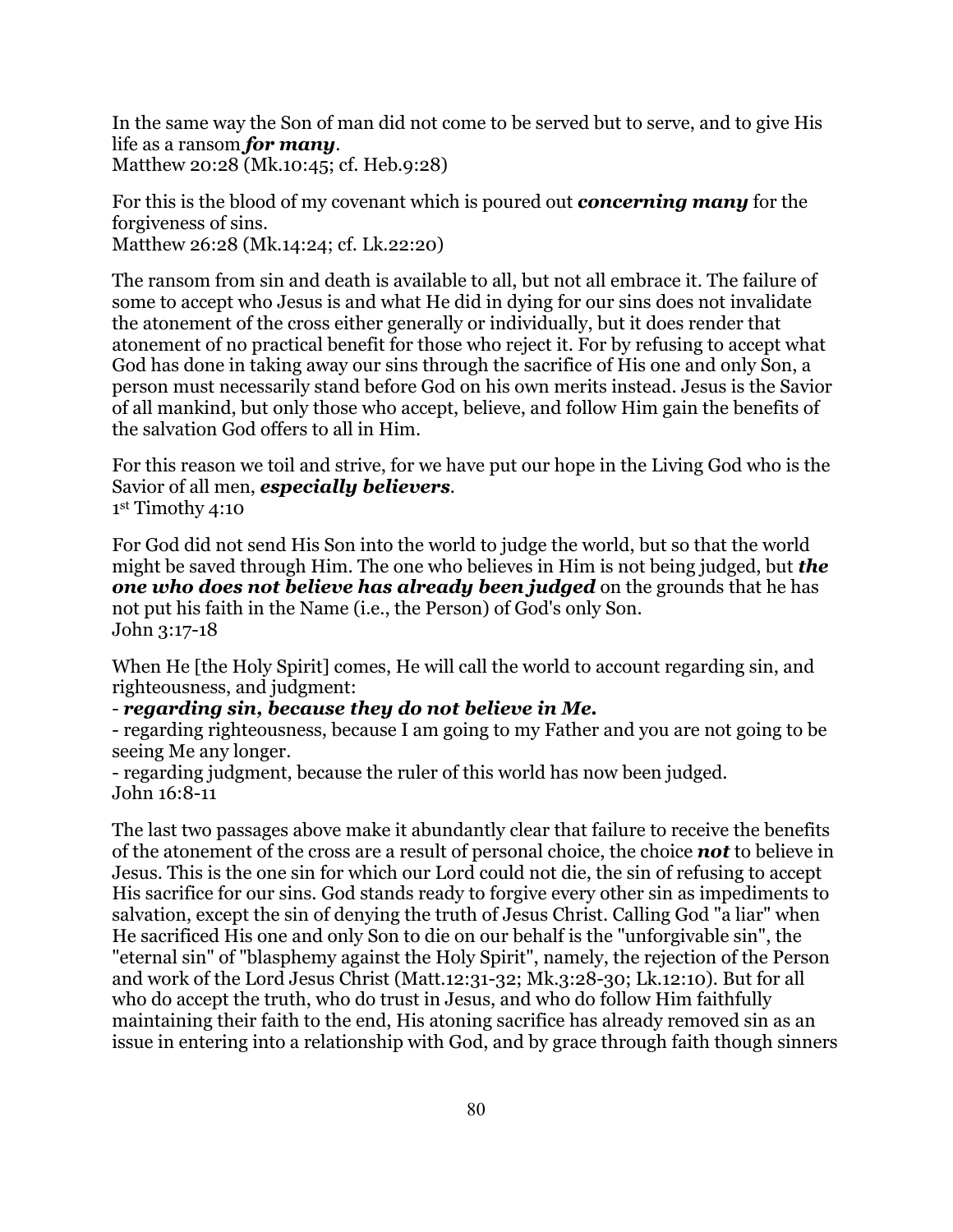In the same way the Son of man did not come to be served but to serve, and to give His life as a ransom ***for many***.
Matthew 20:28 (Mk.10:45; cf. Heb.9:28)

For this is the blood of my covenant which is poured out ***concerning many*** for the forgiveness of sins.
Matthew 26:28 (Mk.14:24; cf. Lk.22:20)

The ransom from sin and death is available to all, but not all embrace it. The failure of some to accept who Jesus is and what He did in dying for our sins does not invalidate the atonement of the cross either generally or individually, but it does render that atonement of no practical benefit for those who reject it. For by refusing to accept what God has done in taking away our sins through the sacrifice of His one and only Son, a person must necessarily stand before God on his own merits instead. Jesus is the Savior of all mankind, but only those who accept, believe, and follow Him gain the benefits of the salvation God offers to all in Him.

For this reason we toil and strive, for we have put our hope in the Living God who is the Savior of all men, ***especially believers***.
1st Timothy 4:10

For God did not send His Son into the world to judge the world, but so that the world might be saved through Him. The one who believes in Him is not being judged, but ***the one who does not believe has already been judged*** on the grounds that he has not put his faith in the Name (i.e., the Person) of God's only Son.
John 3:17-18

When He [the Holy Spirit] comes, He will call the world to account regarding sin, and righteousness, and judgment:
- ***regarding sin, because they do not believe in Me.***
- regarding righteousness, because I am going to my Father and you are not going to be seeing Me any longer.
- regarding judgment, because the ruler of this world has now been judged.
John 16:8-11

The last two passages above make it abundantly clear that failure to receive the benefits of the atonement of the cross are a result of personal choice, the choice ***not*** to believe in Jesus. This is the one sin for which our Lord could not die, the sin of refusing to accept His sacrifice for our sins. God stands ready to forgive every other sin as impediments to salvation, except the sin of denying the truth of Jesus Christ. Calling God "a liar" when He sacrificed His one and only Son to die on our behalf is the "unforgivable sin", the "eternal sin" of "blasphemy against the Holy Spirit", namely, the rejection of the Person and work of the Lord Jesus Christ (Matt.12:31-32; Mk.3:28-30; Lk.12:10). But for all who do accept the truth, who do trust in Jesus, and who do follow Him faithfully maintaining their faith to the end, His atoning sacrifice has already removed sin as an issue in entering into a relationship with God, and by grace through faith though sinners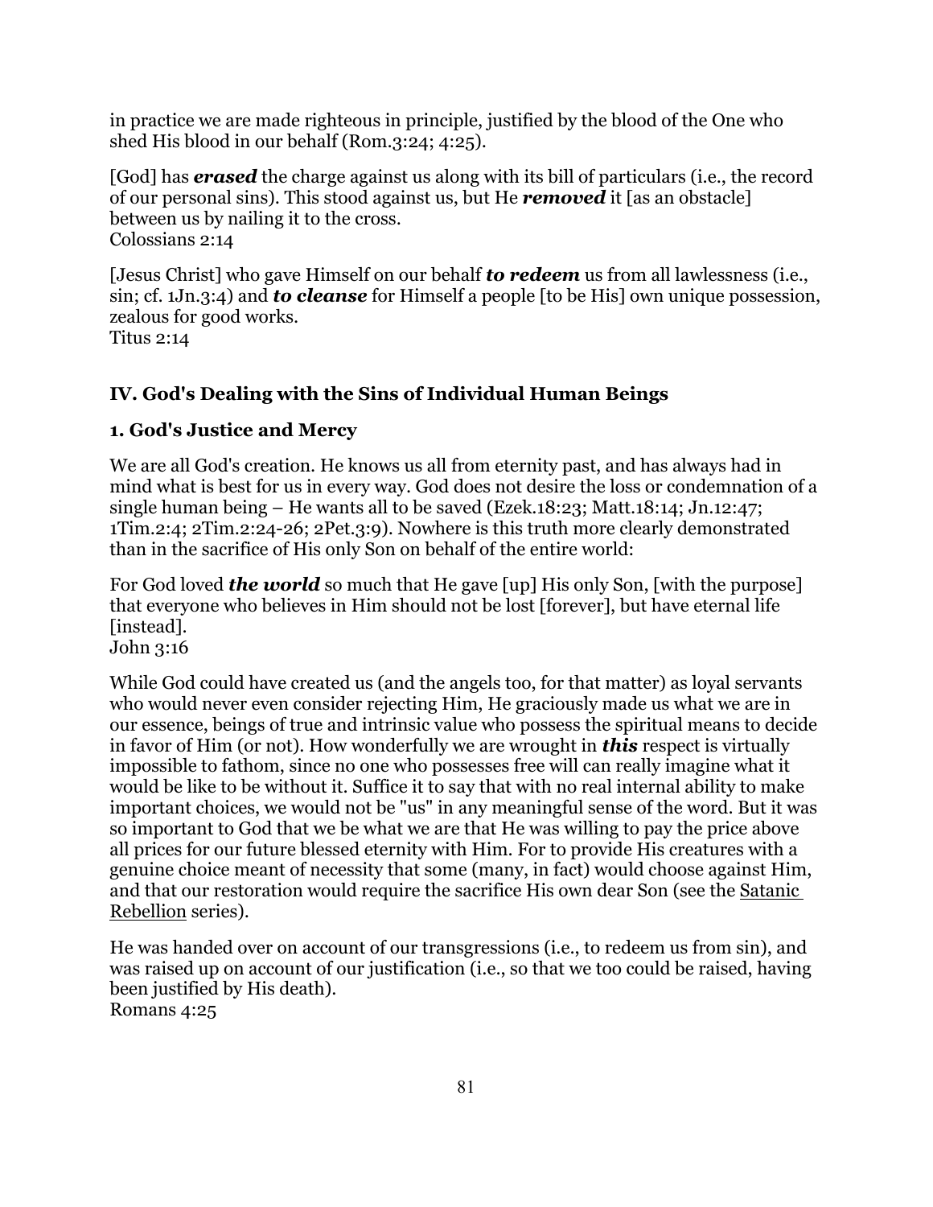in practice we are made righteous in principle, justified by the blood of the One who shed His blood in our behalf (Rom.3:24; 4:25).

[God] has ***erased*** the charge against us along with its bill of particulars (i.e., the record of our personal sins). This stood against us, but He ***removed*** it [as an obstacle] between us by nailing it to the cross.
Colossians 2:14

[Jesus Christ] who gave Himself on our behalf ***to redeem*** us from all lawlessness (i.e., sin; cf. 1Jn.3:4) and ***to cleanse*** for Himself a people [to be His] own unique possession, zealous for good works.
Titus 2:14

## IV. God's Dealing with the Sins of Individual Human Beings

### 1. God's Justice and Mercy

We are all God's creation. He knows us all from eternity past, and has always had in mind what is best for us in every way. God does not desire the loss or condemnation of a single human being – He wants all to be saved (Ezek.18:23; Matt.18:14; Jn.12:47; 1Tim.2:4; 2Tim.2:24-26; 2Pet.3:9). Nowhere is this truth more clearly demonstrated than in the sacrifice of His only Son on behalf of the entire world:

For God loved ***the world*** so much that He gave [up] His only Son, [with the purpose] that everyone who believes in Him should not be lost [forever], but have eternal life [instead].
John 3:16

While God could have created us (and the angels too, for that matter) as loyal servants who would never even consider rejecting Him, He graciously made us what we are in our essence, beings of true and intrinsic value who possess the spiritual means to decide in favor of Him (or not). How wonderfully we are wrought in ***this*** respect is virtually impossible to fathom, since no one who possesses free will can really imagine what it would be like to be without it. Suffice it to say that with no real internal ability to make important choices, we would not be "us" in any meaningful sense of the word. But it was so important to God that we be what we are that He was willing to pay the price above all prices for our future blessed eternity with Him. For to provide His creatures with a genuine choice meant of necessity that some (many, in fact) would choose against Him, and that our restoration would require the sacrifice His own dear Son (see the Satanic Rebellion series).

He was handed over on account of our transgressions (i.e., to redeem us from sin), and was raised up on account of our justification (i.e., so that we too could be raised, having been justified by His death).
Romans 4:25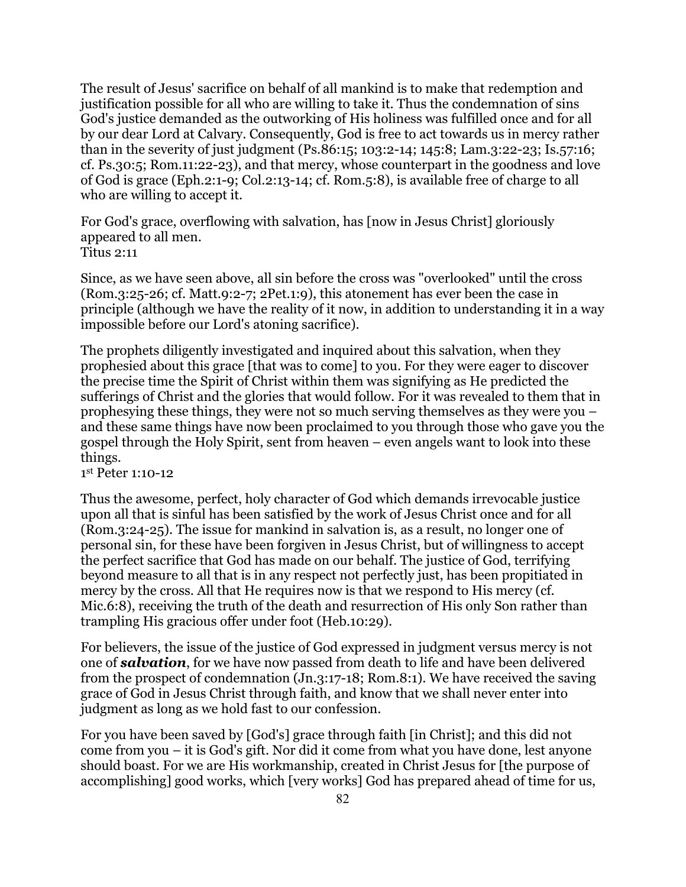The result of Jesus' sacrifice on behalf of all mankind is to make that redemption and justification possible for all who are willing to take it. Thus the condemnation of sins God's justice demanded as the outworking of His holiness was fulfilled once and for all by our dear Lord at Calvary. Consequently, God is free to act towards us in mercy rather than in the severity of just judgment (Ps.86:15; 103:2-14; 145:8; Lam.3:22-23; Is.57:16; cf. Ps.30:5; Rom.11:22-23), and that mercy, whose counterpart in the goodness and love of God is grace (Eph.2:1-9; Col.2:13-14; cf. Rom.5:8), is available free of charge to all who are willing to accept it.

For God's grace, overflowing with salvation, has [now in Jesus Christ] gloriously appeared to all men.
Titus 2:11

Since, as we have seen above, all sin before the cross was "overlooked" until the cross (Rom.3:25-26; cf. Matt.9:2-7; 2Pet.1:9), this atonement has ever been the case in principle (although we have the reality of it now, in addition to understanding it in a way impossible before our Lord's atoning sacrifice).

The prophets diligently investigated and inquired about this salvation, when they prophesied about this grace [that was to come] to you. For they were eager to discover the precise time the Spirit of Christ within them was signifying as He predicted the sufferings of Christ and the glories that would follow. For it was revealed to them that in prophesying these things, they were not so much serving themselves as they were you – and these same things have now been proclaimed to you through those who gave you the gospel through the Holy Spirit, sent from heaven – even angels want to look into these things.
1st Peter 1:10-12

Thus the awesome, perfect, holy character of God which demands irrevocable justice upon all that is sinful has been satisfied by the work of Jesus Christ once and for all (Rom.3:24-25). The issue for mankind in salvation is, as a result, no longer one of personal sin, for these have been forgiven in Jesus Christ, but of willingness to accept the perfect sacrifice that God has made on our behalf. The justice of God, terrifying beyond measure to all that is in any respect not perfectly just, has been propitiated in mercy by the cross. All that He requires now is that we respond to His mercy (cf. Mic.6:8), receiving the truth of the death and resurrection of His only Son rather than trampling His gracious offer under foot (Heb.10:29).

For believers, the issue of the justice of God expressed in judgment versus mercy is not one of ***salvation***, for we have now passed from death to life and have been delivered from the prospect of condemnation (Jn.3:17-18; Rom.8:1). We have received the saving grace of God in Jesus Christ through faith, and know that we shall never enter into judgment as long as we hold fast to our confession.

For you have been saved by [God's] grace through faith [in Christ]; and this did not come from you – it is God's gift. Nor did it come from what you have done, lest anyone should boast. For we are His workmanship, created in Christ Jesus for [the purpose of accomplishing] good works, which [very works] God has prepared ahead of time for us,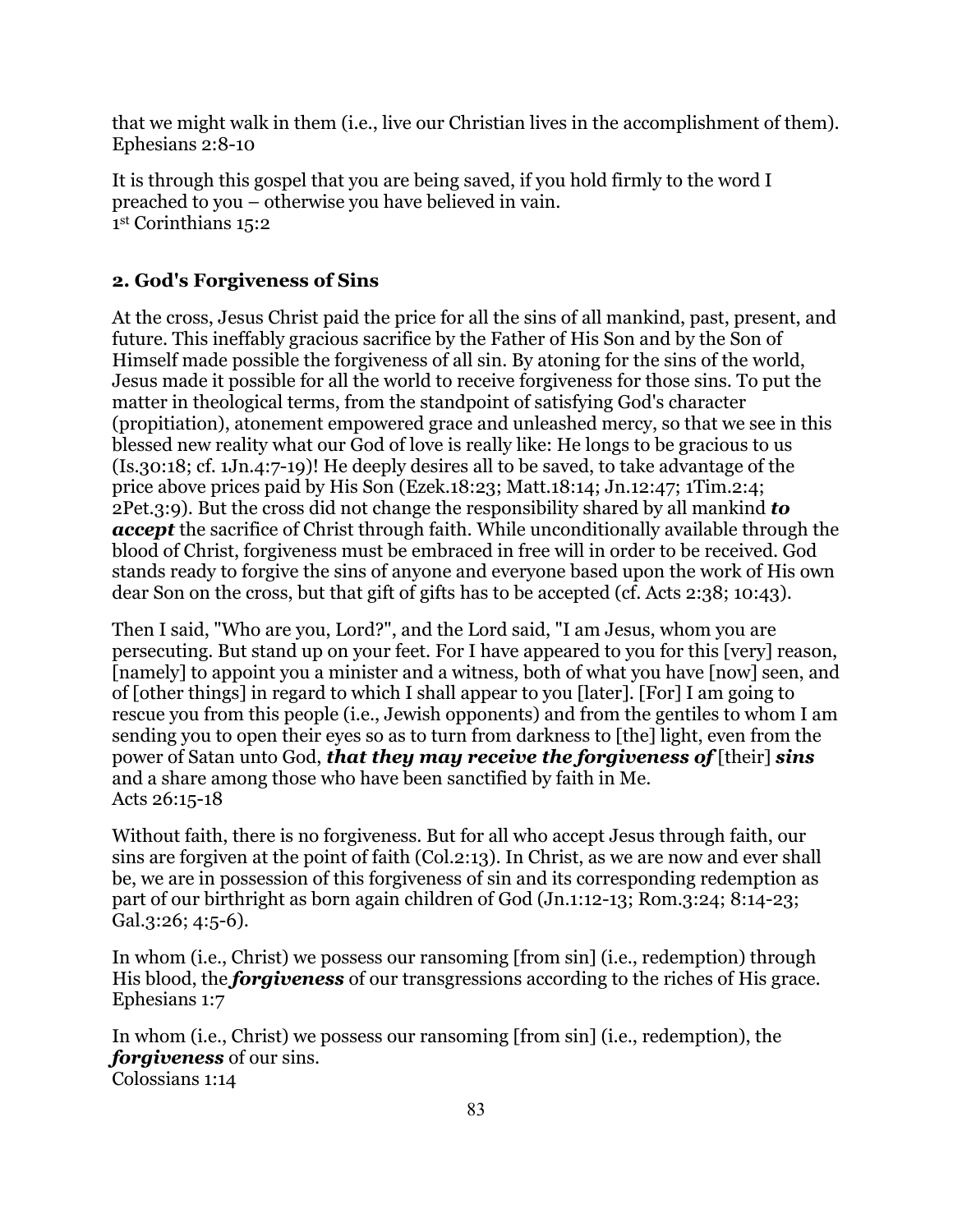that we might walk in them (i.e., live our Christian lives in the accomplishment of them).
Ephesians 2:8-10

It is through this gospel that you are being saved, if you hold firmly to the word I preached to you – otherwise you have believed in vain.
1st Corinthians 15:2

### 2. God's Forgiveness of Sins

At the cross, Jesus Christ paid the price for all the sins of all mankind, past, present, and future. This ineffably gracious sacrifice by the Father of His Son and by the Son of Himself made possible the forgiveness of all sin. By atoning for the sins of the world, Jesus made it possible for all the world to receive forgiveness for those sins. To put the matter in theological terms, from the standpoint of satisfying God's character (propitiation), atonement empowered grace and unleashed mercy, so that we see in this blessed new reality what our God of love is really like: He longs to be gracious to us (Is.30:18; cf. 1Jn.4:7-19)! He deeply desires all to be saved, to take advantage of the price above prices paid by His Son (Ezek.18:23; Matt.18:14; Jn.12:47; 1Tim.2:4; 2Pet.3:9). But the cross did not change the responsibility shared by all mankind ***to accept*** the sacrifice of Christ through faith. While unconditionally available through the blood of Christ, forgiveness must be embraced in free will in order to be received. God stands ready to forgive the sins of anyone and everyone based upon the work of His own dear Son on the cross, but that gift of gifts has to be accepted (cf. Acts 2:38; 10:43).

Then I said, "Who are you, Lord?", and the Lord said, "I am Jesus, whom you are persecuting. But stand up on your feet. For I have appeared to you for this [very] reason, [namely] to appoint you a minister and a witness, both of what you have [now] seen, and of [other things] in regard to which I shall appear to you [later]. [For] I am going to rescue you from this people (i.e., Jewish opponents) and from the gentiles to whom I am sending you to open their eyes so as to turn from darkness to [the] light, even from the power of Satan unto God, ***that they may receive the forgiveness of*** [their] ***sins*** and a share among those who have been sanctified by faith in Me.
Acts 26:15-18

Without faith, there is no forgiveness. But for all who accept Jesus through faith, our sins are forgiven at the point of faith (Col.2:13). In Christ, as we are now and ever shall be, we are in possession of this forgiveness of sin and its corresponding redemption as part of our birthright as born again children of God (Jn.1:12-13; Rom.3:24; 8:14-23; Gal.3:26; 4:5-6).

In whom (i.e., Christ) we possess our ransoming [from sin] (i.e., redemption) through His blood, the ***forgiveness*** of our transgressions according to the riches of His grace.
Ephesians 1:7

In whom (i.e., Christ) we possess our ransoming [from sin] (i.e., redemption), the ***forgiveness*** of our sins.
Colossians 1:14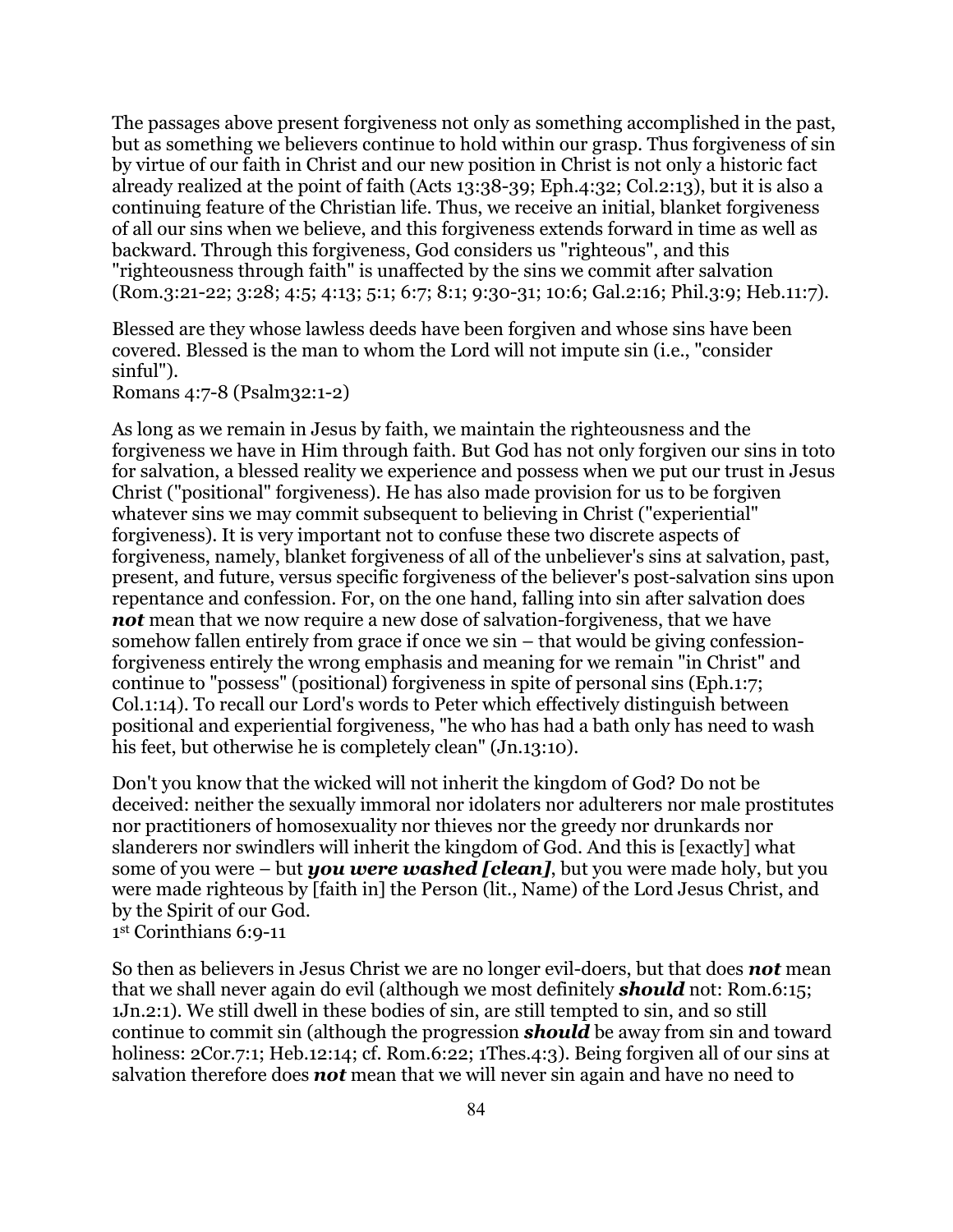The passages above present forgiveness not only as something accomplished in the past, but as something we believers continue to hold within our grasp. Thus forgiveness of sin by virtue of our faith in Christ and our new position in Christ is not only a historic fact already realized at the point of faith (Acts 13:38-39; Eph.4:32; Col.2:13), but it is also a continuing feature of the Christian life. Thus, we receive an initial, blanket forgiveness of all our sins when we believe, and this forgiveness extends forward in time as well as backward. Through this forgiveness, God considers us "righteous", and this "righteousness through faith" is unaffected by the sins we commit after salvation (Rom.3:21-22; 3:28; 4:5; 4:13; 5:1; 6:7; 8:1; 9:30-31; 10:6; Gal.2:16; Phil.3:9; Heb.11:7).

Blessed are they whose lawless deeds have been forgiven and whose sins have been covered. Blessed is the man to whom the Lord will not impute sin (i.e., "consider sinful").
Romans 4:7-8 (Psalm32:1-2)

As long as we remain in Jesus by faith, we maintain the righteousness and the forgiveness we have in Him through faith. But God has not only forgiven our sins in toto for salvation, a blessed reality we experience and possess when we put our trust in Jesus Christ ("positional" forgiveness). He has also made provision for us to be forgiven whatever sins we may commit subsequent to believing in Christ ("experiential" forgiveness). It is very important not to confuse these two discrete aspects of forgiveness, namely, blanket forgiveness of all of the unbeliever's sins at salvation, past, present, and future, versus specific forgiveness of the believer's post-salvation sins upon repentance and confession. For, on the one hand, falling into sin after salvation does ***not*** mean that we now require a new dose of salvation-forgiveness, that we have somehow fallen entirely from grace if once we sin – that would be giving confession-forgiveness entirely the wrong emphasis and meaning for we remain "in Christ" and continue to "possess" (positional) forgiveness in spite of personal sins (Eph.1:7; Col.1:14). To recall our Lord's words to Peter which effectively distinguish between positional and experiential forgiveness, "he who has had a bath only has need to wash his feet, but otherwise he is completely clean" (Jn.13:10).

Don't you know that the wicked will not inherit the kingdom of God? Do not be deceived: neither the sexually immoral nor idolaters nor adulterers nor male prostitutes nor practitioners of homosexuality nor thieves nor the greedy nor drunkards nor slanderers nor swindlers will inherit the kingdom of God. And this is [exactly] what some of you were – but ***you were washed [clean]***, but you were made holy, but you were made righteous by [faith in] the Person (lit., Name) of the Lord Jesus Christ, and by the Spirit of our God.
1st Corinthians 6:9-11

So then as believers in Jesus Christ we are no longer evil-doers, but that does ***not*** mean that we shall never again do evil (although we most definitely ***should*** not: Rom.6:15; 1Jn.2:1). We still dwell in these bodies of sin, are still tempted to sin, and so still continue to commit sin (although the progression ***should*** be away from sin and toward holiness: 2Cor.7:1; Heb.12:14; cf. Rom.6:22; 1Thes.4:3). Being forgiven all of our sins at salvation therefore does ***not*** mean that we will never sin again and have no need to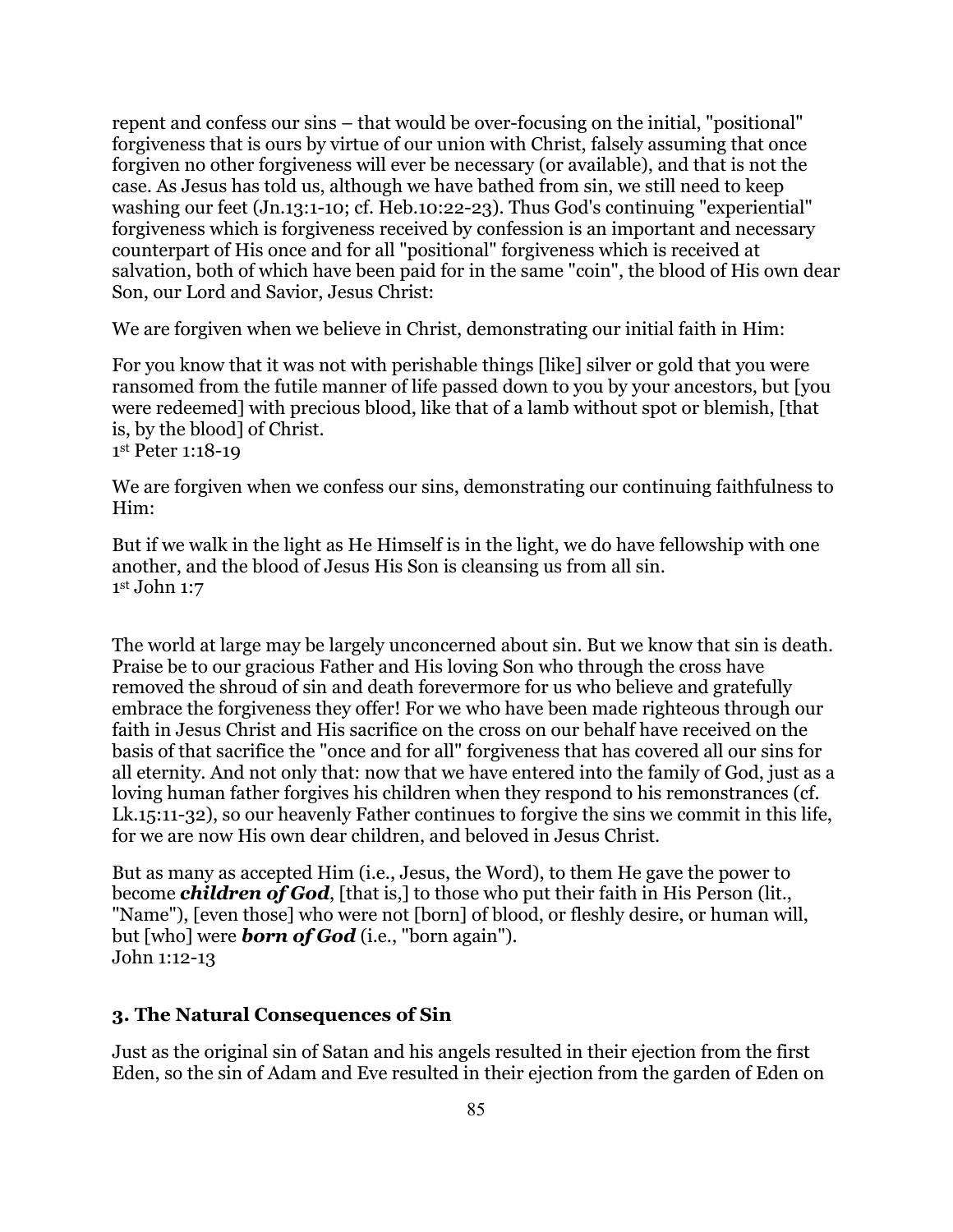repent and confess our sins – that would be over-focusing on the initial, "positional" forgiveness that is ours by virtue of our union with Christ, falsely assuming that once forgiven no other forgiveness will ever be necessary (or available), and that is not the case. As Jesus has told us, although we have bathed from sin, we still need to keep washing our feet (Jn.13:1-10; cf. Heb.10:22-23). Thus God's continuing "experiential" forgiveness which is forgiveness received by confession is an important and necessary counterpart of His once and for all "positional" forgiveness which is received at salvation, both of which have been paid for in the same "coin", the blood of His own dear Son, our Lord and Savior, Jesus Christ:

We are forgiven when we believe in Christ, demonstrating our initial faith in Him:

For you know that it was not with perishable things [like] silver or gold that you were ransomed from the futile manner of life passed down to you by your ancestors, but [you were redeemed] with precious blood, like that of a lamb without spot or blemish, [that is, by the blood] of Christ.
1st Peter 1:18-19

We are forgiven when we confess our sins, demonstrating our continuing faithfulness to Him:

But if we walk in the light as He Himself is in the light, we do have fellowship with one another, and the blood of Jesus His Son is cleansing us from all sin.
1st John 1:7

The world at large may be largely unconcerned about sin. But we know that sin is death. Praise be to our gracious Father and His loving Son who through the cross have removed the shroud of sin and death forevermore for us who believe and gratefully embrace the forgiveness they offer! For we who have been made righteous through our faith in Jesus Christ and His sacrifice on the cross on our behalf have received on the basis of that sacrifice the "once and for all" forgiveness that has covered all our sins for all eternity. And not only that: now that we have entered into the family of God, just as a loving human father forgives his children when they respond to his remonstrances (cf. Lk.15:11-32), so our heavenly Father continues to forgive the sins we commit in this life, for we are now His own dear children, and beloved in Jesus Christ.

But as many as accepted Him (i.e., Jesus, the Word), to them He gave the power to become ***children of God***, [that is,] to those who put their faith in His Person (lit., "Name"), [even those] who were not [born] of blood, or fleshly desire, or human will, but [who] were ***born of God*** (i.e., "born again").
John 1:12-13

### 3. The Natural Consequences of Sin

Just as the original sin of Satan and his angels resulted in their ejection from the first Eden, so the sin of Adam and Eve resulted in their ejection from the garden of Eden on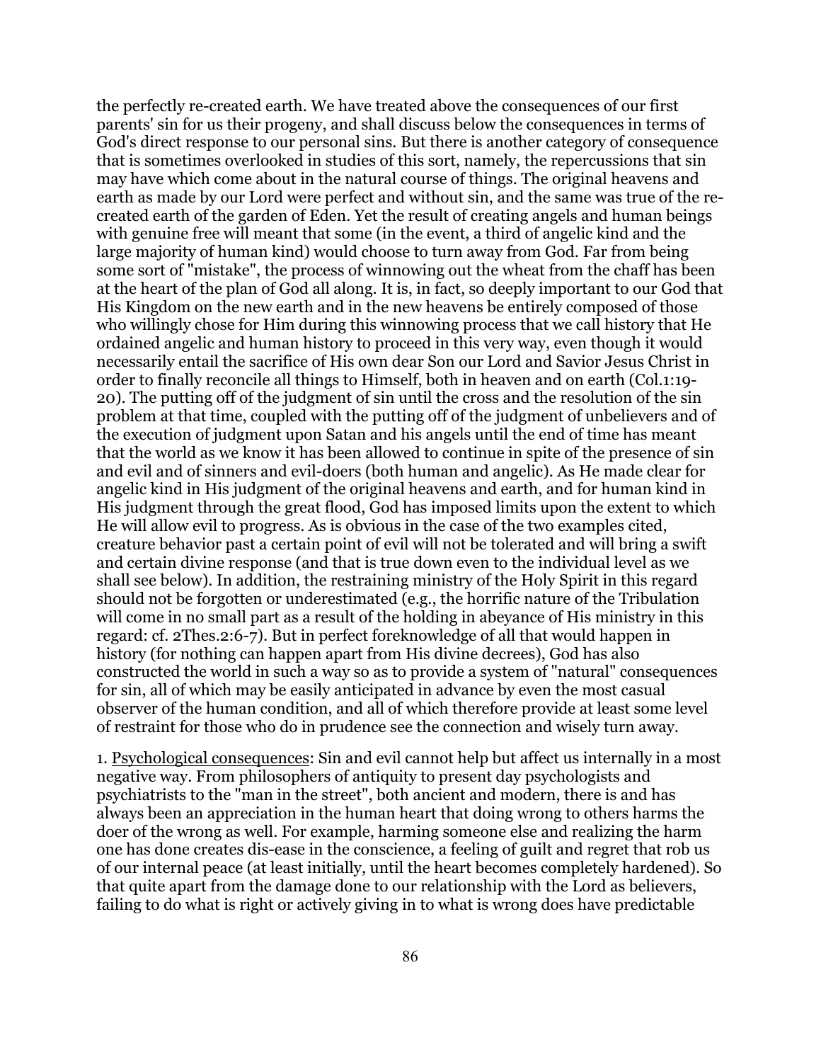the perfectly re-created earth. We have treated above the consequences of our first parents' sin for us their progeny, and shall discuss below the consequences in terms of God's direct response to our personal sins. But there is another category of consequence that is sometimes overlooked in studies of this sort, namely, the repercussions that sin may have which come about in the natural course of things. The original heavens and earth as made by our Lord were perfect and without sin, and the same was true of the re-created earth of the garden of Eden. Yet the result of creating angels and human beings with genuine free will meant that some (in the event, a third of angelic kind and the large majority of human kind) would choose to turn away from God. Far from being some sort of "mistake", the process of winnowing out the wheat from the chaff has been at the heart of the plan of God all along. It is, in fact, so deeply important to our God that His Kingdom on the new earth and in the new heavens be entirely composed of those who willingly chose for Him during this winnowing process that we call history that He ordained angelic and human history to proceed in this very way, even though it would necessarily entail the sacrifice of His own dear Son our Lord and Savior Jesus Christ in order to finally reconcile all things to Himself, both in heaven and on earth (Col.1:19-20). The putting off of the judgment of sin until the cross and the resolution of the sin problem at that time, coupled with the putting off of the judgment of unbelievers and of the execution of judgment upon Satan and his angels until the end of time has meant that the world as we know it has been allowed to continue in spite of the presence of sin and evil and of sinners and evil-doers (both human and angelic). As He made clear for angelic kind in His judgment of the original heavens and earth, and for human kind in His judgment through the great flood, God has imposed limits upon the extent to which He will allow evil to progress. As is obvious in the case of the two examples cited, creature behavior past a certain point of evil will not be tolerated and will bring a swift and certain divine response (and that is true down even to the individual level as we shall see below). In addition, the restraining ministry of the Holy Spirit in this regard should not be forgotten or underestimated (e.g., the horrific nature of the Tribulation will come in no small part as a result of the holding in abeyance of His ministry in this regard: cf. 2Thes.2:6-7). But in perfect foreknowledge of all that would happen in history (for nothing can happen apart from His divine decrees), God has also constructed the world in such a way so as to provide a system of "natural" consequences for sin, all of which may be easily anticipated in advance by even the most casual observer of the human condition, and all of which therefore provide at least some level of restraint for those who do in prudence see the connection and wisely turn away.

1. Psychological consequences: Sin and evil cannot help but affect us internally in a most negative way. From philosophers of antiquity to present day psychologists and psychiatrists to the "man in the street", both ancient and modern, there is and has always been an appreciation in the human heart that doing wrong to others harms the doer of the wrong as well. For example, harming someone else and realizing the harm one has done creates dis-ease in the conscience, a feeling of guilt and regret that rob us of our internal peace (at least initially, until the heart becomes completely hardened). So that quite apart from the damage done to our relationship with the Lord as believers, failing to do what is right or actively giving in to what is wrong does have predictable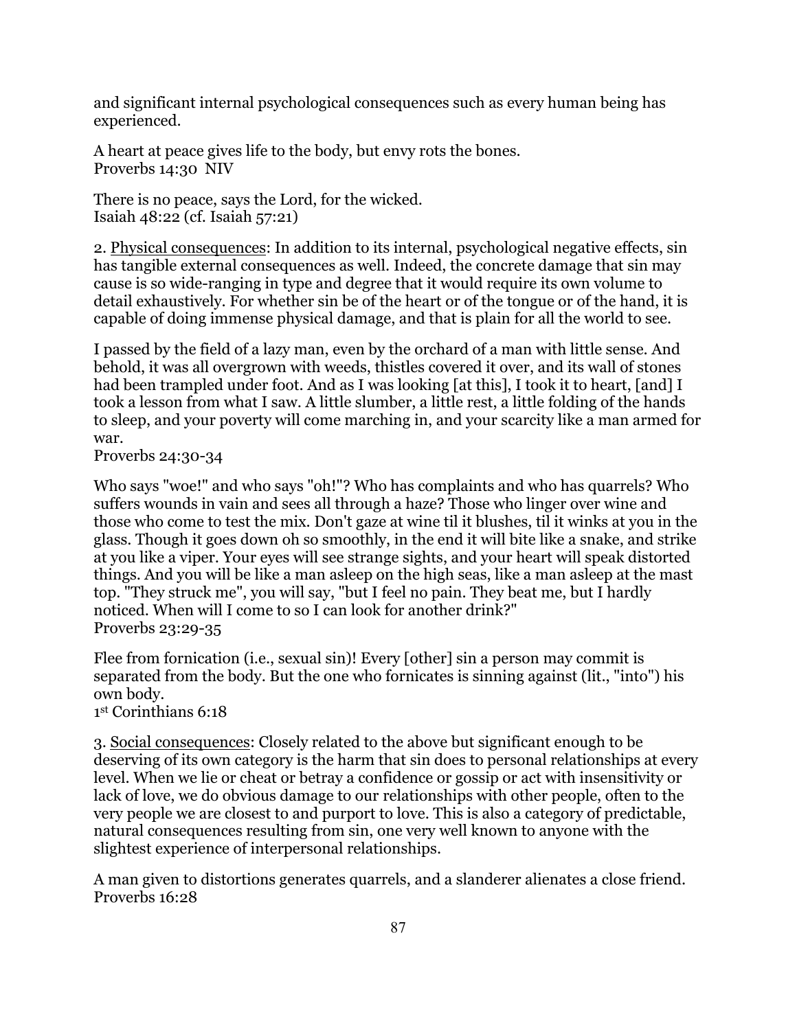and significant internal psychological consequences such as every human being has experienced.

A heart at peace gives life to the body, but envy rots the bones.
Proverbs 14:30 NIV

There is no peace, says the Lord, for the wicked.
Isaiah 48:22 (cf. Isaiah 57:21)

2. Physical consequences: In addition to its internal, psychological negative effects, sin has tangible external consequences as well. Indeed, the concrete damage that sin may cause is so wide-ranging in type and degree that it would require its own volume to detail exhaustively. For whether sin be of the heart or of the tongue or of the hand, it is capable of doing immense physical damage, and that is plain for all the world to see.

I passed by the field of a lazy man, even by the orchard of a man with little sense. And behold, it was all overgrown with weeds, thistles covered it over, and its wall of stones had been trampled under foot. And as I was looking [at this], I took it to heart, [and] I took a lesson from what I saw. A little slumber, a little rest, a little folding of the hands to sleep, and your poverty will come marching in, and your scarcity like a man armed for war.
Proverbs 24:30-34

Who says "woe!" and who says "oh!"? Who has complaints and who has quarrels? Who suffers wounds in vain and sees all through a haze? Those who linger over wine and those who come to test the mix. Don't gaze at wine til it blushes, til it winks at you in the glass. Though it goes down oh so smoothly, in the end it will bite like a snake, and strike at you like a viper. Your eyes will see strange sights, and your heart will speak distorted things. And you will be like a man asleep on the high seas, like a man asleep at the mast top. "They struck me", you will say, "but I feel no pain. They beat me, but I hardly noticed. When will I come to so I can look for another drink?"
Proverbs 23:29-35

Flee from fornication (i.e., sexual sin)! Every [other] sin a person may commit is separated from the body. But the one who fornicates is sinning against (lit., "into") his own body.
1st Corinthians 6:18

3. Social consequences: Closely related to the above but significant enough to be deserving of its own category is the harm that sin does to personal relationships at every level. When we lie or cheat or betray a confidence or gossip or act with insensitivity or lack of love, we do obvious damage to our relationships with other people, often to the very people we are closest to and purport to love. This is also a category of predictable, natural consequences resulting from sin, one very well known to anyone with the slightest experience of interpersonal relationships.

A man given to distortions generates quarrels, and a slanderer alienates a close friend.
Proverbs 16:28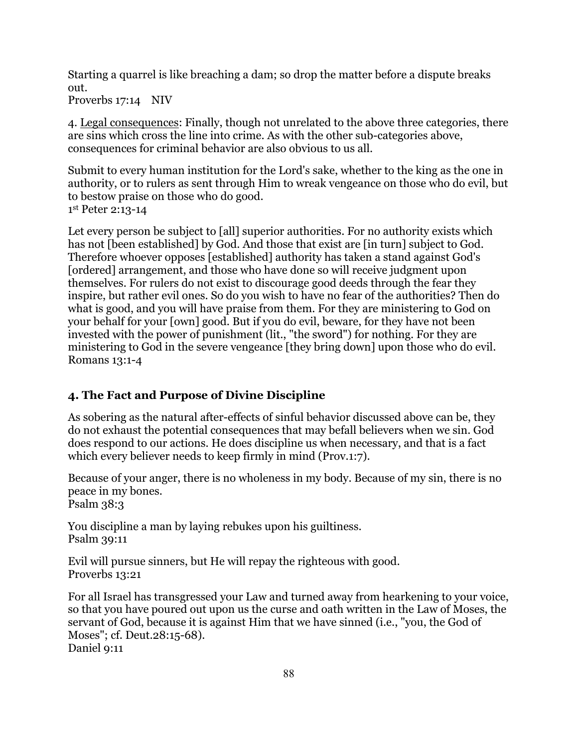Starting a quarrel is like breaching a dam; so drop the matter before a dispute breaks out.
Proverbs 17:14 NIV

4. <u>Legal consequences</u>: Finally, though not unrelated to the above three categories, there are sins which cross the line into crime. As with the other sub-categories above, consequences for criminal behavior are also obvious to us all.

Submit to every human institution for the Lord's sake, whether to the king as the one in authority, or to rulers as sent through Him to wreak vengeance on those who do evil, but to bestow praise on those who do good.
1st Peter 2:13-14

Let every person be subject to [all] superior authorities. For no authority exists which has not [been established] by God. And those that exist are [in turn] subject to God. Therefore whoever opposes [established] authority has taken a stand against God's [ordered] arrangement, and those who have done so will receive judgment upon themselves. For rulers do not exist to discourage good deeds through the fear they inspire, but rather evil ones. So do you wish to have no fear of the authorities? Then do what is good, and you will have praise from them. For they are ministering to God on your behalf for your [own] good. But if you do evil, beware, for they have not been invested with the power of punishment (lit., "the sword") for nothing. For they are ministering to God in the severe vengeance [they bring down] upon those who do evil.
Romans 13:1-4

### 4. The Fact and Purpose of Divine Discipline

As sobering as the natural after-effects of sinful behavior discussed above can be, they do not exhaust the potential consequences that may befall believers when we sin. God does respond to our actions. He does discipline us when necessary, and that is a fact which every believer needs to keep firmly in mind (Prov.1:7).

Because of your anger, there is no wholeness in my body. Because of my sin, there is no peace in my bones.
Psalm 38:3

You discipline a man by laying rebukes upon his guiltiness.
Psalm 39:11

Evil will pursue sinners, but He will repay the righteous with good.
Proverbs 13:21

For all Israel has transgressed your Law and turned away from hearkening to your voice, so that you have poured out upon us the curse and oath written in the Law of Moses, the servant of God, because it is against Him that we have sinned (i.e., "you, the God of Moses"; cf. Deut.28:15-68).
Daniel 9:11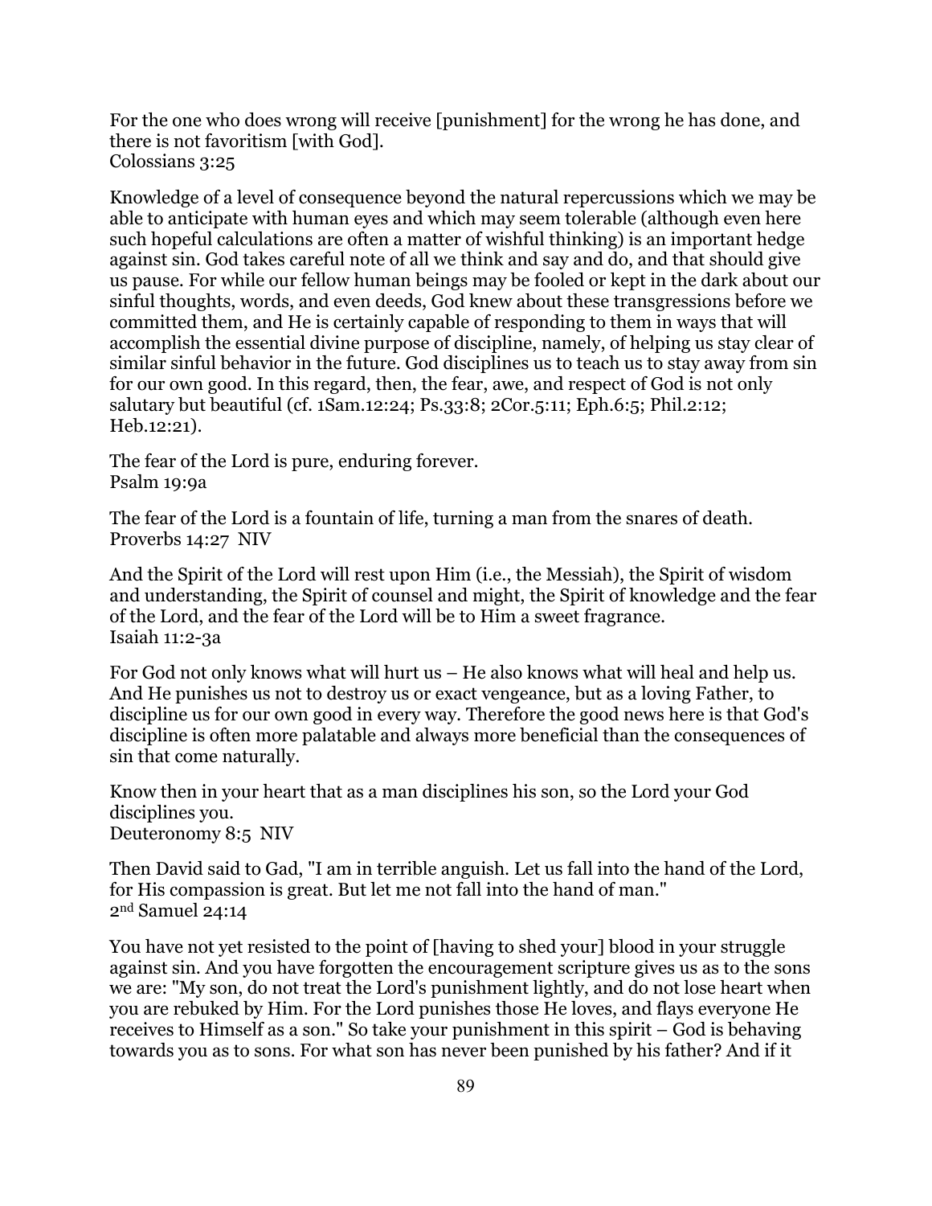For the one who does wrong will receive [punishment] for the wrong he has done, and there is not favoritism [with God].
Colossians 3:25

Knowledge of a level of consequence beyond the natural repercussions which we may be able to anticipate with human eyes and which may seem tolerable (although even here such hopeful calculations are often a matter of wishful thinking) is an important hedge against sin. God takes careful note of all we think and say and do, and that should give us pause. For while our fellow human beings may be fooled or kept in the dark about our sinful thoughts, words, and even deeds, God knew about these transgressions before we committed them, and He is certainly capable of responding to them in ways that will accomplish the essential divine purpose of discipline, namely, of helping us stay clear of similar sinful behavior in the future. God disciplines us to teach us to stay away from sin for our own good. In this regard, then, the fear, awe, and respect of God is not only salutary but beautiful (cf. 1Sam.12:24; Ps.33:8; 2Cor.5:11; Eph.6:5; Phil.2:12; Heb.12:21).

The fear of the Lord is pure, enduring forever.
Psalm 19:9a

The fear of the Lord is a fountain of life, turning a man from the snares of death.
Proverbs 14:27 NIV

And the Spirit of the Lord will rest upon Him (i.e., the Messiah), the Spirit of wisdom and understanding, the Spirit of counsel and might, the Spirit of knowledge and the fear of the Lord, and the fear of the Lord will be to Him a sweet fragrance.
Isaiah 11:2-3a

For God not only knows what will hurt us – He also knows what will heal and help us. And He punishes us not to destroy us or exact vengeance, but as a loving Father, to discipline us for our own good in every way. Therefore the good news here is that God's discipline is often more palatable and always more beneficial than the consequences of sin that come naturally.

Know then in your heart that as a man disciplines his son, so the Lord your God disciplines you.
Deuteronomy 8:5 NIV

Then David said to Gad, "I am in terrible anguish. Let us fall into the hand of the Lord, for His compassion is great. But let me not fall into the hand of man."
2nd Samuel 24:14

You have not yet resisted to the point of [having to shed your] blood in your struggle against sin. And you have forgotten the encouragement scripture gives us as to the sons we are: "My son, do not treat the Lord's punishment lightly, and do not lose heart when you are rebuked by Him. For the Lord punishes those He loves, and flays everyone He receives to Himself as a son." So take your punishment in this spirit – God is behaving towards you as to sons. For what son has never been punished by his father? And if it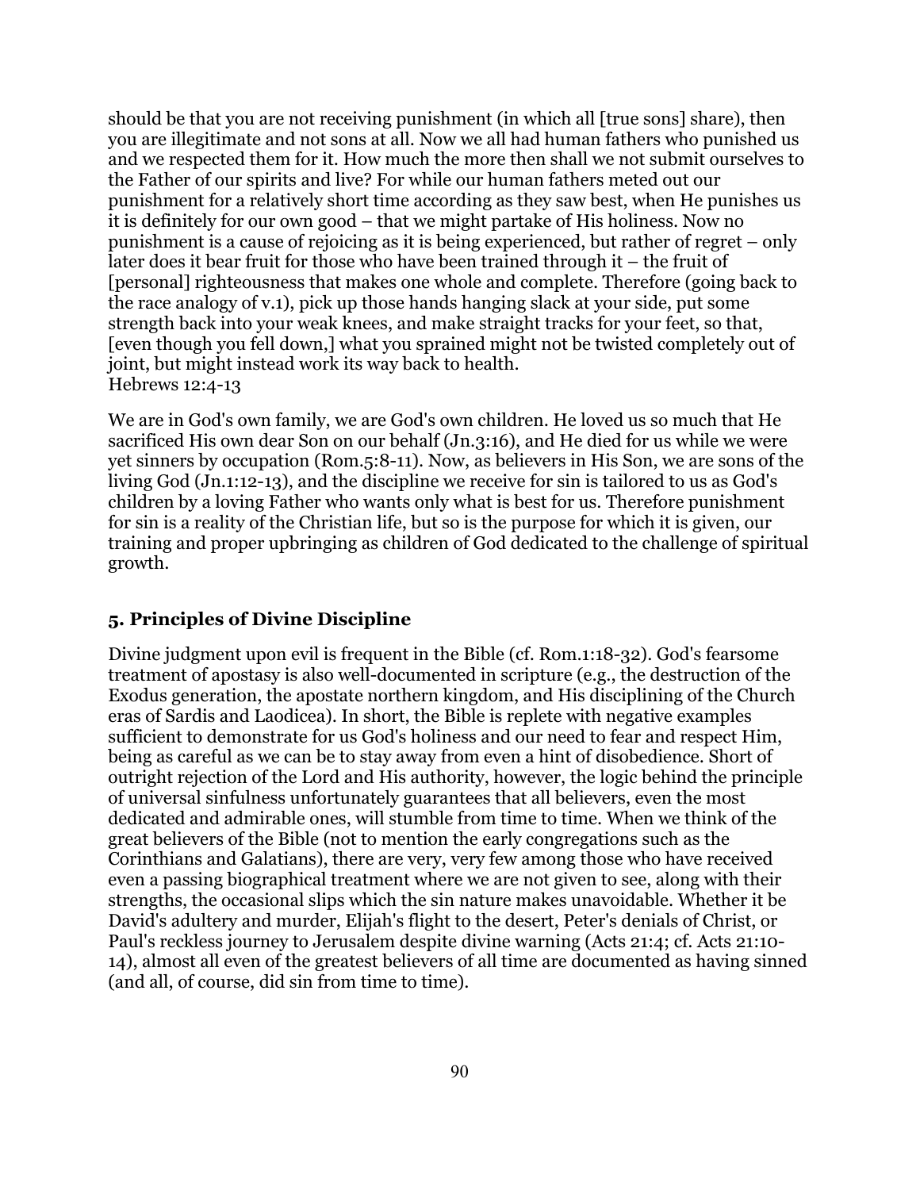should be that you are not receiving punishment (in which all [true sons] share), then you are illegitimate and not sons at all. Now we all had human fathers who punished us and we respected them for it. How much the more then shall we not submit ourselves to the Father of our spirits and live? For while our human fathers meted out our punishment for a relatively short time according as they saw best, when He punishes us it is definitely for our own good – that we might partake of His holiness. Now no punishment is a cause of rejoicing as it is being experienced, but rather of regret – only later does it bear fruit for those who have been trained through it – the fruit of [personal] righteousness that makes one whole and complete. Therefore (going back to the race analogy of v.1), pick up those hands hanging slack at your side, put some strength back into your weak knees, and make straight tracks for your feet, so that, [even though you fell down,] what you sprained might not be twisted completely out of joint, but might instead work its way back to health.
Hebrews 12:4-13

We are in God's own family, we are God's own children. He loved us so much that He sacrificed His own dear Son on our behalf (Jn.3:16), and He died for us while we were yet sinners by occupation (Rom.5:8-11). Now, as believers in His Son, we are sons of the living God (Jn.1:12-13), and the discipline we receive for sin is tailored to us as God's children by a loving Father who wants only what is best for us. Therefore punishment for sin is a reality of the Christian life, but so is the purpose for which it is given, our training and proper upbringing as children of God dedicated to the challenge of spiritual growth.

### 5. Principles of Divine Discipline

Divine judgment upon evil is frequent in the Bible (cf. Rom.1:18-32). God's fearsome treatment of apostasy is also well-documented in scripture (e.g., the destruction of the Exodus generation, the apostate northern kingdom, and His disciplining of the Church eras of Sardis and Laodicea). In short, the Bible is replete with negative examples sufficient to demonstrate for us God's holiness and our need to fear and respect Him, being as careful as we can be to stay away from even a hint of disobedience. Short of outright rejection of the Lord and His authority, however, the logic behind the principle of universal sinfulness unfortunately guarantees that all believers, even the most dedicated and admirable ones, will stumble from time to time. When we think of the great believers of the Bible (not to mention the early congregations such as the Corinthians and Galatians), there are very, very few among those who have received even a passing biographical treatment where we are not given to see, along with their strengths, the occasional slips which the sin nature makes unavoidable. Whether it be David's adultery and murder, Elijah's flight to the desert, Peter's denials of Christ, or Paul's reckless journey to Jerusalem despite divine warning (Acts 21:4; cf. Acts 21:10-14), almost all even of the greatest believers of all time are documented as having sinned (and all, of course, did sin from time to time).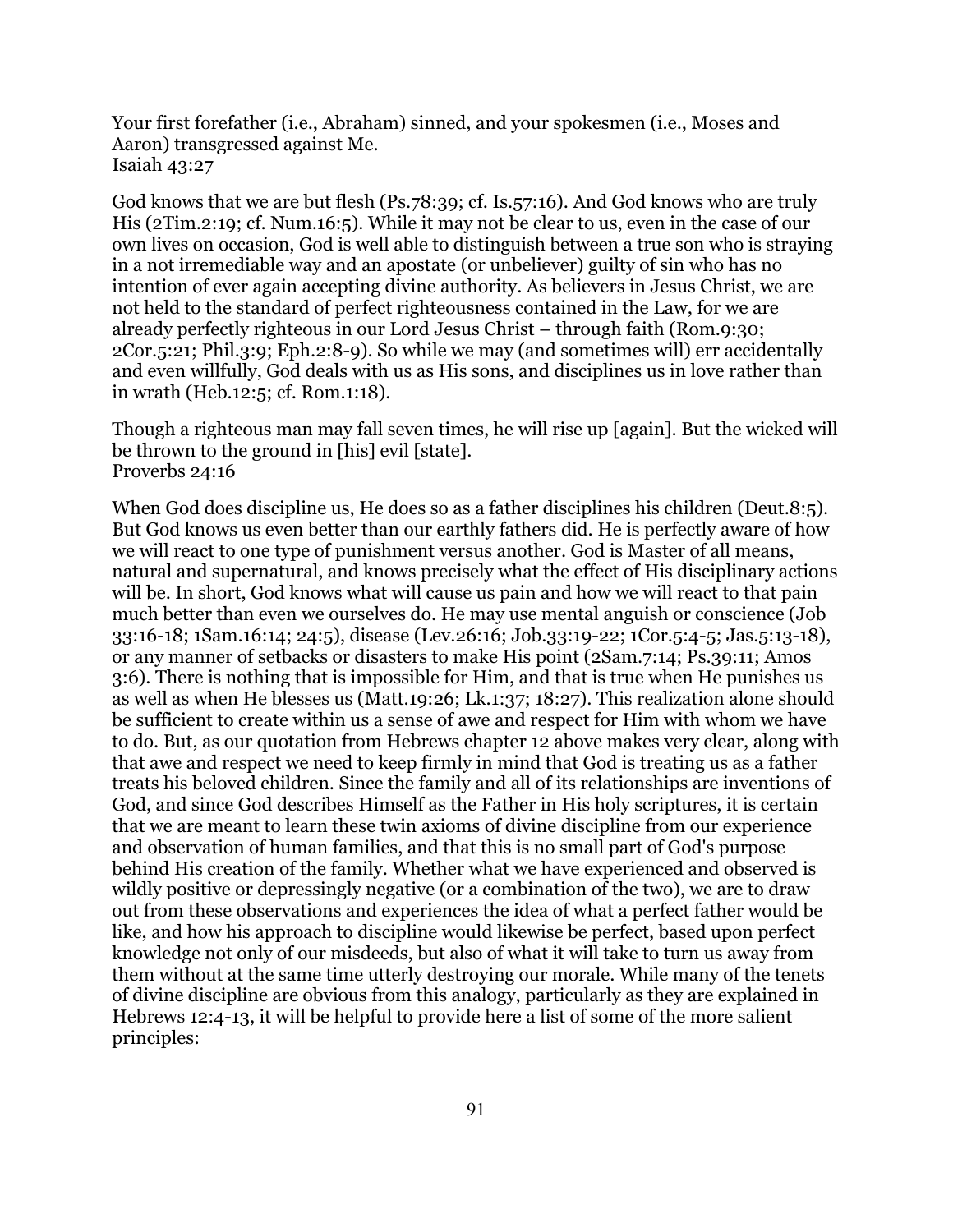Your first forefather (i.e., Abraham) sinned, and your spokesmen (i.e., Moses and Aaron) transgressed against Me.
Isaiah 43:27

God knows that we are but flesh (Ps.78:39; cf. Is.57:16). And God knows who are truly His (2Tim.2:19; cf. Num.16:5). While it may not be clear to us, even in the case of our own lives on occasion, God is well able to distinguish between a true son who is straying in a not irremediable way and an apostate (or unbeliever) guilty of sin who has no intention of ever again accepting divine authority. As believers in Jesus Christ, we are not held to the standard of perfect righteousness contained in the Law, for we are already perfectly righteous in our Lord Jesus Christ – through faith (Rom.9:30; 2Cor.5:21; Phil.3:9; Eph.2:8-9). So while we may (and sometimes will) err accidentally and even willfully, God deals with us as His sons, and disciplines us in love rather than in wrath (Heb.12:5; cf. Rom.1:18).

Though a righteous man may fall seven times, he will rise up [again]. But the wicked will be thrown to the ground in [his] evil [state].
Proverbs 24:16

When God does discipline us, He does so as a father disciplines his children (Deut.8:5). But God knows us even better than our earthly fathers did. He is perfectly aware of how we will react to one type of punishment versus another. God is Master of all means, natural and supernatural, and knows precisely what the effect of His disciplinary actions will be. In short, God knows what will cause us pain and how we will react to that pain much better than even we ourselves do. He may use mental anguish or conscience (Job 33:16-18; 1Sam.16:14; 24:5), disease (Lev.26:16; Job.33:19-22; 1Cor.5:4-5; Jas.5:13-18), or any manner of setbacks or disasters to make His point (2Sam.7:14; Ps.39:11; Amos 3:6). There is nothing that is impossible for Him, and that is true when He punishes us as well as when He blesses us (Matt.19:26; Lk.1:37; 18:27). This realization alone should be sufficient to create within us a sense of awe and respect for Him with whom we have to do. But, as our quotation from Hebrews chapter 12 above makes very clear, along with that awe and respect we need to keep firmly in mind that God is treating us as a father treats his beloved children. Since the family and all of its relationships are inventions of God, and since God describes Himself as the Father in His holy scriptures, it is certain that we are meant to learn these twin axioms of divine discipline from our experience and observation of human families, and that this is no small part of God's purpose behind His creation of the family. Whether what we have experienced and observed is wildly positive or depressingly negative (or a combination of the two), we are to draw out from these observations and experiences the idea of what a perfect father would be like, and how his approach to discipline would likewise be perfect, based upon perfect knowledge not only of our misdeeds, but also of what it will take to turn us away from them without at the same time utterly destroying our morale. While many of the tenets of divine discipline are obvious from this analogy, particularly as they are explained in Hebrews 12:4-13, it will be helpful to provide here a list of some of the more salient principles: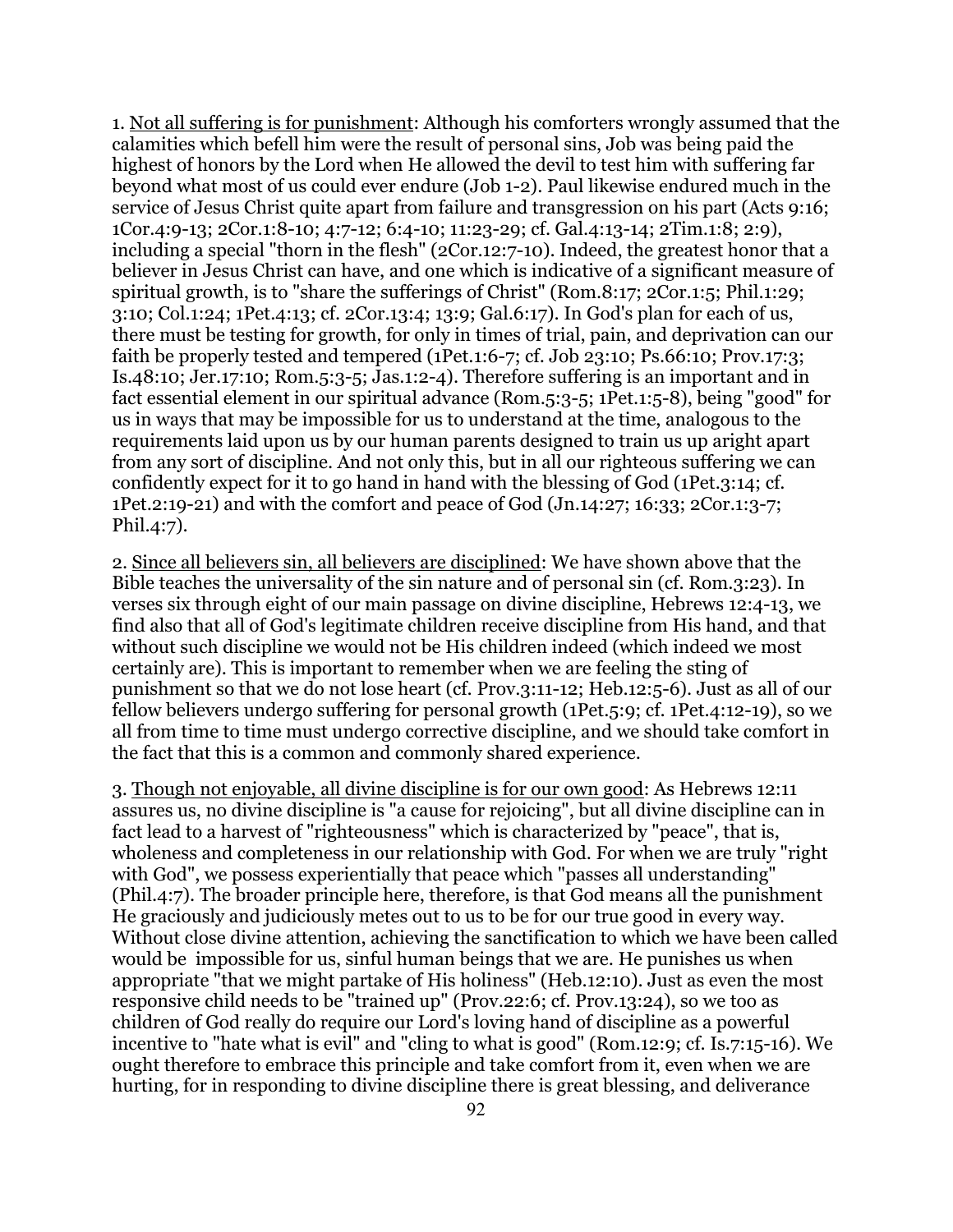1. <u>Not all suffering is for punishment</u>: Although his comforters wrongly assumed that the calamities which befell him were the result of personal sins, Job was being paid the highest of honors by the Lord when He allowed the devil to test him with suffering far beyond what most of us could ever endure (Job 1-2). Paul likewise endured much in the service of Jesus Christ quite apart from failure and transgression on his part (Acts 9:16; 1Cor.4:9-13; 2Cor.1:8-10; 4:7-12; 6:4-10; 11:23-29; cf. Gal.4:13-14; 2Tim.1:8; 2:9), including a special "thorn in the flesh" (2Cor.12:7-10). Indeed, the greatest honor that a believer in Jesus Christ can have, and one which is indicative of a significant measure of spiritual growth, is to "share the sufferings of Christ" (Rom.8:17; 2Cor.1:5; Phil.1:29; 3:10; Col.1:24; 1Pet.4:13; cf. 2Cor.13:4; 13:9; Gal.6:17). In God's plan for each of us, there must be testing for growth, for only in times of trial, pain, and deprivation can our faith be properly tested and tempered (1Pet.1:6-7; cf. Job 23:10; Ps.66:10; Prov.17:3; Is.48:10; Jer.17:10; Rom.5:3-5; Jas.1:2-4). Therefore suffering is an important and in fact essential element in our spiritual advance (Rom.5:3-5; 1Pet.1:5-8), being "good" for us in ways that may be impossible for us to understand at the time, analogous to the requirements laid upon us by our human parents designed to train us up aright apart from any sort of discipline. And not only this, but in all our righteous suffering we can confidently expect for it to go hand in hand with the blessing of God (1Pet.3:14; cf. 1Pet.2:19-21) and with the comfort and peace of God (Jn.14:27; 16:33; 2Cor.1:3-7; Phil.4:7).

2. <u>Since all believers sin, all believers are disciplined</u>: We have shown above that the Bible teaches the universality of the sin nature and of personal sin (cf. Rom.3:23). In verses six through eight of our main passage on divine discipline, Hebrews 12:4-13, we find also that all of God's legitimate children receive discipline from His hand, and that without such discipline we would not be His children indeed (which indeed we most certainly are). This is important to remember when we are feeling the sting of punishment so that we do not lose heart (cf. Prov.3:11-12; Heb.12:5-6). Just as all of our fellow believers undergo suffering for personal growth (1Pet.5:9; cf. 1Pet.4:12-19), so we all from time to time must undergo corrective discipline, and we should take comfort in the fact that this is a common and commonly shared experience.

3. <u>Though not enjoyable, all divine discipline is for our own good</u>: As Hebrews 12:11 assures us, no divine discipline is "a cause for rejoicing", but all divine discipline can in fact lead to a harvest of "righteousness" which is characterized by "peace", that is, wholeness and completeness in our relationship with God. For when we are truly "right with God", we possess experientially that peace which "passes all understanding" (Phil.4:7). The broader principle here, therefore, is that God means all the punishment He graciously and judiciously metes out to us to be for our true good in every way. Without close divine attention, achieving the sanctification to which we have been called would be impossible for us, sinful human beings that we are. He punishes us when appropriate "that we might partake of His holiness" (Heb.12:10). Just as even the most responsive child needs to be "trained up" (Prov.22:6; cf. Prov.13:24), so we too as children of God really do require our Lord's loving hand of discipline as a powerful incentive to "hate what is evil" and "cling to what is good" (Rom.12:9; cf. Is.7:15-16). We ought therefore to embrace this principle and take comfort from it, even when we are hurting, for in responding to divine discipline there is great blessing, and deliverance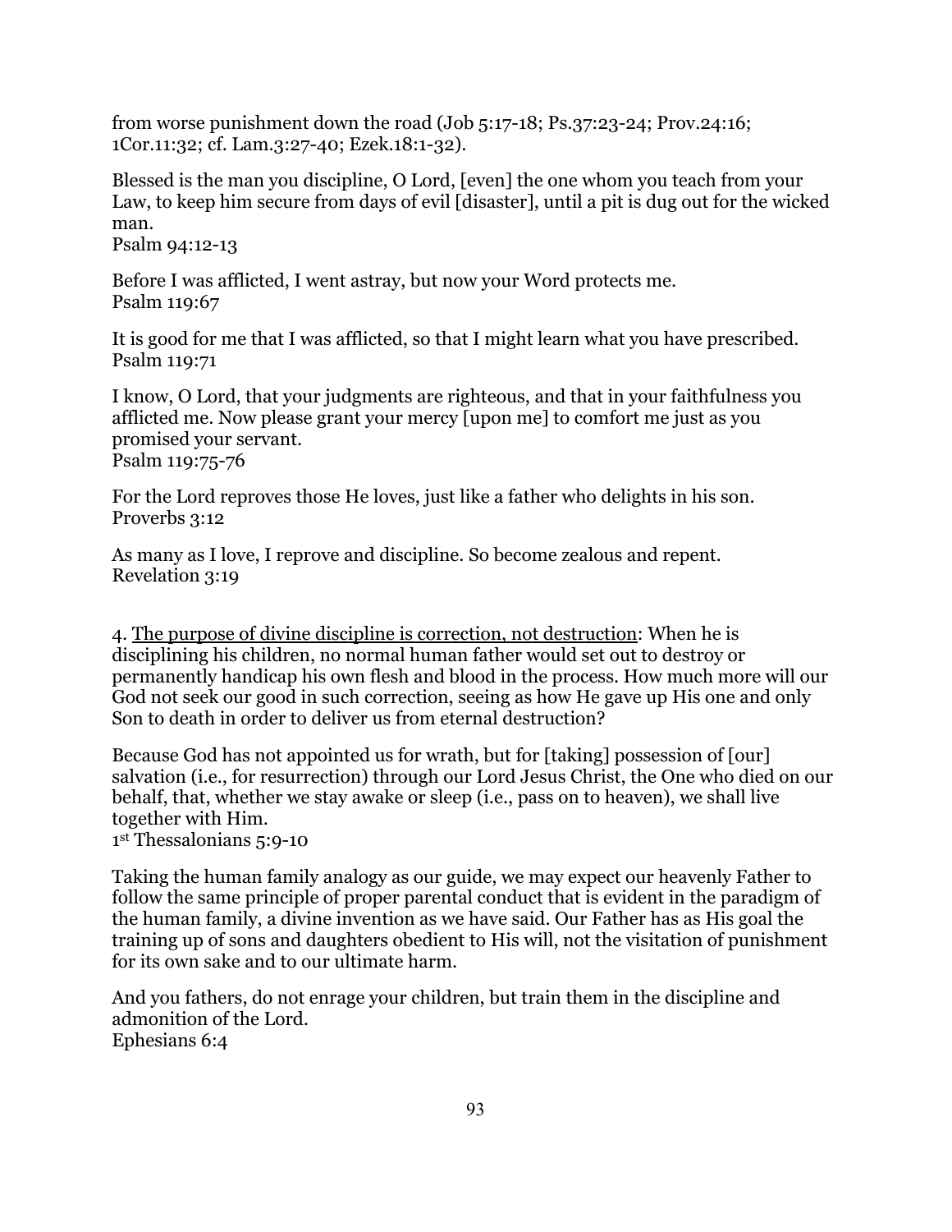from worse punishment down the road (Job 5:17-18; Ps.37:23-24; Prov.24:16; 1Cor.11:32; cf. Lam.3:27-40; Ezek.18:1-32).

Blessed is the man you discipline, O Lord, [even] the one whom you teach from your Law, to keep him secure from days of evil [disaster], until a pit is dug out for the wicked man.
Psalm 94:12-13

Before I was afflicted, I went astray, but now your Word protects me.
Psalm 119:67

It is good for me that I was afflicted, so that I might learn what you have prescribed.
Psalm 119:71

I know, O Lord, that your judgments are righteous, and that in your faithfulness you afflicted me. Now please grant your mercy [upon me] to comfort me just as you promised your servant.
Psalm 119:75-76

For the Lord reproves those He loves, just like a father who delights in his son.
Proverbs 3:12

As many as I love, I reprove and discipline. So become zealous and repent.
Revelation 3:19

4. <u>The purpose of divine discipline is correction, not destruction</u>: When he is disciplining his children, no normal human father would set out to destroy or permanently handicap his own flesh and blood in the process. How much more will our God not seek our good in such correction, seeing as how He gave up His one and only Son to death in order to deliver us from eternal destruction?

Because God has not appointed us for wrath, but for [taking] possession of [our] salvation (i.e., for resurrection) through our Lord Jesus Christ, the One who died on our behalf, that, whether we stay awake or sleep (i.e., pass on to heaven), we shall live together with Him.
1st Thessalonians 5:9-10

Taking the human family analogy as our guide, we may expect our heavenly Father to follow the same principle of proper parental conduct that is evident in the paradigm of the human family, a divine invention as we have said. Our Father has as His goal the training up of sons and daughters obedient to His will, not the visitation of punishment for its own sake and to our ultimate harm.

And you fathers, do not enrage your children, but train them in the discipline and admonition of the Lord.
Ephesians 6:4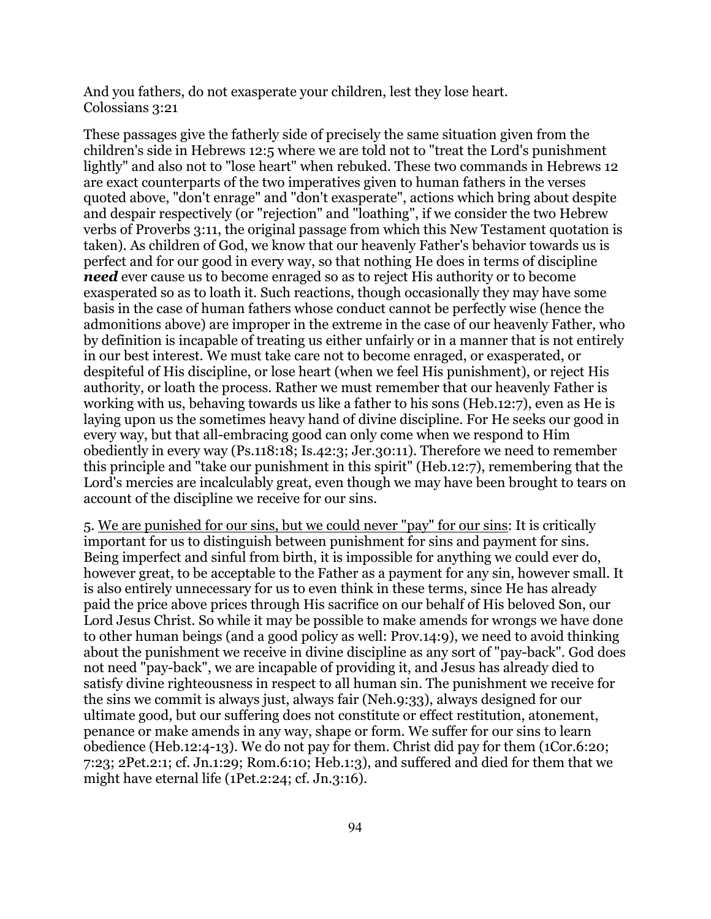And you fathers, do not exasperate your children, lest they lose heart.
Colossians 3:21

These passages give the fatherly side of precisely the same situation given from the children's side in Hebrews 12:5 where we are told not to "treat the Lord's punishment lightly" and also not to "lose heart" when rebuked. These two commands in Hebrews 12 are exact counterparts of the two imperatives given to human fathers in the verses quoted above, "don't enrage" and "don't exasperate", actions which bring about despite and despair respectively (or "rejection" and "loathing", if we consider the two Hebrew verbs of Proverbs 3:11, the original passage from which this New Testament quotation is taken). As children of God, we know that our heavenly Father's behavior towards us is perfect and for our good in every way, so that nothing He does in terms of discipline ***need*** ever cause us to become enraged so as to reject His authority or to become exasperated so as to loath it. Such reactions, though occasionally they may have some basis in the case of human fathers whose conduct cannot be perfectly wise (hence the admonitions above) are improper in the extreme in the case of our heavenly Father, who by definition is incapable of treating us either unfairly or in a manner that is not entirely in our best interest. We must take care not to become enraged, or exasperated, or despiteful of His discipline, or lose heart (when we feel His punishment), or reject His authority, or loath the process. Rather we must remember that our heavenly Father is working with us, behaving towards us like a father to his sons (Heb.12:7), even as He is laying upon us the sometimes heavy hand of divine discipline. For He seeks our good in every way, but that all-embracing good can only come when we respond to Him obediently in every way (Ps.118:18; Is.42:3; Jer.30:11). Therefore we need to remember this principle and "take our punishment in this spirit" (Heb.12:7), remembering that the Lord's mercies are incalculably great, even though we may have been brought to tears on account of the discipline we receive for our sins.

5. <u>We are punished for our sins, but we could never "pay" for our sins</u>: It is critically important for us to distinguish between punishment for sins and payment for sins. Being imperfect and sinful from birth, it is impossible for anything we could ever do, however great, to be acceptable to the Father as a payment for any sin, however small. It is also entirely unnecessary for us to even think in these terms, since He has already paid the price above prices through His sacrifice on our behalf of His beloved Son, our Lord Jesus Christ. So while it may be possible to make amends for wrongs we have done to other human beings (and a good policy as well: Prov.14:9), we need to avoid thinking about the punishment we receive in divine discipline as any sort of "pay-back". God does not need "pay-back", we are incapable of providing it, and Jesus has already died to satisfy divine righteousness in respect to all human sin. The punishment we receive for the sins we commit is always just, always fair (Neh.9:33), always designed for our ultimate good, but our suffering does not constitute or effect restitution, atonement, penance or make amends in any way, shape or form. We suffer for our sins to learn obedience (Heb.12:4-13). We do not pay for them. Christ did pay for them (1Cor.6:20; 7:23; 2Pet.2:1; cf. Jn.1:29; Rom.6:10; Heb.1:3), and suffered and died for them that we might have eternal life (1Pet.2:24; cf. Jn.3:16).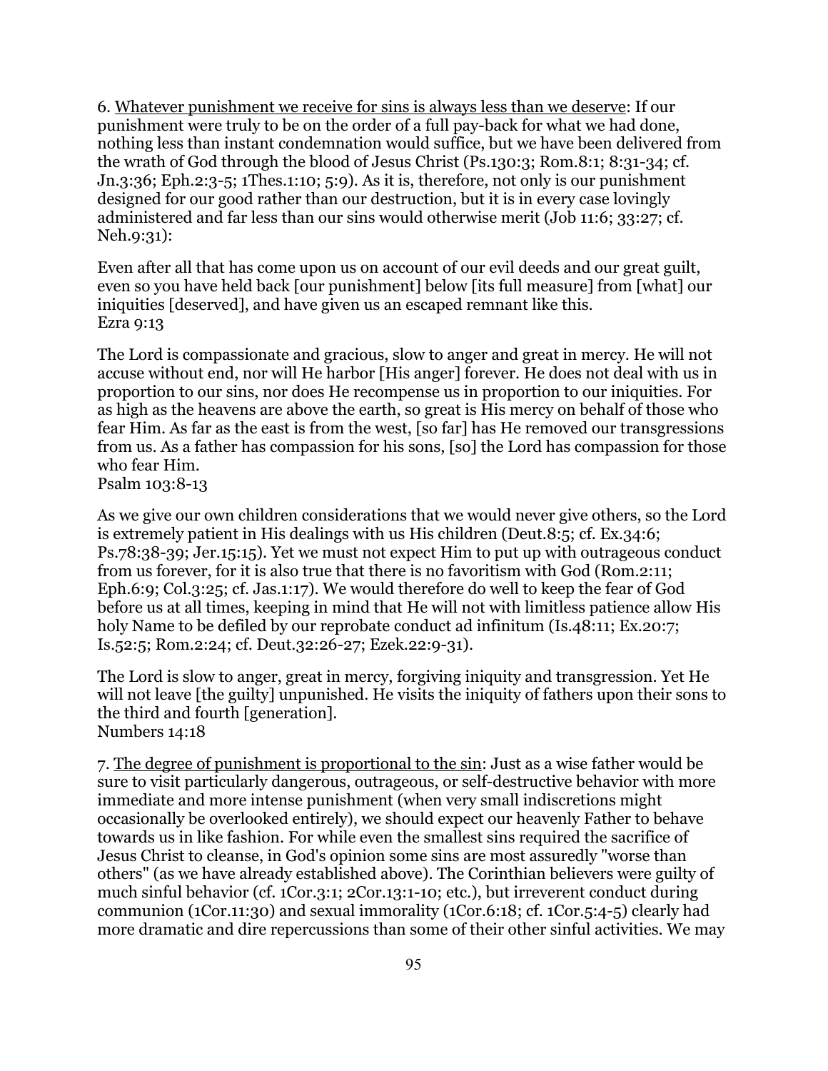6. <u>Whatever punishment we receive for sins is always less than we deserve</u>: If our punishment were truly to be on the order of a full pay-back for what we had done, nothing less than instant condemnation would suffice, but we have been delivered from the wrath of God through the blood of Jesus Christ (Ps.130:3; Rom.8:1; 8:31-34; cf. Jn.3:36; Eph.2:3-5; 1Thes.1:10; 5:9). As it is, therefore, not only is our punishment designed for our good rather than our destruction, but it is in every case lovingly administered and far less than our sins would otherwise merit (Job 11:6; 33:27; cf. Neh.9:31):

Even after all that has come upon us on account of our evil deeds and our great guilt, even so you have held back [our punishment] below [its full measure] from [what] our iniquities [deserved], and have given us an escaped remnant like this.
Ezra 9:13

The Lord is compassionate and gracious, slow to anger and great in mercy. He will not accuse without end, nor will He harbor [His anger] forever. He does not deal with us in proportion to our sins, nor does He recompense us in proportion to our iniquities. For as high as the heavens are above the earth, so great is His mercy on behalf of those who fear Him. As far as the east is from the west, [so far] has He removed our transgressions from us. As a father has compassion for his sons, [so] the Lord has compassion for those who fear Him.
Psalm 103:8-13

As we give our own children considerations that we would never give others, so the Lord is extremely patient in His dealings with us His children (Deut.8:5; cf. Ex.34:6; Ps.78:38-39; Jer.15:15). Yet we must not expect Him to put up with outrageous conduct from us forever, for it is also true that there is no favoritism with God (Rom.2:11; Eph.6:9; Col.3:25; cf. Jas.1:17). We would therefore do well to keep the fear of God before us at all times, keeping in mind that He will not with limitless patience allow His holy Name to be defiled by our reprobate conduct ad infinitum (Is.48:11; Ex.20:7; Is.52:5; Rom.2:24; cf. Deut.32:26-27; Ezek.22:9-31).

The Lord is slow to anger, great in mercy, forgiving iniquity and transgression. Yet He will not leave [the guilty] unpunished. He visits the iniquity of fathers upon their sons to the third and fourth [generation].
Numbers 14:18

7. <u>The degree of punishment is proportional to the sin</u>: Just as a wise father would be sure to visit particularly dangerous, outrageous, or self-destructive behavior with more immediate and more intense punishment (when very small indiscretions might occasionally be overlooked entirely), we should expect our heavenly Father to behave towards us in like fashion. For while even the smallest sins required the sacrifice of Jesus Christ to cleanse, in God's opinion some sins are most assuredly "worse than others" (as we have already established above). The Corinthian believers were guilty of much sinful behavior (cf. 1Cor.3:1; 2Cor.13:1-10; etc.), but irreverent conduct during communion (1Cor.11:30) and sexual immorality (1Cor.6:18; cf. 1Cor.5:4-5) clearly had more dramatic and dire repercussions than some of their other sinful activities. We may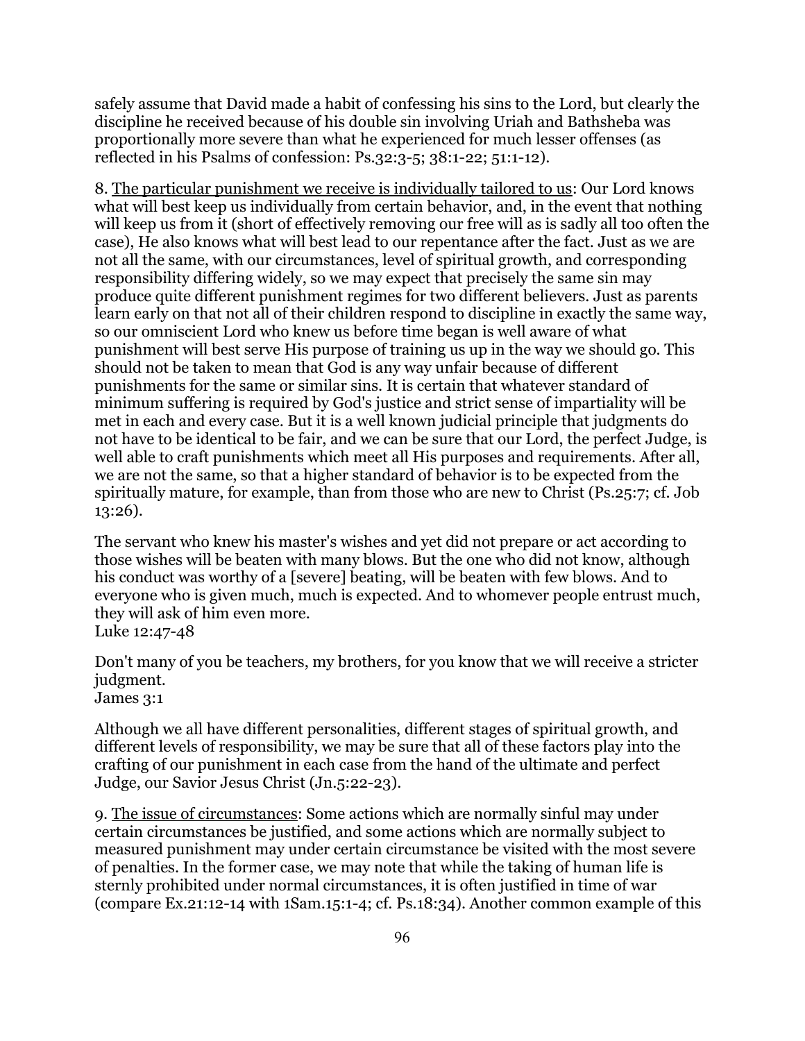safely assume that David made a habit of confessing his sins to the Lord, but clearly the discipline he received because of his double sin involving Uriah and Bathsheba was proportionally more severe than what he experienced for much lesser offenses (as reflected in his Psalms of confession: Ps.32:3-5; 38:1-22; 51:1-12).

8. <u>The particular punishment we receive is individually tailored to us</u>: Our Lord knows what will best keep us individually from certain behavior, and, in the event that nothing will keep us from it (short of effectively removing our free will as is sadly all too often the case), He also knows what will best lead to our repentance after the fact. Just as we are not all the same, with our circumstances, level of spiritual growth, and corresponding responsibility differing widely, so we may expect that precisely the same sin may produce quite different punishment regimes for two different believers. Just as parents learn early on that not all of their children respond to discipline in exactly the same way, so our omniscient Lord who knew us before time began is well aware of what punishment will best serve His purpose of training us up in the way we should go. This should not be taken to mean that God is any way unfair because of different punishments for the same or similar sins. It is certain that whatever standard of minimum suffering is required by God's justice and strict sense of impartiality will be met in each and every case. But it is a well known judicial principle that judgments do not have to be identical to be fair, and we can be sure that our Lord, the perfect Judge, is well able to craft punishments which meet all His purposes and requirements. After all, we are not the same, so that a higher standard of behavior is to be expected from the spiritually mature, for example, than from those who are new to Christ (Ps.25:7; cf. Job 13:26).

The servant who knew his master's wishes and yet did not prepare or act according to those wishes will be beaten with many blows. But the one who did not know, although his conduct was worthy of a [severe] beating, will be beaten with few blows. And to everyone who is given much, much is expected. And to whomever people entrust much, they will ask of him even more.
Luke 12:47-48

Don't many of you be teachers, my brothers, for you know that we will receive a stricter judgment.
James 3:1

Although we all have different personalities, different stages of spiritual growth, and different levels of responsibility, we may be sure that all of these factors play into the crafting of our punishment in each case from the hand of the ultimate and perfect Judge, our Savior Jesus Christ (Jn.5:22-23).

9. <u>The issue of circumstances</u>: Some actions which are normally sinful may under certain circumstances be justified, and some actions which are normally subject to measured punishment may under certain circumstance be visited with the most severe of penalties. In the former case, we may note that while the taking of human life is sternly prohibited under normal circumstances, it is often justified in time of war (compare Ex.21:12-14 with 1Sam.15:1-4; cf. Ps.18:34). Another common example of this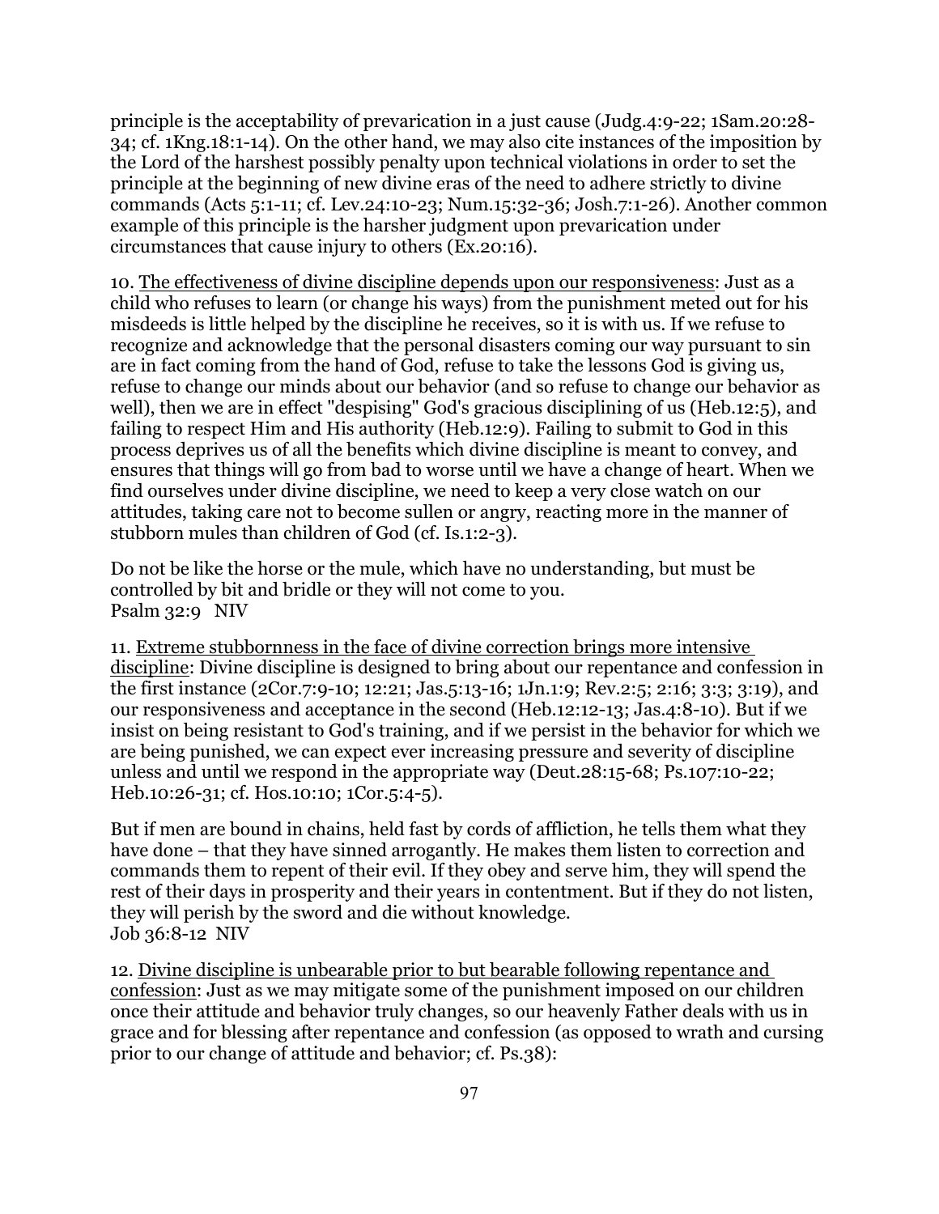principle is the acceptability of prevarication in a just cause (Judg.4:9-22; 1Sam.20:28-34; cf. 1Kng.18:1-14). On the other hand, we may also cite instances of the imposition by the Lord of the harshest possibly penalty upon technical violations in order to set the principle at the beginning of new divine eras of the need to adhere strictly to divine commands (Acts 5:1-11; cf. Lev.24:10-23; Num.15:32-36; Josh.7:1-26). Another common example of this principle is the harsher judgment upon prevarication under circumstances that cause injury to others (Ex.20:16).

10. <u>The effectiveness of divine discipline depends upon our responsiveness</u>: Just as a child who refuses to learn (or change his ways) from the punishment meted out for his misdeeds is little helped by the discipline he receives, so it is with us. If we refuse to recognize and acknowledge that the personal disasters coming our way pursuant to sin are in fact coming from the hand of God, refuse to take the lessons God is giving us, refuse to change our minds about our behavior (and so refuse to change our behavior as well), then we are in effect "despising" God's gracious disciplining of us (Heb.12:5), and failing to respect Him and His authority (Heb.12:9). Failing to submit to God in this process deprives us of all the benefits which divine discipline is meant to convey, and ensures that things will go from bad to worse until we have a change of heart. When we find ourselves under divine discipline, we need to keep a very close watch on our attitudes, taking care not to become sullen or angry, reacting more in the manner of stubborn mules than children of God (cf. Is.1:2-3).

Do not be like the horse or the mule, which have no understanding, but must be controlled by bit and bridle or they will not come to you.
Psalm 32:9 NIV

11. <u>Extreme stubbornness in the face of divine correction brings more intensive discipline</u>: Divine discipline is designed to bring about our repentance and confession in the first instance (2Cor.7:9-10; 12:21; Jas.5:13-16; 1Jn.1:9; Rev.2:5; 2:16; 3:3; 3:19), and our responsiveness and acceptance in the second (Heb.12:12-13; Jas.4:8-10). But if we insist on being resistant to God's training, and if we persist in the behavior for which we are being punished, we can expect ever increasing pressure and severity of discipline unless and until we respond in the appropriate way (Deut.28:15-68; Ps.107:10-22; Heb.10:26-31; cf. Hos.10:10; 1Cor.5:4-5).

But if men are bound in chains, held fast by cords of affliction, he tells them what they have done – that they have sinned arrogantly. He makes them listen to correction and commands them to repent of their evil. If they obey and serve him, they will spend the rest of their days in prosperity and their years in contentment. But if they do not listen, they will perish by the sword and die without knowledge.
Job 36:8-12 NIV

12. <u>Divine discipline is unbearable prior to but bearable following repentance and confession</u>: Just as we may mitigate some of the punishment imposed on our children once their attitude and behavior truly changes, so our heavenly Father deals with us in grace and for blessing after repentance and confession (as opposed to wrath and cursing prior to our change of attitude and behavior; cf. Ps.38):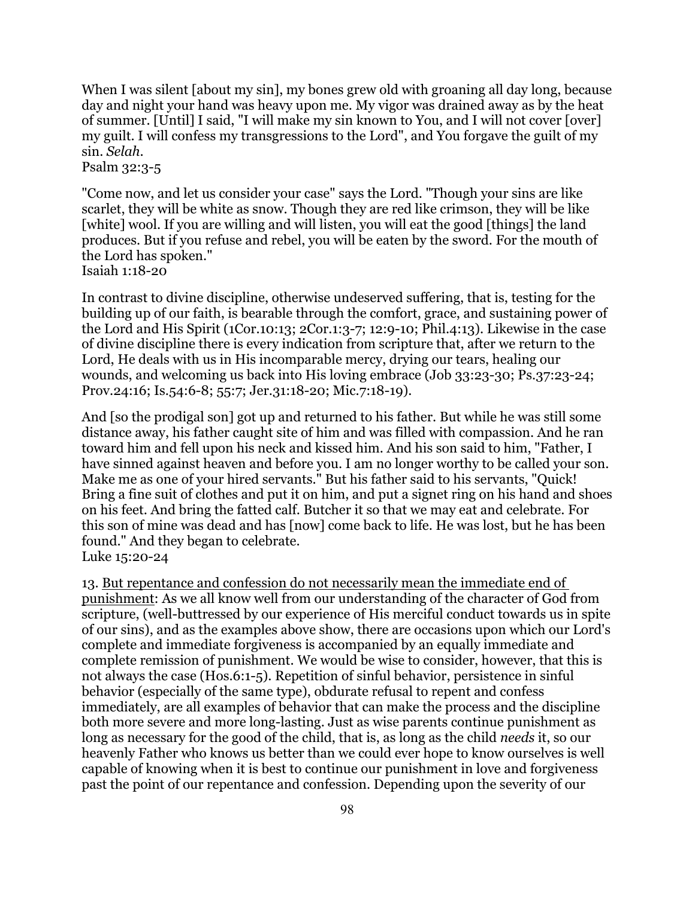When I was silent [about my sin], my bones grew old with groaning all day long, because day and night your hand was heavy upon me. My vigor was drained away as by the heat of summer. [Until] I said, "I will make my sin known to You, and I will not cover [over] my guilt. I will confess my transgressions to the Lord", and You forgave the guilt of my sin. *Selah*.
Psalm 32:3-5

"Come now, and let us consider your case" says the Lord. "Though your sins are like scarlet, they will be white as snow. Though they are red like crimson, they will be like [white] wool. If you are willing and will listen, you will eat the good [things] the land produces. But if you refuse and rebel, you will be eaten by the sword. For the mouth of the Lord has spoken."
Isaiah 1:18-20

In contrast to divine discipline, otherwise undeserved suffering, that is, testing for the building up of our faith, is bearable through the comfort, grace, and sustaining power of the Lord and His Spirit (1Cor.10:13; 2Cor.1:3-7; 12:9-10; Phil.4:13). Likewise in the case of divine discipline there is every indication from scripture that, after we return to the Lord, He deals with us in His incomparable mercy, drying our tears, healing our wounds, and welcoming us back into His loving embrace (Job 33:23-30; Ps.37:23-24; Prov.24:16; Is.54:6-8; 55:7; Jer.31:18-20; Mic.7:18-19).

And [so the prodigal son] got up and returned to his father. But while he was still some distance away, his father caught site of him and was filled with compassion. And he ran toward him and fell upon his neck and kissed him. And his son said to him, "Father, I have sinned against heaven and before you. I am no longer worthy to be called your son. Make me as one of your hired servants." But his father said to his servants, "Quick! Bring a fine suit of clothes and put it on him, and put a signet ring on his hand and shoes on his feet. And bring the fatted calf. Butcher it so that we may eat and celebrate. For this son of mine was dead and has [now] come back to life. He was lost, but he has been found." And they began to celebrate.
Luke 15:20-24

13. <u>But repentance and confession do not necessarily mean the immediate end of punishment</u>: As we all know well from our understanding of the character of God from scripture, (well-buttressed by our experience of His merciful conduct towards us in spite of our sins), and as the examples above show, there are occasions upon which our Lord's complete and immediate forgiveness is accompanied by an equally immediate and complete remission of punishment. We would be wise to consider, however, that this is not always the case (Hos.6:1-5). Repetition of sinful behavior, persistence in sinful behavior (especially of the same type), obdurate refusal to repent and confess immediately, are all examples of behavior that can make the process and the discipline both more severe and more long-lasting. Just as wise parents continue punishment as long as necessary for the good of the child, that is, as long as the child *needs* it, so our heavenly Father who knows us better than we could ever hope to know ourselves is well capable of knowing when it is best to continue our punishment in love and forgiveness past the point of our repentance and confession. Depending upon the severity of our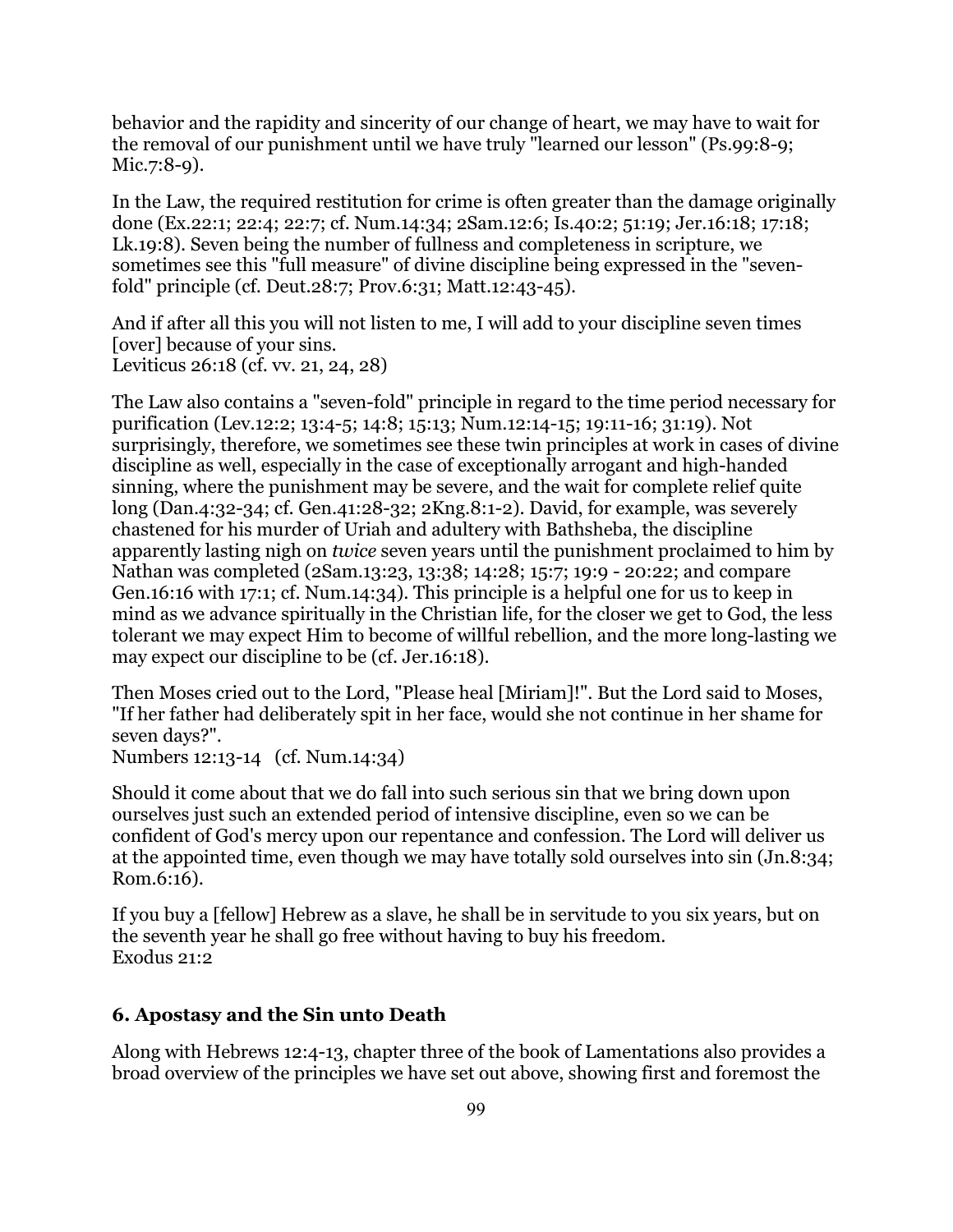behavior and the rapidity and sincerity of our change of heart, we may have to wait for the removal of our punishment until we have truly "learned our lesson" (Ps.99:8-9; Mic.7:8-9).

In the Law, the required restitution for crime is often greater than the damage originally done (Ex.22:1; 22:4; 22:7; cf. Num.14:34; 2Sam.12:6; Is.40:2; 51:19; Jer.16:18; 17:18; Lk.19:8). Seven being the number of fullness and completeness in scripture, we sometimes see this "full measure" of divine discipline being expressed in the "seven-fold" principle (cf. Deut.28:7; Prov.6:31; Matt.12:43-45).

And if after all this you will not listen to me, I will add to your discipline seven times [over] because of your sins.
Leviticus 26:18 (cf. vv. 21, 24, 28)

The Law also contains a "seven-fold" principle in regard to the time period necessary for purification (Lev.12:2; 13:4-5; 14:8; 15:13; Num.12:14-15; 19:11-16; 31:19). Not surprisingly, therefore, we sometimes see these twin principles at work in cases of divine discipline as well, especially in the case of exceptionally arrogant and high-handed sinning, where the punishment may be severe, and the wait for complete relief quite long (Dan.4:32-34; cf. Gen.41:28-32; 2Kng.8:1-2). David, for example, was severely chastened for his murder of Uriah and adultery with Bathsheba, the discipline apparently lasting nigh on *twice* seven years until the punishment proclaimed to him by Nathan was completed (2Sam.13:23, 13:38; 14:28; 15:7; 19:9 - 20:22; and compare Gen.16:16 with 17:1; cf. Num.14:34). This principle is a helpful one for us to keep in mind as we advance spiritually in the Christian life, for the closer we get to God, the less tolerant we may expect Him to become of willful rebellion, and the more long-lasting we may expect our discipline to be (cf. Jer.16:18).

Then Moses cried out to the Lord, "Please heal [Miriam]!". But the Lord said to Moses, "If her father had deliberately spit in her face, would she not continue in her shame for seven days?".
Numbers 12:13-14 (cf. Num.14:34)

Should it come about that we do fall into such serious sin that we bring down upon ourselves just such an extended period of intensive discipline, even so we can be confident of God's mercy upon our repentance and confession. The Lord will deliver us at the appointed time, even though we may have totally sold ourselves into sin (Jn.8:34; Rom.6:16).

If you buy a [fellow] Hebrew as a slave, he shall be in servitude to you six years, but on the seventh year he shall go free without having to buy his freedom.
Exodus 21:2

### 6. Apostasy and the Sin unto Death

Along with Hebrews 12:4-13, chapter three of the book of Lamentations also provides a broad overview of the principles we have set out above, showing first and foremost the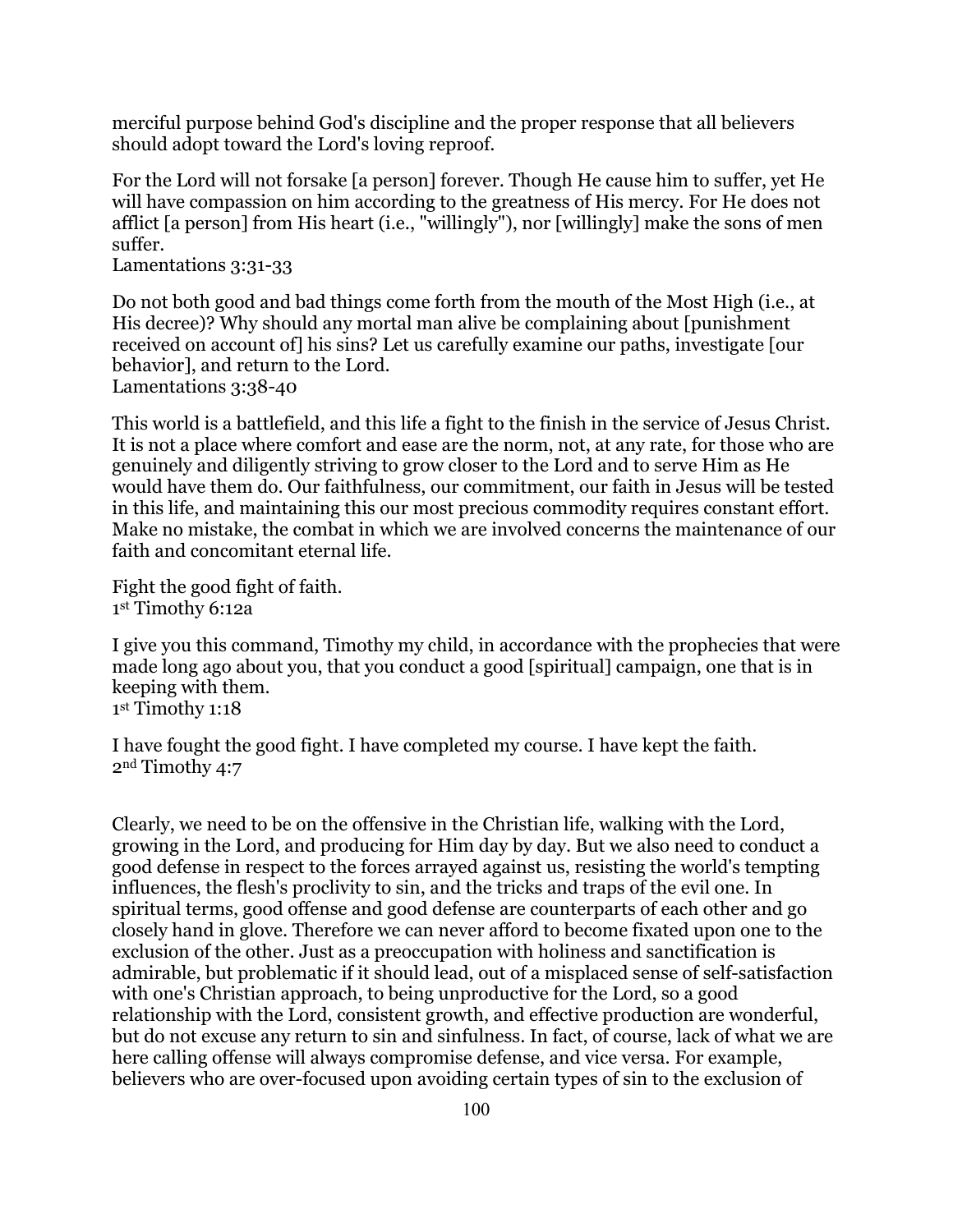merciful purpose behind God's discipline and the proper response that all believers should adopt toward the Lord's loving reproof.

For the Lord will not forsake [a person] forever. Though He cause him to suffer, yet He will have compassion on him according to the greatness of His mercy. For He does not afflict [a person] from His heart (i.e., "willingly"), nor [willingly] make the sons of men suffer.
Lamentations 3:31-33

Do not both good and bad things come forth from the mouth of the Most High (i.e., at His decree)? Why should any mortal man alive be complaining about [punishment received on account of] his sins? Let us carefully examine our paths, investigate [our behavior], and return to the Lord.
Lamentations 3:38-40

This world is a battlefield, and this life a fight to the finish in the service of Jesus Christ. It is not a place where comfort and ease are the norm, not, at any rate, for those who are genuinely and diligently striving to grow closer to the Lord and to serve Him as He would have them do. Our faithfulness, our commitment, our faith in Jesus will be tested in this life, and maintaining this our most precious commodity requires constant effort. Make no mistake, the combat in which we are involved concerns the maintenance of our faith and concomitant eternal life.

Fight the good fight of faith.
1st Timothy 6:12a

I give you this command, Timothy my child, in accordance with the prophecies that were made long ago about you, that you conduct a good [spiritual] campaign, one that is in keeping with them.
1st Timothy 1:18

I have fought the good fight. I have completed my course. I have kept the faith.
2nd Timothy 4:7

Clearly, we need to be on the offensive in the Christian life, walking with the Lord, growing in the Lord, and producing for Him day by day. But we also need to conduct a good defense in respect to the forces arrayed against us, resisting the world's tempting influences, the flesh's proclivity to sin, and the tricks and traps of the evil one. In spiritual terms, good offense and good defense are counterparts of each other and go closely hand in glove. Therefore we can never afford to become fixated upon one to the exclusion of the other. Just as a preoccupation with holiness and sanctification is admirable, but problematic if it should lead, out of a misplaced sense of self-satisfaction with one's Christian approach, to being unproductive for the Lord, so a good relationship with the Lord, consistent growth, and effective production are wonderful, but do not excuse any return to sin and sinfulness. In fact, of course, lack of what we are here calling offense will always compromise defense, and vice versa. For example, believers who are over-focused upon avoiding certain types of sin to the exclusion of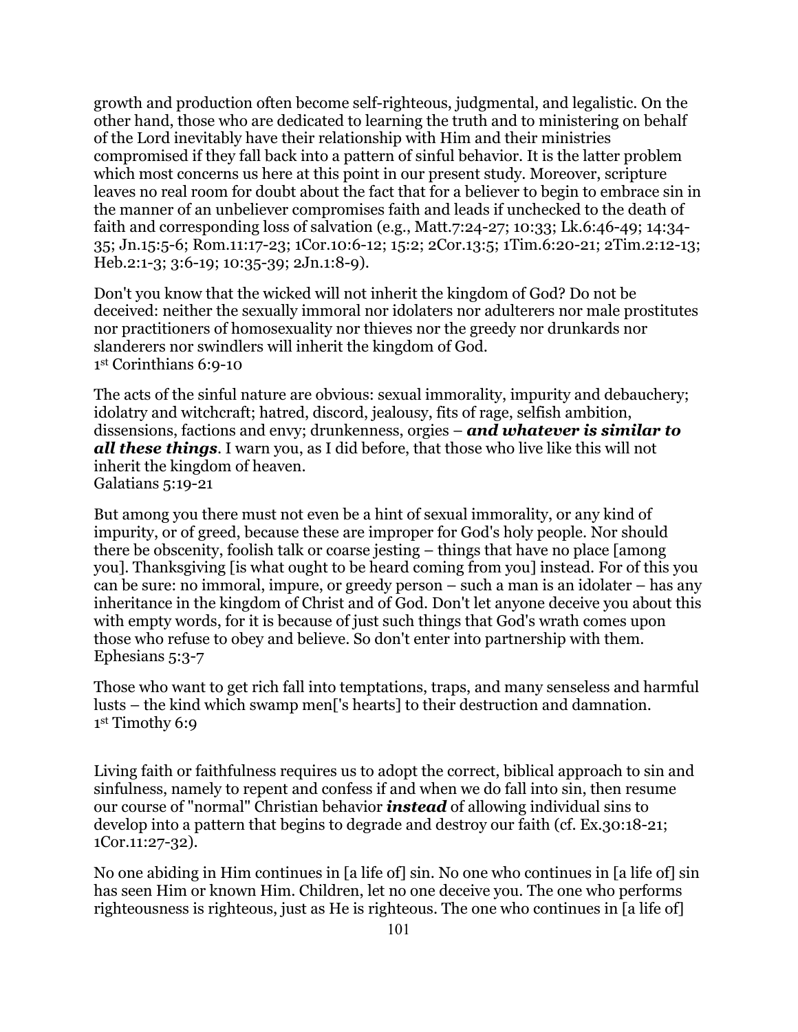growth and production often become self-righteous, judgmental, and legalistic. On the other hand, those who are dedicated to learning the truth and to ministering on behalf of the Lord inevitably have their relationship with Him and their ministries compromised if they fall back into a pattern of sinful behavior. It is the latter problem which most concerns us here at this point in our present study. Moreover, scripture leaves no real room for doubt about the fact that for a believer to begin to embrace sin in the manner of an unbeliever compromises faith and leads if unchecked to the death of faith and corresponding loss of salvation (e.g., Matt.7:24-27; 10:33; Lk.6:46-49; 14:34-35; Jn.15:5-6; Rom.11:17-23; 1Cor.10:6-12; 15:2; 2Cor.13:5; 1Tim.6:20-21; 2Tim.2:12-13; Heb.2:1-3; 3:6-19; 10:35-39; 2Jn.1:8-9).

Don't you know that the wicked will not inherit the kingdom of God? Do not be deceived: neither the sexually immoral nor idolaters nor adulterers nor male prostitutes nor practitioners of homosexuality nor thieves nor the greedy nor drunkards nor slanderers nor swindlers will inherit the kingdom of God.
1st Corinthians 6:9-10

The acts of the sinful nature are obvious: sexual immorality, impurity and debauchery; idolatry and witchcraft; hatred, discord, jealousy, fits of rage, selfish ambition, dissensions, factions and envy; drunkenness, orgies – ***and whatever is similar to all these things***. I warn you, as I did before, that those who live like this will not inherit the kingdom of heaven.
Galatians 5:19-21

But among you there must not even be a hint of sexual immorality, or any kind of impurity, or of greed, because these are improper for God's holy people. Nor should there be obscenity, foolish talk or coarse jesting – things that have no place [among you]. Thanksgiving [is what ought to be heard coming from you] instead. For of this you can be sure: no immoral, impure, or greedy person – such a man is an idolater – has any inheritance in the kingdom of Christ and of God. Don't let anyone deceive you about this with empty words, for it is because of just such things that God's wrath comes upon those who refuse to obey and believe. So don't enter into partnership with them.
Ephesians 5:3-7

Those who want to get rich fall into temptations, traps, and many senseless and harmful lusts – the kind which swamp men['s hearts] to their destruction and damnation.
1st Timothy 6:9

Living faith or faithfulness requires us to adopt the correct, biblical approach to sin and sinfulness, namely to repent and confess if and when we do fall into sin, then resume our course of "normal" Christian behavior ***instead*** of allowing individual sins to develop into a pattern that begins to degrade and destroy our faith (cf. Ex.30:18-21; 1Cor.11:27-32).

No one abiding in Him continues in [a life of] sin. No one who continues in [a life of] sin has seen Him or known Him. Children, let no one deceive you. The one who performs righteousness is righteous, just as He is righteous. The one who continues in [a life of]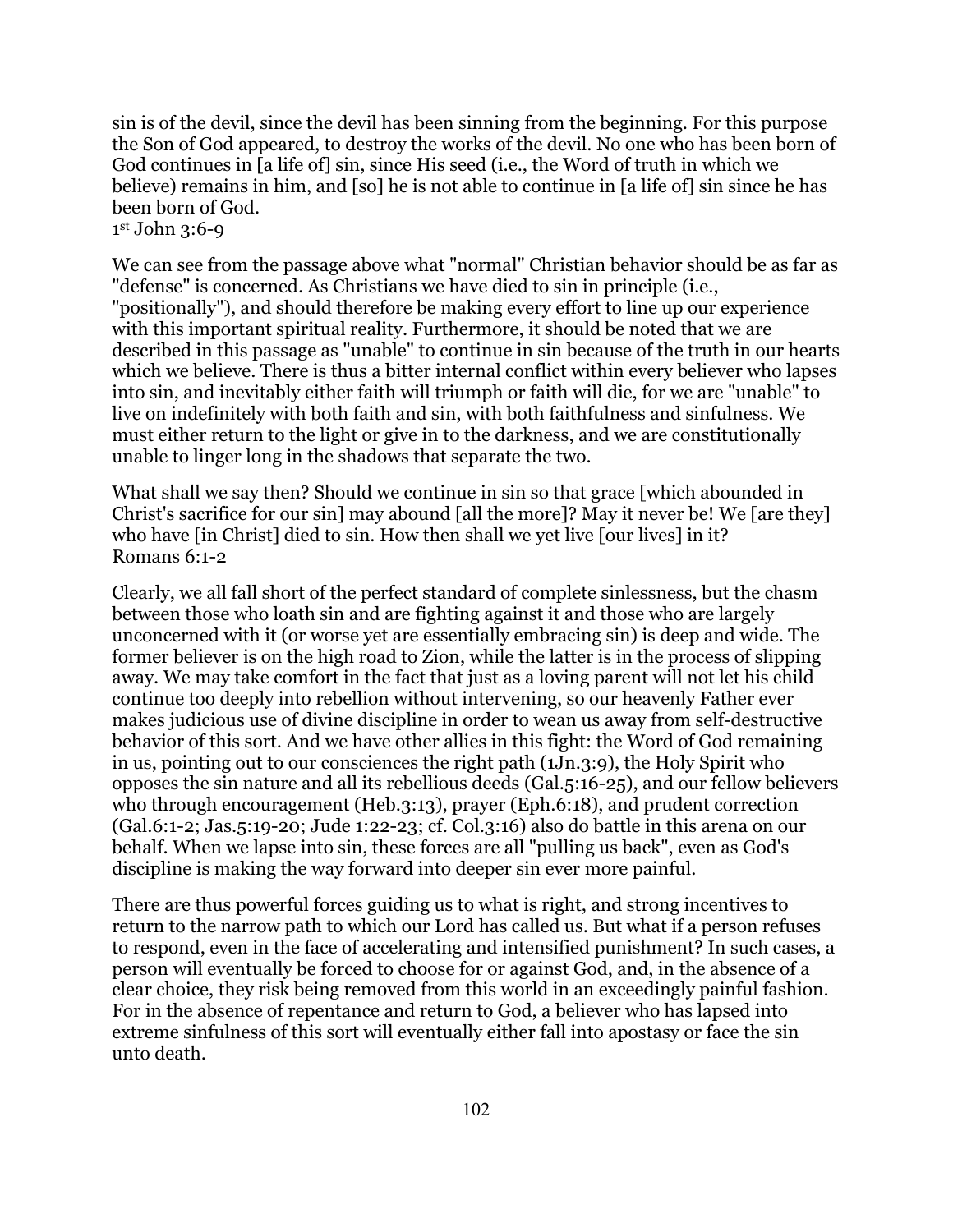sin is of the devil, since the devil has been sinning from the beginning. For this purpose the Son of God appeared, to destroy the works of the devil. No one who has been born of God continues in [a life of] sin, since His seed (i.e., the Word of truth in which we believe) remains in him, and [so] he is not able to continue in [a life of] sin since he has been born of God.
1st John 3:6-9

We can see from the passage above what "normal" Christian behavior should be as far as "defense" is concerned. As Christians we have died to sin in principle (i.e., "positionally"), and should therefore be making every effort to line up our experience with this important spiritual reality. Furthermore, it should be noted that we are described in this passage as "unable" to continue in sin because of the truth in our hearts which we believe. There is thus a bitter internal conflict within every believer who lapses into sin, and inevitably either faith will triumph or faith will die, for we are "unable" to live on indefinitely with both faith and sin, with both faithfulness and sinfulness. We must either return to the light or give in to the darkness, and we are constitutionally unable to linger long in the shadows that separate the two.

What shall we say then? Should we continue in sin so that grace [which abounded in Christ's sacrifice for our sin] may abound [all the more]? May it never be! We [are they] who have [in Christ] died to sin. How then shall we yet live [our lives] in it?
Romans 6:1-2

Clearly, we all fall short of the perfect standard of complete sinlessness, but the chasm between those who loath sin and are fighting against it and those who are largely unconcerned with it (or worse yet are essentially embracing sin) is deep and wide. The former believer is on the high road to Zion, while the latter is in the process of slipping away. We may take comfort in the fact that just as a loving parent will not let his child continue too deeply into rebellion without intervening, so our heavenly Father ever makes judicious use of divine discipline in order to wean us away from self-destructive behavior of this sort. And we have other allies in this fight: the Word of God remaining in us, pointing out to our consciences the right path (1Jn.3:9), the Holy Spirit who opposes the sin nature and all its rebellious deeds (Gal.5:16-25), and our fellow believers who through encouragement (Heb.3:13), prayer (Eph.6:18), and prudent correction (Gal.6:1-2; Jas.5:19-20; Jude 1:22-23; cf. Col.3:16) also do battle in this arena on our behalf. When we lapse into sin, these forces are all "pulling us back", even as God's discipline is making the way forward into deeper sin ever more painful.

There are thus powerful forces guiding us to what is right, and strong incentives to return to the narrow path to which our Lord has called us. But what if a person refuses to respond, even in the face of accelerating and intensified punishment? In such cases, a person will eventually be forced to choose for or against God, and, in the absence of a clear choice, they risk being removed from this world in an exceedingly painful fashion. For in the absence of repentance and return to God, a believer who has lapsed into extreme sinfulness of this sort will eventually either fall into apostasy or face the sin unto death.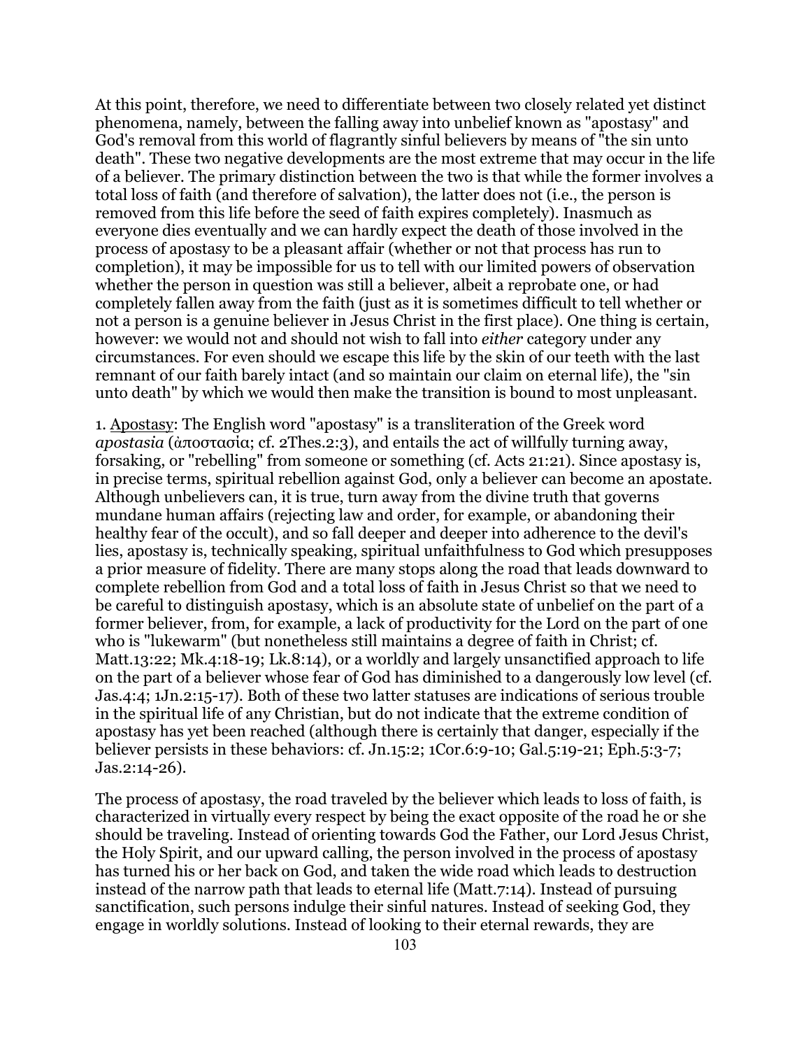At this point, therefore, we need to differentiate between two closely related yet distinct phenomena, namely, between the falling away into unbelief known as "apostasy" and God's removal from this world of flagrantly sinful believers by means of "the sin unto death". These two negative developments are the most extreme that may occur in the life of a believer. The primary distinction between the two is that while the former involves a total loss of faith (and therefore of salvation), the latter does not (i.e., the person is removed from this life before the seed of faith expires completely). Inasmuch as everyone dies eventually and we can hardly expect the death of those involved in the process of apostasy to be a pleasant affair (whether or not that process has run to completion), it may be impossible for us to tell with our limited powers of observation whether the person in question was still a believer, albeit a reprobate one, or had completely fallen away from the faith (just as it is sometimes difficult to tell whether or not a person is a genuine believer in Jesus Christ in the first place). One thing is certain, however: we would not and should not wish to fall into *either* category under any circumstances. For even should we escape this life by the skin of our teeth with the last remnant of our faith barely intact (and so maintain our claim on eternal life), the "sin unto death" by which we would then make the transition is bound to most unpleasant.

1. Apostasy: The English word "apostasy" is a transliteration of the Greek word *apostasia* (ἀποστασία; cf. 2Thes.2:3), and entails the act of willfully turning away, forsaking, or "rebelling" from someone or something (cf. Acts 21:21). Since apostasy is, in precise terms, spiritual rebellion against God, only a believer can become an apostate. Although unbelievers can, it is true, turn away from the divine truth that governs mundane human affairs (rejecting law and order, for example, or abandoning their healthy fear of the occult), and so fall deeper and deeper into adherence to the devil's lies, apostasy is, technically speaking, spiritual unfaithfulness to God which presupposes a prior measure of fidelity. There are many stops along the road that leads downward to complete rebellion from God and a total loss of faith in Jesus Christ so that we need to be careful to distinguish apostasy, which is an absolute state of unbelief on the part of a former believer, from, for example, a lack of productivity for the Lord on the part of one who is "lukewarm" (but nonetheless still maintains a degree of faith in Christ; cf. Matt.13:22; Mk.4:18-19; Lk.8:14), or a worldly and largely unsanctified approach to life on the part of a believer whose fear of God has diminished to a dangerously low level (cf. Jas.4:4; 1Jn.2:15-17). Both of these two latter statuses are indications of serious trouble in the spiritual life of any Christian, but do not indicate that the extreme condition of apostasy has yet been reached (although there is certainly that danger, especially if the believer persists in these behaviors: cf. Jn.15:2; 1Cor.6:9-10; Gal.5:19-21; Eph.5:3-7; Jas.2:14-26).

The process of apostasy, the road traveled by the believer which leads to loss of faith, is characterized in virtually every respect by being the exact opposite of the road he or she should be traveling. Instead of orienting towards God the Father, our Lord Jesus Christ, the Holy Spirit, and our upward calling, the person involved in the process of apostasy has turned his or her back on God, and taken the wide road which leads to destruction instead of the narrow path that leads to eternal life (Matt.7:14). Instead of pursuing sanctification, such persons indulge their sinful natures. Instead of seeking God, they engage in worldly solutions. Instead of looking to their eternal rewards, they are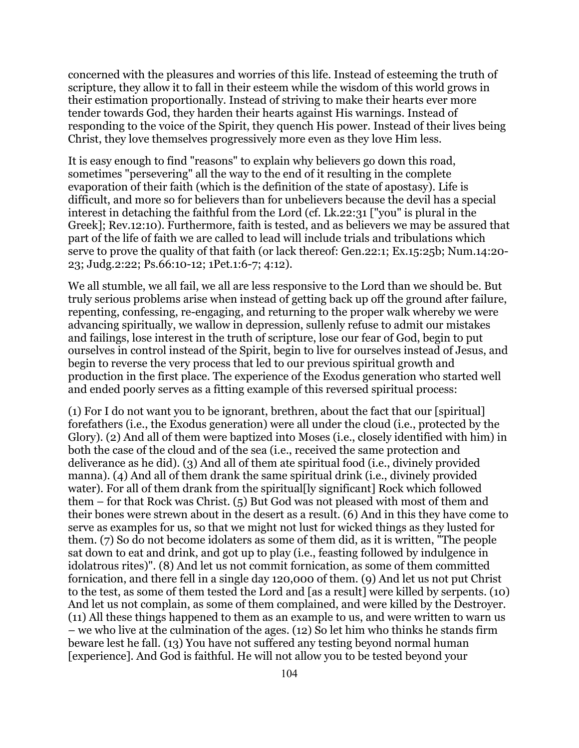concerned with the pleasures and worries of this life. Instead of esteeming the truth of scripture, they allow it to fall in their esteem while the wisdom of this world grows in their estimation proportionally. Instead of striving to make their hearts ever more tender towards God, they harden their hearts against His warnings. Instead of responding to the voice of the Spirit, they quench His power. Instead of their lives being Christ, they love themselves progressively more even as they love Him less.

It is easy enough to find "reasons" to explain why believers go down this road, sometimes "persevering" all the way to the end of it resulting in the complete evaporation of their faith (which is the definition of the state of apostasy). Life is difficult, and more so for believers than for unbelievers because the devil has a special interest in detaching the faithful from the Lord (cf. Lk.22:31 ["you" is plural in the Greek]; Rev.12:10). Furthermore, faith is tested, and as believers we may be assured that part of the life of faith we are called to lead will include trials and tribulations which serve to prove the quality of that faith (or lack thereof: Gen.22:1; Ex.15:25b; Num.14:20-23; Judg.2:22; Ps.66:10-12; 1Pet.1:6-7; 4:12).

We all stumble, we all fail, we all are less responsive to the Lord than we should be. But truly serious problems arise when instead of getting back up off the ground after failure, repenting, confessing, re-engaging, and returning to the proper walk whereby we were advancing spiritually, we wallow in depression, sullenly refuse to admit our mistakes and failings, lose interest in the truth of scripture, lose our fear of God, begin to put ourselves in control instead of the Spirit, begin to live for ourselves instead of Jesus, and begin to reverse the very process that led to our previous spiritual growth and production in the first place. The experience of the Exodus generation who started well and ended poorly serves as a fitting example of this reversed spiritual process:

(1) For I do not want you to be ignorant, brethren, about the fact that our [spiritual] forefathers (i.e., the Exodus generation) were all under the cloud (i.e., protected by the Glory). (2) And all of them were baptized into Moses (i.e., closely identified with him) in both the case of the cloud and of the sea (i.e., received the same protection and deliverance as he did). (3) And all of them ate spiritual food (i.e., divinely provided manna). (4) And all of them drank the same spiritual drink (i.e., divinely provided water). For all of them drank from the spiritual[ly significant] Rock which followed them – for that Rock was Christ. (5) But God was not pleased with most of them and their bones were strewn about in the desert as a result. (6) And in this they have come to serve as examples for us, so that we might not lust for wicked things as they lusted for them. (7) So do not become idolaters as some of them did, as it is written, "The people sat down to eat and drink, and got up to play (i.e., feasting followed by indulgence in idolatrous rites)". (8) And let us not commit fornication, as some of them committed fornication, and there fell in a single day 120,000 of them. (9) And let us not put Christ to the test, as some of them tested the Lord and [as a result] were killed by serpents. (10) And let us not complain, as some of them complained, and were killed by the Destroyer. (11) All these things happened to them as an example to us, and were written to warn us – we who live at the culmination of the ages. (12) So let him who thinks he stands firm beware lest he fall. (13) You have not suffered any testing beyond normal human [experience]. And God is faithful. He will not allow you to be tested beyond your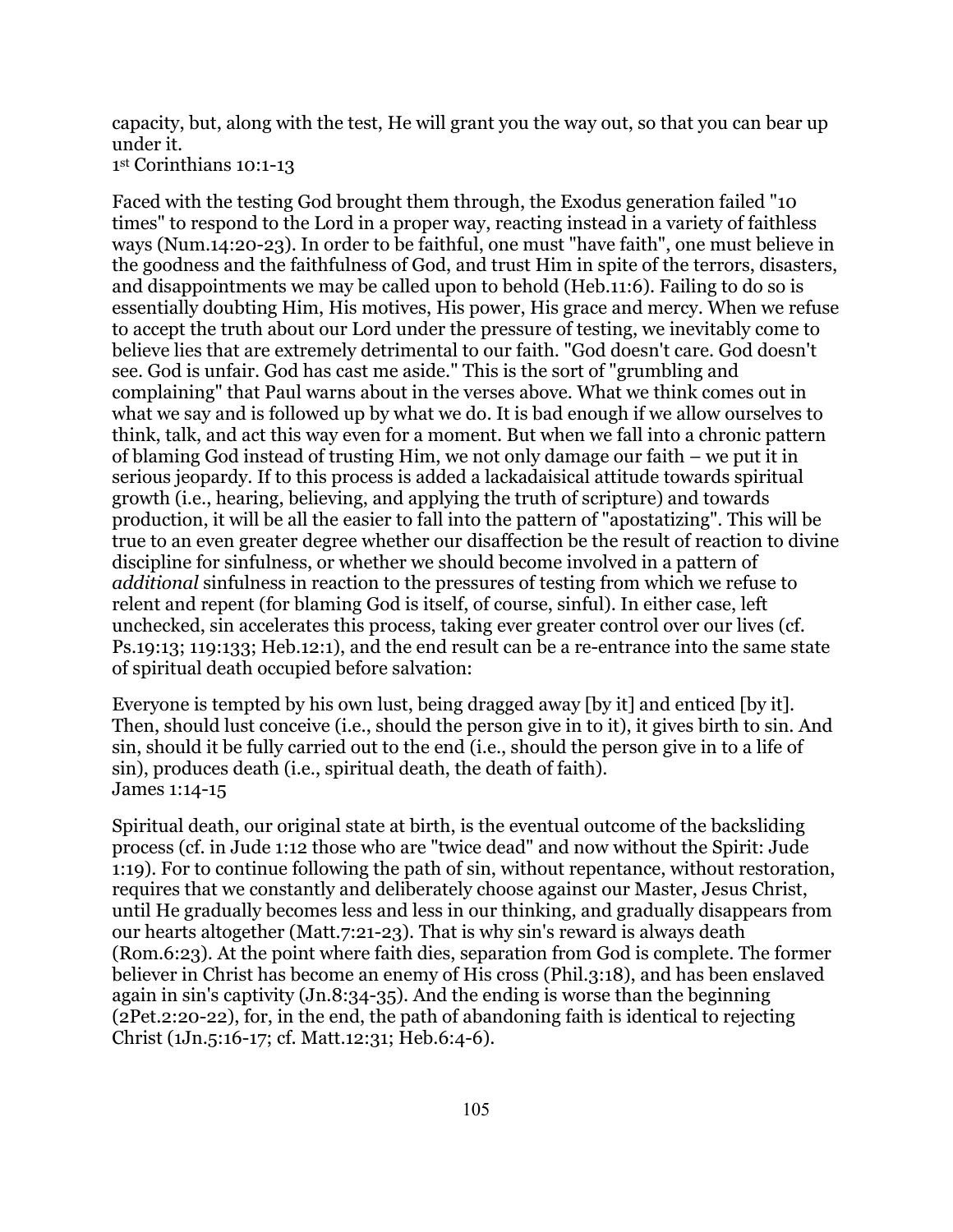capacity, but, along with the test, He will grant you the way out, so that you can bear up under it.
1st Corinthians 10:1-13

Faced with the testing God brought them through, the Exodus generation failed "10 times" to respond to the Lord in a proper way, reacting instead in a variety of faithless ways (Num.14:20-23). In order to be faithful, one must "have faith", one must believe in the goodness and the faithfulness of God, and trust Him in spite of the terrors, disasters, and disappointments we may be called upon to behold (Heb.11:6). Failing to do so is essentially doubting Him, His motives, His power, His grace and mercy. When we refuse to accept the truth about our Lord under the pressure of testing, we inevitably come to believe lies that are extremely detrimental to our faith. "God doesn't care. God doesn't see. God is unfair. God has cast me aside." This is the sort of "grumbling and complaining" that Paul warns about in the verses above. What we think comes out in what we say and is followed up by what we do. It is bad enough if we allow ourselves to think, talk, and act this way even for a moment. But when we fall into a chronic pattern of blaming God instead of trusting Him, we not only damage our faith – we put it in serious jeopardy. If to this process is added a lackadaisical attitude towards spiritual growth (i.e., hearing, believing, and applying the truth of scripture) and towards production, it will be all the easier to fall into the pattern of "apostatizing". This will be true to an even greater degree whether our disaffection be the result of reaction to divine discipline for sinfulness, or whether we should become involved in a pattern of *additional* sinfulness in reaction to the pressures of testing from which we refuse to relent and repent (for blaming God is itself, of course, sinful). In either case, left unchecked, sin accelerates this process, taking ever greater control over our lives (cf. Ps.19:13; 119:133; Heb.12:1), and the end result can be a re-entrance into the same state of spiritual death occupied before salvation:

Everyone is tempted by his own lust, being dragged away [by it] and enticed [by it]. Then, should lust conceive (i.e., should the person give in to it), it gives birth to sin. And sin, should it be fully carried out to the end (i.e., should the person give in to a life of sin), produces death (i.e., spiritual death, the death of faith).
James 1:14-15

Spiritual death, our original state at birth, is the eventual outcome of the backsliding process (cf. in Jude 1:12 those who are "twice dead" and now without the Spirit: Jude 1:19). For to continue following the path of sin, without repentance, without restoration, requires that we constantly and deliberately choose against our Master, Jesus Christ, until He gradually becomes less and less in our thinking, and gradually disappears from our hearts altogether (Matt.7:21-23). That is why sin's reward is always death (Rom.6:23). At the point where faith dies, separation from God is complete. The former believer in Christ has become an enemy of His cross (Phil.3:18), and has been enslaved again in sin's captivity (Jn.8:34-35). And the ending is worse than the beginning (2Pet.2:20-22), for, in the end, the path of abandoning faith is identical to rejecting Christ (1Jn.5:16-17; cf. Matt.12:31; Heb.6:4-6).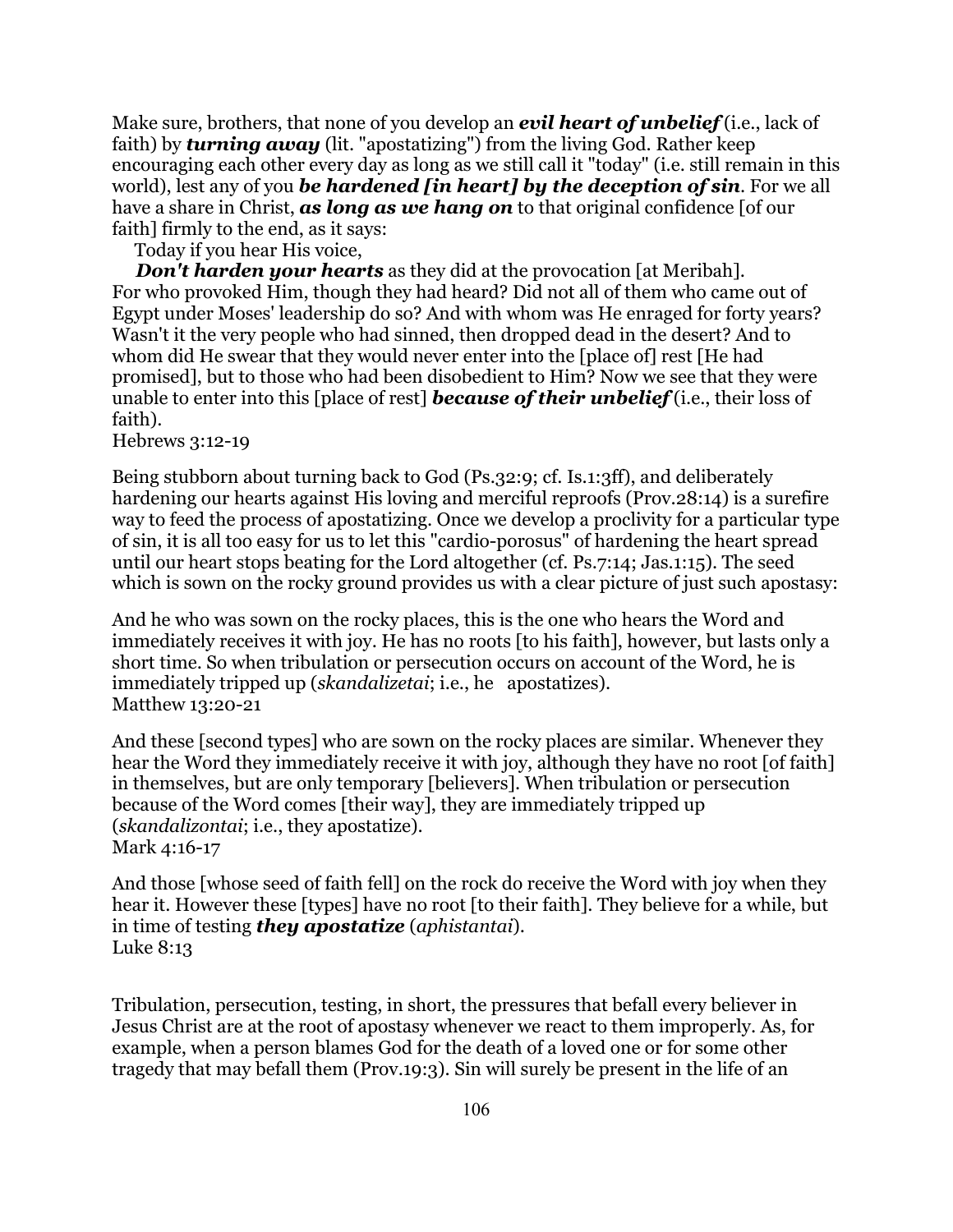Make sure, brothers, that none of you develop an ***evil heart of unbelief*** (i.e., lack of faith) by ***turning away*** (lit. "apostatizing") from the living God. Rather keep encouraging each other every day as long as we still call it "today" (i.e. still remain in this world), lest any of you ***be hardened [in heart] by the deception of sin***. For we all have a share in Christ, ***as long as we hang on*** to that original confidence [of our faith] firmly to the end, as it says:

Today if you hear His voice,
***Don't harden your hearts*** as they did at the provocation [at Meribah].

For who provoked Him, though they had heard? Did not all of them who came out of Egypt under Moses' leadership do so? And with whom was He enraged for forty years? Wasn't it the very people who had sinned, then dropped dead in the desert? And to whom did He swear that they would never enter into the [place of] rest [He had promised], but to those who had been disobedient to Him? Now we see that they were unable to enter into this [place of rest] ***because of their unbelief*** (i.e., their loss of faith).
Hebrews 3:12-19

Being stubborn about turning back to God (Ps.32:9; cf. Is.1:3ff), and deliberately hardening our hearts against His loving and merciful reproofs (Prov.28:14) is a surefire way to feed the process of apostatizing. Once we develop a proclivity for a particular type of sin, it is all too easy for us to let this "cardio-porosus" of hardening the heart spread until our heart stops beating for the Lord altogether (cf. Ps.7:14; Jas.1:15). The seed which is sown on the rocky ground provides us with a clear picture of just such apostasy:

And he who was sown on the rocky places, this is the one who hears the Word and immediately receives it with joy. He has no roots [to his faith], however, but lasts only a short time. So when tribulation or persecution occurs on account of the Word, he is immediately tripped up (*skandalizetai*; i.e., he apostatizes).
Matthew 13:20-21

And these [second types] who are sown on the rocky places are similar. Whenever they hear the Word they immediately receive it with joy, although they have no root [of faith] in themselves, but are only temporary [believers]. When tribulation or persecution because of the Word comes [their way], they are immediately tripped up (*skandalizontai*; i.e., they apostatize).
Mark 4:16-17

And those [whose seed of faith fell] on the rock do receive the Word with joy when they hear it. However these [types] have no root [to their faith]. They believe for a while, but in time of testing ***they apostatize*** (*aphistantai*).
Luke 8:13

Tribulation, persecution, testing, in short, the pressures that befall every believer in Jesus Christ are at the root of apostasy whenever we react to them improperly. As, for example, when a person blames God for the death of a loved one or for some other tragedy that may befall them (Prov.19:3). Sin will surely be present in the life of an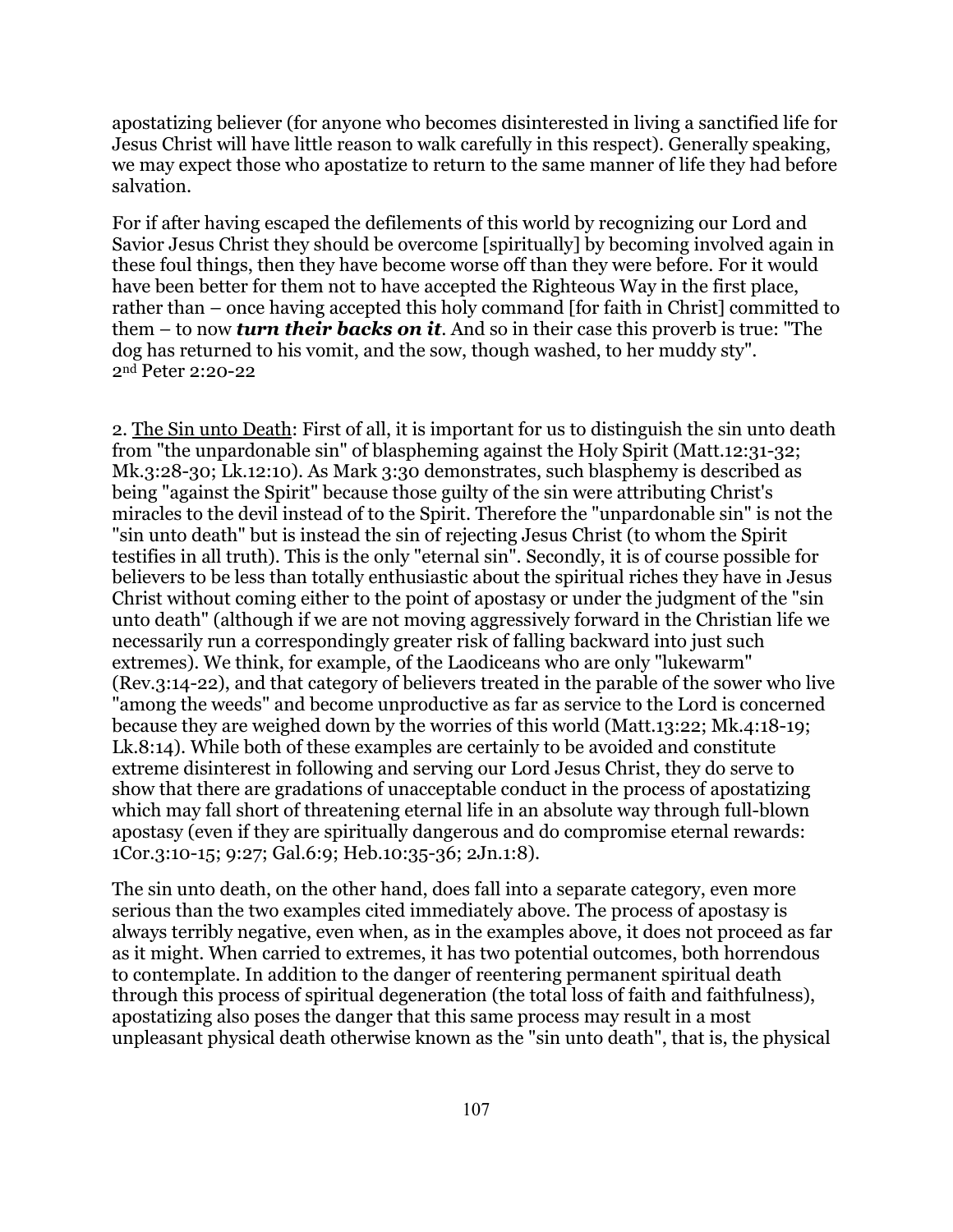apostatizing believer (for anyone who becomes disinterested in living a sanctified life for Jesus Christ will have little reason to walk carefully in this respect). Generally speaking, we may expect those who apostatize to return to the same manner of life they had before salvation.

For if after having escaped the defilements of this world by recognizing our Lord and Savior Jesus Christ they should be overcome [spiritually] by becoming involved again in these foul things, then they have become worse off than they were before. For it would have been better for them not to have accepted the Righteous Way in the first place, rather than – once having accepted this holy command [for faith in Christ] committed to them – to now ***turn their backs on it***. And so in their case this proverb is true: "The dog has returned to his vomit, and the sow, though washed, to her muddy sty".
2nd Peter 2:20-22

2. The Sin unto Death: First of all, it is important for us to distinguish the sin unto death from "the unpardonable sin" of blaspheming against the Holy Spirit (Matt.12:31-32; Mk.3:28-30; Lk.12:10). As Mark 3:30 demonstrates, such blasphemy is described as being "against the Spirit" because those guilty of the sin were attributing Christ's miracles to the devil instead of to the Spirit. Therefore the "unpardonable sin" is not the "sin unto death" but is instead the sin of rejecting Jesus Christ (to whom the Spirit testifies in all truth). This is the only "eternal sin". Secondly, it is of course possible for believers to be less than totally enthusiastic about the spiritual riches they have in Jesus Christ without coming either to the point of apostasy or under the judgment of the "sin unto death" (although if we are not moving aggressively forward in the Christian life we necessarily run a correspondingly greater risk of falling backward into just such extremes). We think, for example, of the Laodiceans who are only "lukewarm" (Rev.3:14-22), and that category of believers treated in the parable of the sower who live "among the weeds" and become unproductive as far as service to the Lord is concerned because they are weighed down by the worries of this world (Matt.13:22; Mk.4:18-19; Lk.8:14). While both of these examples are certainly to be avoided and constitute extreme disinterest in following and serving our Lord Jesus Christ, they do serve to show that there are gradations of unacceptable conduct in the process of apostatizing which may fall short of threatening eternal life in an absolute way through full-blown apostasy (even if they are spiritually dangerous and do compromise eternal rewards: 1Cor.3:10-15; 9:27; Gal.6:9; Heb.10:35-36; 2Jn.1:8).

The sin unto death, on the other hand, does fall into a separate category, even more serious than the two examples cited immediately above. The process of apostasy is always terribly negative, even when, as in the examples above, it does not proceed as far as it might. When carried to extremes, it has two potential outcomes, both horrendous to contemplate. In addition to the danger of reentering permanent spiritual death through this process of spiritual degeneration (the total loss of faith and faithfulness), apostatizing also poses the danger that this same process may result in a most unpleasant physical death otherwise known as the "sin unto death", that is, the physical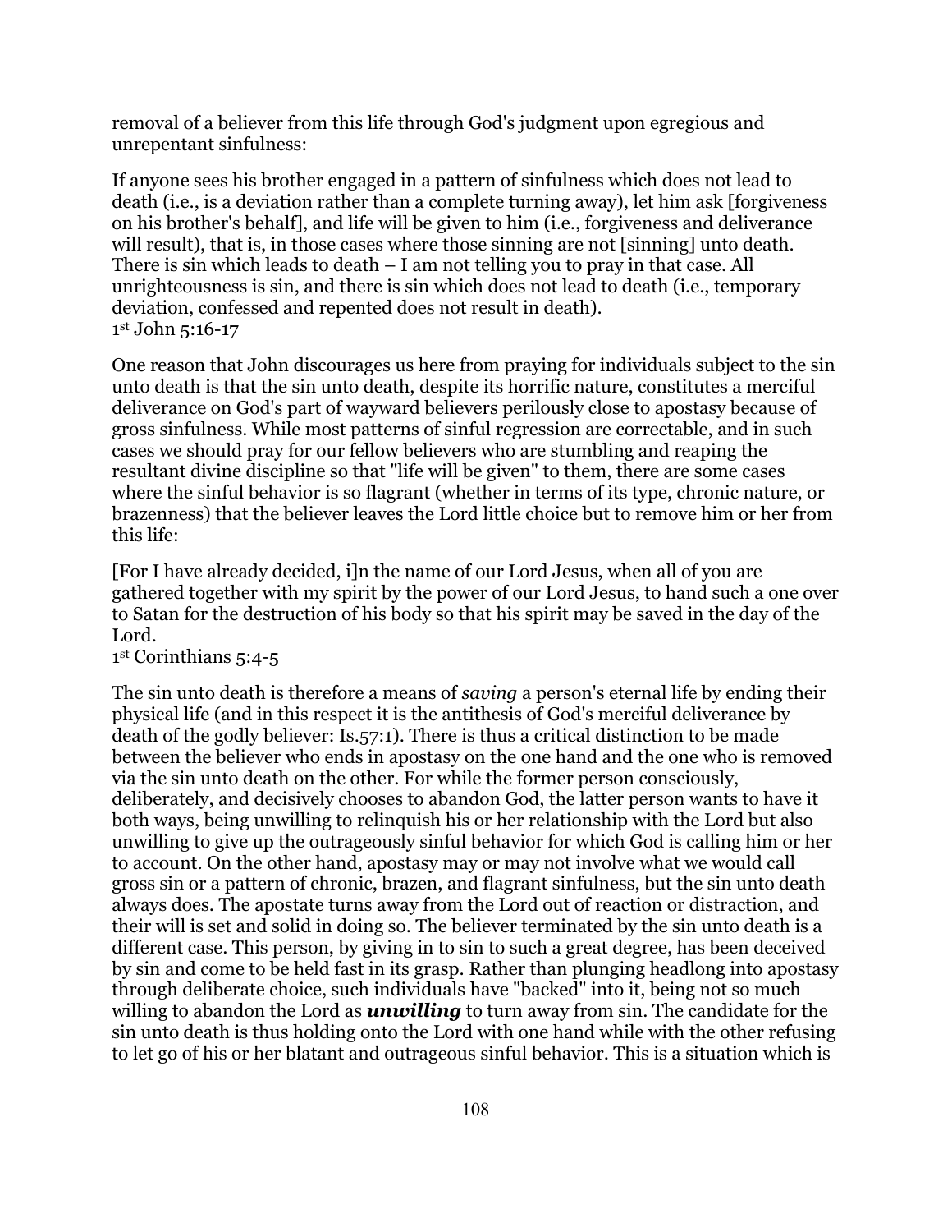removal of a believer from this life through God's judgment upon egregious and unrepentant sinfulness:

If anyone sees his brother engaged in a pattern of sinfulness which does not lead to death (i.e., is a deviation rather than a complete turning away), let him ask [forgiveness on his brother's behalf], and life will be given to him (i.e., forgiveness and deliverance will result), that is, in those cases where those sinning are not [sinning] unto death. There is sin which leads to death – I am not telling you to pray in that case. All unrighteousness is sin, and there is sin which does not lead to death (i.e., temporary deviation, confessed and repented does not result in death).
1st John 5:16-17

One reason that John discourages us here from praying for individuals subject to the sin unto death is that the sin unto death, despite its horrific nature, constitutes a merciful deliverance on God's part of wayward believers perilously close to apostasy because of gross sinfulness. While most patterns of sinful regression are correctable, and in such cases we should pray for our fellow believers who are stumbling and reaping the resultant divine discipline so that "life will be given" to them, there are some cases where the sinful behavior is so flagrant (whether in terms of its type, chronic nature, or brazenness) that the believer leaves the Lord little choice but to remove him or her from this life:

[For I have already decided, i]n the name of our Lord Jesus, when all of you are gathered together with my spirit by the power of our Lord Jesus, to hand such a one over to Satan for the destruction of his body so that his spirit may be saved in the day of the Lord.
1st Corinthians 5:4-5

The sin unto death is therefore a means of *saving* a person's eternal life by ending their physical life (and in this respect it is the antithesis of God's merciful deliverance by death of the godly believer: Is.57:1). There is thus a critical distinction to be made between the believer who ends in apostasy on the one hand and the one who is removed via the sin unto death on the other. For while the former person consciously, deliberately, and decisively chooses to abandon God, the latter person wants to have it both ways, being unwilling to relinquish his or her relationship with the Lord but also unwilling to give up the outrageously sinful behavior for which God is calling him or her to account. On the other hand, apostasy may or may not involve what we would call gross sin or a pattern of chronic, brazen, and flagrant sinfulness, but the sin unto death always does. The apostate turns away from the Lord out of reaction or distraction, and their will is set and solid in doing so. The believer terminated by the sin unto death is a different case. This person, by giving in to sin to such a great degree, has been deceived by sin and come to be held fast in its grasp. Rather than plunging headlong into apostasy through deliberate choice, such individuals have "backed" into it, being not so much willing to abandon the Lord as ***unwilling*** to turn away from sin. The candidate for the sin unto death is thus holding onto the Lord with one hand while with the other refusing to let go of his or her blatant and outrageous sinful behavior. This is a situation which is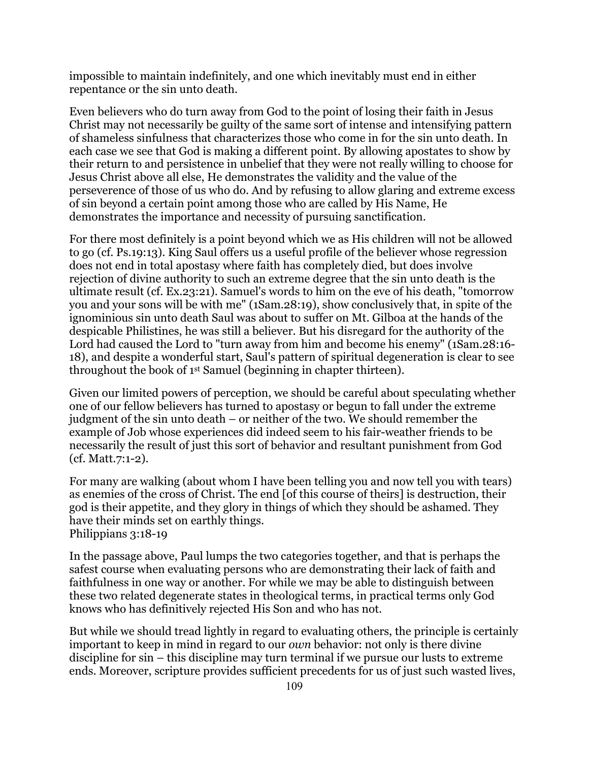impossible to maintain indefinitely, and one which inevitably must end in either repentance or the sin unto death.

Even believers who do turn away from God to the point of losing their faith in Jesus Christ may not necessarily be guilty of the same sort of intense and intensifying pattern of shameless sinfulness that characterizes those who come in for the sin unto death. In each case we see that God is making a different point. By allowing apostates to show by their return to and persistence in unbelief that they were not really willing to choose for Jesus Christ above all else, He demonstrates the validity and the value of the perseverence of those of us who do. And by refusing to allow glaring and extreme excess of sin beyond a certain point among those who are called by His Name, He demonstrates the importance and necessity of pursuing sanctification.

For there most definitely is a point beyond which we as His children will not be allowed to go (cf. Ps.19:13). King Saul offers us a useful profile of the believer whose regression does not end in total apostasy where faith has completely died, but does involve rejection of divine authority to such an extreme degree that the sin unto death is the ultimate result (cf. Ex.23:21). Samuel's words to him on the eve of his death, "tomorrow you and your sons will be with me" (1Sam.28:19), show conclusively that, in spite of the ignominious sin unto death Saul was about to suffer on Mt. Gilboa at the hands of the despicable Philistines, he was still a believer. But his disregard for the authority of the Lord had caused the Lord to "turn away from him and become his enemy" (1Sam.28:16-18), and despite a wonderful start, Saul's pattern of spiritual degeneration is clear to see throughout the book of 1st Samuel (beginning in chapter thirteen).

Given our limited powers of perception, we should be careful about speculating whether one of our fellow believers has turned to apostasy or begun to fall under the extreme judgment of the sin unto death – or neither of the two. We should remember the example of Job whose experiences did indeed seem to his fair-weather friends to be necessarily the result of just this sort of behavior and resultant punishment from God (cf. Matt.7:1-2).

For many are walking (about whom I have been telling you and now tell you with tears) as enemies of the cross of Christ. The end [of this course of theirs] is destruction, their god is their appetite, and they glory in things of which they should be ashamed. They have their minds set on earthly things.
Philippians 3:18-19

In the passage above, Paul lumps the two categories together, and that is perhaps the safest course when evaluating persons who are demonstrating their lack of faith and faithfulness in one way or another. For while we may be able to distinguish between these two related degenerate states in theological terms, in practical terms only God knows who has definitively rejected His Son and who has not.

But while we should tread lightly in regard to evaluating others, the principle is certainly important to keep in mind in regard to our *own* behavior: not only is there divine discipline for sin – this discipline may turn terminal if we pursue our lusts to extreme ends. Moreover, scripture provides sufficient precedents for us of just such wasted lives,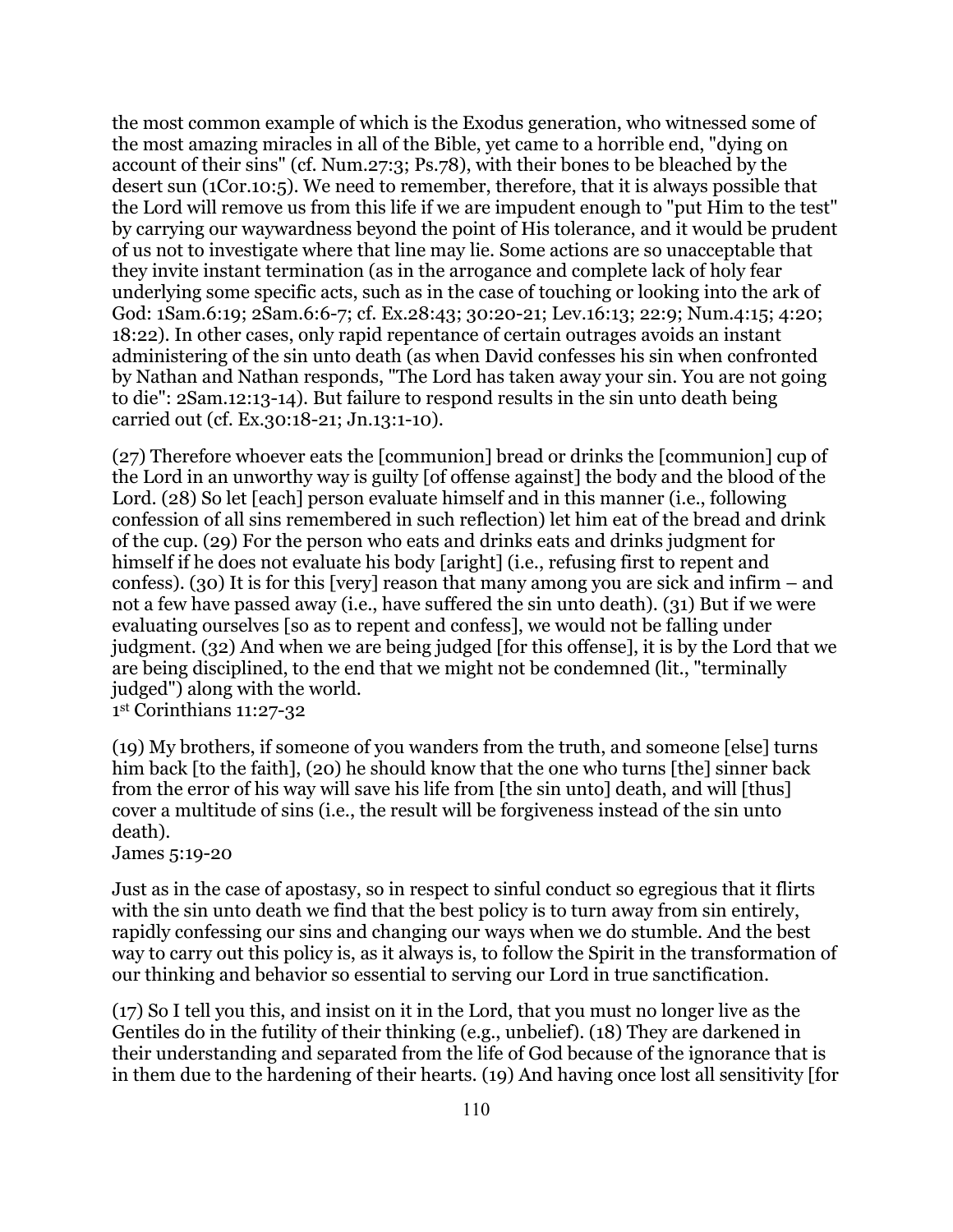the most common example of which is the Exodus generation, who witnessed some of the most amazing miracles in all of the Bible, yet came to a horrible end, "dying on account of their sins" (cf. Num.27:3; Ps.78), with their bones to be bleached by the desert sun (1Cor.10:5). We need to remember, therefore, that it is always possible that the Lord will remove us from this life if we are impudent enough to "put Him to the test" by carrying our waywardness beyond the point of His tolerance, and it would be prudent of us not to investigate where that line may lie. Some actions are so unacceptable that they invite instant termination (as in the arrogance and complete lack of holy fear underlying some specific acts, such as in the case of touching or looking into the ark of God: 1Sam.6:19; 2Sam.6:6-7; cf. Ex.28:43; 30:20-21; Lev.16:13; 22:9; Num.4:15; 4:20; 18:22). In other cases, only rapid repentance of certain outrages avoids an instant administering of the sin unto death (as when David confesses his sin when confronted by Nathan and Nathan responds, "The Lord has taken away your sin. You are not going to die": 2Sam.12:13-14). But failure to respond results in the sin unto death being carried out (cf. Ex.30:18-21; Jn.13:1-10).

(27) Therefore whoever eats the [communion] bread or drinks the [communion] cup of the Lord in an unworthy way is guilty [of offense against] the body and the blood of the Lord. (28) So let [each] person evaluate himself and in this manner (i.e., following confession of all sins remembered in such reflection) let him eat of the bread and drink of the cup. (29) For the person who eats and drinks eats and drinks judgment for himself if he does not evaluate his body [aright] (i.e., refusing first to repent and confess). (30) It is for this [very] reason that many among you are sick and infirm – and not a few have passed away (i.e., have suffered the sin unto death). (31) But if we were evaluating ourselves [so as to repent and confess], we would not be falling under judgment. (32) And when we are being judged [for this offense], it is by the Lord that we are being disciplined, to the end that we might not be condemned (lit., "terminally judged") along with the world.
1st Corinthians 11:27-32

(19) My brothers, if someone of you wanders from the truth, and someone [else] turns him back [to the faith], (20) he should know that the one who turns [the] sinner back from the error of his way will save his life from [the sin unto] death, and will [thus] cover a multitude of sins (i.e., the result will be forgiveness instead of the sin unto death).
James 5:19-20

Just as in the case of apostasy, so in respect to sinful conduct so egregious that it flirts with the sin unto death we find that the best policy is to turn away from sin entirely, rapidly confessing our sins and changing our ways when we do stumble. And the best way to carry out this policy is, as it always is, to follow the Spirit in the transformation of our thinking and behavior so essential to serving our Lord in true sanctification.

(17) So I tell you this, and insist on it in the Lord, that you must no longer live as the Gentiles do in the futility of their thinking (e.g., unbelief). (18) They are darkened in their understanding and separated from the life of God because of the ignorance that is in them due to the hardening of their hearts. (19) And having once lost all sensitivity [for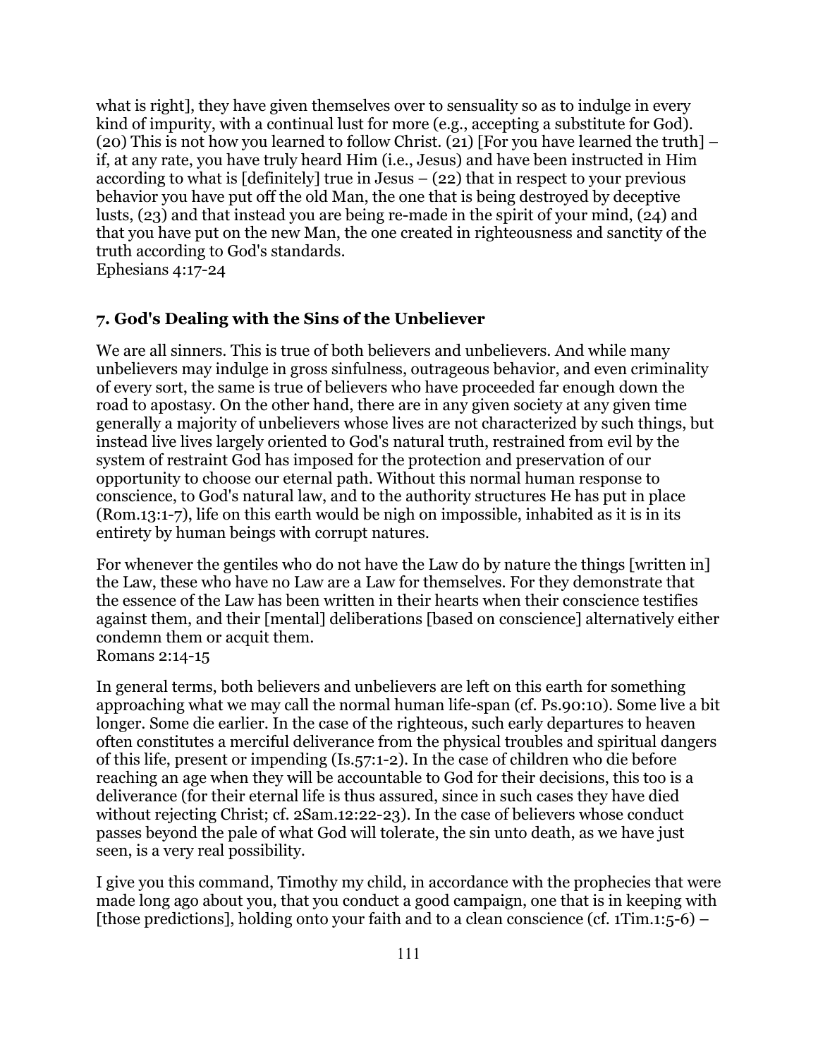what is right], they have given themselves over to sensuality so as to indulge in every kind of impurity, with a continual lust for more (e.g., accepting a substitute for God). (20) This is not how you learned to follow Christ. (21) [For you have learned the truth] – if, at any rate, you have truly heard Him (i.e., Jesus) and have been instructed in Him according to what is [definitely] true in Jesus – (22) that in respect to your previous behavior you have put off the old Man, the one that is being destroyed by deceptive lusts, (23) and that instead you are being re-made in the spirit of your mind, (24) and that you have put on the new Man, the one created in righteousness and sanctity of the truth according to God's standards.
Ephesians 4:17-24

### 7. God's Dealing with the Sins of the Unbeliever

We are all sinners. This is true of both believers and unbelievers. And while many unbelievers may indulge in gross sinfulness, outrageous behavior, and even criminality of every sort, the same is true of believers who have proceeded far enough down the road to apostasy. On the other hand, there are in any given society at any given time generally a majority of unbelievers whose lives are not characterized by such things, but instead live lives largely oriented to God's natural truth, restrained from evil by the system of restraint God has imposed for the protection and preservation of our opportunity to choose our eternal path. Without this normal human response to conscience, to God's natural law, and to the authority structures He has put in place (Rom.13:1-7), life on this earth would be nigh on impossible, inhabited as it is in its entirety by human beings with corrupt natures.

For whenever the gentiles who do not have the Law do by nature the things [written in] the Law, these who have no Law are a Law for themselves. For they demonstrate that the essence of the Law has been written in their hearts when their conscience testifies against them, and their [mental] deliberations [based on conscience] alternatively either condemn them or acquit them.
Romans 2:14-15

In general terms, both believers and unbelievers are left on this earth for something approaching what we may call the normal human life-span (cf. Ps.90:10). Some live a bit longer. Some die earlier. In the case of the righteous, such early departures to heaven often constitutes a merciful deliverance from the physical troubles and spiritual dangers of this life, present or impending (Is.57:1-2). In the case of children who die before reaching an age when they will be accountable to God for their decisions, this too is a deliverance (for their eternal life is thus assured, since in such cases they have died without rejecting Christ; cf. 2Sam.12:22-23). In the case of believers whose conduct passes beyond the pale of what God will tolerate, the sin unto death, as we have just seen, is a very real possibility.

I give you this command, Timothy my child, in accordance with the prophecies that were made long ago about you, that you conduct a good campaign, one that is in keeping with [those predictions], holding onto your faith and to a clean conscience (cf. 1Tim.1:5-6) –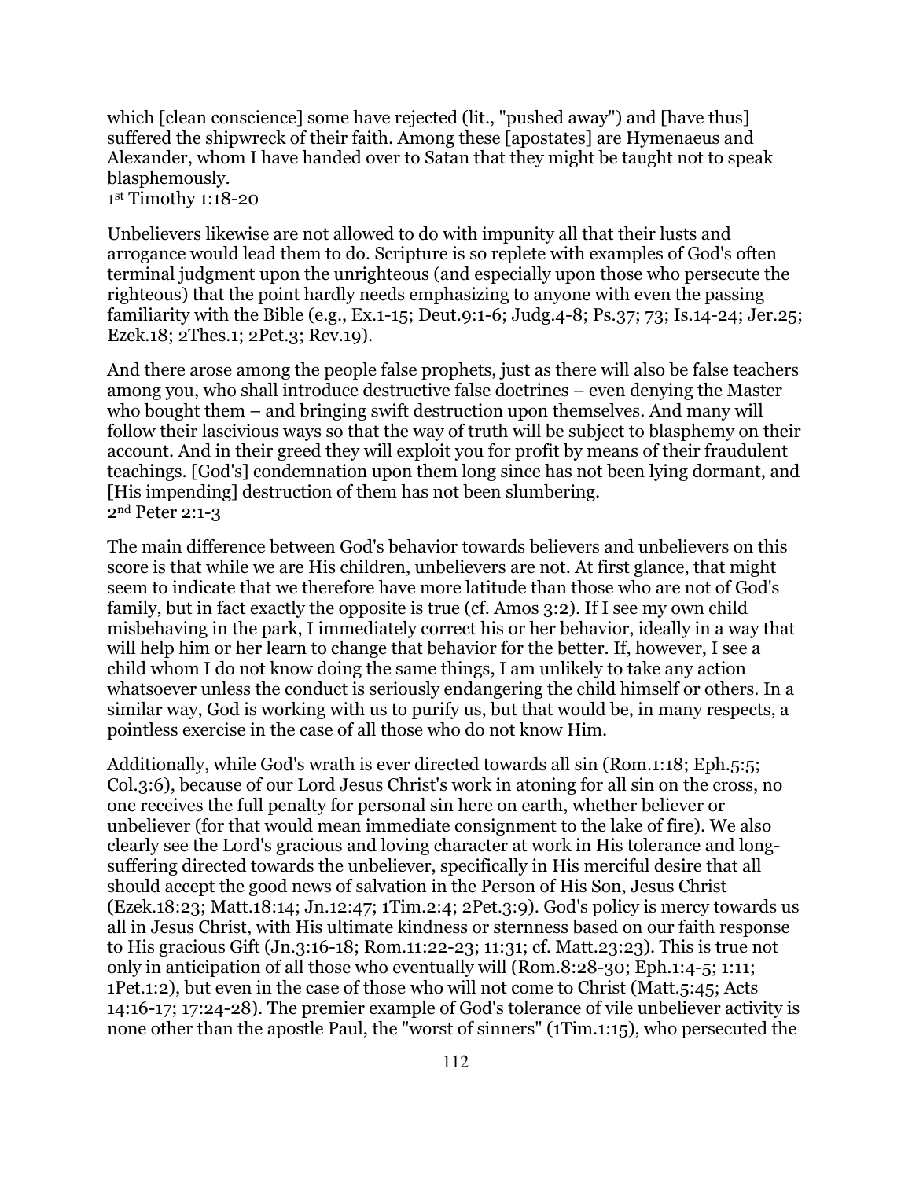which [clean conscience] some have rejected (lit., "pushed away") and [have thus] suffered the shipwreck of their faith. Among these [apostates] are Hymenaeus and Alexander, whom I have handed over to Satan that they might be taught not to speak blasphemously.
1st Timothy 1:18-20

Unbelievers likewise are not allowed to do with impunity all that their lusts and arrogance would lead them to do. Scripture is so replete with examples of God's often terminal judgment upon the unrighteous (and especially upon those who persecute the righteous) that the point hardly needs emphasizing to anyone with even the passing familiarity with the Bible (e.g., Ex.1-15; Deut.9:1-6; Judg.4-8; Ps.37; 73; Is.14-24; Jer.25; Ezek.18; 2Thes.1; 2Pet.3; Rev.19).

And there arose among the people false prophets, just as there will also be false teachers among you, who shall introduce destructive false doctrines – even denying the Master who bought them – and bringing swift destruction upon themselves. And many will follow their lascivious ways so that the way of truth will be subject to blasphemy on their account. And in their greed they will exploit you for profit by means of their fraudulent teachings. [God's] condemnation upon them long since has not been lying dormant, and [His impending] destruction of them has not been slumbering.
2nd Peter 2:1-3

The main difference between God's behavior towards believers and unbelievers on this score is that while we are His children, unbelievers are not. At first glance, that might seem to indicate that we therefore have more latitude than those who are not of God's family, but in fact exactly the opposite is true (cf. Amos 3:2). If I see my own child misbehaving in the park, I immediately correct his or her behavior, ideally in a way that will help him or her learn to change that behavior for the better. If, however, I see a child whom I do not know doing the same things, I am unlikely to take any action whatsoever unless the conduct is seriously endangering the child himself or others. In a similar way, God is working with us to purify us, but that would be, in many respects, a pointless exercise in the case of all those who do not know Him.

Additionally, while God's wrath is ever directed towards all sin (Rom.1:18; Eph.5:5; Col.3:6), because of our Lord Jesus Christ's work in atoning for all sin on the cross, no one receives the full penalty for personal sin here on earth, whether believer or unbeliever (for that would mean immediate consignment to the lake of fire). We also clearly see the Lord's gracious and loving character at work in His tolerance and long-suffering directed towards the unbeliever, specifically in His merciful desire that all should accept the good news of salvation in the Person of His Son, Jesus Christ (Ezek.18:23; Matt.18:14; Jn.12:47; 1Tim.2:4; 2Pet.3:9). God's policy is mercy towards us all in Jesus Christ, with His ultimate kindness or sternness based on our faith response to His gracious Gift (Jn.3:16-18; Rom.11:22-23; 11:31; cf. Matt.23:23). This is true not only in anticipation of all those who eventually will (Rom.8:28-30; Eph.1:4-5; 1:11; 1Pet.1:2), but even in the case of those who will not come to Christ (Matt.5:45; Acts 14:16-17; 17:24-28). The premier example of God's tolerance of vile unbeliever activity is none other than the apostle Paul, the "worst of sinners" (1Tim.1:15), who persecuted the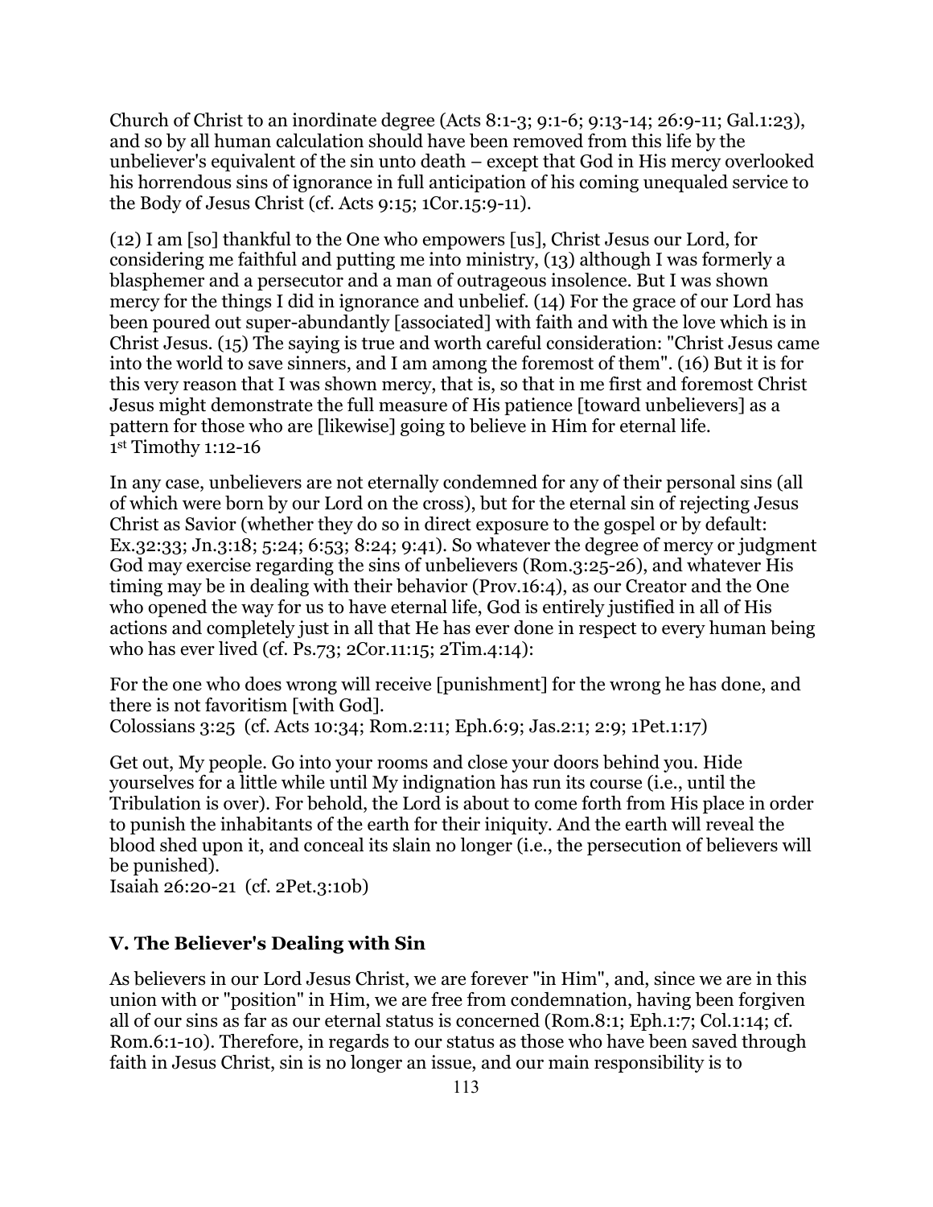Church of Christ to an inordinate degree (Acts 8:1-3; 9:1-6; 9:13-14; 26:9-11; Gal.1:23), and so by all human calculation should have been removed from this life by the unbeliever's equivalent of the sin unto death – except that God in His mercy overlooked his horrendous sins of ignorance in full anticipation of his coming unequaled service to the Body of Jesus Christ (cf. Acts 9:15; 1Cor.15:9-11).

(12) I am [so] thankful to the One who empowers [us], Christ Jesus our Lord, for considering me faithful and putting me into ministry, (13) although I was formerly a blasphemer and a persecutor and a man of outrageous insolence. But I was shown mercy for the things I did in ignorance and unbelief. (14) For the grace of our Lord has been poured out super-abundantly [associated] with faith and with the love which is in Christ Jesus. (15) The saying is true and worth careful consideration: "Christ Jesus came into the world to save sinners, and I am among the foremost of them". (16) But it is for this very reason that I was shown mercy, that is, so that in me first and foremost Christ Jesus might demonstrate the full measure of His patience [toward unbelievers] as a pattern for those who are [likewise] going to believe in Him for eternal life.
1st Timothy 1:12-16

In any case, unbelievers are not eternally condemned for any of their personal sins (all of which were born by our Lord on the cross), but for the eternal sin of rejecting Jesus Christ as Savior (whether they do so in direct exposure to the gospel or by default: Ex.32:33; Jn.3:18; 5:24; 6:53; 8:24; 9:41). So whatever the degree of mercy or judgment God may exercise regarding the sins of unbelievers (Rom.3:25-26), and whatever His timing may be in dealing with their behavior (Prov.16:4), as our Creator and the One who opened the way for us to have eternal life, God is entirely justified in all of His actions and completely just in all that He has ever done in respect to every human being who has ever lived (cf. Ps.73; 2Cor.11:15; 2Tim.4:14):

For the one who does wrong will receive [punishment] for the wrong he has done, and there is not favoritism [with God].
Colossians 3:25 (cf. Acts 10:34; Rom.2:11; Eph.6:9; Jas.2:1; 2:9; 1Pet.1:17)

Get out, My people. Go into your rooms and close your doors behind you. Hide yourselves for a little while until My indignation has run its course (i.e., until the Tribulation is over). For behold, the Lord is about to come forth from His place in order to punish the inhabitants of the earth for their iniquity. And the earth will reveal the blood shed upon it, and conceal its slain no longer (i.e., the persecution of believers will be punished).
Isaiah 26:20-21 (cf. 2Pet.3:10b)

## V. The Believer's Dealing with Sin

As believers in our Lord Jesus Christ, we are forever "in Him", and, since we are in this union with or "position" in Him, we are free from condemnation, having been forgiven all of our sins as far as our eternal status is concerned (Rom.8:1; Eph.1:7; Col.1:14; cf. Rom.6:1-10). Therefore, in regards to our status as those who have been saved through faith in Jesus Christ, sin is no longer an issue, and our main responsibility is to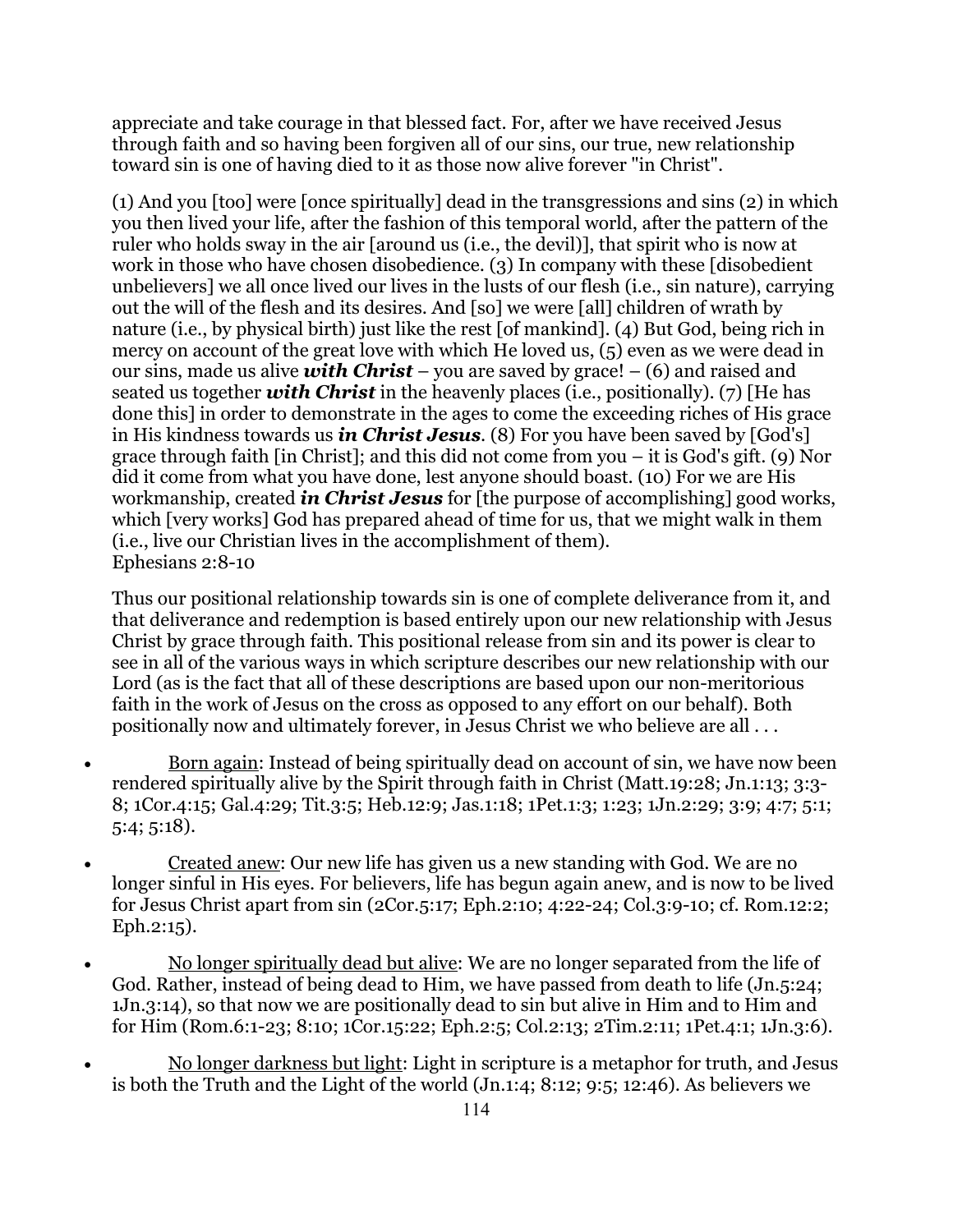appreciate and take courage in that blessed fact. For, after we have received Jesus through faith and so having been forgiven all of our sins, our true, new relationship toward sin is one of having died to it as those now alive forever "in Christ".

(1) And you [too] were [once spiritually] dead in the transgressions and sins (2) in which you then lived your life, after the fashion of this temporal world, after the pattern of the ruler who holds sway in the air [around us (i.e., the devil)], that spirit who is now at work in those who have chosen disobedience. (3) In company with these [disobedient unbelievers] we all once lived our lives in the lusts of our flesh (i.e., sin nature), carrying out the will of the flesh and its desires. And [so] we were [all] children of wrath by nature (i.e., by physical birth) just like the rest [of mankind]. (4) But God, being rich in mercy on account of the great love with which He loved us, (5) even as we were dead in our sins, made us alive ***with Christ*** – you are saved by grace! – (6) and raised and seated us together ***with Christ*** in the heavenly places (i.e., positionally). (7) [He has done this] in order to demonstrate in the ages to come the exceeding riches of His grace in His kindness towards us ***in Christ Jesus***. (8) For you have been saved by [God's] grace through faith [in Christ]; and this did not come from you – it is God's gift. (9) Nor did it come from what you have done, lest anyone should boast. (10) For we are His workmanship, created ***in Christ Jesus*** for [the purpose of accomplishing] good works, which [very works] God has prepared ahead of time for us, that we might walk in them (i.e., live our Christian lives in the accomplishment of them).
Ephesians 2:8-10

Thus our positional relationship towards sin is one of complete deliverance from it, and that deliverance and redemption is based entirely upon our new relationship with Jesus Christ by grace through faith. This positional release from sin and its power is clear to see in all of the various ways in which scripture describes our new relationship with our Lord (as is the fact that all of these descriptions are based upon our non-meritorious faith in the work of Jesus on the cross as opposed to any effort on our behalf). Both positionally now and ultimately forever, in Jesus Christ we who believe are all . . .

- Born again: Instead of being spiritually dead on account of sin, we have now been rendered spiritually alive by the Spirit through faith in Christ (Matt.19:28; Jn.1:13; 3:3-8; 1Cor.4:15; Gal.4:29; Tit.3:5; Heb.12:9; Jas.1:18; 1Pet.1:3; 1:23; 1Jn.2:29; 3:9; 4:7; 5:1; 5:4; 5:18).

- Created anew: Our new life has given us a new standing with God. We are no longer sinful in His eyes. For believers, life has begun again anew, and is now to be lived for Jesus Christ apart from sin (2Cor.5:17; Eph.2:10; 4:22-24; Col.3:9-10; cf. Rom.12:2; Eph.2:15).

- No longer spiritually dead but alive: We are no longer separated from the life of God. Rather, instead of being dead to Him, we have passed from death to life (Jn.5:24; 1Jn.3:14), so that now we are positionally dead to sin but alive in Him and to Him and for Him (Rom.6:1-23; 8:10; 1Cor.15:22; Eph.2:5; Col.2:13; 2Tim.2:11; 1Pet.4:1; 1Jn.3:6).

- No longer darkness but light: Light in scripture is a metaphor for truth, and Jesus is both the Truth and the Light of the world (Jn.1:4; 8:12; 9:5; 12:46). As believers we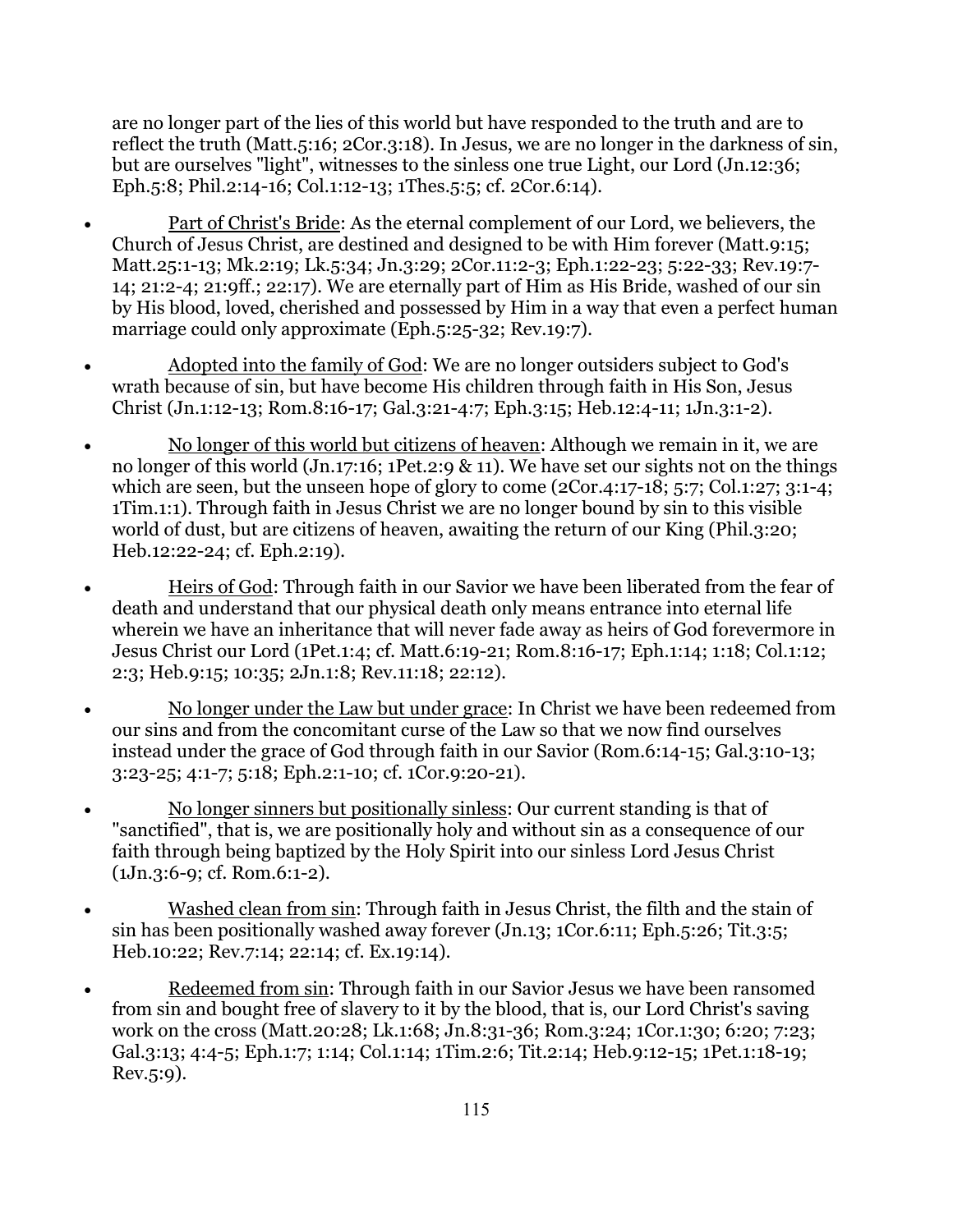are no longer part of the lies of this world but have responded to the truth and are to reflect the truth (Matt.5:16; 2Cor.3:18). In Jesus, we are no longer in the darkness of sin, but are ourselves "light", witnesses to the sinless one true Light, our Lord (Jn.12:36; Eph.5:8; Phil.2:14-16; Col.1:12-13; 1Thes.5:5; cf. 2Cor.6:14).

- Part of Christ's Bride: As the eternal complement of our Lord, we believers, the Church of Jesus Christ, are destined and designed to be with Him forever (Matt.9:15; Matt.25:1-13; Mk.2:19; Lk.5:34; Jn.3:29; 2Cor.11:2-3; Eph.1:22-23; 5:22-33; Rev.19:7-14; 21:2-4; 21:9ff.; 22:17). We are eternally part of Him as His Bride, washed of our sin by His blood, loved, cherished and possessed by Him in a way that even a perfect human marriage could only approximate (Eph.5:25-32; Rev.19:7).

- Adopted into the family of God: We are no longer outsiders subject to God's wrath because of sin, but have become His children through faith in His Son, Jesus Christ (Jn.1:12-13; Rom.8:16-17; Gal.3:21-4:7; Eph.3:15; Heb.12:4-11; 1Jn.3:1-2).

- No longer of this world but citizens of heaven: Although we remain in it, we are no longer of this world (Jn.17:16; 1Pet.2:9 & 11). We have set our sights not on the things which are seen, but the unseen hope of glory to come (2Cor.4:17-18; 5:7; Col.1:27; 3:1-4; 1Tim.1:1). Through faith in Jesus Christ we are no longer bound by sin to this visible world of dust, but are citizens of heaven, awaiting the return of our King (Phil.3:20; Heb.12:22-24; cf. Eph.2:19).

- Heirs of God: Through faith in our Savior we have been liberated from the fear of death and understand that our physical death only means entrance into eternal life wherein we have an inheritance that will never fade away as heirs of God forevermore in Jesus Christ our Lord (1Pet.1:4; cf. Matt.6:19-21; Rom.8:16-17; Eph.1:14; 1:18; Col.1:12; 2:3; Heb.9:15; 10:35; 2Jn.1:8; Rev.11:18; 22:12).

- No longer under the Law but under grace: In Christ we have been redeemed from our sins and from the concomitant curse of the Law so that we now find ourselves instead under the grace of God through faith in our Savior (Rom.6:14-15; Gal.3:10-13; 3:23-25; 4:1-7; 5:18; Eph.2:1-10; cf. 1Cor.9:20-21).

- No longer sinners but positionally sinless: Our current standing is that of "sanctified", that is, we are positionally holy and without sin as a consequence of our faith through being baptized by the Holy Spirit into our sinless Lord Jesus Christ (1Jn.3:6-9; cf. Rom.6:1-2).

- Washed clean from sin: Through faith in Jesus Christ, the filth and the stain of sin has been positionally washed away forever (Jn.13; 1Cor.6:11; Eph.5:26; Tit.3:5; Heb.10:22; Rev.7:14; 22:14; cf. Ex.19:14).

- Redeemed from sin: Through faith in our Savior Jesus we have been ransomed from sin and bought free of slavery to it by the blood, that is, our Lord Christ's saving work on the cross (Matt.20:28; Lk.1:68; Jn.8:31-36; Rom.3:24; 1Cor.1:30; 6:20; 7:23; Gal.3:13; 4:4-5; Eph.1:7; 1:14; Col.1:14; 1Tim.2:6; Tit.2:14; Heb.9:12-15; 1Pet.1:18-19; Rev.5:9).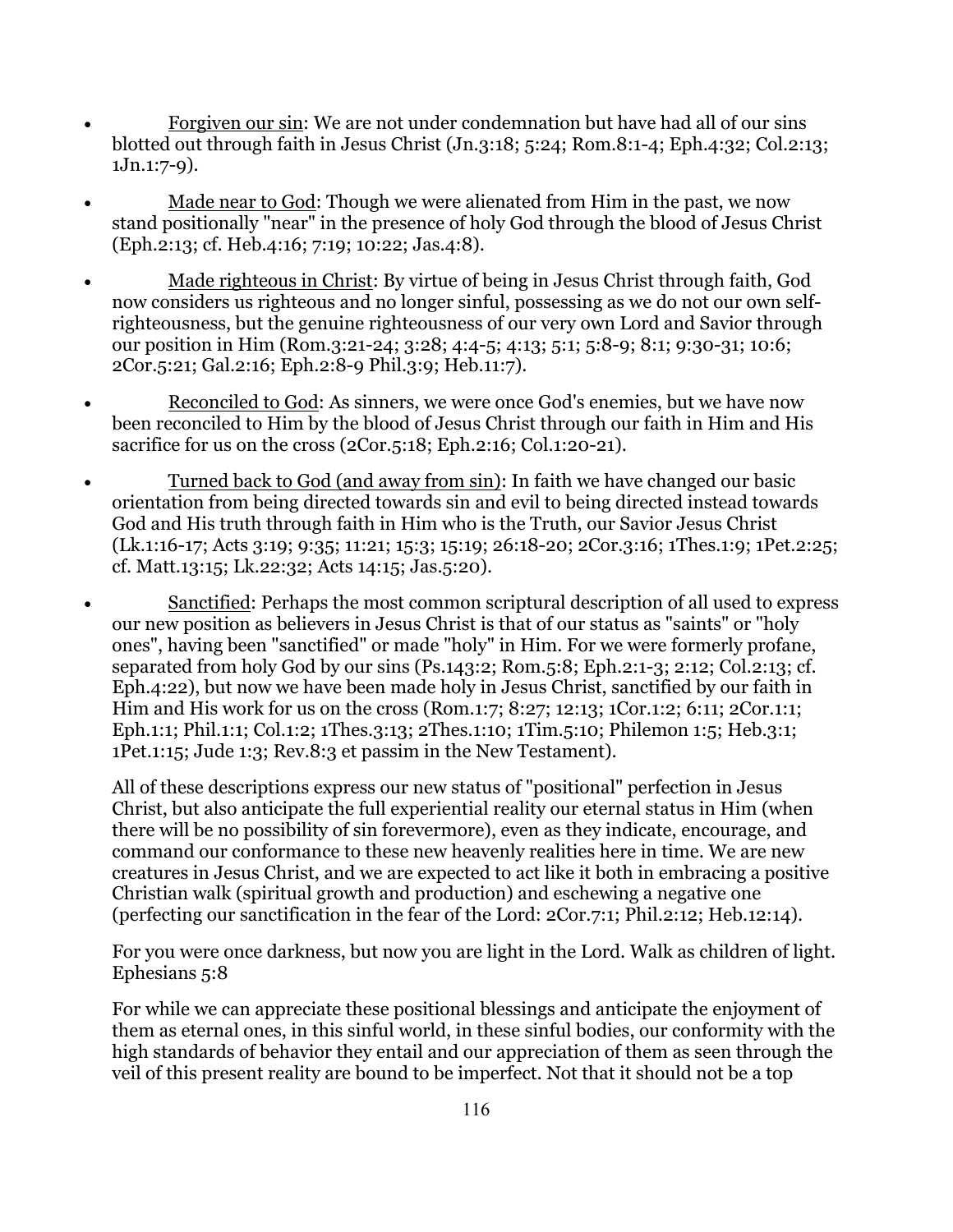- <u>Forgiven our sin</u>: We are not under condemnation but have had all of our sins blotted out through faith in Jesus Christ (Jn.3:18; 5:24; Rom.8:1-4; Eph.4:32; Col.2:13; 1Jn.1:7-9).

- <u>Made near to God</u>: Though we were alienated from Him in the past, we now stand positionally "near" in the presence of holy God through the blood of Jesus Christ (Eph.2:13; cf. Heb.4:16; 7:19; 10:22; Jas.4:8).

- <u>Made righteous in Christ</u>: By virtue of being in Jesus Christ through faith, God now considers us righteous and no longer sinful, possessing as we do not our own self-righteousness, but the genuine righteousness of our very own Lord and Savior through our position in Him (Rom.3:21-24; 3:28; 4:4-5; 4:13; 5:1; 5:8-9; 8:1; 9:30-31; 10:6; 2Cor.5:21; Gal.2:16; Eph.2:8-9 Phil.3:9; Heb.11:7).

- <u>Reconciled to God</u>: As sinners, we were once God's enemies, but we have now been reconciled to Him by the blood of Jesus Christ through our faith in Him and His sacrifice for us on the cross (2Cor.5:18; Eph.2:16; Col.1:20-21).

- <u>Turned back to God (and away from sin)</u>: In faith we have changed our basic orientation from being directed towards sin and evil to being directed instead towards God and His truth through faith in Him who is the Truth, our Savior Jesus Christ (Lk.1:16-17; Acts 3:19; 9:35; 11:21; 15:3; 15:19; 26:18-20; 2Cor.3:16; 1Thes.1:9; 1Pet.2:25; cf. Matt.13:15; Lk.22:32; Acts 14:15; Jas.5:20).

- <u>Sanctified</u>: Perhaps the most common scriptural description of all used to express our new position as believers in Jesus Christ is that of our status as "saints" or "holy ones", having been "sanctified" or made "holy" in Him. For we were formerly profane, separated from holy God by our sins (Ps.143:2; Rom.5:8; Eph.2:1-3; 2:12; Col.2:13; cf. Eph.4:22), but now we have been made holy in Jesus Christ, sanctified by our faith in Him and His work for us on the cross (Rom.1:7; 8:27; 12:13; 1Cor.1:2; 6:11; 2Cor.1:1; Eph.1:1; Phil.1:1; Col.1:2; 1Thes.3:13; 2Thes.1:10; 1Tim.5:10; Philemon 1:5; Heb.3:1; 1Pet.1:15; Jude 1:3; Rev.8:3 et passim in the New Testament).

  All of these descriptions express our new status of "positional" perfection in Jesus Christ, but also anticipate the full experiential reality our eternal status in Him (when there will be no possibility of sin forevermore), even as they indicate, encourage, and command our conformance to these new heavenly realities here in time. We are new creatures in Jesus Christ, and we are expected to act like it both in embracing a positive Christian walk (spiritual growth and production) and eschewing a negative one (perfecting our sanctification in the fear of the Lord: 2Cor.7:1; Phil.2:12; Heb.12:14).

  For you were once darkness, but now you are light in the Lord. Walk as children of light. Ephesians 5:8

  For while we can appreciate these positional blessings and anticipate the enjoyment of them as eternal ones, in this sinful world, in these sinful bodies, our conformity with the high standards of behavior they entail and our appreciation of them as seen through the veil of this present reality are bound to be imperfect. Not that it should not be a top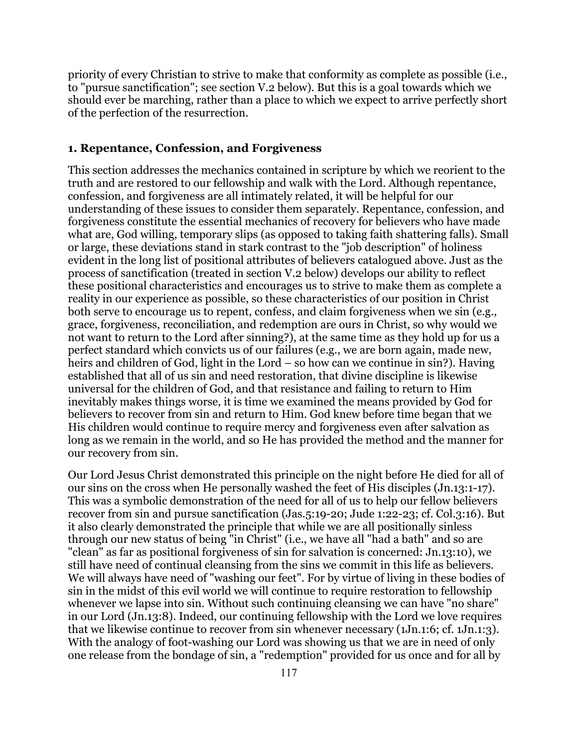priority of every Christian to strive to make that conformity as complete as possible (i.e., to "pursue sanctification"; see section V.2 below). But this is a goal towards which we should ever be marching, rather than a place to which we expect to arrive perfectly short of the perfection of the resurrection.

### 1. Repentance, Confession, and Forgiveness

This section addresses the mechanics contained in scripture by which we reorient to the truth and are restored to our fellowship and walk with the Lord. Although repentance, confession, and forgiveness are all intimately related, it will be helpful for our understanding of these issues to consider them separately. Repentance, confession, and forgiveness constitute the essential mechanics of recovery for believers who have made what are, God willing, temporary slips (as opposed to taking faith shattering falls). Small or large, these deviations stand in stark contrast to the "job description" of holiness evident in the long list of positional attributes of believers catalogued above. Just as the process of sanctification (treated in section V.2 below) develops our ability to reflect these positional characteristics and encourages us to strive to make them as complete a reality in our experience as possible, so these characteristics of our position in Christ both serve to encourage us to repent, confess, and claim forgiveness when we sin (e.g., grace, forgiveness, reconciliation, and redemption are ours in Christ, so why would we not want to return to the Lord after sinning?), at the same time as they hold up for us a perfect standard which convicts us of our failures (e.g., we are born again, made new, heirs and children of God, light in the Lord – so how can we continue in sin?). Having established that all of us sin and need restoration, that divine discipline is likewise universal for the children of God, and that resistance and failing to return to Him inevitably makes things worse, it is time we examined the means provided by God for believers to recover from sin and return to Him. God knew before time began that we His children would continue to require mercy and forgiveness even after salvation as long as we remain in the world, and so He has provided the method and the manner for our recovery from sin.

Our Lord Jesus Christ demonstrated this principle on the night before He died for all of our sins on the cross when He personally washed the feet of His disciples (Jn.13:1-17). This was a symbolic demonstration of the need for all of us to help our fellow believers recover from sin and pursue sanctification (Jas.5:19-20; Jude 1:22-23; cf. Col.3:16). But it also clearly demonstrated the principle that while we are all positionally sinless through our new status of being "in Christ" (i.e., we have all "had a bath" and so are "clean" as far as positional forgiveness of sin for salvation is concerned: Jn.13:10), we still have need of continual cleansing from the sins we commit in this life as believers. We will always have need of "washing our feet". For by virtue of living in these bodies of sin in the midst of this evil world we will continue to require restoration to fellowship whenever we lapse into sin. Without such continuing cleansing we can have "no share" in our Lord (Jn.13:8). Indeed, our continuing fellowship with the Lord we love requires that we likewise continue to recover from sin whenever necessary (1Jn.1:6; cf. 1Jn.1:3). With the analogy of foot-washing our Lord was showing us that we are in need of only one release from the bondage of sin, a "redemption" provided for us once and for all by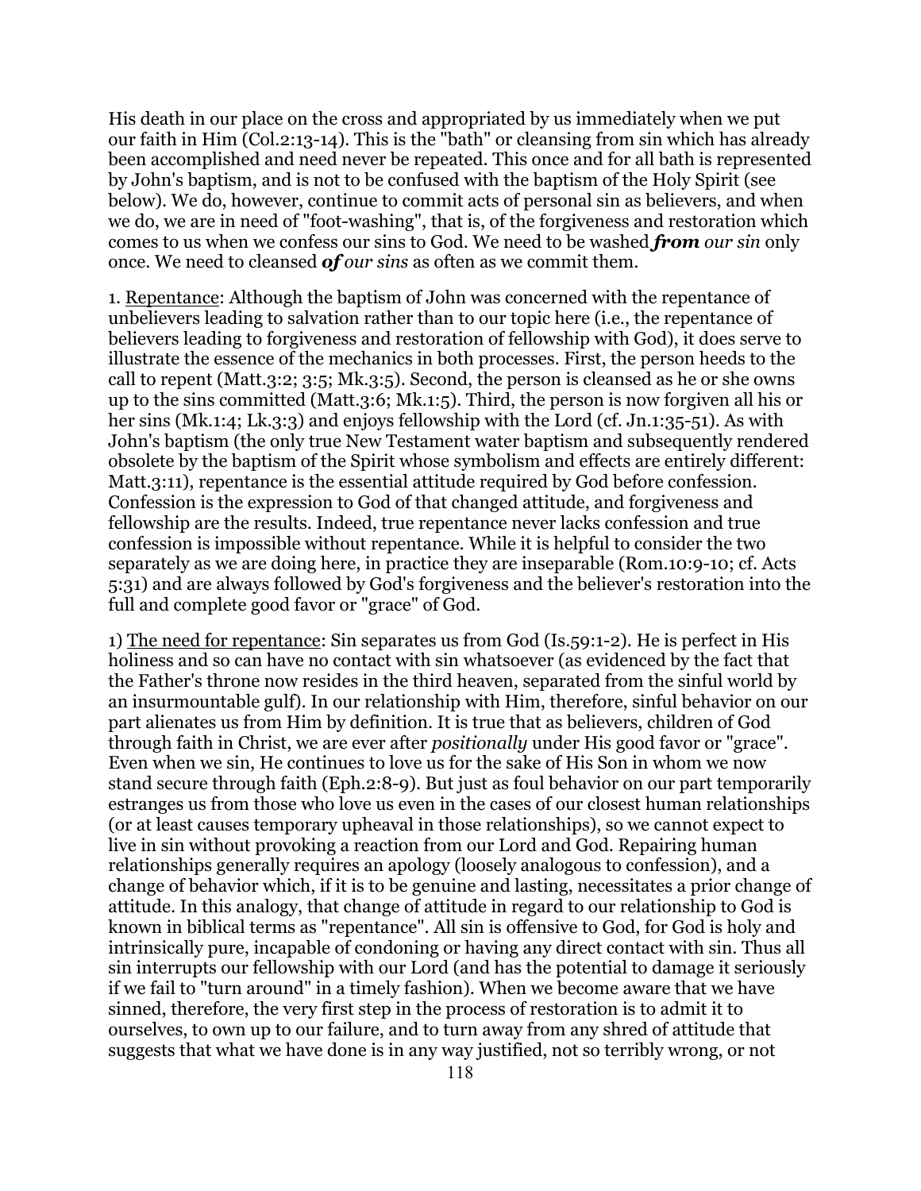His death in our place on the cross and appropriated by us immediately when we put our faith in Him (Col.2:13-14). This is the "bath" or cleansing from sin which has already been accomplished and need never be repeated. This once and for all bath is represented by John's baptism, and is not to be confused with the baptism of the Holy Spirit (see below). We do, however, continue to commit acts of personal sin as believers, and when we do, we are in need of "foot-washing", that is, of the forgiveness and restoration which comes to us when we confess our sins to God. We need to be washed ***from*** *our sin* only once. We need to cleansed ***of*** *our sins* as often as we commit them.

1. <u>Repentance</u>: Although the baptism of John was concerned with the repentance of unbelievers leading to salvation rather than to our topic here (i.e., the repentance of believers leading to forgiveness and restoration of fellowship with God), it does serve to illustrate the essence of the mechanics in both processes. First, the person heeds to the call to repent (Matt.3:2; 3:5; Mk.3:5). Second, the person is cleansed as he or she owns up to the sins committed (Matt.3:6; Mk.1:5). Third, the person is now forgiven all his or her sins (Mk.1:4; Lk.3:3) and enjoys fellowship with the Lord (cf. Jn.1:35-51). As with John's baptism (the only true New Testament water baptism and subsequently rendered obsolete by the baptism of the Spirit whose symbolism and effects are entirely different: Matt.3:11), repentance is the essential attitude required by God before confession. Confession is the expression to God of that changed attitude, and forgiveness and fellowship are the results. Indeed, true repentance never lacks confession and true confession is impossible without repentance. While it is helpful to consider the two separately as we are doing here, in practice they are inseparable (Rom.10:9-10; cf. Acts 5:31) and are always followed by God's forgiveness and the believer's restoration into the full and complete good favor or "grace" of God.

1) <u>The need for repentance</u>: Sin separates us from God (Is.59:1-2). He is perfect in His holiness and so can have no contact with sin whatsoever (as evidenced by the fact that the Father's throne now resides in the third heaven, separated from the sinful world by an insurmountable gulf). In our relationship with Him, therefore, sinful behavior on our part alienates us from Him by definition. It is true that as believers, children of God through faith in Christ, we are ever after *positionally* under His good favor or "grace". Even when we sin, He continues to love us for the sake of His Son in whom we now stand secure through faith (Eph.2:8-9). But just as foul behavior on our part temporarily estranges us from those who love us even in the cases of our closest human relationships (or at least causes temporary upheaval in those relationships), so we cannot expect to live in sin without provoking a reaction from our Lord and God. Repairing human relationships generally requires an apology (loosely analogous to confession), and a change of behavior which, if it is to be genuine and lasting, necessitates a prior change of attitude. In this analogy, that change of attitude in regard to our relationship to God is known in biblical terms as "repentance". All sin is offensive to God, for God is holy and intrinsically pure, incapable of condoning or having any direct contact with sin. Thus all sin interrupts our fellowship with our Lord (and has the potential to damage it seriously if we fail to "turn around" in a timely fashion). When we become aware that we have sinned, therefore, the very first step in the process of restoration is to admit it to ourselves, to own up to our failure, and to turn away from any shred of attitude that suggests that what we have done is in any way justified, not so terribly wrong, or not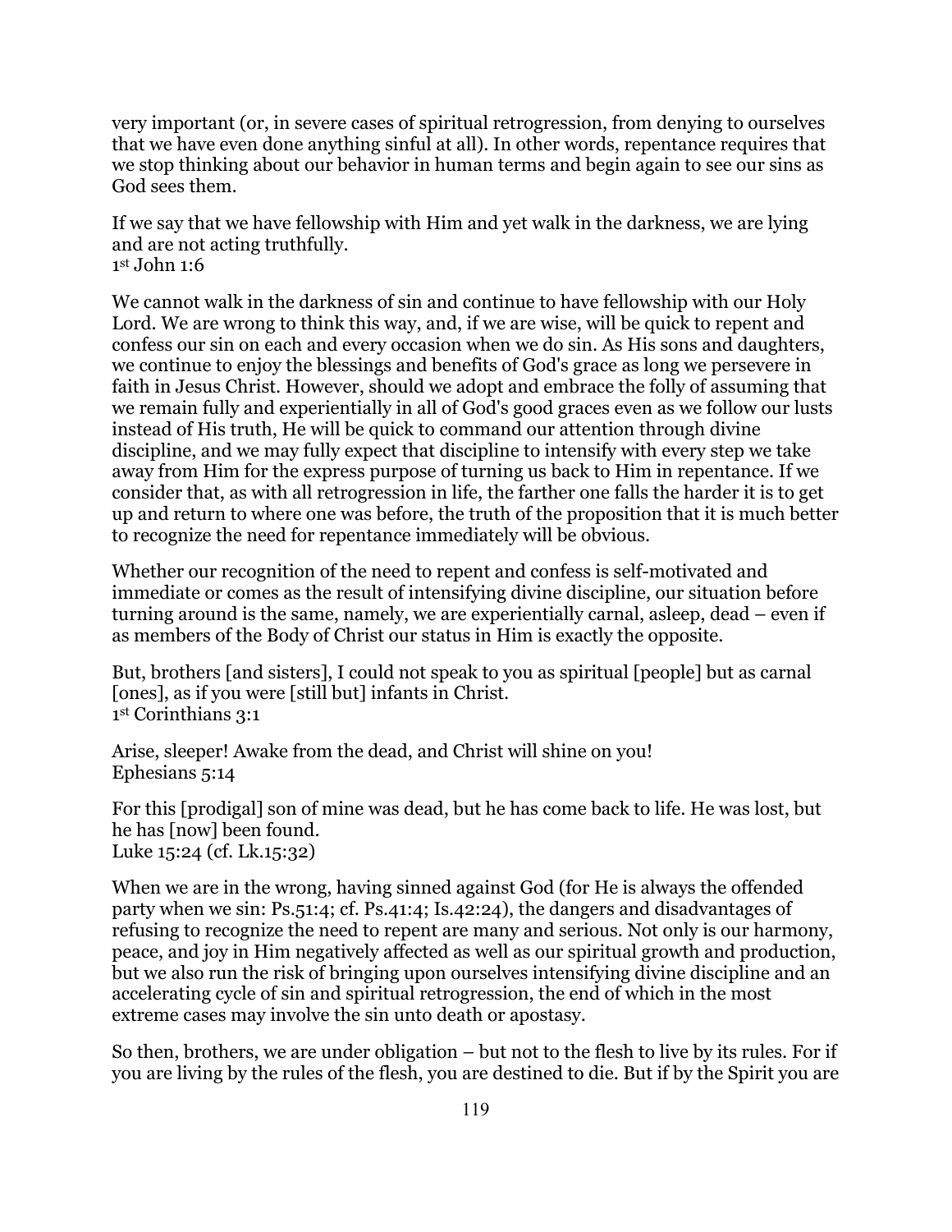very important (or, in severe cases of spiritual retrogression, from denying to ourselves that we have even done anything sinful at all). In other words, repentance requires that we stop thinking about our behavior in human terms and begin again to see our sins as God sees them.

If we say that we have fellowship with Him and yet walk in the darkness, we are lying and are not acting truthfully.
1st John 1:6

We cannot walk in the darkness of sin and continue to have fellowship with our Holy Lord. We are wrong to think this way, and, if we are wise, will be quick to repent and confess our sin on each and every occasion when we do sin. As His sons and daughters, we continue to enjoy the blessings and benefits of God's grace as long we persevere in faith in Jesus Christ. However, should we adopt and embrace the folly of assuming that we remain fully and experientially in all of God's good graces even as we follow our lusts instead of His truth, He will be quick to command our attention through divine discipline, and we may fully expect that discipline to intensify with every step we take away from Him for the express purpose of turning us back to Him in repentance. If we consider that, as with all retrogression in life, the farther one falls the harder it is to get up and return to where one was before, the truth of the proposition that it is much better to recognize the need for repentance immediately will be obvious.

Whether our recognition of the need to repent and confess is self-motivated and immediate or comes as the result of intensifying divine discipline, our situation before turning around is the same, namely, we are experientially carnal, asleep, dead – even if as members of the Body of Christ our status in Him is exactly the opposite.

But, brothers [and sisters], I could not speak to you as spiritual [people] but as carnal [ones], as if you were [still but] infants in Christ.
1st Corinthians 3:1

Arise, sleeper! Awake from the dead, and Christ will shine on you!
Ephesians 5:14

For this [prodigal] son of mine was dead, but he has come back to life. He was lost, but he has [now] been found.
Luke 15:24 (cf. Lk.15:32)

When we are in the wrong, having sinned against God (for He is always the offended party when we sin: Ps.51:4; cf. Ps.41:4; Is.42:24), the dangers and disadvantages of refusing to recognize the need to repent are many and serious. Not only is our harmony, peace, and joy in Him negatively affected as well as our spiritual growth and production, but we also run the risk of bringing upon ourselves intensifying divine discipline and an accelerating cycle of sin and spiritual retrogression, the end of which in the most extreme cases may involve the sin unto death or apostasy.

So then, brothers, we are under obligation – but not to the flesh to live by its rules. For if you are living by the rules of the flesh, you are destined to die. But if by the Spirit you are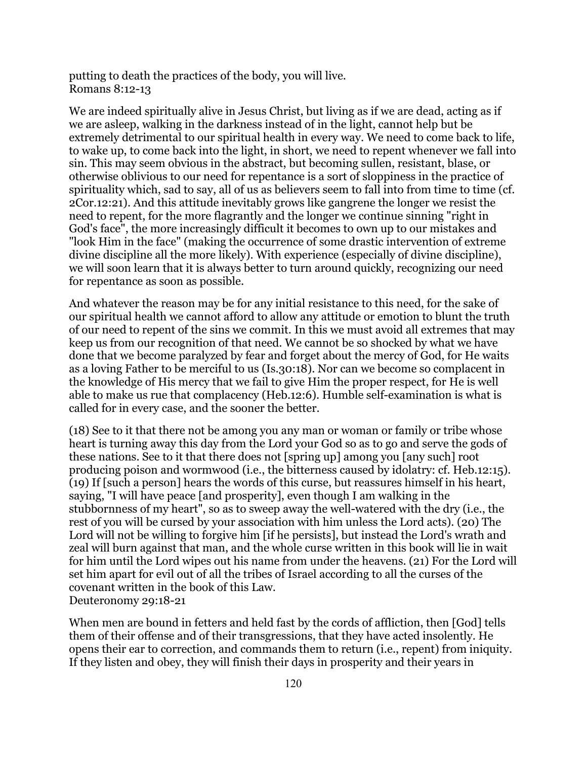putting to death the practices of the body, you will live.
Romans 8:12-13

We are indeed spiritually alive in Jesus Christ, but living as if we are dead, acting as if we are asleep, walking in the darkness instead of in the light, cannot help but be extremely detrimental to our spiritual health in every way. We need to come back to life, to wake up, to come back into the light, in short, we need to repent whenever we fall into sin. This may seem obvious in the abstract, but becoming sullen, resistant, blase, or otherwise oblivious to our need for repentance is a sort of sloppiness in the practice of spirituality which, sad to say, all of us as believers seem to fall into from time to time (cf. 2Cor.12:21). And this attitude inevitably grows like gangrene the longer we resist the need to repent, for the more flagrantly and the longer we continue sinning "right in God's face", the more increasingly difficult it becomes to own up to our mistakes and "look Him in the face" (making the occurrence of some drastic intervention of extreme divine discipline all the more likely). With experience (especially of divine discipline), we will soon learn that it is always better to turn around quickly, recognizing our need for repentance as soon as possible.

And whatever the reason may be for any initial resistance to this need, for the sake of our spiritual health we cannot afford to allow any attitude or emotion to blunt the truth of our need to repent of the sins we commit. In this we must avoid all extremes that may keep us from our recognition of that need. We cannot be so shocked by what we have done that we become paralyzed by fear and forget about the mercy of God, for He waits as a loving Father to be merciful to us (Is.30:18). Nor can we become so complacent in the knowledge of His mercy that we fail to give Him the proper respect, for He is well able to make us rue that complacency (Heb.12:6). Humble self-examination is what is called for in every case, and the sooner the better.

(18) See to it that there not be among you any man or woman or family or tribe whose heart is turning away this day from the Lord your God so as to go and serve the gods of these nations. See to it that there does not [spring up] among you [any such] root producing poison and wormwood (i.e., the bitterness caused by idolatry: cf. Heb.12:15). (19) If [such a person] hears the words of this curse, but reassures himself in his heart, saying, "I will have peace [and prosperity], even though I am walking in the stubbornness of my heart", so as to sweep away the well-watered with the dry (i.e., the rest of you will be cursed by your association with him unless the Lord acts). (20) The Lord will not be willing to forgive him [if he persists], but instead the Lord's wrath and zeal will burn against that man, and the whole curse written in this book will lie in wait for him until the Lord wipes out his name from under the heavens. (21) For the Lord will set him apart for evil out of all the tribes of Israel according to all the curses of the covenant written in the book of this Law.
Deuteronomy 29:18-21

When men are bound in fetters and held fast by the cords of affliction, then [God] tells them of their offense and of their transgressions, that they have acted insolently. He opens their ear to correction, and commands them to return (i.e., repent) from iniquity. If they listen and obey, they will finish their days in prosperity and their years in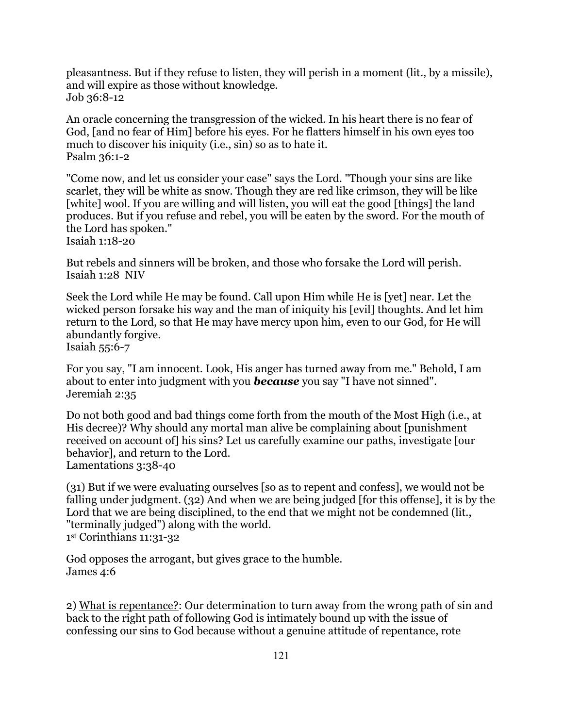pleasantness. But if they refuse to listen, they will perish in a moment (lit., by a missile), and will expire as those without knowledge.
Job 36:8-12

An oracle concerning the transgression of the wicked. In his heart there is no fear of God, [and no fear of Him] before his eyes. For he flatters himself in his own eyes too much to discover his iniquity (i.e., sin) so as to hate it.
Psalm 36:1-2

"Come now, and let us consider your case" says the Lord. "Though your sins are like scarlet, they will be white as snow. Though they are red like crimson, they will be like [white] wool. If you are willing and will listen, you will eat the good [things] the land produces. But if you refuse and rebel, you will be eaten by the sword. For the mouth of the Lord has spoken."
Isaiah 1:18-20

But rebels and sinners will be broken, and those who forsake the Lord will perish.
Isaiah 1:28 NIV

Seek the Lord while He may be found. Call upon Him while He is [yet] near. Let the wicked person forsake his way and the man of iniquity his [evil] thoughts. And let him return to the Lord, so that He may have mercy upon him, even to our God, for He will abundantly forgive.
Isaiah 55:6-7

For you say, "I am innocent. Look, His anger has turned away from me." Behold, I am about to enter into judgment with you ***because*** you say "I have not sinned".
Jeremiah 2:35

Do not both good and bad things come forth from the mouth of the Most High (i.e., at His decree)? Why should any mortal man alive be complaining about [punishment received on account of] his sins? Let us carefully examine our paths, investigate [our behavior], and return to the Lord.
Lamentations 3:38-40

(31) But if we were evaluating ourselves [so as to repent and confess], we would not be falling under judgment. (32) And when we are being judged [for this offense], it is by the Lord that we are being disciplined, to the end that we might not be condemned (lit., "terminally judged") along with the world.
1st Corinthians 11:31-32

God opposes the arrogant, but gives grace to the humble.
James 4:6

2) <u>What is repentance?</u>: Our determination to turn away from the wrong path of sin and back to the right path of following God is intimately bound up with the issue of confessing our sins to God because without a genuine attitude of repentance, rote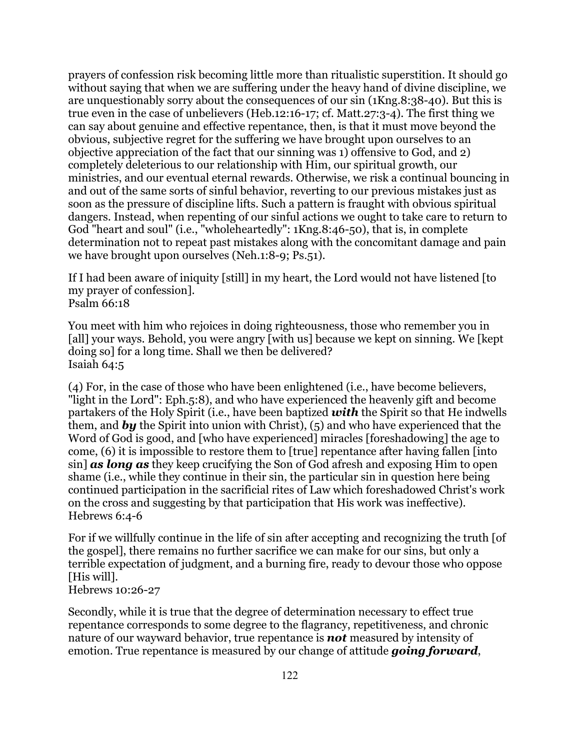prayers of confession risk becoming little more than ritualistic superstition. It should go without saying that when we are suffering under the heavy hand of divine discipline, we are unquestionably sorry about the consequences of our sin (1Kng.8:38-40). But this is true even in the case of unbelievers (Heb.12:16-17; cf. Matt.27:3-4). The first thing we can say about genuine and effective repentance, then, is that it must move beyond the obvious, subjective regret for the suffering we have brought upon ourselves to an objective appreciation of the fact that our sinning was 1) offensive to God, and 2) completely deleterious to our relationship with Him, our spiritual growth, our ministries, and our eventual eternal rewards. Otherwise, we risk a continual bouncing in and out of the same sorts of sinful behavior, reverting to our previous mistakes just as soon as the pressure of discipline lifts. Such a pattern is fraught with obvious spiritual dangers. Instead, when repenting of our sinful actions we ought to take care to return to God "heart and soul" (i.e., "wholeheartedly": 1Kng.8:46-50), that is, in complete determination not to repeat past mistakes along with the concomitant damage and pain we have brought upon ourselves (Neh.1:8-9; Ps.51).

If I had been aware of iniquity [still] in my heart, the Lord would not have listened [to my prayer of confession].
Psalm 66:18

You meet with him who rejoices in doing righteousness, those who remember you in [all] your ways. Behold, you were angry [with us] because we kept on sinning. We [kept doing so] for a long time. Shall we then be delivered?
Isaiah 64:5

(4) For, in the case of those who have been enlightened (i.e., have become believers, "light in the Lord": Eph.5:8), and who have experienced the heavenly gift and become partakers of the Holy Spirit (i.e., have been baptized ***with*** the Spirit so that He indwells them, and ***by*** the Spirit into union with Christ), (5) and who have experienced that the Word of God is good, and [who have experienced] miracles [foreshadowing] the age to come, (6) it is impossible to restore them to [true] repentance after having fallen [into sin] ***as long as*** they keep crucifying the Son of God afresh and exposing Him to open shame (i.e., while they continue in their sin, the particular sin in question here being continued participation in the sacrificial rites of Law which foreshadowed Christ's work on the cross and suggesting by that participation that His work was ineffective).
Hebrews 6:4-6

For if we willfully continue in the life of sin after accepting and recognizing the truth [of the gospel], there remains no further sacrifice we can make for our sins, but only a terrible expectation of judgment, and a burning fire, ready to devour those who oppose [His will].
Hebrews 10:26-27

Secondly, while it is true that the degree of determination necessary to effect true repentance corresponds to some degree to the flagrancy, repetitiveness, and chronic nature of our wayward behavior, true repentance is ***not*** measured by intensity of emotion. True repentance is measured by our change of attitude ***going forward***,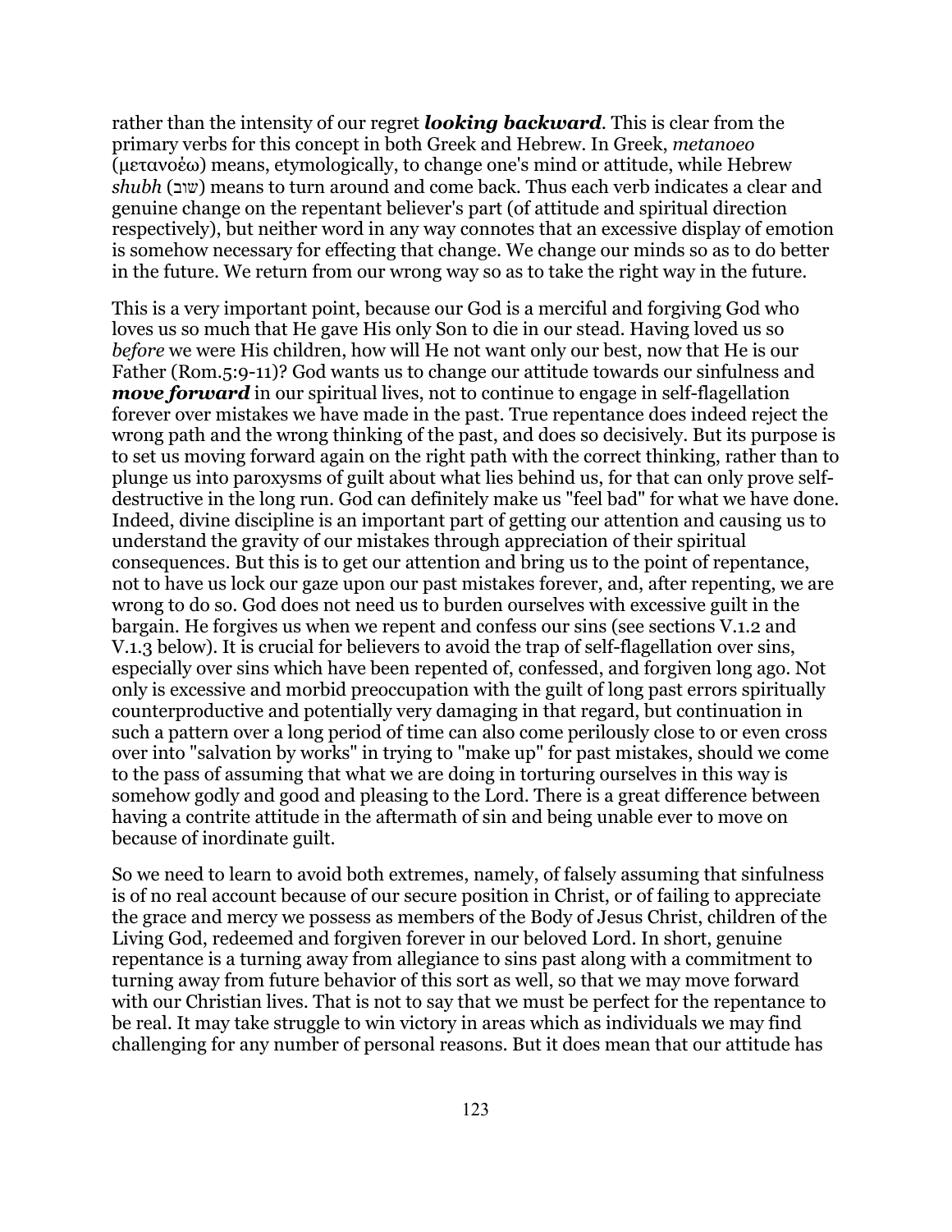rather than the intensity of our regret ***looking backward***. This is clear from the primary verbs for this concept in both Greek and Hebrew. In Greek, *metanoeo* (μετανοέω) means, etymologically, to change one's mind or attitude, while Hebrew *shubh* (שוב) means to turn around and come back. Thus each verb indicates a clear and genuine change on the repentant believer's part (of attitude and spiritual direction respectively), but neither word in any way connotes that an excessive display of emotion is somehow necessary for effecting that change. We change our minds so as to do better in the future. We return from our wrong way so as to take the right way in the future.

This is a very important point, because our God is a merciful and forgiving God who loves us so much that He gave His only Son to die in our stead. Having loved us so *before* we were His children, how will He not want only our best, now that He is our Father (Rom.5:9-11)? God wants us to change our attitude towards our sinfulness and ***move forward*** in our spiritual lives, not to continue to engage in self-flagellation forever over mistakes we have made in the past. True repentance does indeed reject the wrong path and the wrong thinking of the past, and does so decisively. But its purpose is to set us moving forward again on the right path with the correct thinking, rather than to plunge us into paroxysms of guilt about what lies behind us, for that can only prove self-destructive in the long run. God can definitely make us "feel bad" for what we have done. Indeed, divine discipline is an important part of getting our attention and causing us to understand the gravity of our mistakes through appreciation of their spiritual consequences. But this is to get our attention and bring us to the point of repentance, not to have us lock our gaze upon our past mistakes forever, and, after repenting, we are wrong to do so. God does not need us to burden ourselves with excessive guilt in the bargain. He forgives us when we repent and confess our sins (see sections V.1.2 and V.1.3 below). It is crucial for believers to avoid the trap of self-flagellation over sins, especially over sins which have been repented of, confessed, and forgiven long ago. Not only is excessive and morbid preoccupation with the guilt of long past errors spiritually counterproductive and potentially very damaging in that regard, but continuation in such a pattern over a long period of time can also come perilously close to or even cross over into "salvation by works" in trying to "make up" for past mistakes, should we come to the pass of assuming that what we are doing in torturing ourselves in this way is somehow godly and good and pleasing to the Lord. There is a great difference between having a contrite attitude in the aftermath of sin and being unable ever to move on because of inordinate guilt.

So we need to learn to avoid both extremes, namely, of falsely assuming that sinfulness is of no real account because of our secure position in Christ, or of failing to appreciate the grace and mercy we possess as members of the Body of Jesus Christ, children of the Living God, redeemed and forgiven forever in our beloved Lord. In short, genuine repentance is a turning away from allegiance to sins past along with a commitment to turning away from future behavior of this sort as well, so that we may move forward with our Christian lives. That is not to say that we must be perfect for the repentance to be real. It may take struggle to win victory in areas which as individuals we may find challenging for any number of personal reasons. But it does mean that our attitude has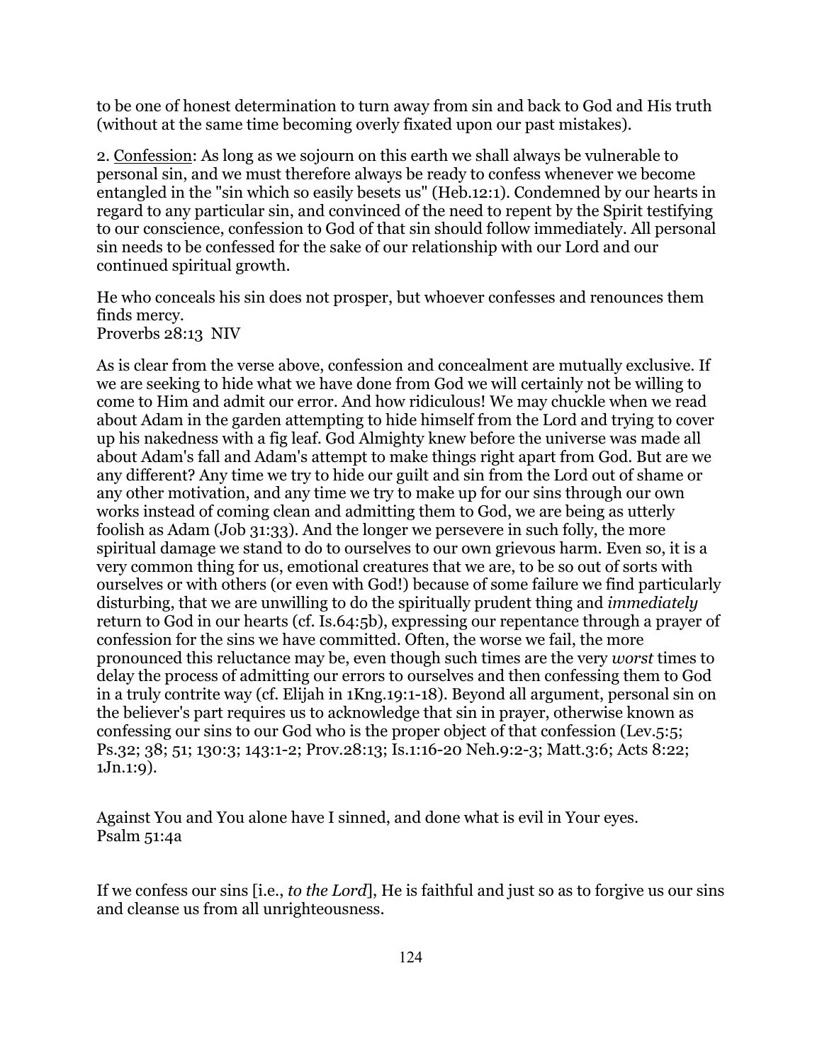to be one of honest determination to turn away from sin and back to God and His truth (without at the same time becoming overly fixated upon our past mistakes).

2. Confession: As long as we sojourn on this earth we shall always be vulnerable to personal sin, and we must therefore always be ready to confess whenever we become entangled in the "sin which so easily besets us" (Heb.12:1). Condemned by our hearts in regard to any particular sin, and convinced of the need to repent by the Spirit testifying to our conscience, confession to God of that sin should follow immediately. All personal sin needs to be confessed for the sake of our relationship with our Lord and our continued spiritual growth.

He who conceals his sin does not prosper, but whoever confesses and renounces them finds mercy.
Proverbs 28:13 NIV

As is clear from the verse above, confession and concealment are mutually exclusive. If we are seeking to hide what we have done from God we will certainly not be willing to come to Him and admit our error. And how ridiculous! We may chuckle when we read about Adam in the garden attempting to hide himself from the Lord and trying to cover up his nakedness with a fig leaf. God Almighty knew before the universe was made all about Adam's fall and Adam's attempt to make things right apart from God. But are we any different? Any time we try to hide our guilt and sin from the Lord out of shame or any other motivation, and any time we try to make up for our sins through our own works instead of coming clean and admitting them to God, we are being as utterly foolish as Adam (Job 31:33). And the longer we persevere in such folly, the more spiritual damage we stand to do to ourselves to our own grievous harm. Even so, it is a very common thing for us, emotional creatures that we are, to be so out of sorts with ourselves or with others (or even with God!) because of some failure we find particularly disturbing, that we are unwilling to do the spiritually prudent thing and *immediately* return to God in our hearts (cf. Is.64:5b), expressing our repentance through a prayer of confession for the sins we have committed. Often, the worse we fail, the more pronounced this reluctance may be, even though such times are the very *worst* times to delay the process of admitting our errors to ourselves and then confessing them to God in a truly contrite way (cf. Elijah in 1Kng.19:1-18). Beyond all argument, personal sin on the believer's part requires us to acknowledge that sin in prayer, otherwise known as confessing our sins to our God who is the proper object of that confession (Lev.5:5; Ps.32; 38; 51; 130:3; 143:1-2; Prov.28:13; Is.1:16-20 Neh.9:2-3; Matt.3:6; Acts 8:22; 1Jn.1:9).

Against You and You alone have I sinned, and done what is evil in Your eyes.
Psalm 51:4a

If we confess our sins [i.e., *to the Lord*], He is faithful and just so as to forgive us our sins and cleanse us from all unrighteousness.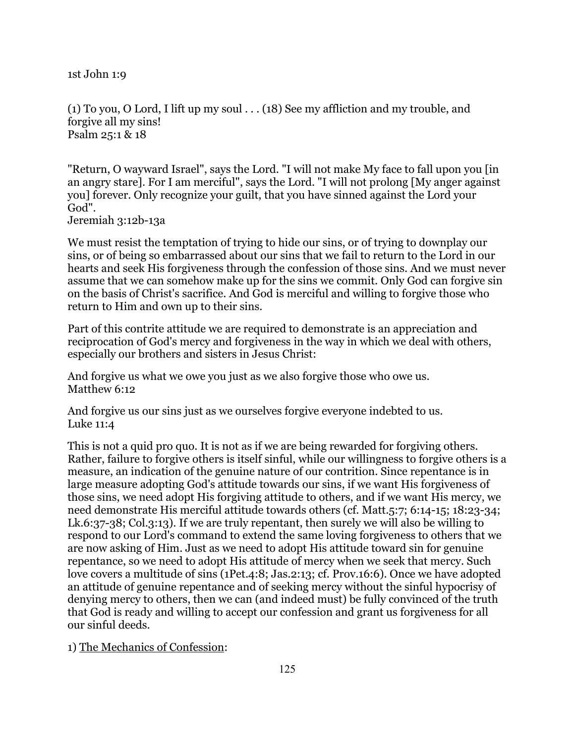1st John 1:9

(1) To you, O Lord, I lift up my soul . . . (18) See my affliction and my trouble, and forgive all my sins!
Psalm 25:1 & 18

"Return, O wayward Israel", says the Lord. "I will not make My face to fall upon you [in an angry stare]. For I am merciful", says the Lord. "I will not prolong [My anger against you] forever. Only recognize your guilt, that you have sinned against the Lord your God".
Jeremiah 3:12b-13a

We must resist the temptation of trying to hide our sins, or of trying to downplay our sins, or of being so embarrassed about our sins that we fail to return to the Lord in our hearts and seek His forgiveness through the confession of those sins. And we must never assume that we can somehow make up for the sins we commit. Only God can forgive sin on the basis of Christ's sacrifice. And God is merciful and willing to forgive those who return to Him and own up to their sins.

Part of this contrite attitude we are required to demonstrate is an appreciation and reciprocation of God's mercy and forgiveness in the way in which we deal with others, especially our brothers and sisters in Jesus Christ:

And forgive us what we owe you just as we also forgive those who owe us.
Matthew 6:12

And forgive us our sins just as we ourselves forgive everyone indebted to us.
Luke 11:4

This is not a quid pro quo. It is not as if we are being rewarded for forgiving others. Rather, failure to forgive others is itself sinful, while our willingness to forgive others is a measure, an indication of the genuine nature of our contrition. Since repentance is in large measure adopting God's attitude towards our sins, if we want His forgiveness of those sins, we need adopt His forgiving attitude to others, and if we want His mercy, we need demonstrate His merciful attitude towards others (cf. Matt.5:7; 6:14-15; 18:23-34; Lk.6:37-38; Col.3:13). If we are truly repentant, then surely we will also be willing to respond to our Lord's command to extend the same loving forgiveness to others that we are now asking of Him. Just as we need to adopt His attitude toward sin for genuine repentance, so we need to adopt His attitude of mercy when we seek that mercy. Such love covers a multitude of sins (1Pet.4:8; Jas.2:13; cf. Prov.16:6). Once we have adopted an attitude of genuine repentance and of seeking mercy without the sinful hypocrisy of denying mercy to others, then we can (and indeed must) be fully convinced of the truth that God is ready and willing to accept our confession and grant us forgiveness for all our sinful deeds.

1) <u>The Mechanics of Confession</u>: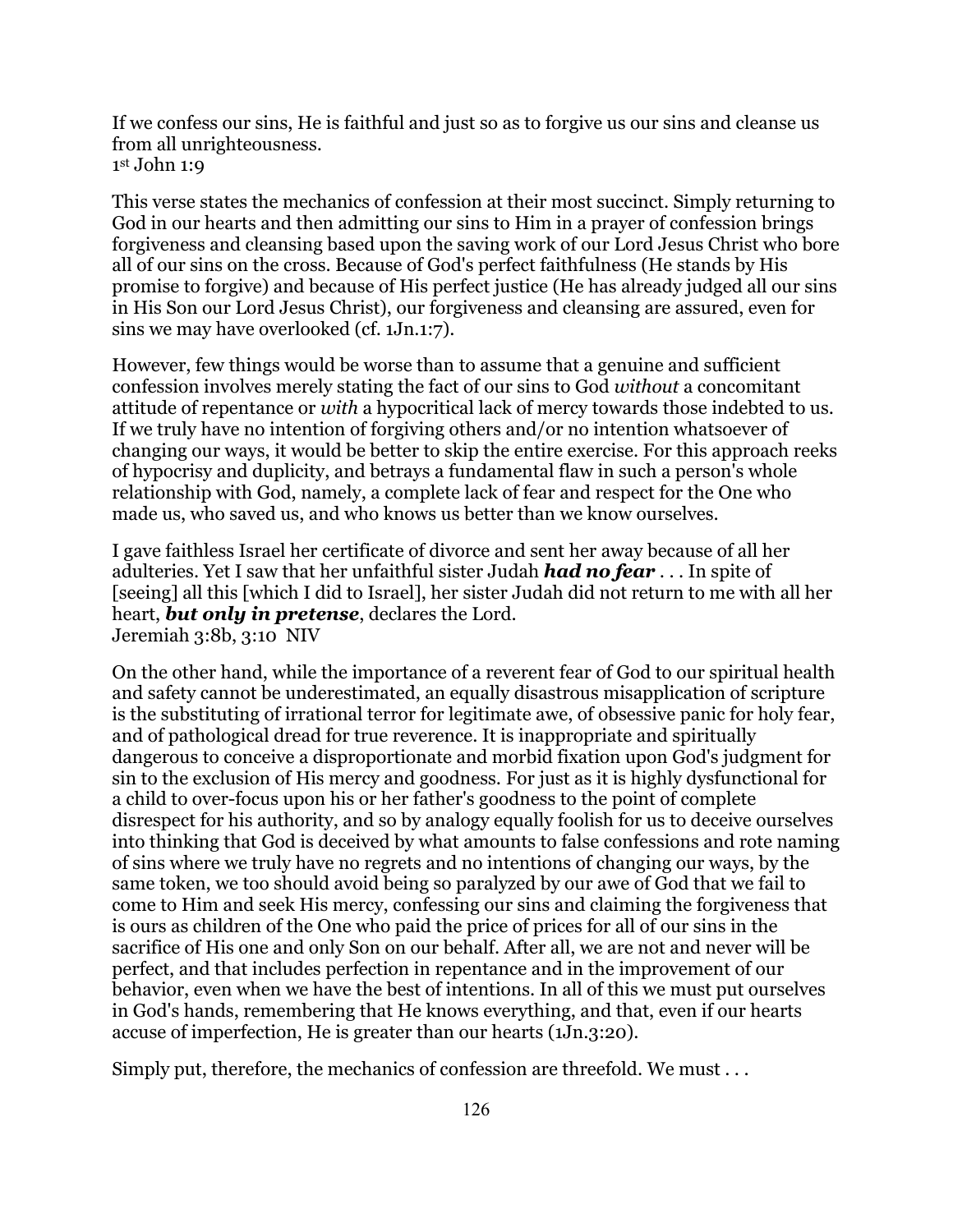If we confess our sins, He is faithful and just so as to forgive us our sins and cleanse us from all unrighteousness.
1st John 1:9

This verse states the mechanics of confession at their most succinct. Simply returning to God in our hearts and then admitting our sins to Him in a prayer of confession brings forgiveness and cleansing based upon the saving work of our Lord Jesus Christ who bore all of our sins on the cross. Because of God's perfect faithfulness (He stands by His promise to forgive) and because of His perfect justice (He has already judged all our sins in His Son our Lord Jesus Christ), our forgiveness and cleansing are assured, even for sins we may have overlooked (cf. 1Jn.1:7).

However, few things would be worse than to assume that a genuine and sufficient confession involves merely stating the fact of our sins to God *without* a concomitant attitude of repentance or *with* a hypocritical lack of mercy towards those indebted to us. If we truly have no intention of forgiving others and/or no intention whatsoever of changing our ways, it would be better to skip the entire exercise. For this approach reeks of hypocrisy and duplicity, and betrays a fundamental flaw in such a person's whole relationship with God, namely, a complete lack of fear and respect for the One who made us, who saved us, and who knows us better than we know ourselves.

I gave faithless Israel her certificate of divorce and sent her away because of all her adulteries. Yet I saw that her unfaithful sister Judah ***had no fear*** . . . In spite of [seeing] all this [which I did to Israel], her sister Judah did not return to me with all her heart, ***but only in pretense***, declares the Lord.
Jeremiah 3:8b, 3:10 NIV

On the other hand, while the importance of a reverent fear of God to our spiritual health and safety cannot be underestimated, an equally disastrous misapplication of scripture is the substituting of irrational terror for legitimate awe, of obsessive panic for holy fear, and of pathological dread for true reverence. It is inappropriate and spiritually dangerous to conceive a disproportionate and morbid fixation upon God's judgment for sin to the exclusion of His mercy and goodness. For just as it is highly dysfunctional for a child to over-focus upon his or her father's goodness to the point of complete disrespect for his authority, and so by analogy equally foolish for us to deceive ourselves into thinking that God is deceived by what amounts to false confessions and rote naming of sins where we truly have no regrets and no intentions of changing our ways, by the same token, we too should avoid being so paralyzed by our awe of God that we fail to come to Him and seek His mercy, confessing our sins and claiming the forgiveness that is ours as children of the One who paid the price of prices for all of our sins in the sacrifice of His one and only Son on our behalf. After all, we are not and never will be perfect, and that includes perfection in repentance and in the improvement of our behavior, even when we have the best of intentions. In all of this we must put ourselves in God's hands, remembering that He knows everything, and that, even if our hearts accuse of imperfection, He is greater than our hearts (1Jn.3:20).

Simply put, therefore, the mechanics of confession are threefold. We must . . .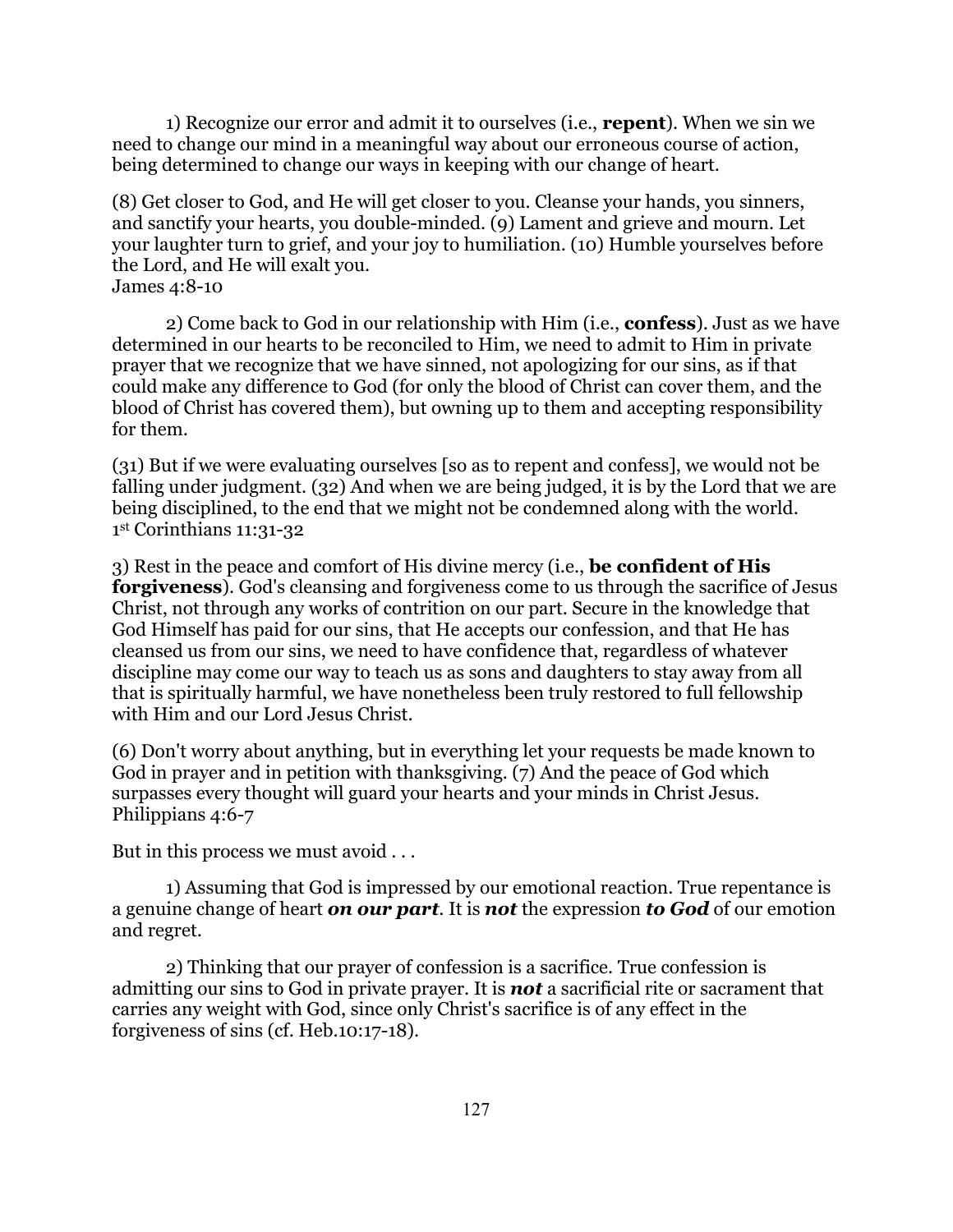1) Recognize our error and admit it to ourselves (i.e., **repent**). When we sin we need to change our mind in a meaningful way about our erroneous course of action, being determined to change our ways in keeping with our change of heart.

(8) Get closer to God, and He will get closer to you. Cleanse your hands, you sinners, and sanctify your hearts, you double-minded. (9) Lament and grieve and mourn. Let your laughter turn to grief, and your joy to humiliation. (10) Humble yourselves before the Lord, and He will exalt you.
James 4:8-10

2) Come back to God in our relationship with Him (i.e., **confess**). Just as we have determined in our hearts to be reconciled to Him, we need to admit to Him in private prayer that we recognize that we have sinned, not apologizing for our sins, as if that could make any difference to God (for only the blood of Christ can cover them, and the blood of Christ has covered them), but owning up to them and accepting responsibility for them.

(31) But if we were evaluating ourselves [so as to repent and confess], we would not be falling under judgment. (32) And when we are being judged, it is by the Lord that we are being disciplined, to the end that we might not be condemned along with the world.
1st Corinthians 11:31-32

3) Rest in the peace and comfort of His divine mercy (i.e., **be confident of His forgiveness**). God's cleansing and forgiveness come to us through the sacrifice of Jesus Christ, not through any works of contrition on our part. Secure in the knowledge that God Himself has paid for our sins, that He accepts our confession, and that He has cleansed us from our sins, we need to have confidence that, regardless of whatever discipline may come our way to teach us as sons and daughters to stay away from all that is spiritually harmful, we have nonetheless been truly restored to full fellowship with Him and our Lord Jesus Christ.

(6) Don't worry about anything, but in everything let your requests be made known to God in prayer and in petition with thanksgiving. (7) And the peace of God which surpasses every thought will guard your hearts and your minds in Christ Jesus.
Philippians 4:6-7

But in this process we must avoid . . .

1) Assuming that God is impressed by our emotional reaction. True repentance is a genuine change of heart ***on our part***. It is ***not*** the expression ***to God*** of our emotion and regret.

2) Thinking that our prayer of confession is a sacrifice. True confession is admitting our sins to God in private prayer. It is ***not*** a sacrificial rite or sacrament that carries any weight with God, since only Christ's sacrifice is of any effect in the forgiveness of sins (cf. Heb.10:17-18).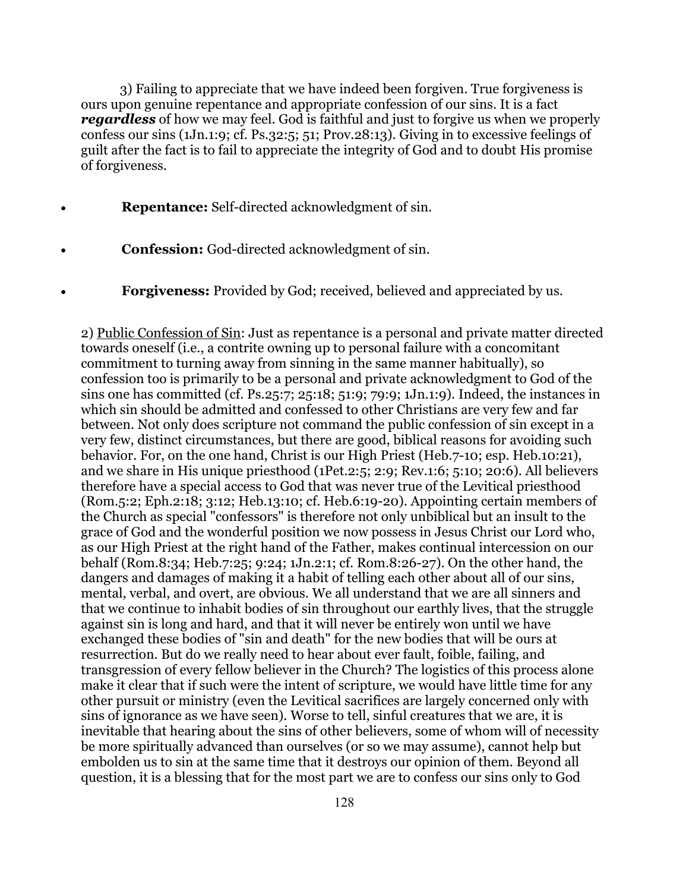3) Failing to appreciate that we have indeed been forgiven. True forgiveness is ours upon genuine repentance and appropriate confession of our sins. It is a fact ***regardless*** of how we may feel. God is faithful and just to forgive us when we properly confess our sins (1Jn.1:9; cf. Ps.32:5; 51; Prov.28:13). Giving in to excessive feelings of guilt after the fact is to fail to appreciate the integrity of God and to doubt His promise of forgiveness.

- **Repentance:** Self-directed acknowledgment of sin.
- **Confession:** God-directed acknowledgment of sin.
- **Forgiveness:** Provided by God; received, believed and appreciated by us.

2) <u>Public Confession of Sin</u>: Just as repentance is a personal and private matter directed towards oneself (i.e., a contrite owning up to personal failure with a concomitant commitment to turning away from sinning in the same manner habitually), so confession too is primarily to be a personal and private acknowledgment to God of the sins one has committed (cf. Ps.25:7; 25:18; 51:9; 79:9; 1Jn.1:9). Indeed, the instances in which sin should be admitted and confessed to other Christians are very few and far between. Not only does scripture not command the public confession of sin except in a very few, distinct circumstances, but there are good, biblical reasons for avoiding such behavior. For, on the one hand, Christ is our High Priest (Heb.7-10; esp. Heb.10:21), and we share in His unique priesthood (1Pet.2:5; 2:9; Rev.1:6; 5:10; 20:6). All believers therefore have a special access to God that was never true of the Levitical priesthood (Rom.5:2; Eph.2:18; 3:12; Heb.13:10; cf. Heb.6:19-20). Appointing certain members of the Church as special "confessors" is therefore not only unbiblical but an insult to the grace of God and the wonderful position we now possess in Jesus Christ our Lord who, as our High Priest at the right hand of the Father, makes continual intercession on our behalf (Rom.8:34; Heb.7:25; 9:24; 1Jn.2:1; cf. Rom.8:26-27). On the other hand, the dangers and damages of making it a habit of telling each other about all of our sins, mental, verbal, and overt, are obvious. We all understand that we are all sinners and that we continue to inhabit bodies of sin throughout our earthly lives, that the struggle against sin is long and hard, and that it will never be entirely won until we have exchanged these bodies of "sin and death" for the new bodies that will be ours at resurrection. But do we really need to hear about ever fault, foible, failing, and transgression of every fellow believer in the Church? The logistics of this process alone make it clear that if such were the intent of scripture, we would have little time for any other pursuit or ministry (even the Levitical sacrifices are largely concerned only with sins of ignorance as we have seen). Worse to tell, sinful creatures that we are, it is inevitable that hearing about the sins of other believers, some of whom will of necessity be more spiritually advanced than ourselves (or so we may assume), cannot help but embolden us to sin at the same time that it destroys our opinion of them. Beyond all question, it is a blessing that for the most part we are to confess our sins only to God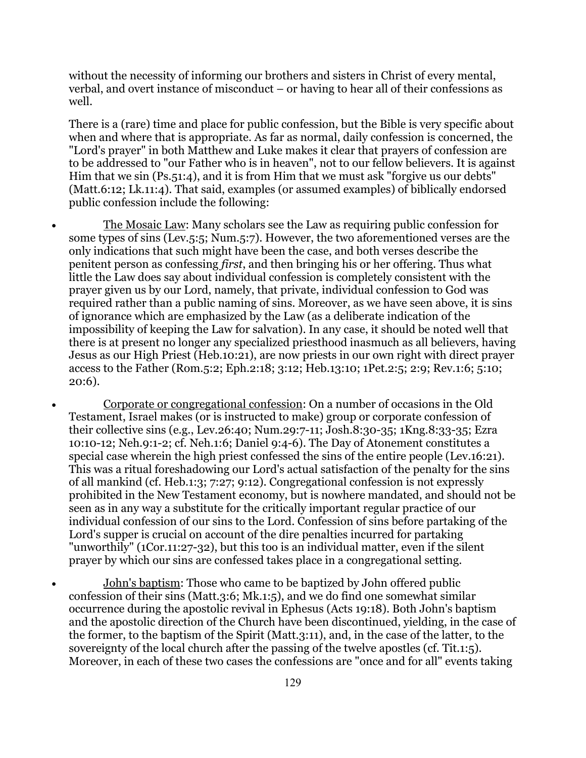without the necessity of informing our brothers and sisters in Christ of every mental, verbal, and overt instance of misconduct – or having to hear all of their confessions as well.

There is a (rare) time and place for public confession, but the Bible is very specific about when and where that is appropriate. As far as normal, daily confession is concerned, the "Lord's prayer" in both Matthew and Luke makes it clear that prayers of confession are to be addressed to "our Father who is in heaven", not to our fellow believers. It is against Him that we sin (Ps.51:4), and it is from Him that we must ask "forgive us our debts" (Matt.6:12; Lk.11:4). That said, examples (or assumed examples) of biblically endorsed public confession include the following:

- <u>The Mosaic Law</u>: Many scholars see the Law as requiring public confession for some types of sins (Lev.5:5; Num.5:7). However, the two aforementioned verses are the only indications that such might have been the case, and both verses describe the penitent person as confessing *first*, and then bringing his or her offering. Thus what little the Law does say about individual confession is completely consistent with the prayer given us by our Lord, namely, that private, individual confession to God was required rather than a public naming of sins. Moreover, as we have seen above, it is sins of ignorance which are emphasized by the Law (as a deliberate indication of the impossibility of keeping the Law for salvation). In any case, it should be noted well that there is at present no longer any specialized priesthood inasmuch as all believers, having Jesus as our High Priest (Heb.10:21), are now priests in our own right with direct prayer access to the Father (Rom.5:2; Eph.2:18; 3:12; Heb.13:10; 1Pet.2:5; 2:9; Rev.1:6; 5:10; 20:6).

- <u>Corporate or congregational confession</u>: On a number of occasions in the Old Testament, Israel makes (or is instructed to make) group or corporate confession of their collective sins (e.g., Lev.26:40; Num.29:7-11; Josh.8:30-35; 1Kng.8:33-35; Ezra 10:10-12; Neh.9:1-2; cf. Neh.1:6; Daniel 9:4-6). The Day of Atonement constitutes a special case wherein the high priest confessed the sins of the entire people (Lev.16:21). This was a ritual foreshadowing our Lord's actual satisfaction of the penalty for the sins of all mankind (cf. Heb.1:3; 7:27; 9:12). Congregational confession is not expressly prohibited in the New Testament economy, but is nowhere mandated, and should not be seen as in any way a substitute for the critically important regular practice of our individual confession of our sins to the Lord. Confession of sins before partaking of the Lord's supper is crucial on account of the dire penalties incurred for partaking "unworthily" (1Cor.11:27-32), but this too is an individual matter, even if the silent prayer by which our sins are confessed takes place in a congregational setting.

- <u>John's baptism</u>: Those who came to be baptized by John offered public confession of their sins (Matt.3:6; Mk.1:5), and we do find one somewhat similar occurrence during the apostolic revival in Ephesus (Acts 19:18). Both John's baptism and the apostolic direction of the Church have been discontinued, yielding, in the case of the former, to the baptism of the Spirit (Matt.3:11), and, in the case of the latter, to the sovereignty of the local church after the passing of the twelve apostles (cf. Tit.1:5). Moreover, in each of these two cases the confessions are "once and for all" events taking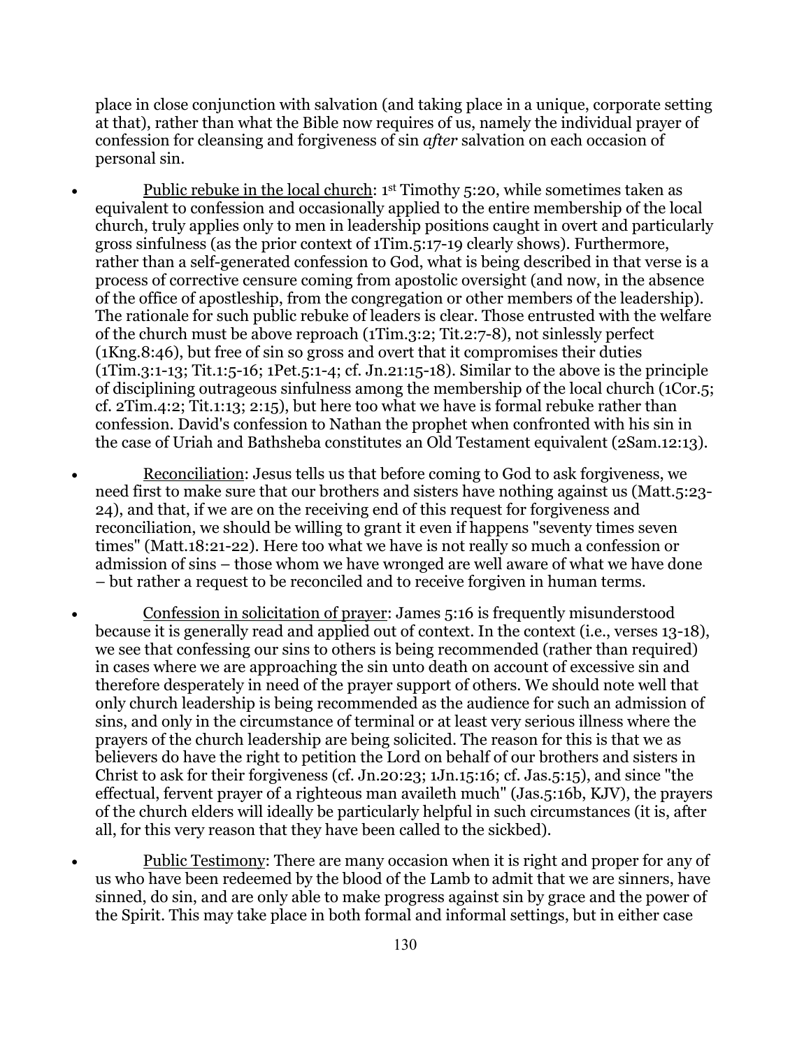place in close conjunction with salvation (and taking place in a unique, corporate setting at that), rather than what the Bible now requires of us, namely the individual prayer of confession for cleansing and forgiveness of sin *after* salvation on each occasion of personal sin.

- Public rebuke in the local church: 1st Timothy 5:20, while sometimes taken as equivalent to confession and occasionally applied to the entire membership of the local church, truly applies only to men in leadership positions caught in overt and particularly gross sinfulness (as the prior context of 1Tim.5:17-19 clearly shows). Furthermore, rather than a self-generated confession to God, what is being described in that verse is a process of corrective censure coming from apostolic oversight (and now, in the absence of the office of apostleship, from the congregation or other members of the leadership). The rationale for such public rebuke of leaders is clear. Those entrusted with the welfare of the church must be above reproach (1Tim.3:2; Tit.2:7-8), not sinlessly perfect (1Kng.8:46), but free of sin so gross and overt that it compromises their duties (1Tim.3:1-13; Tit.1:5-16; 1Pet.5:1-4; cf. Jn.21:15-18). Similar to the above is the principle of disciplining outrageous sinfulness among the membership of the local church (1Cor.5; cf. 2Tim.4:2; Tit.1:13; 2:15), but here too what we have is formal rebuke rather than confession. David's confession to Nathan the prophet when confronted with his sin in the case of Uriah and Bathsheba constitutes an Old Testament equivalent (2Sam.12:13).

- Reconciliation: Jesus tells us that before coming to God to ask forgiveness, we need first to make sure that our brothers and sisters have nothing against us (Matt.5:23-24), and that, if we are on the receiving end of this request for forgiveness and reconciliation, we should be willing to grant it even if happens "seventy times seven times" (Matt.18:21-22). Here too what we have is not really so much a confession or admission of sins – those whom we have wronged are well aware of what we have done – but rather a request to be reconciled and to receive forgiven in human terms.

- Confession in solicitation of prayer: James 5:16 is frequently misunderstood because it is generally read and applied out of context. In the context (i.e., verses 13-18), we see that confessing our sins to others is being recommended (rather than required) in cases where we are approaching the sin unto death on account of excessive sin and therefore desperately in need of the prayer support of others. We should note well that only church leadership is being recommended as the audience for such an admission of sins, and only in the circumstance of terminal or at least very serious illness where the prayers of the church leadership are being solicited. The reason for this is that we as believers do have the right to petition the Lord on behalf of our brothers and sisters in Christ to ask for their forgiveness (cf. Jn.20:23; 1Jn.15:16; cf. Jas.5:15), and since "the effectual, fervent prayer of a righteous man availeth much" (Jas.5:16b, KJV), the prayers of the church elders will ideally be particularly helpful in such circumstances (it is, after all, for this very reason that they have been called to the sickbed).

- Public Testimony: There are many occasion when it is right and proper for any of us who have been redeemed by the blood of the Lamb to admit that we are sinners, have sinned, do sin, and are only able to make progress against sin by grace and the power of the Spirit. This may take place in both formal and informal settings, but in either case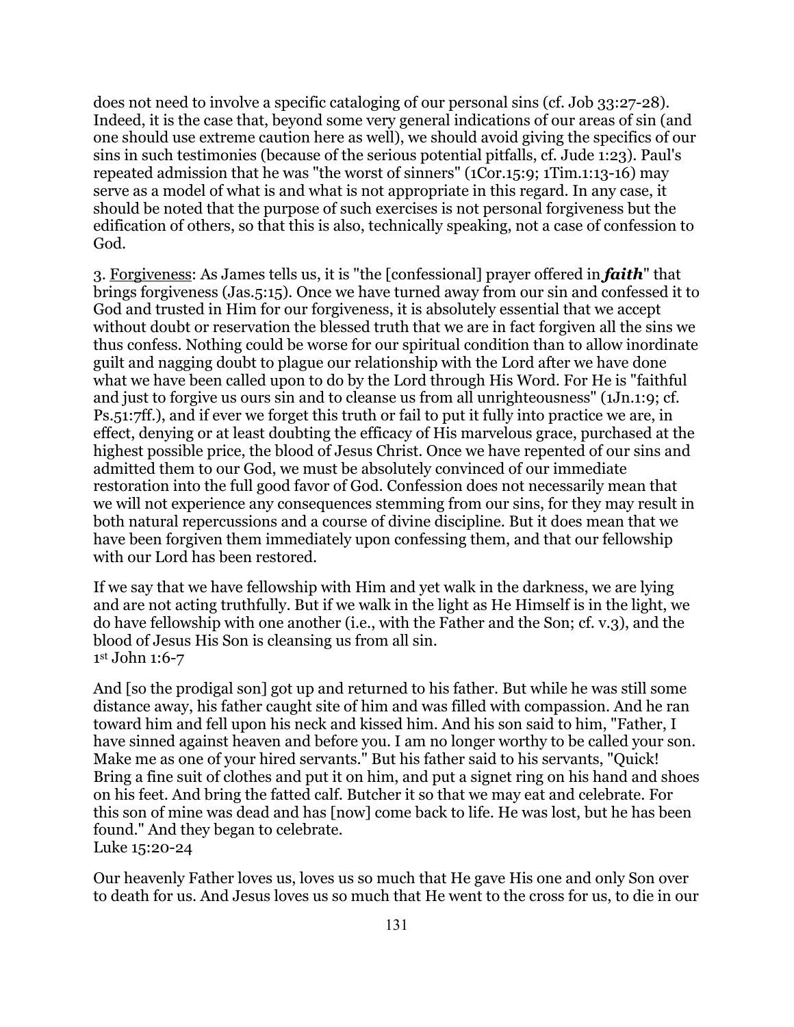does not need to involve a specific cataloging of our personal sins (cf. Job 33:27-28). Indeed, it is the case that, beyond some very general indications of our areas of sin (and one should use extreme caution here as well), we should avoid giving the specifics of our sins in such testimonies (because of the serious potential pitfalls, cf. Jude 1:23). Paul's repeated admission that he was "the worst of sinners" (1Cor.15:9; 1Tim.1:13-16) may serve as a model of what is and what is not appropriate in this regard. In any case, it should be noted that the purpose of such exercises is not personal forgiveness but the edification of others, so that this is also, technically speaking, not a case of confession to God.

3. <u>Forgiveness</u>: As James tells us, it is "the [confessional] prayer offered in ***faith***" that brings forgiveness (Jas.5:15). Once we have turned away from our sin and confessed it to God and trusted in Him for our forgiveness, it is absolutely essential that we accept without doubt or reservation the blessed truth that we are in fact forgiven all the sins we thus confess. Nothing could be worse for our spiritual condition than to allow inordinate guilt and nagging doubt to plague our relationship with the Lord after we have done what we have been called upon to do by the Lord through His Word. For He is "faithful and just to forgive us ours sin and to cleanse us from all unrighteousness" (1Jn.1:9; cf. Ps.51:7ff.), and if ever we forget this truth or fail to put it fully into practice we are, in effect, denying or at least doubting the efficacy of His marvelous grace, purchased at the highest possible price, the blood of Jesus Christ. Once we have repented of our sins and admitted them to our God, we must be absolutely convinced of our immediate restoration into the full good favor of God. Confession does not necessarily mean that we will not experience any consequences stemming from our sins, for they may result in both natural repercussions and a course of divine discipline. But it does mean that we have been forgiven them immediately upon confessing them, and that our fellowship with our Lord has been restored.

If we say that we have fellowship with Him and yet walk in the darkness, we are lying and are not acting truthfully. But if we walk in the light as He Himself is in the light, we do have fellowship with one another (i.e., with the Father and the Son; cf. v.3), and the blood of Jesus His Son is cleansing us from all sin.
1st John 1:6-7

And [so the prodigal son] got up and returned to his father. But while he was still some distance away, his father caught site of him and was filled with compassion. And he ran toward him and fell upon his neck and kissed him. And his son said to him, "Father, I have sinned against heaven and before you. I am no longer worthy to be called your son. Make me as one of your hired servants." But his father said to his servants, "Quick! Bring a fine suit of clothes and put it on him, and put a signet ring on his hand and shoes on his feet. And bring the fatted calf. Butcher it so that we may eat and celebrate. For this son of mine was dead and has [now] come back to life. He was lost, but he has been found." And they began to celebrate.
Luke 15:20-24

Our heavenly Father loves us, loves us so much that He gave His one and only Son over to death for us. And Jesus loves us so much that He went to the cross for us, to die in our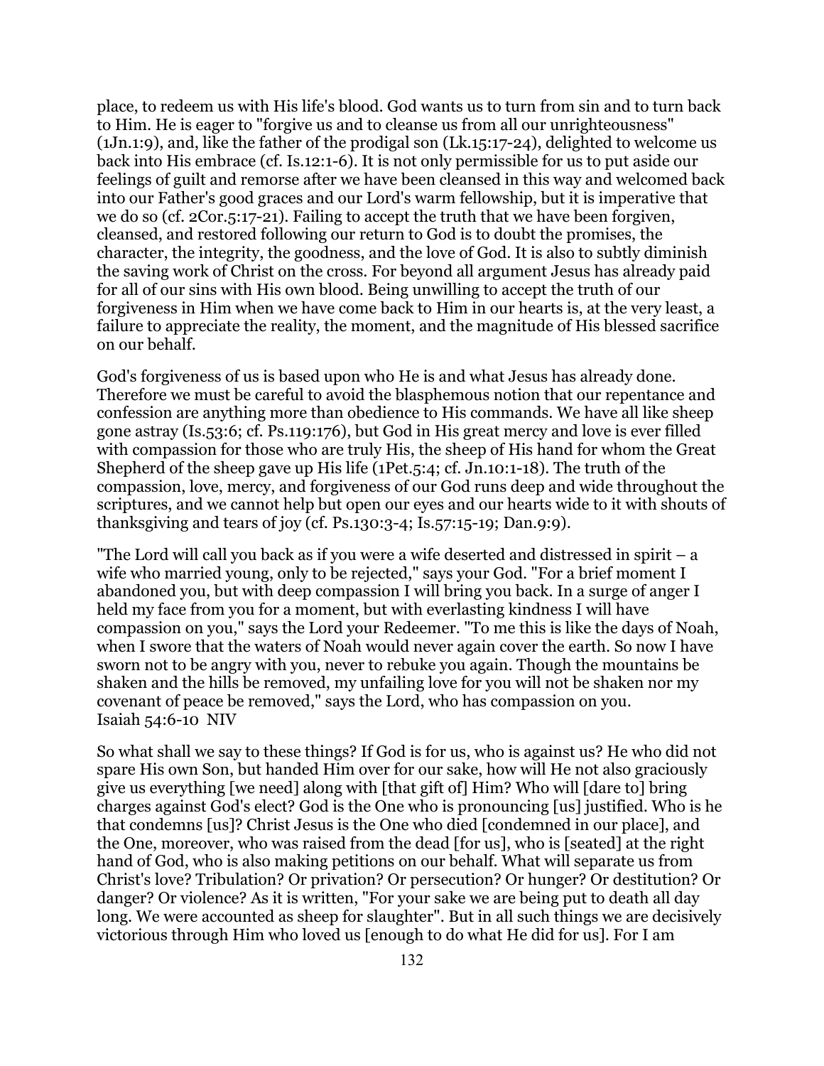place, to redeem us with His life's blood. God wants us to turn from sin and to turn back to Him. He is eager to "forgive us and to cleanse us from all our unrighteousness" (1Jn.1:9), and, like the father of the prodigal son (Lk.15:17-24), delighted to welcome us back into His embrace (cf. Is.12:1-6). It is not only permissible for us to put aside our feelings of guilt and remorse after we have been cleansed in this way and welcomed back into our Father's good graces and our Lord's warm fellowship, but it is imperative that we do so (cf. 2Cor.5:17-21). Failing to accept the truth that we have been forgiven, cleansed, and restored following our return to God is to doubt the promises, the character, the integrity, the goodness, and the love of God. It is also to subtly diminish the saving work of Christ on the cross. For beyond all argument Jesus has already paid for all of our sins with His own blood. Being unwilling to accept the truth of our forgiveness in Him when we have come back to Him in our hearts is, at the very least, a failure to appreciate the reality, the moment, and the magnitude of His blessed sacrifice on our behalf.

God's forgiveness of us is based upon who He is and what Jesus has already done. Therefore we must be careful to avoid the blasphemous notion that our repentance and confession are anything more than obedience to His commands. We have all like sheep gone astray (Is.53:6; cf. Ps.119:176), but God in His great mercy and love is ever filled with compassion for those who are truly His, the sheep of His hand for whom the Great Shepherd of the sheep gave up His life (1Pet.5:4; cf. Jn.10:1-18). The truth of the compassion, love, mercy, and forgiveness of our God runs deep and wide throughout the scriptures, and we cannot help but open our eyes and our hearts wide to it with shouts of thanksgiving and tears of joy (cf. Ps.130:3-4; Is.57:15-19; Dan.9:9).

"The Lord will call you back as if you were a wife deserted and distressed in spirit – a wife who married young, only to be rejected," says your God. "For a brief moment I abandoned you, but with deep compassion I will bring you back. In a surge of anger I held my face from you for a moment, but with everlasting kindness I will have compassion on you," says the Lord your Redeemer. "To me this is like the days of Noah, when I swore that the waters of Noah would never again cover the earth. So now I have sworn not to be angry with you, never to rebuke you again. Though the mountains be shaken and the hills be removed, my unfailing love for you will not be shaken nor my covenant of peace be removed," says the Lord, who has compassion on you.
Isaiah 54:6-10 NIV

So what shall we say to these things? If God is for us, who is against us? He who did not spare His own Son, but handed Him over for our sake, how will He not also graciously give us everything [we need] along with [that gift of] Him? Who will [dare to] bring charges against God's elect? God is the One who is pronouncing [us] justified. Who is he that condemns [us]? Christ Jesus is the One who died [condemned in our place], and the One, moreover, who was raised from the dead [for us], who is [seated] at the right hand of God, who is also making petitions on our behalf. What will separate us from Christ's love? Tribulation? Or privation? Or persecution? Or hunger? Or destitution? Or danger? Or violence? As it is written, "For your sake we are being put to death all day long. We were accounted as sheep for slaughter". But in all such things we are decisively victorious through Him who loved us [enough to do what He did for us]. For I am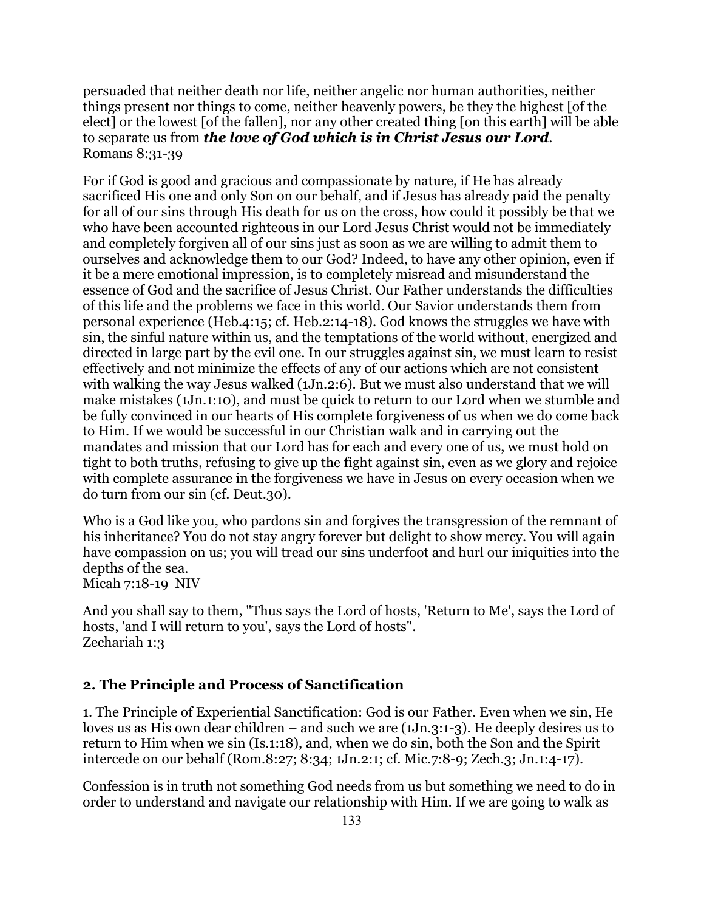persuaded that neither death nor life, neither angelic nor human authorities, neither things present nor things to come, neither heavenly powers, be they the highest [of the elect] or the lowest [of the fallen], nor any other created thing [on this earth] will be able to separate us from ***the love of God which is in Christ Jesus our Lord***.
Romans 8:31-39

For if God is good and gracious and compassionate by nature, if He has already sacrificed His one and only Son on our behalf, and if Jesus has already paid the penalty for all of our sins through His death for us on the cross, how could it possibly be that we who have been accounted righteous in our Lord Jesus Christ would not be immediately and completely forgiven all of our sins just as soon as we are willing to admit them to ourselves and acknowledge them to our God? Indeed, to have any other opinion, even if it be a mere emotional impression, is to completely misread and misunderstand the essence of God and the sacrifice of Jesus Christ. Our Father understands the difficulties of this life and the problems we face in this world. Our Savior understands them from personal experience (Heb.4:15; cf. Heb.2:14-18). God knows the struggles we have with sin, the sinful nature within us, and the temptations of the world without, energized and directed in large part by the evil one. In our struggles against sin, we must learn to resist effectively and not minimize the effects of any of our actions which are not consistent with walking the way Jesus walked (1Jn.2:6). But we must also understand that we will make mistakes (1Jn.1:10), and must be quick to return to our Lord when we stumble and be fully convinced in our hearts of His complete forgiveness of us when we do come back to Him. If we would be successful in our Christian walk and in carrying out the mandates and mission that our Lord has for each and every one of us, we must hold on tight to both truths, refusing to give up the fight against sin, even as we glory and rejoice with complete assurance in the forgiveness we have in Jesus on every occasion when we do turn from our sin (cf. Deut.30).

Who is a God like you, who pardons sin and forgives the transgression of the remnant of his inheritance? You do not stay angry forever but delight to show mercy. You will again have compassion on us; you will tread our sins underfoot and hurl our iniquities into the depths of the sea.
Micah 7:18-19 NIV

And you shall say to them, "Thus says the Lord of hosts, 'Return to Me', says the Lord of hosts, 'and I will return to you', says the Lord of hosts".
Zechariah 1:3

## 2. The Principle and Process of Sanctification

1. <u>The Principle of Experiential Sanctification</u>: God is our Father. Even when we sin, He loves us as His own dear children – and such we are (1Jn.3:1-3). He deeply desires us to return to Him when we sin (Is.1:18), and, when we do sin, both the Son and the Spirit intercede on our behalf (Rom.8:27; 8:34; 1Jn.2:1; cf. Mic.7:8-9; Zech.3; Jn.1:4-17).

Confession is in truth not something God needs from us but something we need to do in order to understand and navigate our relationship with Him. If we are going to walk as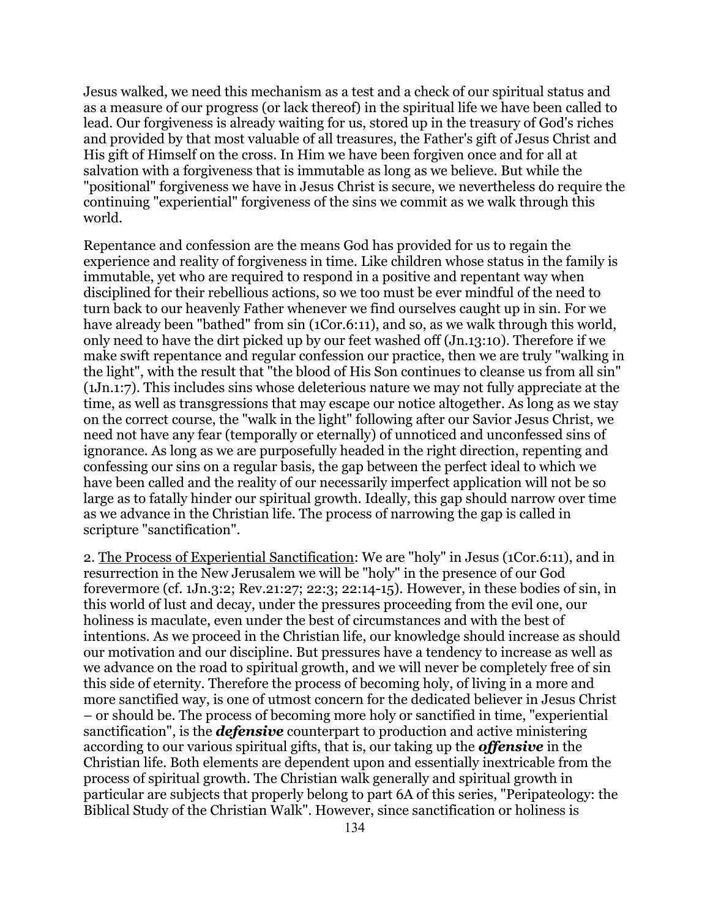Jesus walked, we need this mechanism as a test and a check of our spiritual status and as a measure of our progress (or lack thereof) in the spiritual life we have been called to lead. Our forgiveness is already waiting for us, stored up in the treasury of God's riches and provided by that most valuable of all treasures, the Father's gift of Jesus Christ and His gift of Himself on the cross. In Him we have been forgiven once and for all at salvation with a forgiveness that is immutable as long as we believe. But while the "positional" forgiveness we have in Jesus Christ is secure, we nevertheless do require the continuing "experiential" forgiveness of the sins we commit as we walk through this world.

Repentance and confession are the means God has provided for us to regain the experience and reality of forgiveness in time. Like children whose status in the family is immutable, yet who are required to respond in a positive and repentant way when disciplined for their rebellious actions, so we too must be ever mindful of the need to turn back to our heavenly Father whenever we find ourselves caught up in sin. For we have already been "bathed" from sin (1Cor.6:11), and so, as we walk through this world, only need to have the dirt picked up by our feet washed off (Jn.13:10). Therefore if we make swift repentance and regular confession our practice, then we are truly "walking in the light", with the result that "the blood of His Son continues to cleanse us from all sin" (1Jn.1:7). This includes sins whose deleterious nature we may not fully appreciate at the time, as well as transgressions that may escape our notice altogether. As long as we stay on the correct course, the "walk in the light" following after our Savior Jesus Christ, we need not have any fear (temporally or eternally) of unnoticed and unconfessed sins of ignorance. As long as we are purposefully headed in the right direction, repenting and confessing our sins on a regular basis, the gap between the perfect ideal to which we have been called and the reality of our necessarily imperfect application will not be so large as to fatally hinder our spiritual growth. Ideally, this gap should narrow over time as we advance in the Christian life. The process of narrowing the gap is called in scripture "sanctification".

2. <u>The Process of Experiential Sanctification</u>: We are "holy" in Jesus (1Cor.6:11), and in resurrection in the New Jerusalem we will be "holy" in the presence of our God forevermore (cf. 1Jn.3:2; Rev.21:27; 22:3; 22:14-15). However, in these bodies of sin, in this world of lust and decay, under the pressures proceeding from the evil one, our holiness is maculate, even under the best of circumstances and with the best of intentions. As we proceed in the Christian life, our knowledge should increase as should our motivation and our discipline. But pressures have a tendency to increase as well as we advance on the road to spiritual growth, and we will never be completely free of sin this side of eternity. Therefore the process of becoming holy, of living in a more and more sanctified way, is one of utmost concern for the dedicated believer in Jesus Christ – or should be. The process of becoming more holy or sanctified in time, "experiential sanctification", is the ***defensive*** counterpart to production and active ministering according to our various spiritual gifts, that is, our taking up the ***offensive*** in the Christian life. Both elements are dependent upon and essentially inextricable from the process of spiritual growth. The Christian walk generally and spiritual growth in particular are subjects that properly belong to part 6A of this series, "Peripateology: the Biblical Study of the Christian Walk". However, since sanctification or holiness is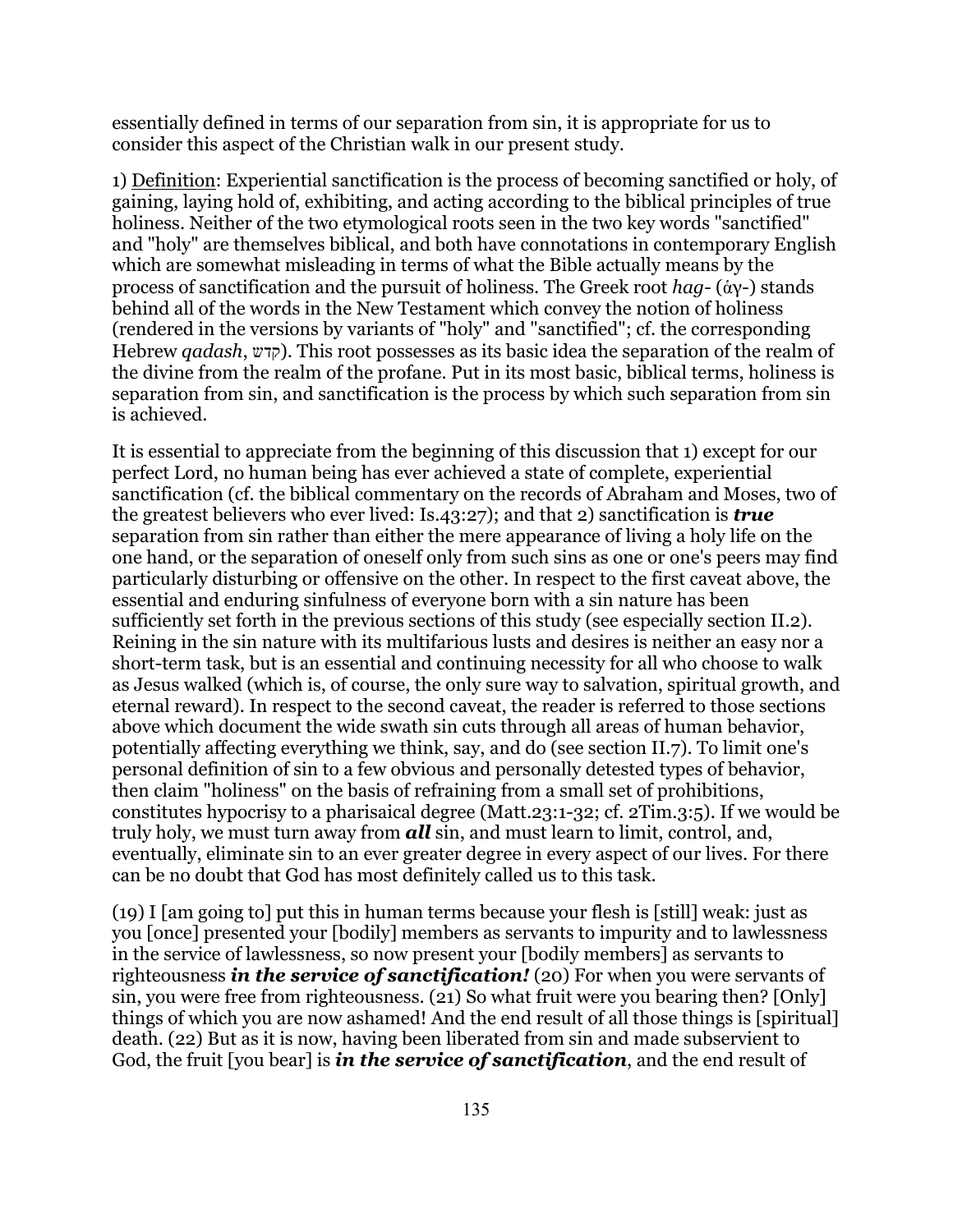essentially defined in terms of our separation from sin, it is appropriate for us to consider this aspect of the Christian walk in our present study.

1) Definition: Experiential sanctification is the process of becoming sanctified or holy, of gaining, laying hold of, exhibiting, and acting according to the biblical principles of true holiness. Neither of the two etymological roots seen in the two key words "sanctified" and "holy" are themselves biblical, and both have connotations in contemporary English which are somewhat misleading in terms of what the Bible actually means by the process of sanctification and the pursuit of holiness. The Greek root *hag-* (ἁγ-) stands behind all of the words in the New Testament which convey the notion of holiness (rendered in the versions by variants of "holy" and "sanctified"; cf. the corresponding Hebrew *qadash*, קדשׁ). This root possesses as its basic idea the separation of the realm of the divine from the realm of the profane. Put in its most basic, biblical terms, holiness is separation from sin, and sanctification is the process by which such separation from sin is achieved.

It is essential to appreciate from the beginning of this discussion that 1) except for our perfect Lord, no human being has ever achieved a state of complete, experiential sanctification (cf. the biblical commentary on the records of Abraham and Moses, two of the greatest believers who ever lived: Is.43:27); and that 2) sanctification is ***true*** separation from sin rather than either the mere appearance of living a holy life on the one hand, or the separation of oneself only from such sins as one or one's peers may find particularly disturbing or offensive on the other. In respect to the first caveat above, the essential and enduring sinfulness of everyone born with a sin nature has been sufficiently set forth in the previous sections of this study (see especially section II.2). Reining in the sin nature with its multifarious lusts and desires is neither an easy nor a short-term task, but is an essential and continuing necessity for all who choose to walk as Jesus walked (which is, of course, the only sure way to salvation, spiritual growth, and eternal reward). In respect to the second caveat, the reader is referred to those sections above which document the wide swath sin cuts through all areas of human behavior, potentially affecting everything we think, say, and do (see section II.7). To limit one's personal definition of sin to a few obvious and personally detested types of behavior, then claim "holiness" on the basis of refraining from a small set of prohibitions, constitutes hypocrisy to a pharisaical degree (Matt.23:1-32; cf. 2Tim.3:5). If we would be truly holy, we must turn away from ***all*** sin, and must learn to limit, control, and, eventually, eliminate sin to an ever greater degree in every aspect of our lives. For there can be no doubt that God has most definitely called us to this task.

(19) I [am going to] put this in human terms because your flesh is [still] weak: just as you [once] presented your [bodily] members as servants to impurity and to lawlessness in the service of lawlessness, so now present your [bodily members] as servants to righteousness ***in the service of sanctification!*** (20) For when you were servants of sin, you were free from righteousness. (21) So what fruit were you bearing then? [Only] things of which you are now ashamed! And the end result of all those things is [spiritual] death. (22) But as it is now, having been liberated from sin and made subservient to God, the fruit [you bear] is ***in the service of sanctification***, and the end result of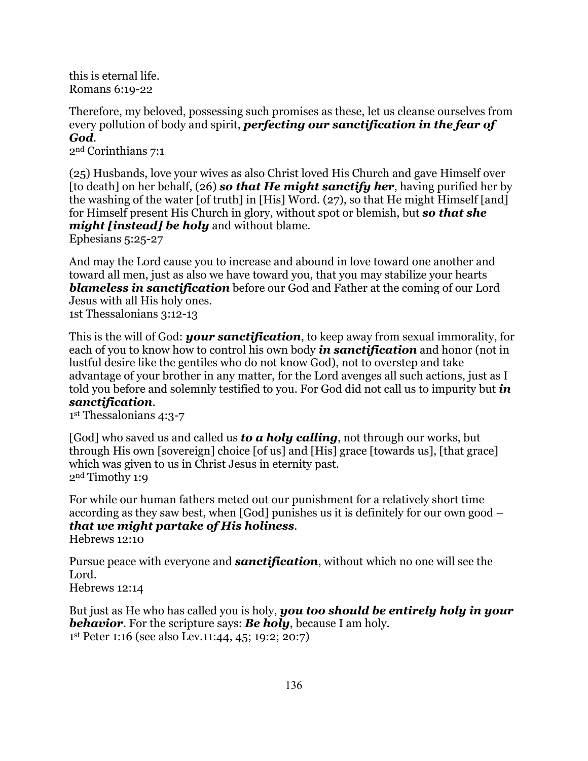this is eternal life.
Romans 6:19-22

Therefore, my beloved, possessing such promises as these, let us cleanse ourselves from every pollution of body and spirit, ***perfecting our sanctification in the fear of God***.
2nd Corinthians 7:1

(25) Husbands, love your wives as also Christ loved His Church and gave Himself over [to death] on her behalf, (26) ***so that He might sanctify her***, having purified her by the washing of the water [of truth] in [His] Word. (27), so that He might Himself [and] for Himself present His Church in glory, without spot or blemish, but ***so that she might [instead] be holy*** and without blame.
Ephesians 5:25-27

And may the Lord cause you to increase and abound in love toward one another and toward all men, just as also we have toward you, that you may stabilize your hearts ***blameless in sanctification*** before our God and Father at the coming of our Lord Jesus with all His holy ones.
1st Thessalonians 3:12-13

This is the will of God: ***your sanctification***, to keep away from sexual immorality, for each of you to know how to control his own body ***in sanctification*** and honor (not in lustful desire like the gentiles who do not know God), not to overstep and take advantage of your brother in any matter, for the Lord avenges all such actions, just as I told you before and solemnly testified to you. For God did not call us to impurity but ***in sanctification***.
1st Thessalonians 4:3-7

[God] who saved us and called us ***to a holy calling***, not through our works, but through His own [sovereign] choice [of us] and [His] grace [towards us], [that grace] which was given to us in Christ Jesus in eternity past.
2nd Timothy 1:9

For while our human fathers meted out our punishment for a relatively short time according as they saw best, when [God] punishes us it is definitely for our own good – ***that we might partake of His holiness***.
Hebrews 12:10

Pursue peace with everyone and ***sanctification***, without which no one will see the Lord.
Hebrews 12:14

But just as He who has called you is holy, ***you too should be entirely holy in your behavior***. For the scripture says: ***Be holy***, because I am holy.
1st Peter 1:16 (see also Lev.11:44, 45; 19:2; 20:7)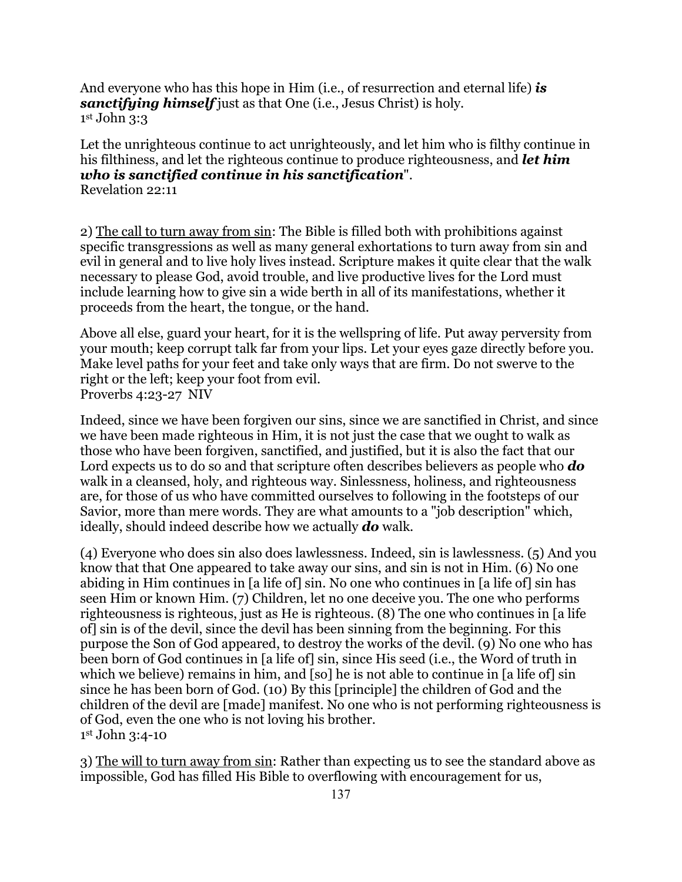And everyone who has this hope in Him (i.e., of resurrection and eternal life) ***is sanctifying himself*** just as that One (i.e., Jesus Christ) is holy.
1st John 3:3

Let the unrighteous continue to act unrighteously, and let him who is filthy continue in his filthiness, and let the righteous continue to produce righteousness, and ***let him who is sanctified continue in his sanctification***".
Revelation 22:11

2) <u>The call to turn away from sin</u>: The Bible is filled both with prohibitions against specific transgressions as well as many general exhortations to turn away from sin and evil in general and to live holy lives instead. Scripture makes it quite clear that the walk necessary to please God, avoid trouble, and live productive lives for the Lord must include learning how to give sin a wide berth in all of its manifestations, whether it proceeds from the heart, the tongue, or the hand.

Above all else, guard your heart, for it is the wellspring of life. Put away perversity from your mouth; keep corrupt talk far from your lips. Let your eyes gaze directly before you. Make level paths for your feet and take only ways that are firm. Do not swerve to the right or the left; keep your foot from evil.
Proverbs 4:23-27 NIV

Indeed, since we have been forgiven our sins, since we are sanctified in Christ, and since we have been made righteous in Him, it is not just the case that we ought to walk as those who have been forgiven, sanctified, and justified, but it is also the fact that our Lord expects us to do so and that scripture often describes believers as people who ***do*** walk in a cleansed, holy, and righteous way. Sinlessness, holiness, and righteousness are, for those of us who have committed ourselves to following in the footsteps of our Savior, more than mere words. They are what amounts to a "job description" which, ideally, should indeed describe how we actually ***do*** walk.

(4) Everyone who does sin also does lawlessness. Indeed, sin is lawlessness. (5) And you know that that One appeared to take away our sins, and sin is not in Him. (6) No one abiding in Him continues in [a life of] sin. No one who continues in [a life of] sin has seen Him or known Him. (7) Children, let no one deceive you. The one who performs righteousness is righteous, just as He is righteous. (8) The one who continues in [a life of] sin is of the devil, since the devil has been sinning from the beginning. For this purpose the Son of God appeared, to destroy the works of the devil. (9) No one who has been born of God continues in [a life of] sin, since His seed (i.e., the Word of truth in which we believe) remains in him, and [so] he is not able to continue in [a life of] sin since he has been born of God. (10) By this [principle] the children of God and the children of the devil are [made] manifest. No one who is not performing righteousness is of God, even the one who is not loving his brother.
1st John 3:4-10

3) <u>The will to turn away from sin</u>: Rather than expecting us to see the standard above as impossible, God has filled His Bible to overflowing with encouragement for us,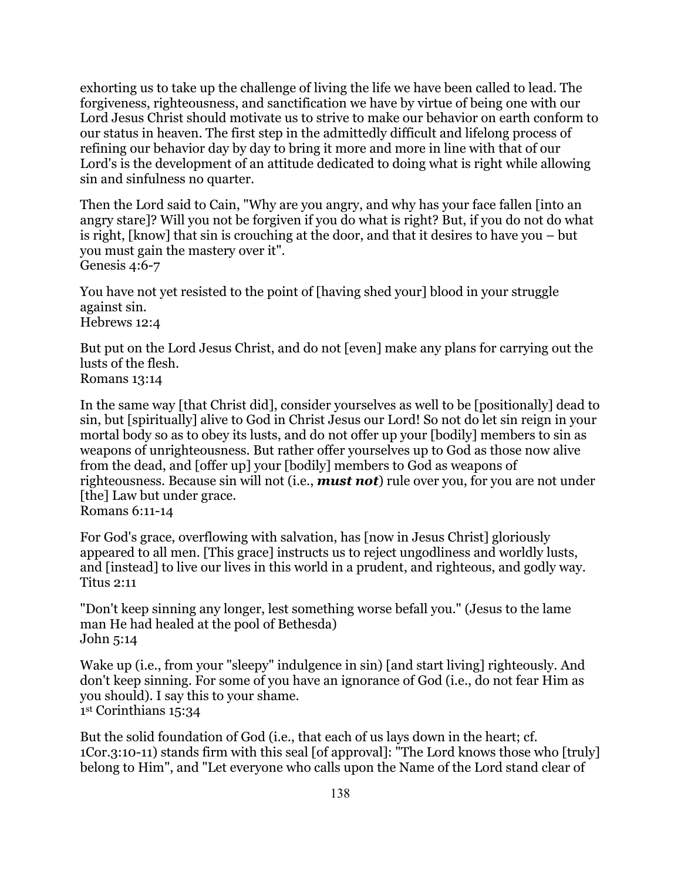exhorting us to take up the challenge of living the life we have been called to lead. The forgiveness, righteousness, and sanctification we have by virtue of being one with our Lord Jesus Christ should motivate us to strive to make our behavior on earth conform to our status in heaven. The first step in the admittedly difficult and lifelong process of refining our behavior day by day to bring it more and more in line with that of our Lord's is the development of an attitude dedicated to doing what is right while allowing sin and sinfulness no quarter.

Then the Lord said to Cain, "Why are you angry, and why has your face fallen [into an angry stare]? Will you not be forgiven if you do what is right? But, if you do not do what is right, [know] that sin is crouching at the door, and that it desires to have you – but you must gain the mastery over it".
Genesis 4:6-7

You have not yet resisted to the point of [having shed your] blood in your struggle against sin.
Hebrews 12:4

But put on the Lord Jesus Christ, and do not [even] make any plans for carrying out the lusts of the flesh.
Romans 13:14

In the same way [that Christ did], consider yourselves as well to be [positionally] dead to sin, but [spiritually] alive to God in Christ Jesus our Lord! So not do let sin reign in your mortal body so as to obey its lusts, and do not offer up your [bodily] members to sin as weapons of unrighteousness. But rather offer yourselves up to God as those now alive from the dead, and [offer up] your [bodily] members to God as weapons of righteousness. Because sin will not (i.e., ***must not***) rule over you, for you are not under [the] Law but under grace.
Romans 6:11-14

For God's grace, overflowing with salvation, has [now in Jesus Christ] gloriously appeared to all men. [This grace] instructs us to reject ungodliness and worldly lusts, and [instead] to live our lives in this world in a prudent, and righteous, and godly way.
Titus 2:11

"Don't keep sinning any longer, lest something worse befall you." (Jesus to the lame man He had healed at the pool of Bethesda)
John 5:14

Wake up (i.e., from your "sleepy" indulgence in sin) [and start living] righteously. And don't keep sinning. For some of you have an ignorance of God (i.e., do not fear Him as you should). I say this to your shame.
1st Corinthians 15:34

But the solid foundation of God (i.e., that each of us lays down in the heart; cf. 1Cor.3:10-11) stands firm with this seal [of approval]: "The Lord knows those who [truly] belong to Him", and "Let everyone who calls upon the Name of the Lord stand clear of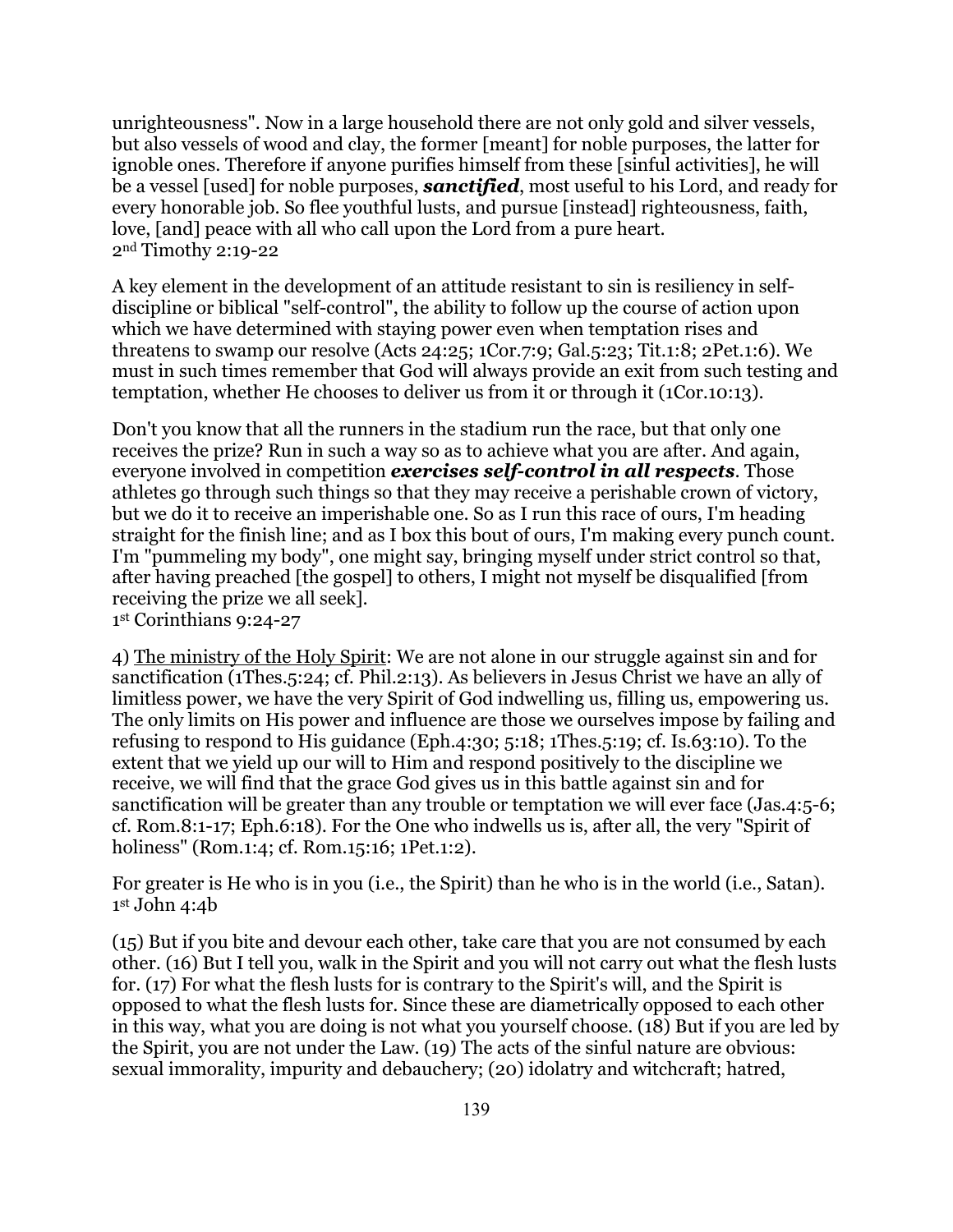unrighteousness". Now in a large household there are not only gold and silver vessels, but also vessels of wood and clay, the former [meant] for noble purposes, the latter for ignoble ones. Therefore if anyone purifies himself from these [sinful activities], he will be a vessel [used] for noble purposes, ***sanctified***, most useful to his Lord, and ready for every honorable job. So flee youthful lusts, and pursue [instead] righteousness, faith, love, [and] peace with all who call upon the Lord from a pure heart.
2nd Timothy 2:19-22

A key element in the development of an attitude resistant to sin is resiliency in self-discipline or biblical "self-control", the ability to follow up the course of action upon which we have determined with staying power even when temptation rises and threatens to swamp our resolve (Acts 24:25; 1Cor.7:9; Gal.5:23; Tit.1:8; 2Pet.1:6). We must in such times remember that God will always provide an exit from such testing and temptation, whether He chooses to deliver us from it or through it (1Cor.10:13).

Don't you know that all the runners in the stadium run the race, but that only one receives the prize? Run in such a way so as to achieve what you are after. And again, everyone involved in competition ***exercises self-control in all respects***. Those athletes go through such things so that they may receive a perishable crown of victory, but we do it to receive an imperishable one. So as I run this race of ours, I'm heading straight for the finish line; and as I box this bout of ours, I'm making every punch count. I'm "pummeling my body", one might say, bringing myself under strict control so that, after having preached [the gospel] to others, I might not myself be disqualified [from receiving the prize we all seek].
1st Corinthians 9:24-27

4) <u>The ministry of the Holy Spirit</u>: We are not alone in our struggle against sin and for sanctification (1Thes.5:24; cf. Phil.2:13). As believers in Jesus Christ we have an ally of limitless power, we have the very Spirit of God indwelling us, filling us, empowering us. The only limits on His power and influence are those we ourselves impose by failing and refusing to respond to His guidance (Eph.4:30; 5:18; 1Thes.5:19; cf. Is.63:10). To the extent that we yield up our will to Him and respond positively to the discipline we receive, we will find that the grace God gives us in this battle against sin and for sanctification will be greater than any trouble or temptation we will ever face (Jas.4:5-6; cf. Rom.8:1-17; Eph.6:18). For the One who indwells us is, after all, the very "Spirit of holiness" (Rom.1:4; cf. Rom.15:16; 1Pet.1:2).

For greater is He who is in you (i.e., the Spirit) than he who is in the world (i.e., Satan).
1st John 4:4b

(15) But if you bite and devour each other, take care that you are not consumed by each other. (16) But I tell you, walk in the Spirit and you will not carry out what the flesh lusts for. (17) For what the flesh lusts for is contrary to the Spirit's will, and the Spirit is opposed to what the flesh lusts for. Since these are diametrically opposed to each other in this way, what you are doing is not what you yourself choose. (18) But if you are led by the Spirit, you are not under the Law. (19) The acts of the sinful nature are obvious: sexual immorality, impurity and debauchery; (20) idolatry and witchcraft; hatred,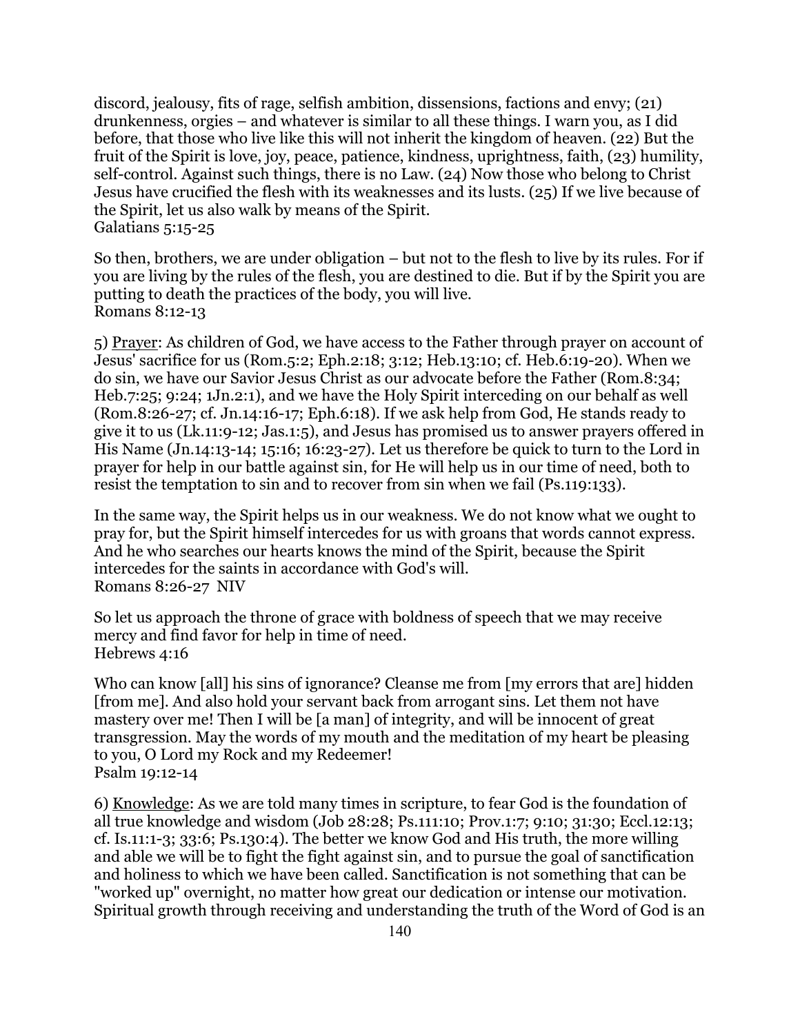discord, jealousy, fits of rage, selfish ambition, dissensions, factions and envy; (21) drunkenness, orgies – and whatever is similar to all these things. I warn you, as I did before, that those who live like this will not inherit the kingdom of heaven. (22) But the fruit of the Spirit is love, joy, peace, patience, kindness, uprightness, faith, (23) humility, self-control. Against such things, there is no Law. (24) Now those who belong to Christ Jesus have crucified the flesh with its weaknesses and its lusts. (25) If we live because of the Spirit, let us also walk by means of the Spirit.
Galatians 5:15-25

So then, brothers, we are under obligation – but not to the flesh to live by its rules. For if you are living by the rules of the flesh, you are destined to die. But if by the Spirit you are putting to death the practices of the body, you will live.
Romans 8:12-13

5) <u>Prayer</u>: As children of God, we have access to the Father through prayer on account of Jesus' sacrifice for us (Rom.5:2; Eph.2:18; 3:12; Heb.13:10; cf. Heb.6:19-20). When we do sin, we have our Savior Jesus Christ as our advocate before the Father (Rom.8:34; Heb.7:25; 9:24; 1Jn.2:1), and we have the Holy Spirit interceding on our behalf as well (Rom.8:26-27; cf. Jn.14:16-17; Eph.6:18). If we ask help from God, He stands ready to give it to us (Lk.11:9-12; Jas.1:5), and Jesus has promised us to answer prayers offered in His Name (Jn.14:13-14; 15:16; 16:23-27). Let us therefore be quick to turn to the Lord in prayer for help in our battle against sin, for He will help us in our time of need, both to resist the temptation to sin and to recover from sin when we fail (Ps.119:133).

In the same way, the Spirit helps us in our weakness. We do not know what we ought to pray for, but the Spirit himself intercedes for us with groans that words cannot express. And he who searches our hearts knows the mind of the Spirit, because the Spirit intercedes for the saints in accordance with God's will.
Romans 8:26-27 NIV

So let us approach the throne of grace with boldness of speech that we may receive mercy and find favor for help in time of need.
Hebrews 4:16

Who can know [all] his sins of ignorance? Cleanse me from [my errors that are] hidden [from me]. And also hold your servant back from arrogant sins. Let them not have mastery over me! Then I will be [a man] of integrity, and will be innocent of great transgression. May the words of my mouth and the meditation of my heart be pleasing to you, O Lord my Rock and my Redeemer!
Psalm 19:12-14

6) <u>Knowledge</u>: As we are told many times in scripture, to fear God is the foundation of all true knowledge and wisdom (Job 28:28; Ps.111:10; Prov.1:7; 9:10; 31:30; Eccl.12:13; cf. Is.11:1-3; 33:6; Ps.130:4). The better we know God and His truth, the more willing and able we will be to fight the fight against sin, and to pursue the goal of sanctification and holiness to which we have been called. Sanctification is not something that can be "worked up" overnight, no matter how great our dedication or intense our motivation. Spiritual growth through receiving and understanding the truth of the Word of God is an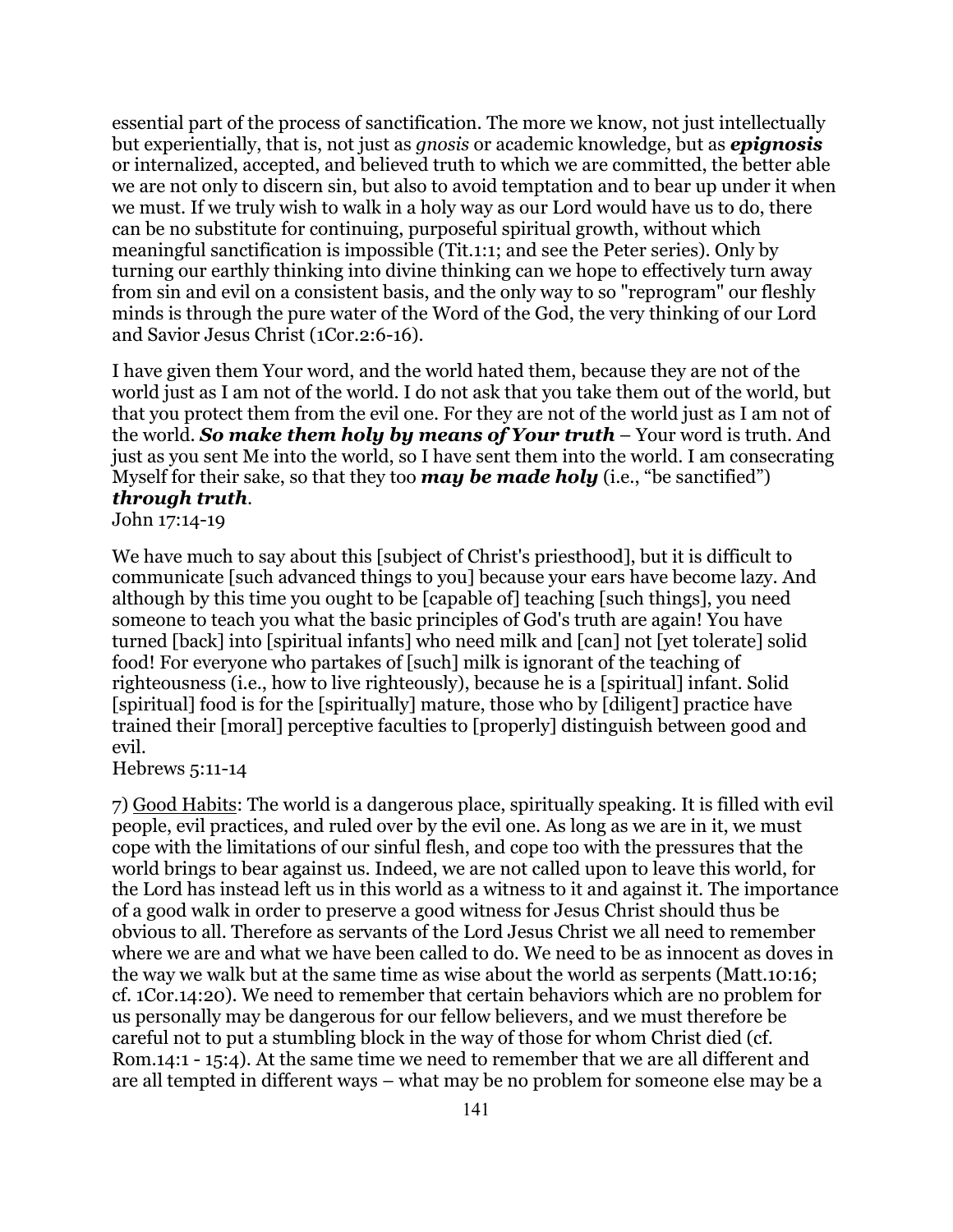essential part of the process of sanctification. The more we know, not just intellectually but experientially, that is, not just as *gnosis* or academic knowledge, but as ***epignosis*** or internalized, accepted, and believed truth to which we are committed, the better able we are not only to discern sin, but also to avoid temptation and to bear up under it when we must. If we truly wish to walk in a holy way as our Lord would have us to do, there can be no substitute for continuing, purposeful spiritual growth, without which meaningful sanctification is impossible (Tit.1:1; and see the Peter series). Only by turning our earthly thinking into divine thinking can we hope to effectively turn away from sin and evil on a consistent basis, and the only way to so "reprogram" our fleshly minds is through the pure water of the Word of the God, the very thinking of our Lord and Savior Jesus Christ (1Cor.2:6-16).

I have given them Your word, and the world hated them, because they are not of the world just as I am not of the world. I do not ask that you take them out of the world, but that you protect them from the evil one. For they are not of the world just as I am not of the world. ***So make them holy by means of Your truth*** – Your word is truth. And just as you sent Me into the world, so I have sent them into the world. I am consecrating Myself for their sake, so that they too ***may be made holy*** (i.e., "be sanctified") ***through truth***.
John 17:14-19

We have much to say about this [subject of Christ's priesthood], but it is difficult to communicate [such advanced things to you] because your ears have become lazy. And although by this time you ought to be [capable of] teaching [such things], you need someone to teach you what the basic principles of God's truth are again! You have turned [back] into [spiritual infants] who need milk and [can] not [yet tolerate] solid food! For everyone who partakes of [such] milk is ignorant of the teaching of righteousness (i.e., how to live righteously), because he is a [spiritual] infant. Solid [spiritual] food is for the [spiritually] mature, those who by [diligent] practice have trained their [moral] perceptive faculties to [properly] distinguish between good and evil.
Hebrews 5:11-14

7) <u>Good Habits</u>: The world is a dangerous place, spiritually speaking. It is filled with evil people, evil practices, and ruled over by the evil one. As long as we are in it, we must cope with the limitations of our sinful flesh, and cope too with the pressures that the world brings to bear against us. Indeed, we are not called upon to leave this world, for the Lord has instead left us in this world as a witness to it and against it. The importance of a good walk in order to preserve a good witness for Jesus Christ should thus be obvious to all. Therefore as servants of the Lord Jesus Christ we all need to remember where we are and what we have been called to do. We need to be as innocent as doves in the way we walk but at the same time as wise about the world as serpents (Matt.10:16; cf. 1Cor.14:20). We need to remember that certain behaviors which are no problem for us personally may be dangerous for our fellow believers, and we must therefore be careful not to put a stumbling block in the way of those for whom Christ died (cf. Rom.14:1 - 15:4). At the same time we need to remember that we are all different and are all tempted in different ways – what may be no problem for someone else may be a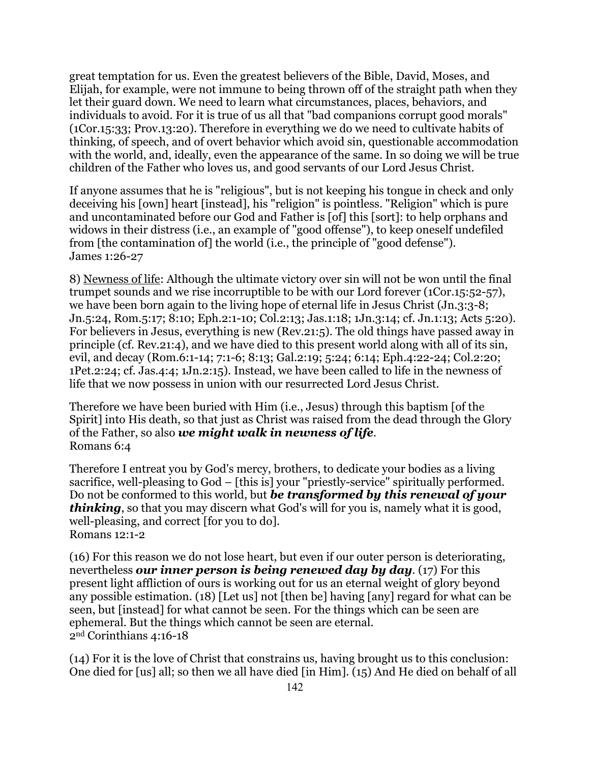great temptation for us. Even the greatest believers of the Bible, David, Moses, and Elijah, for example, were not immune to being thrown off of the straight path when they let their guard down. We need to learn what circumstances, places, behaviors, and individuals to avoid. For it is true of us all that "bad companions corrupt good morals" (1Cor.15:33; Prov.13:20). Therefore in everything we do we need to cultivate habits of thinking, of speech, and of overt behavior which avoid sin, questionable accommodation with the world, and, ideally, even the appearance of the same. In so doing we will be true children of the Father who loves us, and good servants of our Lord Jesus Christ.

If anyone assumes that he is "religious", but is not keeping his tongue in check and only deceiving his [own] heart [instead], his "religion" is pointless. "Religion" which is pure and uncontaminated before our God and Father is [of] this [sort]: to help orphans and widows in their distress (i.e., an example of "good offense"), to keep oneself undefiled from [the contamination of] the world (i.e., the principle of "good defense").
James 1:26-27

8) Newness of life: Although the ultimate victory over sin will not be won until the final trumpet sounds and we rise incorruptible to be with our Lord forever (1Cor.15:52-57), we have been born again to the living hope of eternal life in Jesus Christ (Jn.3:3-8; Jn.5:24, Rom.5:17; 8:10; Eph.2:1-10; Col.2:13; Jas.1:18; 1Jn.3:14; cf. Jn.1:13; Acts 5:20). For believers in Jesus, everything is new (Rev.21:5). The old things have passed away in principle (cf. Rev.21:4), and we have died to this present world along with all of its sin, evil, and decay (Rom.6:1-14; 7:1-6; 8:13; Gal.2:19; 5:24; 6:14; Eph.4:22-24; Col.2:20; 1Pet.2:24; cf. Jas.4:4; 1Jn.2:15). Instead, we have been called to life in the newness of life that we now possess in union with our resurrected Lord Jesus Christ.

Therefore we have been buried with Him (i.e., Jesus) through this baptism [of the Spirit] into His death, so that just as Christ was raised from the dead through the Glory of the Father, so also ***we might walk in newness of life***.
Romans 6:4

Therefore I entreat you by God's mercy, brothers, to dedicate your bodies as a living sacrifice, well-pleasing to God – [this is] your "priestly-service" spiritually performed. Do not be conformed to this world, but ***be transformed by this renewal of your thinking***, so that you may discern what God's will for you is, namely what it is good, well-pleasing, and correct [for you to do].
Romans 12:1-2

(16) For this reason we do not lose heart, but even if our outer person is deteriorating, nevertheless ***our inner person is being renewed day by day***. (17) For this present light affliction of ours is working out for us an eternal weight of glory beyond any possible estimation. (18) [Let us] not [then be] having [any] regard for what can be seen, but [instead] for what cannot be seen. For the things which can be seen are ephemeral. But the things which cannot be seen are eternal.
2nd Corinthians 4:16-18

(14) For it is the love of Christ that constrains us, having brought us to this conclusion: One died for [us] all; so then we all have died [in Him]. (15) And He died on behalf of all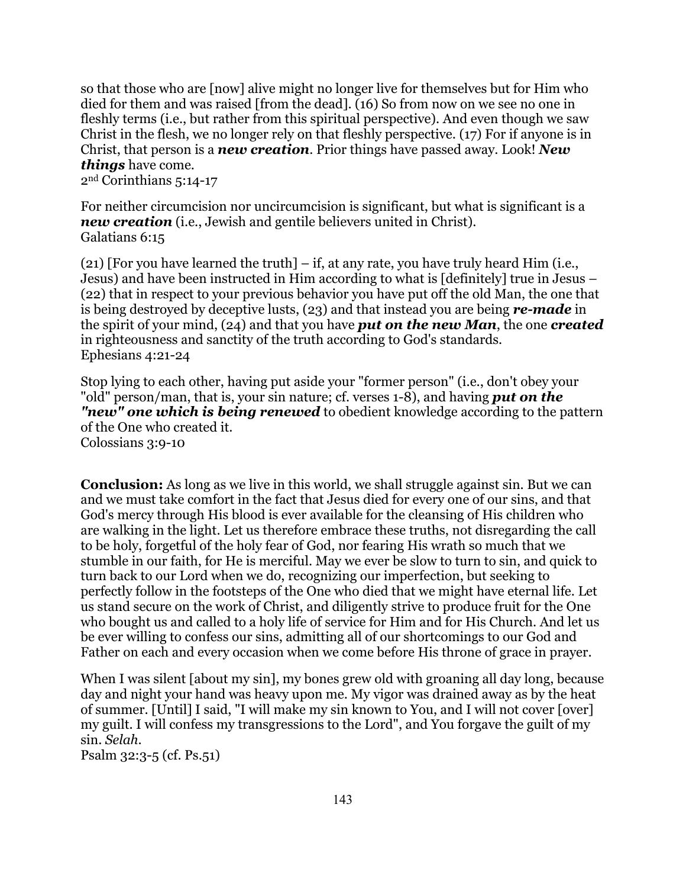so that those who are [now] alive might no longer live for themselves but for Him who died for them and was raised [from the dead]. (16) So from now on we see no one in fleshly terms (i.e., but rather from this spiritual perspective). And even though we saw Christ in the flesh, we no longer rely on that fleshly perspective. (17) For if anyone is in Christ, that person is a ***new creation***. Prior things have passed away. Look! ***New things*** have come.
2nd Corinthians 5:14-17

For neither circumcision nor uncircumcision is significant, but what is significant is a ***new creation*** (i.e., Jewish and gentile believers united in Christ).
Galatians 6:15

(21) [For you have learned the truth] – if, at any rate, you have truly heard Him (i.e., Jesus) and have been instructed in Him according to what is [definitely] true in Jesus – (22) that in respect to your previous behavior you have put off the old Man, the one that is being destroyed by deceptive lusts, (23) and that instead you are being ***re-made*** in the spirit of your mind, (24) and that you have ***put on the new Man***, the one ***created*** in righteousness and sanctity of the truth according to God's standards.
Ephesians 4:21-24

Stop lying to each other, having put aside your "former person" (i.e., don't obey your "old" person/man, that is, your sin nature; cf. verses 1-8), and having ***put on the "new" one which is being renewed*** to obedient knowledge according to the pattern of the One who created it.
Colossians 3:9-10

**Conclusion:** As long as we live in this world, we shall struggle against sin. But we can and we must take comfort in the fact that Jesus died for every one of our sins, and that God's mercy through His blood is ever available for the cleansing of His children who are walking in the light. Let us therefore embrace these truths, not disregarding the call to be holy, forgetful of the holy fear of God, nor fearing His wrath so much that we stumble in our faith, for He is merciful. May we ever be slow to turn to sin, and quick to turn back to our Lord when we do, recognizing our imperfection, but seeking to perfectly follow in the footsteps of the One who died that we might have eternal life. Let us stand secure on the work of Christ, and diligently strive to produce fruit for the One who bought us and called to a holy life of service for Him and for His Church. And let us be ever willing to confess our sins, admitting all of our shortcomings to our God and Father on each and every occasion when we come before His throne of grace in prayer.

When I was silent [about my sin], my bones grew old with groaning all day long, because day and night your hand was heavy upon me. My vigor was drained away as by the heat of summer. [Until] I said, "I will make my sin known to You, and I will not cover [over] my guilt. I will confess my transgressions to the Lord", and You forgave the guilt of my sin. *Selah*.
Psalm 32:3-5 (cf. Ps.51)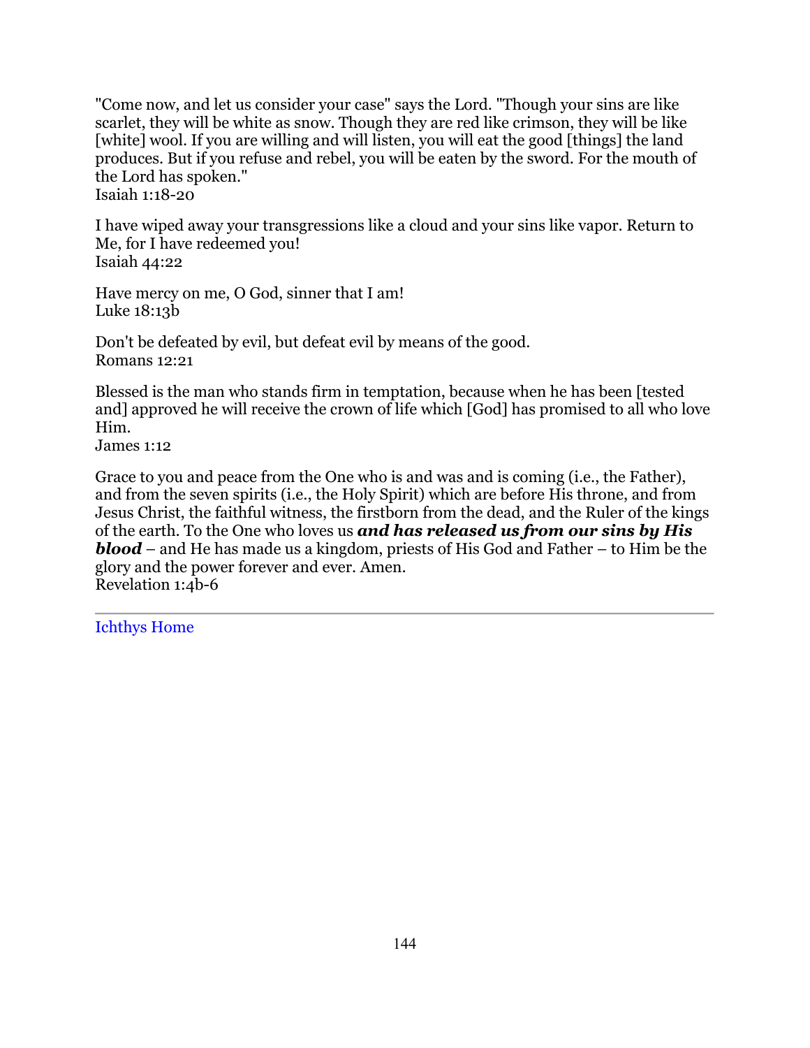"Come now, and let us consider your case" says the Lord. "Though your sins are like scarlet, they will be white as snow. Though they are red like crimson, they will be like [white] wool. If you are willing and will listen, you will eat the good [things] the land produces. But if you refuse and rebel, you will be eaten by the sword. For the mouth of the Lord has spoken."
Isaiah 1:18-20

I have wiped away your transgressions like a cloud and your sins like vapor. Return to Me, for I have redeemed you!
Isaiah 44:22

Have mercy on me, O God, sinner that I am!
Luke 18:13b

Don't be defeated by evil, but defeat evil by means of the good.
Romans 12:21

Blessed is the man who stands firm in temptation, because when he has been [tested and] approved he will receive the crown of life which [God] has promised to all who love Him.
James 1:12

Grace to you and peace from the One who is and was and is coming (i.e., the Father), and from the seven spirits (i.e., the Holy Spirit) which are before His throne, and from Jesus Christ, the faithful witness, the firstborn from the dead, and the Ruler of the kings of the earth. To the One who loves us ***and has released us from our sins by His blood*** – and He has made us a kingdom, priests of His God and Father – to Him be the glory and the power forever and ever. Amen.
Revelation 1:4b-6

---

Ichthys Home